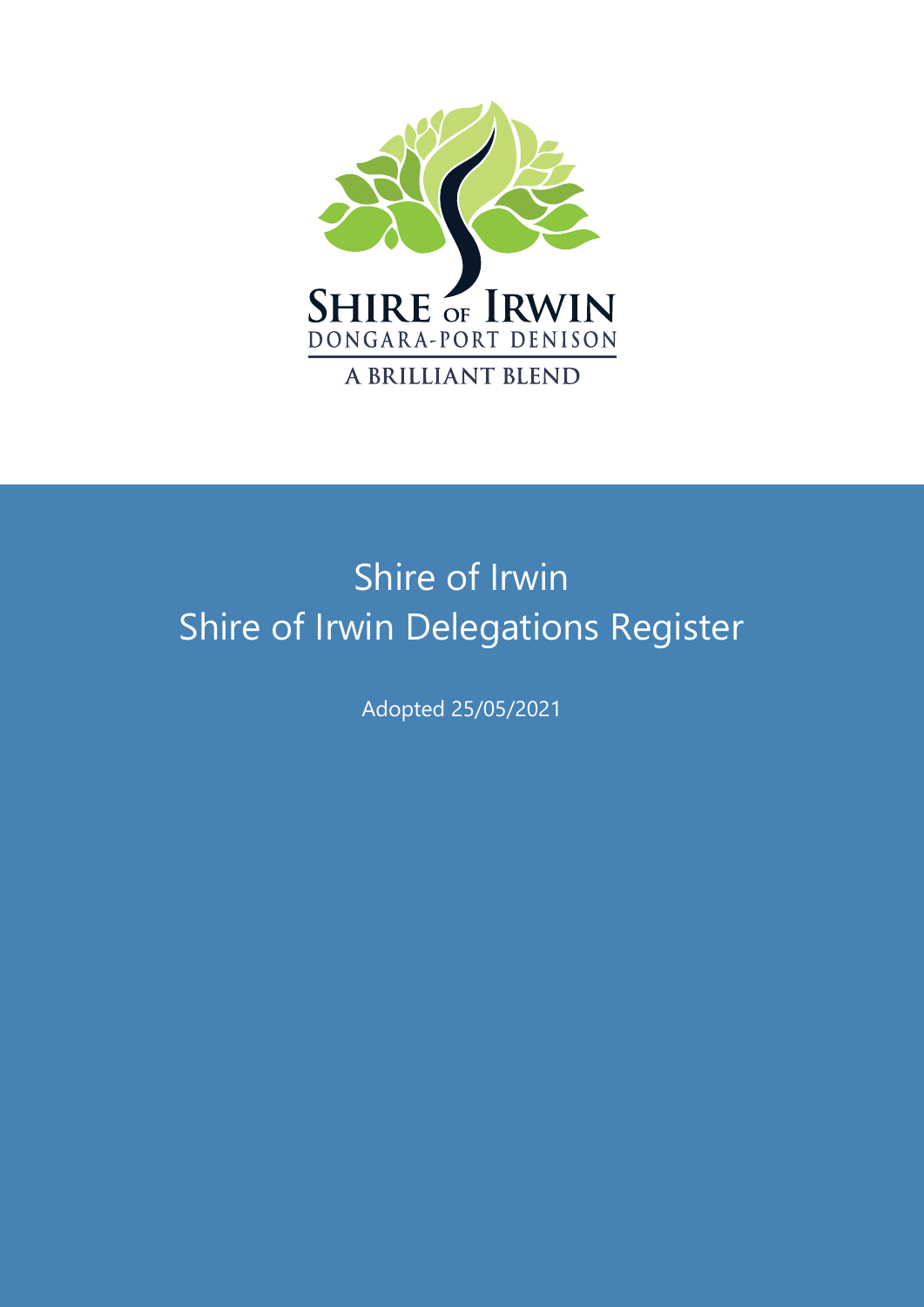SHIRE OF IRWIN
DONGARA-PORT DENISON
A BRILLIANT BLEND

# Shire of Irwin
# Shire of Irwin Delegations Register

Adopted 25/05/2021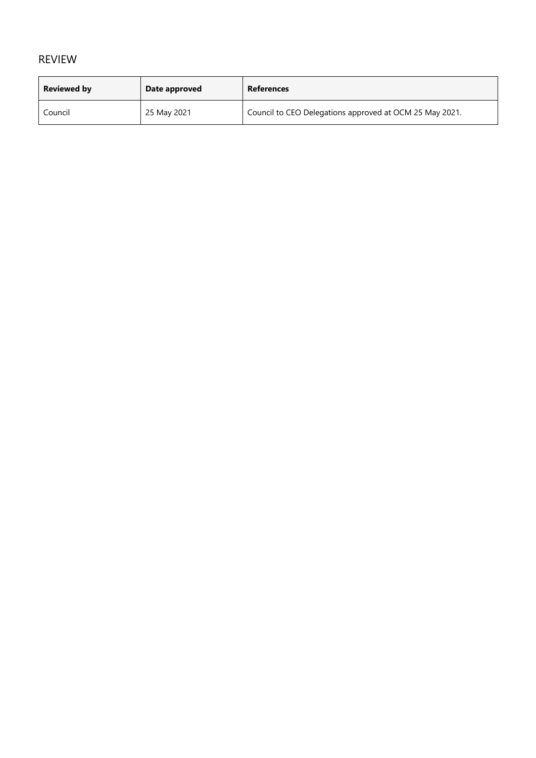## REVIEW

| Reviewed by | Date approved | References |
| --- | --- | --- |
| Council | 25 May 2021 | Council to CEO Delegations approved at OCM 25 May 2021. |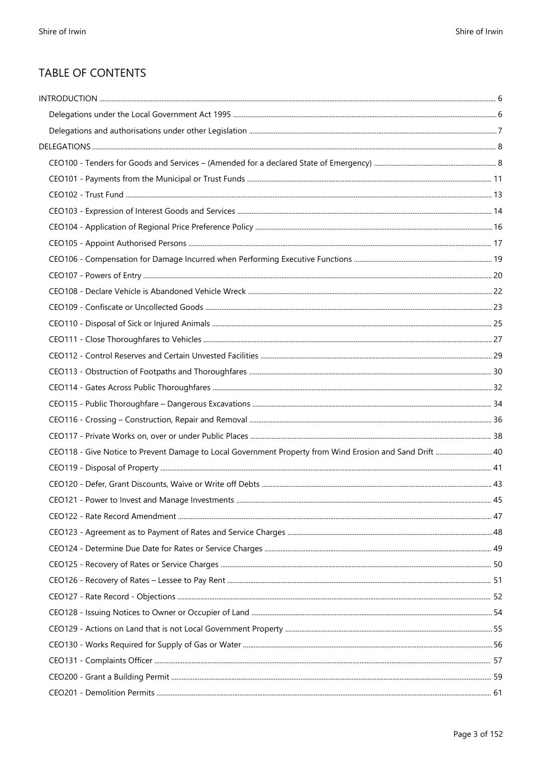## TABLE OF CONTENTS

INTRODUCTION ... 6

- Delegations under the Local Government Act 1995 ... 6
- Delegations and authorisations under other Legislation ... 7

DELEGATIONS ... 8

- CEO100 - Tenders for Goods and Services – (Amended for a declared State of Emergency) ... 8
- CEO101 - Payments from the Municipal or Trust Funds ... 11
- CEO102 - Trust Fund ... 13
- CEO103 - Expression of Interest Goods and Services ... 14
- CEO104 - Application of Regional Price Preference Policy ... 16
- CEO105 - Appoint Authorised Persons ... 17
- CEO106 - Compensation for Damage Incurred when Performing Executive Functions ... 19
- CEO107 - Powers of Entry ... 20
- CEO108 - Declare Vehicle is Abandoned Vehicle Wreck ... 22
- CEO109 - Confiscate or Uncollected Goods ... 23
- CEO110 - Disposal of Sick or Injured Animals ... 25
- CEO111 - Close Thoroughfares to Vehicles ... 27
- CEO112 - Control Reserves and Certain Unvested Facilities ... 29
- CEO113 - Obstruction of Footpaths and Thoroughfares ... 30
- CEO114 - Gates Across Public Thoroughfares ... 32
- CEO115 - Public Thoroughfare – Dangerous Excavations ... 34
- CEO116 - Crossing – Construction, Repair and Removal ... 36
- CEO117 - Private Works on, over or under Public Places ... 38
- CEO118 - Give Notice to Prevent Damage to Local Government Property from Wind Erosion and Sand Drift ... 40
- CEO119 - Disposal of Property ... 41
- CEO120 - Defer, Grant Discounts, Waive or Write off Debts ... 43
- CEO121 - Power to Invest and Manage Investments ... 45
- CEO122 - Rate Record Amendment ... 47
- CEO123 - Agreement as to Payment of Rates and Service Charges ... 48
- CEO124 - Determine Due Date for Rates or Service Charges ... 49
- CEO125 - Recovery of Rates or Service Charges ... 50
- CEO126 - Recovery of Rates – Lessee to Pay Rent ... 51
- CEO127 - Rate Record - Objections ... 52
- CEO128 - Issuing Notices to Owner or Occupier of Land ... 54
- CEO129 - Actions on Land that is not Local Government Property ... 55
- CEO130 - Works Required for Supply of Gas or Water ... 56
- CEO131 - Complaints Officer ... 57
- CEO200 - Grant a Building Permit ... 59
- CEO201 - Demolition Permits ... 61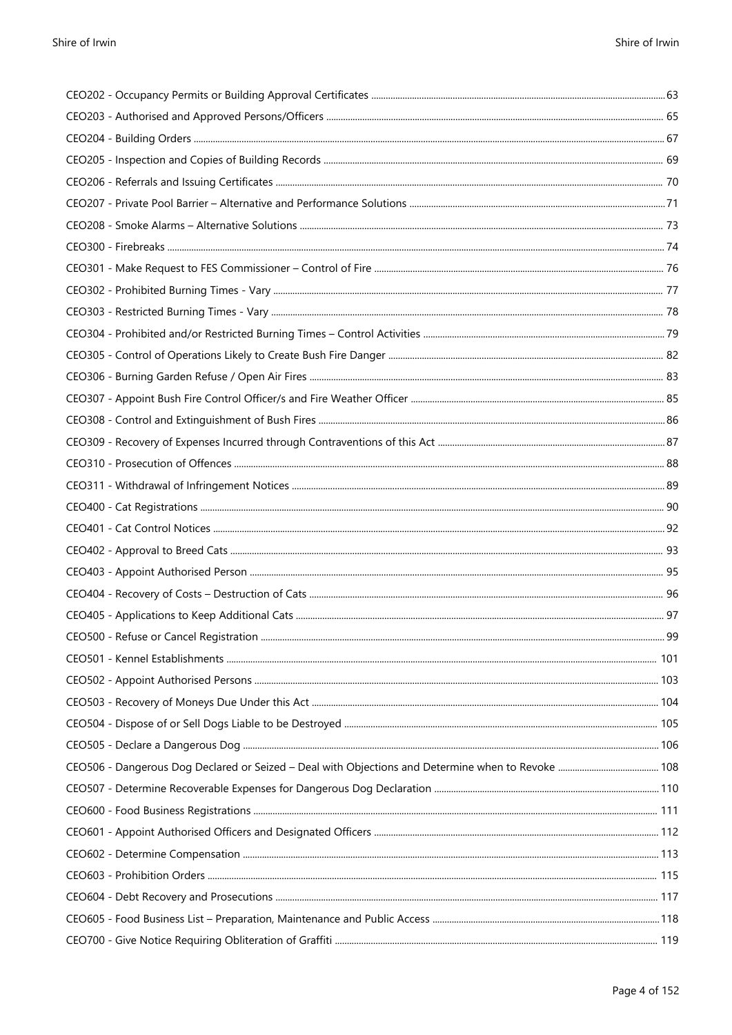CEO202 - Occupancy Permits or Building Approval Certificates ........ 63
CEO203 - Authorised and Approved Persons/Officers ........ 65
CEO204 - Building Orders ........ 67
CEO205 - Inspection and Copies of Building Records ........ 69
CEO206 - Referrals and Issuing Certificates ........ 70
CEO207 - Private Pool Barrier – Alternative and Performance Solutions ........ 71
CEO208 - Smoke Alarms – Alternative Solutions ........ 73
CEO300 - Firebreaks ........ 74
CEO301 - Make Request to FES Commissioner – Control of Fire ........ 76
CEO302 - Prohibited Burning Times - Vary ........ 77
CEO303 - Restricted Burning Times - Vary ........ 78
CEO304 - Prohibited and/or Restricted Burning Times – Control Activities ........ 79
CEO305 - Control of Operations Likely to Create Bush Fire Danger ........ 82
CEO306 - Burning Garden Refuse / Open Air Fires ........ 83
CEO307 - Appoint Bush Fire Control Officer/s and Fire Weather Officer ........ 85
CEO308 - Control and Extinguishment of Bush Fires ........ 86
CEO309 - Recovery of Expenses Incurred through Contraventions of this Act ........ 87
CEO310 - Prosecution of Offences ........ 88
CEO311 - Withdrawal of Infringement Notices ........ 89
CEO400 - Cat Registrations ........ 90
CEO401 - Cat Control Notices ........ 92
CEO402 - Approval to Breed Cats ........ 93
CEO403 - Appoint Authorised Person ........ 95
CEO404 - Recovery of Costs – Destruction of Cats ........ 96
CEO405 - Applications to Keep Additional Cats ........ 97
CEO500 - Refuse or Cancel Registration ........ 99
CEO501 - Kennel Establishments ........ 101
CEO502 - Appoint Authorised Persons ........ 103
CEO503 - Recovery of Moneys Due Under this Act ........ 104
CEO504 - Dispose of or Sell Dogs Liable to be Destroyed ........ 105
CEO505 - Declare a Dangerous Dog ........ 106
CEO506 - Dangerous Dog Declared or Seized – Deal with Objections and Determine when to Revoke ........ 108
CEO507 - Determine Recoverable Expenses for Dangerous Dog Declaration ........ 110
CEO600 - Food Business Registrations ........ 111
CEO601 - Appoint Authorised Officers and Designated Officers ........ 112
CEO602 - Determine Compensation ........ 113
CEO603 - Prohibition Orders ........ 115
CEO604 - Debt Recovery and Prosecutions ........ 117
CEO605 - Food Business List – Preparation, Maintenance and Public Access ........ 118
CEO700 - Give Notice Requiring Obliteration of Graffiti ........ 119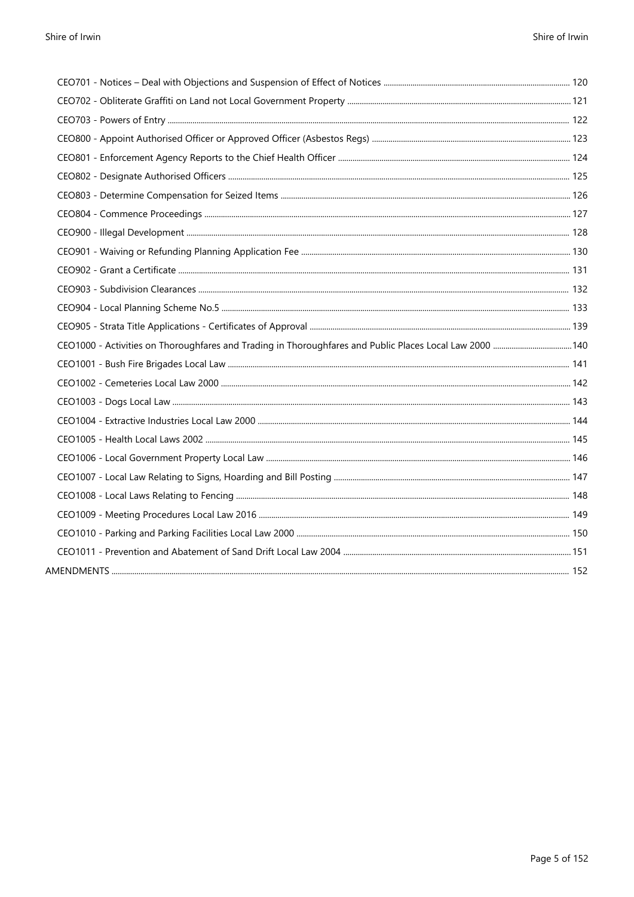CEO701 - Notices – Deal with Objections and Suspension of Effect of Notices ........ 120
CEO702 - Obliterate Graffiti on Land not Local Government Property ........ 121
CEO703 - Powers of Entry ........ 122
CEO800 - Appoint Authorised Officer or Approved Officer (Asbestos Regs) ........ 123
CEO801 - Enforcement Agency Reports to the Chief Health Officer ........ 124
CEO802 - Designate Authorised Officers ........ 125
CEO803 - Determine Compensation for Seized Items ........ 126
CEO804 - Commence Proceedings ........ 127
CEO900 - Illegal Development ........ 128
CEO901 - Waiving or Refunding Planning Application Fee ........ 130
CEO902 - Grant a Certificate ........ 131
CEO903 - Subdivision Clearances ........ 132
CEO904 - Local Planning Scheme No.5 ........ 133
CEO905 - Strata Title Applications - Certificates of Approval ........ 139
CEO1000 - Activities on Thoroughfares and Trading in Thoroughfares and Public Places Local Law 2000 ........ 140
CEO1001 - Bush Fire Brigades Local Law ........ 141
CEO1002 - Cemeteries Local Law 2000 ........ 142
CEO1003 - Dogs Local Law ........ 143
CEO1004 - Extractive Industries Local Law 2000 ........ 144
CEO1005 - Health Local Laws 2002 ........ 145
CEO1006 - Local Government Property Local Law ........ 146
CEO1007 - Local Law Relating to Signs, Hoarding and Bill Posting ........ 147
CEO1008 - Local Laws Relating to Fencing ........ 148
CEO1009 - Meeting Procedures Local Law 2016 ........ 149
CEO1010 - Parking and Parking Facilities Local Law 2000 ........ 150
CEO1011 - Prevention and Abatement of Sand Drift Local Law 2004 ........ 151

AMENDMENTS ........ 152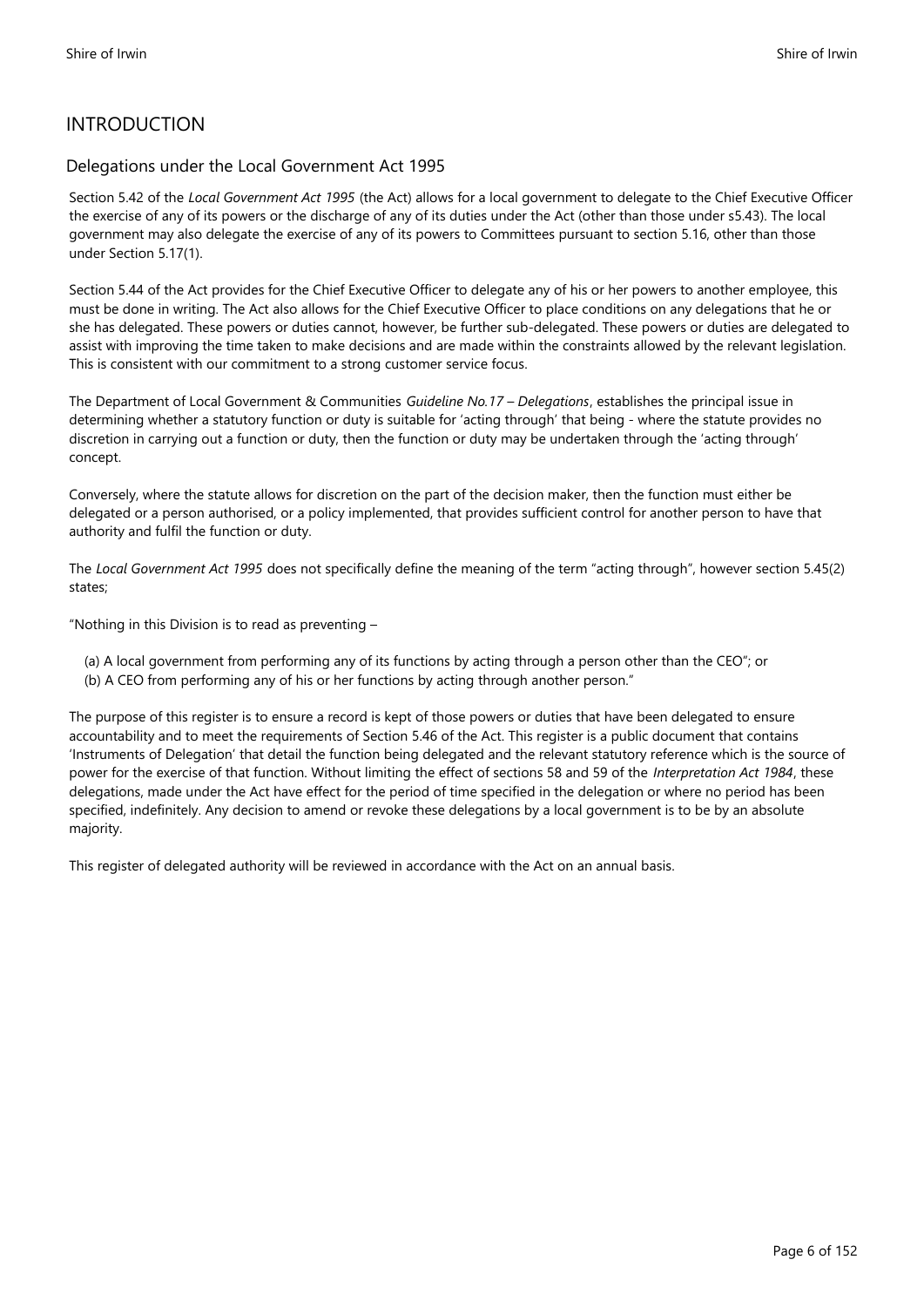# INTRODUCTION

## Delegations under the Local Government Act 1995

Section 5.42 of the *Local Government Act 1995* (the Act) allows for a local government to delegate to the Chief Executive Officer the exercise of any of its powers or the discharge of any of its duties under the Act (other than those under s5.43). The local government may also delegate the exercise of any of its powers to Committees pursuant to section 5.16, other than those under Section 5.17(1).

Section 5.44 of the Act provides for the Chief Executive Officer to delegate any of his or her powers to another employee, this must be done in writing. The Act also allows for the Chief Executive Officer to place conditions on any delegations that he or she has delegated. These powers or duties cannot, however, be further sub-delegated. These powers or duties are delegated to assist with improving the time taken to make decisions and are made within the constraints allowed by the relevant legislation. This is consistent with our commitment to a strong customer service focus.

The Department of Local Government & Communities *Guideline No.17 – Delegations*, establishes the principal issue in determining whether a statutory function or duty is suitable for 'acting through' that being - where the statute provides no discretion in carrying out a function or duty, then the function or duty may be undertaken through the 'acting through' concept.

Conversely, where the statute allows for discretion on the part of the decision maker, then the function must either be delegated or a person authorised, or a policy implemented, that provides sufficient control for another person to have that authority and fulfil the function or duty.

The *Local Government Act 1995* does not specifically define the meaning of the term "acting through", however section 5.45(2) states;

"Nothing in this Division is to read as preventing –

(a) A local government from performing any of its functions by acting through a person other than the CEO"; or
(b) A CEO from performing any of his or her functions by acting through another person."

The purpose of this register is to ensure a record is kept of those powers or duties that have been delegated to ensure accountability and to meet the requirements of Section 5.46 of the Act. This register is a public document that contains 'Instruments of Delegation' that detail the function being delegated and the relevant statutory reference which is the source of power for the exercise of that function. Without limiting the effect of sections 58 and 59 of the *Interpretation Act 1984*, these delegations, made under the Act have effect for the period of time specified in the delegation or where no period has been specified, indefinitely. Any decision to amend or revoke these delegations by a local government is to be by an absolute majority.

This register of delegated authority will be reviewed in accordance with the Act on an annual basis.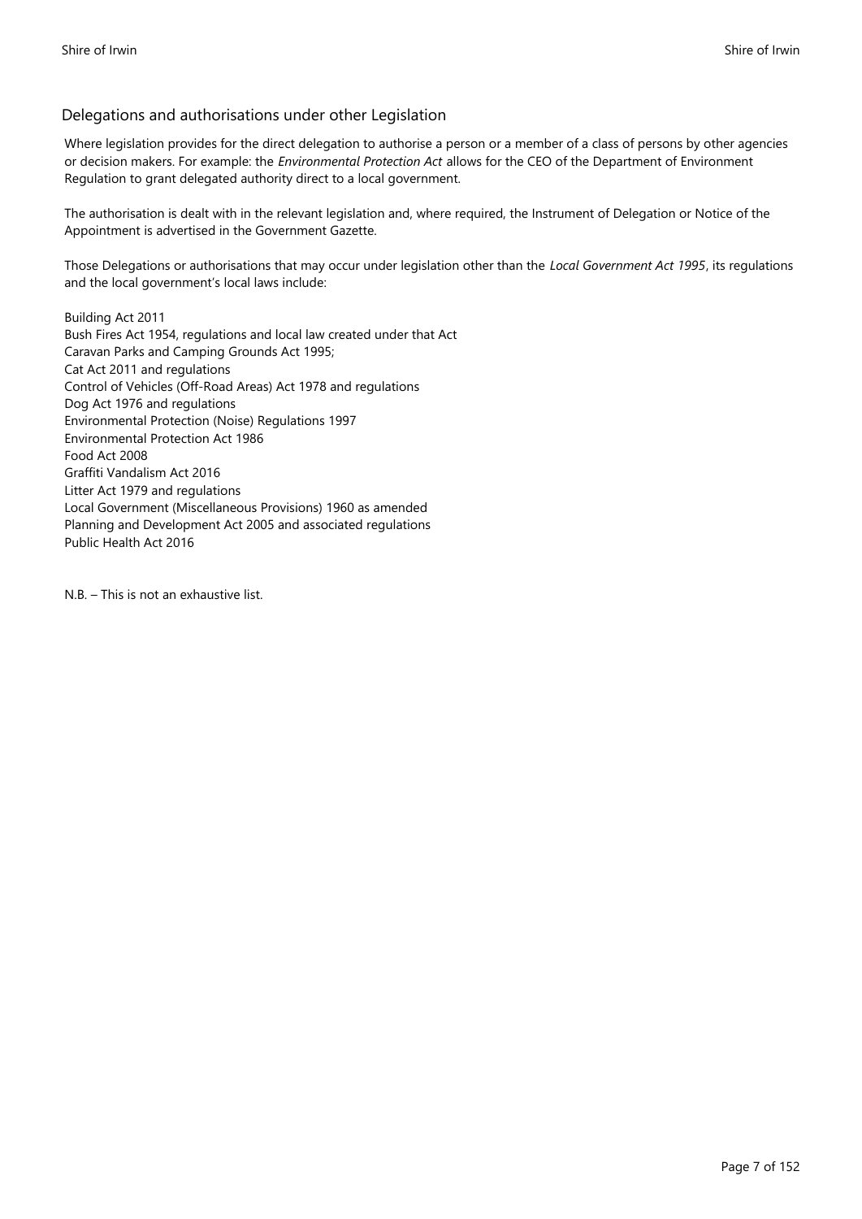## Delegations and authorisations under other Legislation

Where legislation provides for the direct delegation to authorise a person or a member of a class of persons by other agencies or decision makers. For example: the *Environmental Protection Act* allows for the CEO of the Department of Environment Regulation to grant delegated authority direct to a local government.

The authorisation is dealt with in the relevant legislation and, where required, the Instrument of Delegation or Notice of the Appointment is advertised in the Government Gazette.

Those Delegations or authorisations that may occur under legislation other than the *Local Government Act 1995*, its regulations and the local government's local laws include:

Building Act 2011
Bush Fires Act 1954, regulations and local law created under that Act
Caravan Parks and Camping Grounds Act 1995;
Cat Act 2011 and regulations
Control of Vehicles (Off-Road Areas) Act 1978 and regulations
Dog Act 1976 and regulations
Environmental Protection (Noise) Regulations 1997
Environmental Protection Act 1986
Food Act 2008
Graffiti Vandalism Act 2016
Litter Act 1979 and regulations
Local Government (Miscellaneous Provisions) 1960 as amended
Planning and Development Act 2005 and associated regulations
Public Health Act 2016

N.B. – This is not an exhaustive list.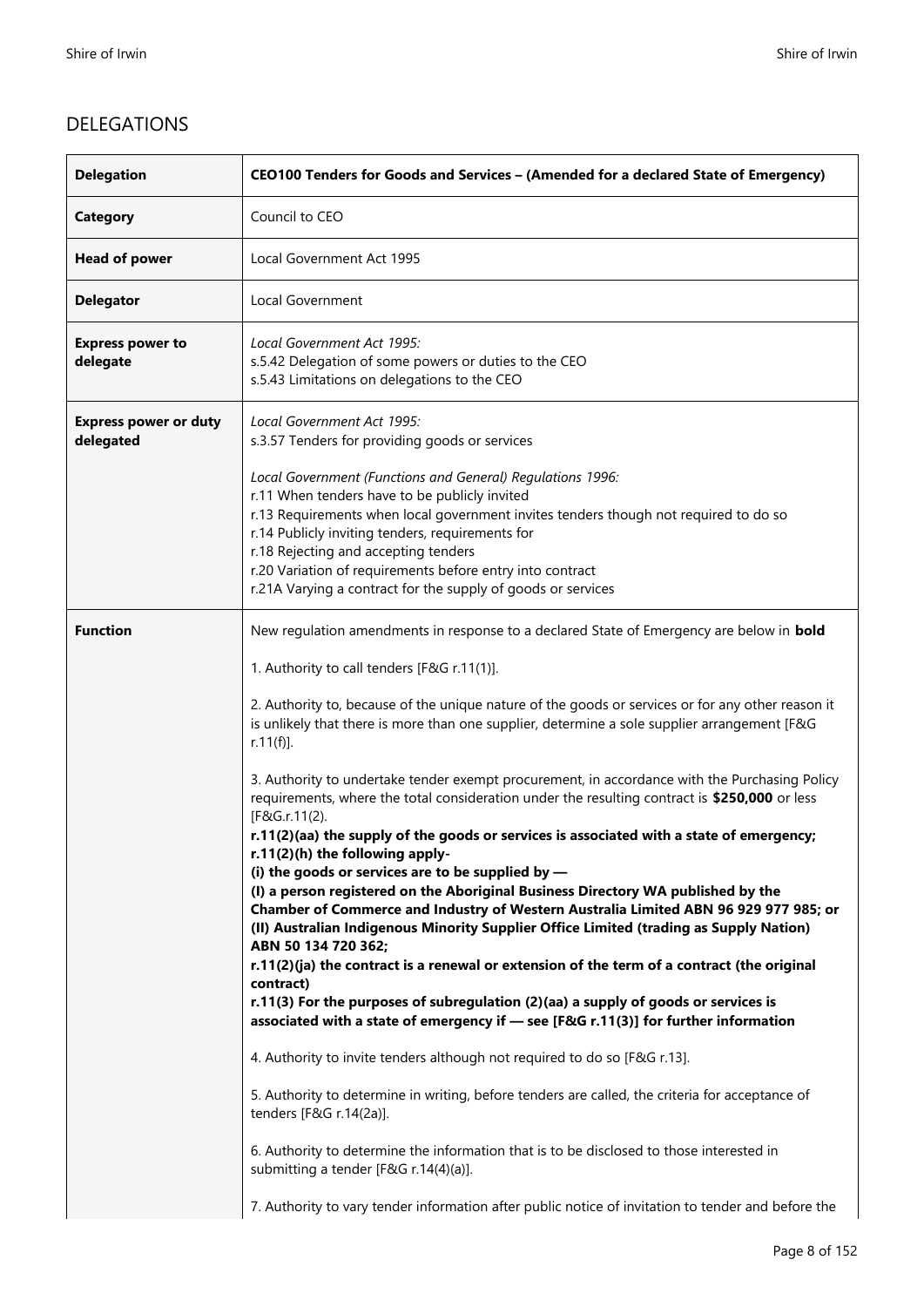## DELEGATIONS

| **Delegation** | **CEO100 Tenders for Goods and Services – (Amended for a declared State of Emergency)** |
|---|---|
| **Category** | Council to CEO |
| **Head of power** | Local Government Act 1995 |
| **Delegator** | Local Government |
| **Express power to delegate** | *Local Government Act 1995:*<br>s.5.42 Delegation of some powers or duties to the CEO<br>s.5.43 Limitations on delegations to the CEO |
| **Express power or duty delegated** | *Local Government Act 1995:*<br>s.3.57 Tenders for providing goods or services<br><br>*Local Government (Functions and General) Regulations 1996:*<br>r.11 When tenders have to be publicly invited<br>r.13 Requirements when local government invites tenders though not required to do so<br>r.14 Publicly inviting tenders, requirements for<br>r.18 Rejecting and accepting tenders<br>r.20 Variation of requirements before entry into contract<br>r.21A Varying a contract for the supply of goods or services |
| **Function** | New regulation amendments in response to a declared State of Emergency are below in **bold**<br><br>1. Authority to call tenders [F&G r.11(1)].<br><br>2. Authority to, because of the unique nature of the goods or services or for any other reason it is unlikely that there is more than one supplier, determine a sole supplier arrangement [F&G r.11(f)].<br><br>3. Authority to undertake tender exempt procurement, in accordance with the Purchasing Policy requirements, where the total consideration under the resulting contract is **$250,000** or less [F&G.r.11(2).<br>**r.11(2)(aa) the supply of the goods or services is associated with a state of emergency;**<br>**r.11(2)(h) the following apply-**<br>**(i) the goods or services are to be supplied by —**<br>**(I) a person registered on the Aboriginal Business Directory WA published by the Chamber of Commerce and Industry of Western Australia Limited ABN 96 929 977 985; or**<br>**(II) Australian Indigenous Minority Supplier Office Limited (trading as Supply Nation) ABN 50 134 720 362;**<br>**r.11(2)(ja) the contract is a renewal or extension of the term of a contract (the original contract)**<br>**r.11(3) For the purposes of subregulation (2)(aa) a supply of goods or services is associated with a state of emergency if — see [F&G r.11(3)] for further information**<br><br>4. Authority to invite tenders although not required to do so [F&G r.13].<br><br>5. Authority to determine in writing, before tenders are called, the criteria for acceptance of tenders [F&G r.14(2a)].<br><br>6. Authority to determine the information that is to be disclosed to those interested in submitting a tender [F&G r.14(4)(a)].<br><br>7. Authority to vary tender information after public notice of invitation to tender and before the |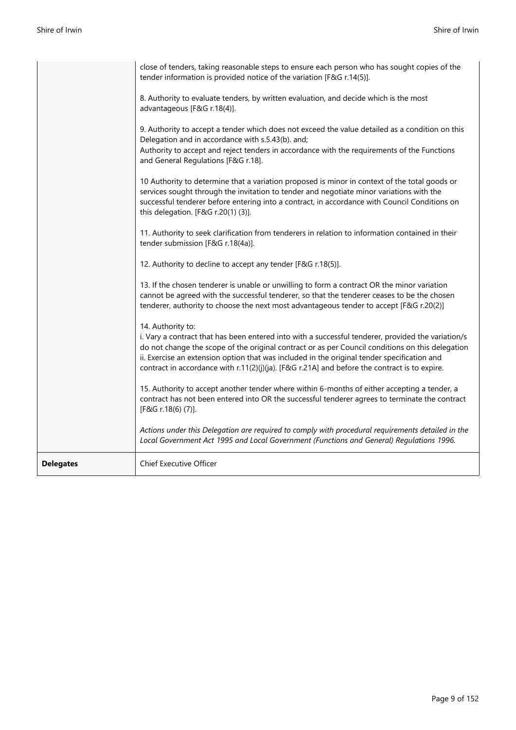|  |  |
| --- | --- |
|  | close of tenders, taking reasonable steps to ensure each person who has sought copies of the tender information is provided notice of the variation [F&G r.14(5)].<br><br>8. Authority to evaluate tenders, by written evaluation, and decide which is the most advantageous [F&G r.18(4)].<br><br>9. Authority to accept a tender which does not exceed the value detailed as a condition on this Delegation and in accordance with s.5.43(b). and;<br>Authority to accept and reject tenders in accordance with the requirements of the Functions and General Regulations [F&G r.18].<br><br>10 Authority to determine that a variation proposed is minor in context of the total goods or services sought through the invitation to tender and negotiate minor variations with the successful tenderer before entering into a contract, in accordance with Council Conditions on this delegation. [F&G r.20(1) (3)].<br><br>11. Authority to seek clarification from tenderers in relation to information contained in their tender submission [F&G r.18(4a)].<br><br>12. Authority to decline to accept any tender [F&G r.18(5)].<br><br>13. If the chosen tenderer is unable or unwilling to form a contract OR the minor variation cannot be agreed with the successful tenderer, so that the tenderer ceases to be the chosen tenderer, authority to choose the next most advantageous tender to accept [F&G r.20(2)]<br><br>14. Authority to:<br>i. Vary a contract that has been entered into with a successful tenderer, provided the variation/s do not change the scope of the original contract or as per Council conditions on this delegation<br>ii. Exercise an extension option that was included in the original tender specification and contract in accordance with r.11(2)(j)(ja). [F&G r.21A] and before the contract is to expire.<br><br>15. Authority to accept another tender where within 6-months of either accepting a tender, a contract has not been entered into OR the successful tenderer agrees to terminate the contract [F&G r.18(6) (7)].<br><br>*Actions under this Delegation are required to comply with procedural requirements detailed in the Local Government Act 1995 and Local Government (Functions and General) Regulations 1996.* |
| **Delegates** | Chief Executive Officer |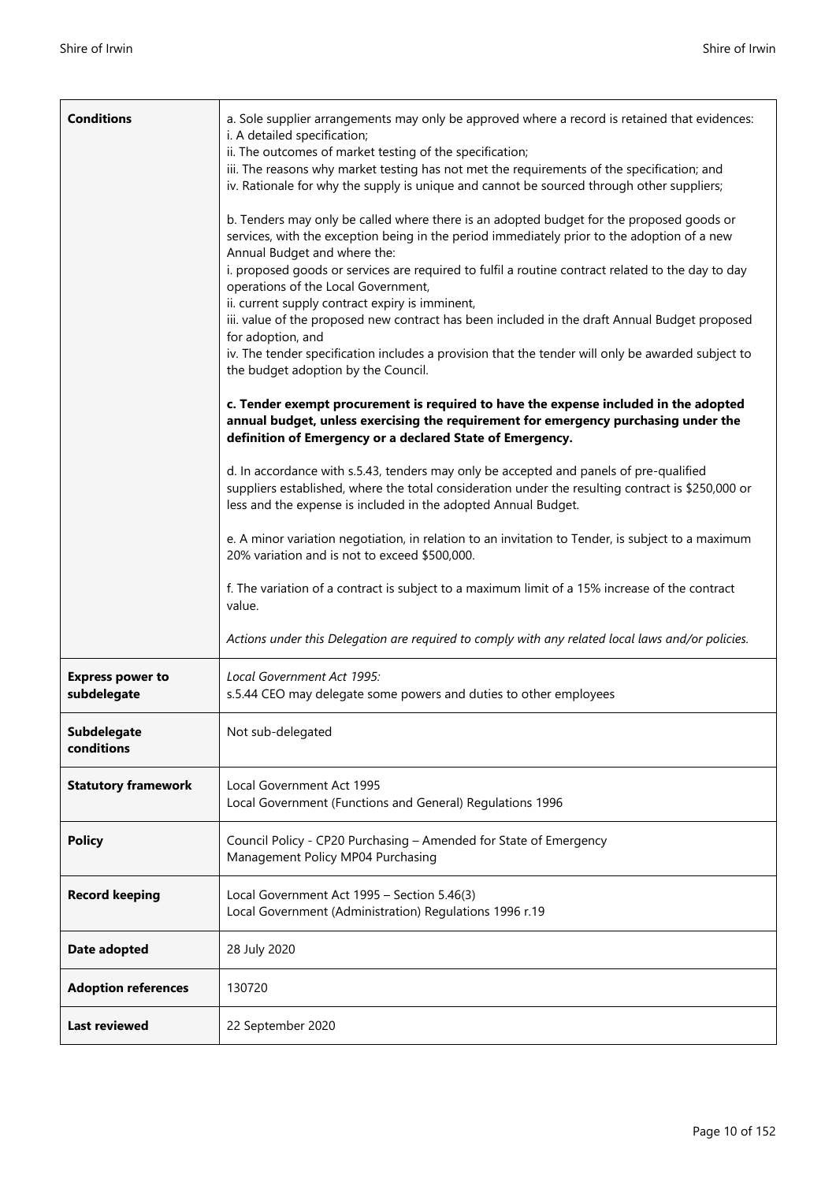| | |
|---|---|
| **Conditions** | a. Sole supplier arrangements may only be approved where a record is retained that evidences:<br>i. A detailed specification;<br>ii. The outcomes of market testing of the specification;<br>iii. The reasons why market testing has not met the requirements of the specification; and<br>iv. Rationale for why the supply is unique and cannot be sourced through other suppliers;<br><br>b. Tenders may only be called where there is an adopted budget for the proposed goods or services, with the exception being in the period immediately prior to the adoption of a new Annual Budget and where the:<br>i. proposed goods or services are required to fulfil a routine contract related to the day to day operations of the Local Government,<br>ii. current supply contract expiry is imminent,<br>iii. value of the proposed new contract has been included in the draft Annual Budget proposed for adoption, and<br>iv. The tender specification includes a provision that the tender will only be awarded subject to the budget adoption by the Council.<br><br>**c. Tender exempt procurement is required to have the expense included in the adopted annual budget, unless exercising the requirement for emergency purchasing under the definition of Emergency or a declared State of Emergency.**<br><br>d. In accordance with s.5.43, tenders may only be accepted and panels of pre-qualified suppliers established, where the total consideration under the resulting contract is $250,000 or less and the expense is included in the adopted Annual Budget.<br><br>e. A minor variation negotiation, in relation to an invitation to Tender, is subject to a maximum 20% variation and is not to exceed $500,000.<br><br>f. The variation of a contract is subject to a maximum limit of a 15% increase of the contract value.<br><br>*Actions under this Delegation are required to comply with any related local laws and/or policies.* |
| **Express power to subdelegate** | *Local Government Act 1995:*<br>s.5.44 CEO may delegate some powers and duties to other employees |
| **Subdelegate conditions** | Not sub-delegated |
| **Statutory framework** | Local Government Act 1995<br>Local Government (Functions and General) Regulations 1996 |
| **Policy** | Council Policy - CP20 Purchasing – Amended for State of Emergency<br>Management Policy MP04 Purchasing |
| **Record keeping** | Local Government Act 1995 – Section 5.46(3)<br>Local Government (Administration) Regulations 1996 r.19 |
| **Date adopted** | 28 July 2020 |
| **Adoption references** | 130720 |
| **Last reviewed** | 22 September 2020 |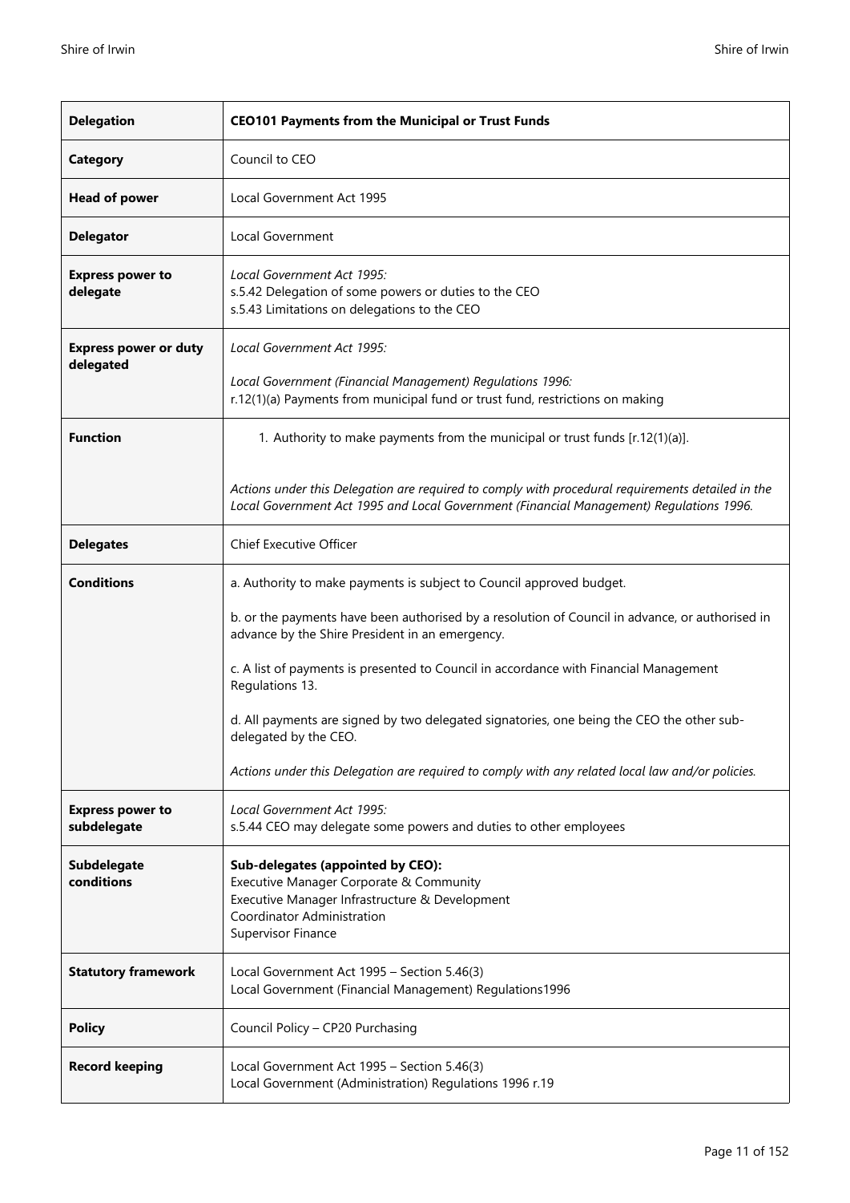| Delegation | CEO101 Payments from the Municipal or Trust Funds |
|---|---|
| **Category** | Council to CEO |
| **Head of power** | Local Government Act 1995 |
| **Delegator** | Local Government |
| **Express power to delegate** | *Local Government Act 1995:*<br>s.5.42 Delegation of some powers or duties to the CEO<br>s.5.43 Limitations on delegations to the CEO |
| **Express power or duty delegated** | *Local Government Act 1995:*<br><br>*Local Government (Financial Management) Regulations 1996:*<br>r.12(1)(a) Payments from municipal fund or trust fund, restrictions on making |
| **Function** | 1. Authority to make payments from the municipal or trust funds [r.12(1)(a)].<br><br>*Actions under this Delegation are required to comply with procedural requirements detailed in the Local Government Act 1995 and Local Government (Financial Management) Regulations 1996.* |
| **Delegates** | Chief Executive Officer |
| **Conditions** | a. Authority to make payments is subject to Council approved budget.<br><br>b. or the payments have been authorised by a resolution of Council in advance, or authorised in advance by the Shire President in an emergency.<br><br>c. A list of payments is presented to Council in accordance with Financial Management Regulations 13.<br><br>d. All payments are signed by two delegated signatories, one being the CEO the other sub-delegated by the CEO.<br><br>*Actions under this Delegation are required to comply with any related local law and/or policies.* |
| **Express power to subdelegate** | *Local Government Act 1995:*<br>s.5.44 CEO may delegate some powers and duties to other employees |
| **Subdelegate conditions** | **Sub-delegates (appointed by CEO):**<br>Executive Manager Corporate & Community<br>Executive Manager Infrastructure & Development<br>Coordinator Administration<br>Supervisor Finance |
| **Statutory framework** | Local Government Act 1995 – Section 5.46(3)<br>Local Government (Financial Management) Regulations1996 |
| **Policy** | Council Policy – CP20 Purchasing |
| **Record keeping** | Local Government Act 1995 – Section 5.46(3)<br>Local Government (Administration) Regulations 1996 r.19 |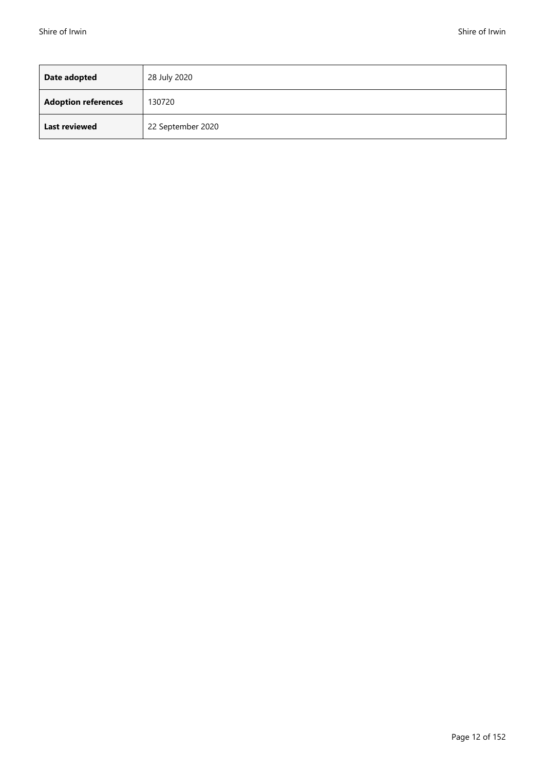| **Date adopted** | 28 July 2020 |
| --- | --- |
| **Adoption references** | 130720 |
| **Last reviewed** | 22 September 2020 |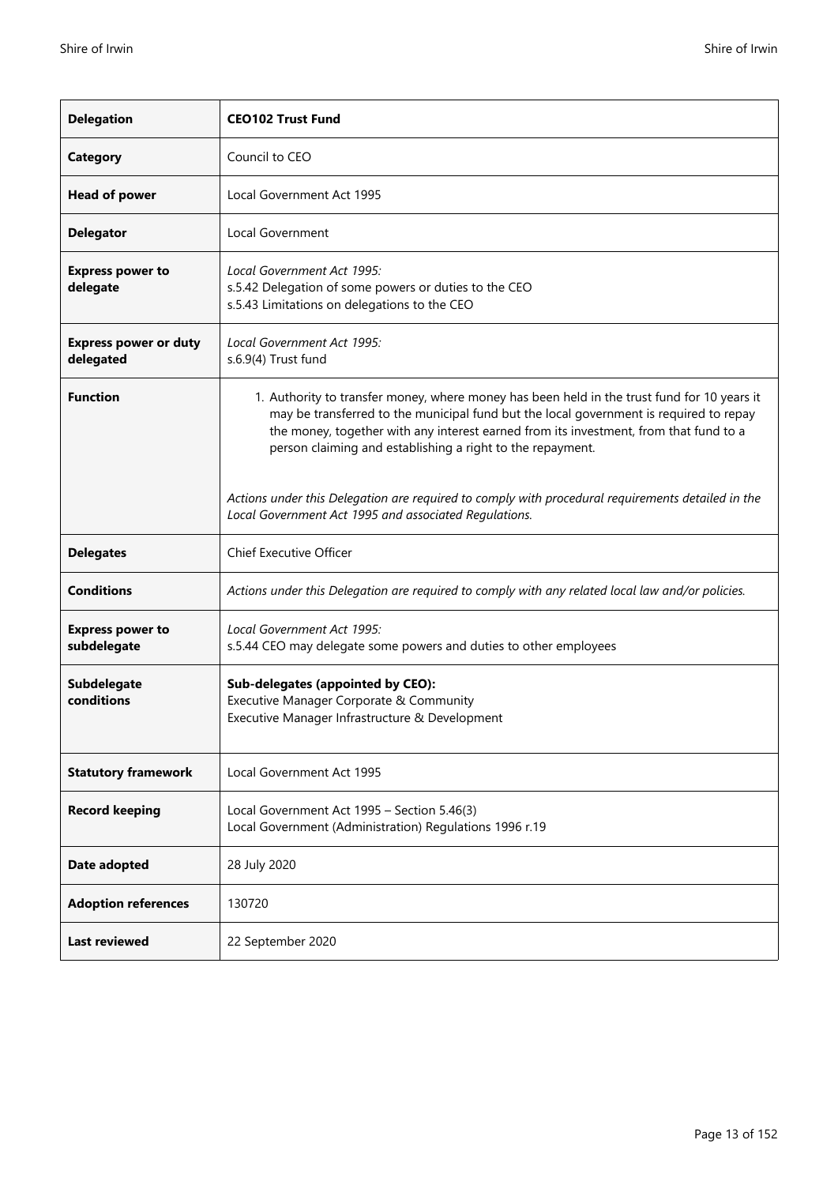| **Delegation** | **CEO102 Trust Fund** |
|---|---|
| **Category** | Council to CEO |
| **Head of power** | Local Government Act 1995 |
| **Delegator** | Local Government |
| **Express power to delegate** | *Local Government Act 1995:*<br>s.5.42 Delegation of some powers or duties to the CEO<br>s.5.43 Limitations on delegations to the CEO |
| **Express power or duty delegated** | *Local Government Act 1995:*<br>s.6.9(4) Trust fund |
| **Function** | 1. Authority to transfer money, where money has been held in the trust fund for 10 years it may be transferred to the municipal fund but the local government is required to repay the money, together with any interest earned from its investment, from that fund to a person claiming and establishing a right to the repayment.<br><br>*Actions under this Delegation are required to comply with procedural requirements detailed in the Local Government Act 1995 and associated Regulations.* |
| **Delegates** | Chief Executive Officer |
| **Conditions** | *Actions under this Delegation are required to comply with any related local law and/or policies.* |
| **Express power to subdelegate** | *Local Government Act 1995:*<br>s.5.44 CEO may delegate some powers and duties to other employees |
| **Subdelegate conditions** | **Sub-delegates (appointed by CEO):**<br>Executive Manager Corporate & Community<br>Executive Manager Infrastructure & Development |
| **Statutory framework** | Local Government Act 1995 |
| **Record keeping** | Local Government Act 1995 – Section 5.46(3)<br>Local Government (Administration) Regulations 1996 r.19 |
| **Date adopted** | 28 July 2020 |
| **Adoption references** | 130720 |
| **Last reviewed** | 22 September 2020 |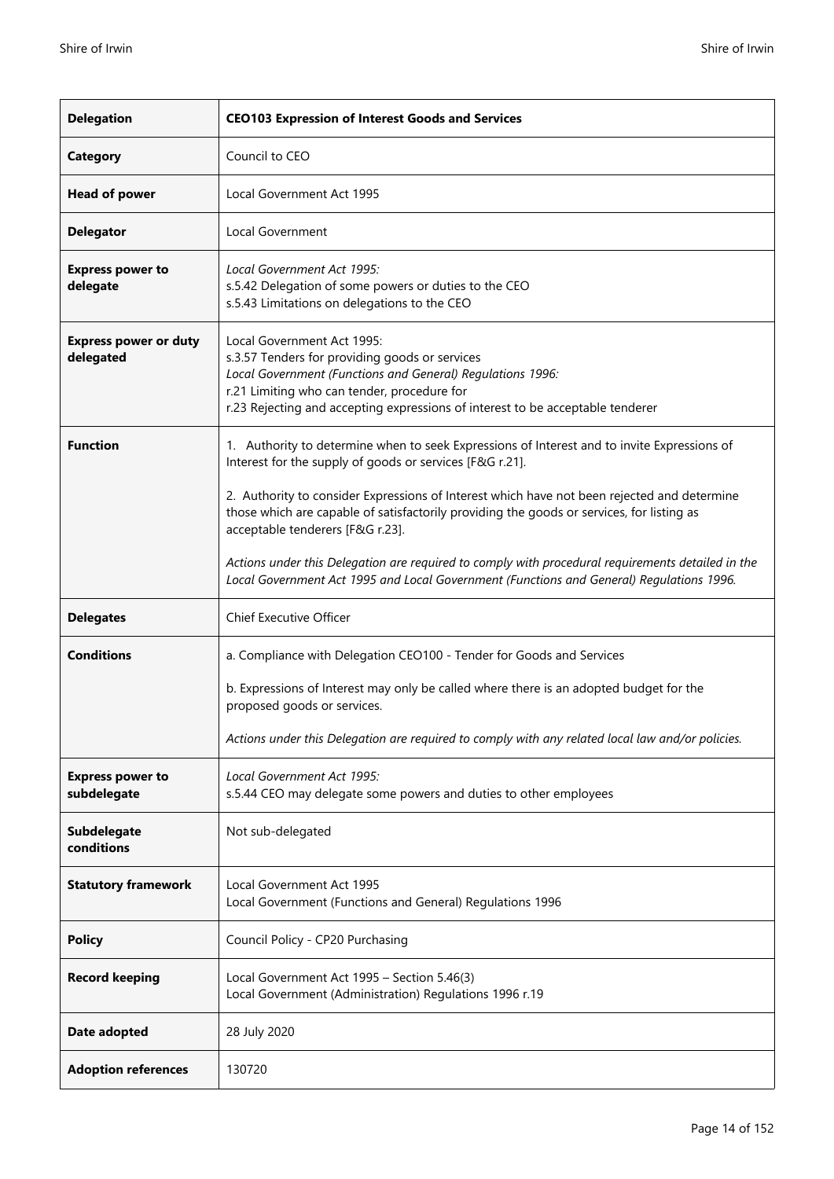| Delegation | **CEO103 Expression of Interest Goods and Services** |
|---|---|
| **Category** | Council to CEO |
| **Head of power** | Local Government Act 1995 |
| **Delegator** | Local Government |
| **Express power to delegate** | *Local Government Act 1995:*<br>s.5.42 Delegation of some powers or duties to the CEO<br>s.5.43 Limitations on delegations to the CEO |
| **Express power or duty delegated** | Local Government Act 1995:<br>s.3.57 Tenders for providing goods or services<br>*Local Government (Functions and General) Regulations 1996:*<br>r.21 Limiting who can tender, procedure for<br>r.23 Rejecting and accepting expressions of interest to be acceptable tenderer |
| **Function** | 1. Authority to determine when to seek Expressions of Interest and to invite Expressions of Interest for the supply of goods or services [F&G r.21].<br><br>2. Authority to consider Expressions of Interest which have not been rejected and determine those which are capable of satisfactorily providing the goods or services, for listing as acceptable tenderers [F&G r.23].<br><br>*Actions under this Delegation are required to comply with procedural requirements detailed in the Local Government Act 1995 and Local Government (Functions and General) Regulations 1996.* |
| **Delegates** | Chief Executive Officer |
| **Conditions** | a. Compliance with Delegation CEO100 - Tender for Goods and Services<br><br>b. Expressions of Interest may only be called where there is an adopted budget for the proposed goods or services.<br><br>*Actions under this Delegation are required to comply with any related local law and/or policies.* |
| **Express power to subdelegate** | *Local Government Act 1995:*<br>s.5.44 CEO may delegate some powers and duties to other employees |
| **Subdelegate conditions** | Not sub-delegated |
| **Statutory framework** | Local Government Act 1995<br>Local Government (Functions and General) Regulations 1996 |
| **Policy** | Council Policy - CP20 Purchasing |
| **Record keeping** | Local Government Act 1995 – Section 5.46(3)<br>Local Government (Administration) Regulations 1996 r.19 |
| **Date adopted** | 28 July 2020 |
| **Adoption references** | 130720 |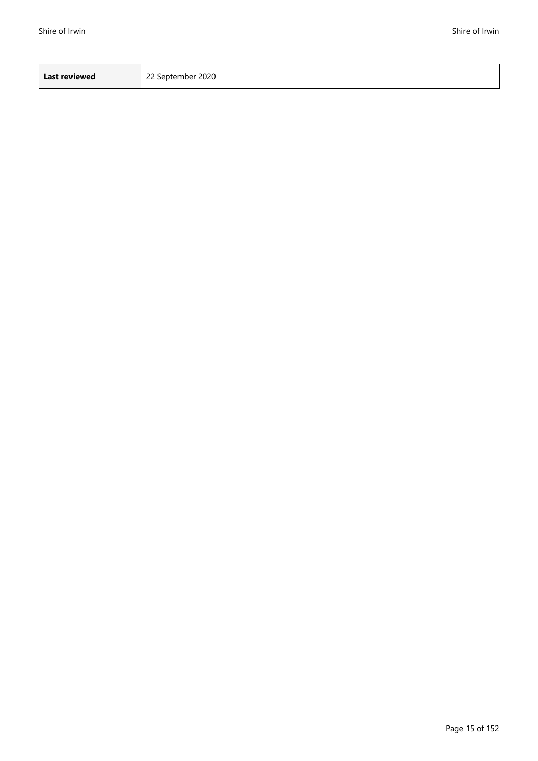| **Last reviewed** | 22 September 2020 |
|---|---|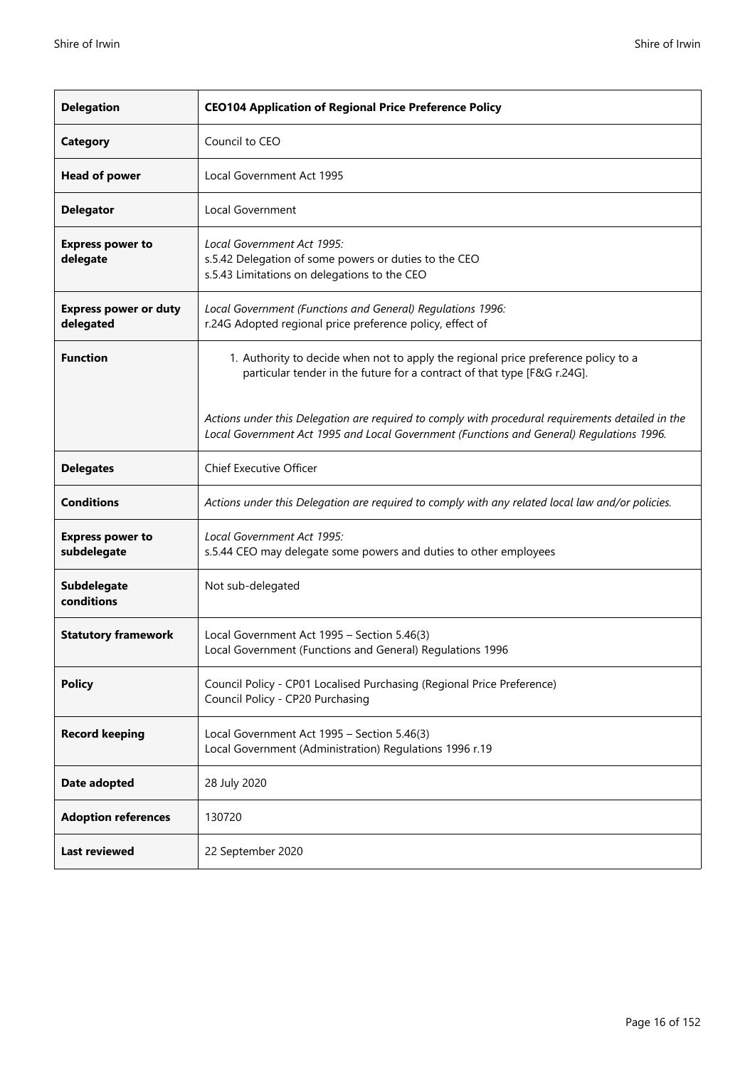| **Delegation** | **CEO104 Application of Regional Price Preference Policy** |
|---|---|
| **Category** | Council to CEO |
| **Head of power** | Local Government Act 1995 |
| **Delegator** | Local Government |
| **Express power to delegate** | *Local Government Act 1995:*<br>s.5.42 Delegation of some powers or duties to the CEO<br>s.5.43 Limitations on delegations to the CEO |
| **Express power or duty delegated** | *Local Government (Functions and General) Regulations 1996:*<br>r.24G Adopted regional price preference policy, effect of |
| **Function** | 1. Authority to decide when not to apply the regional price preference policy to a particular tender in the future for a contract of that type [F&G r.24G].<br><br>*Actions under this Delegation are required to comply with procedural requirements detailed in the Local Government Act 1995 and Local Government (Functions and General) Regulations 1996.* |
| **Delegates** | Chief Executive Officer |
| **Conditions** | *Actions under this Delegation are required to comply with any related local law and/or policies.* |
| **Express power to subdelegate** | *Local Government Act 1995:*<br>s.5.44 CEO may delegate some powers and duties to other employees |
| **Subdelegate conditions** | Not sub-delegated |
| **Statutory framework** | Local Government Act 1995 – Section 5.46(3)<br>Local Government (Functions and General) Regulations 1996 |
| **Policy** | Council Policy - CP01 Localised Purchasing (Regional Price Preference)<br>Council Policy - CP20 Purchasing |
| **Record keeping** | Local Government Act 1995 – Section 5.46(3)<br>Local Government (Administration) Regulations 1996 r.19 |
| **Date adopted** | 28 July 2020 |
| **Adoption references** | 130720 |
| **Last reviewed** | 22 September 2020 |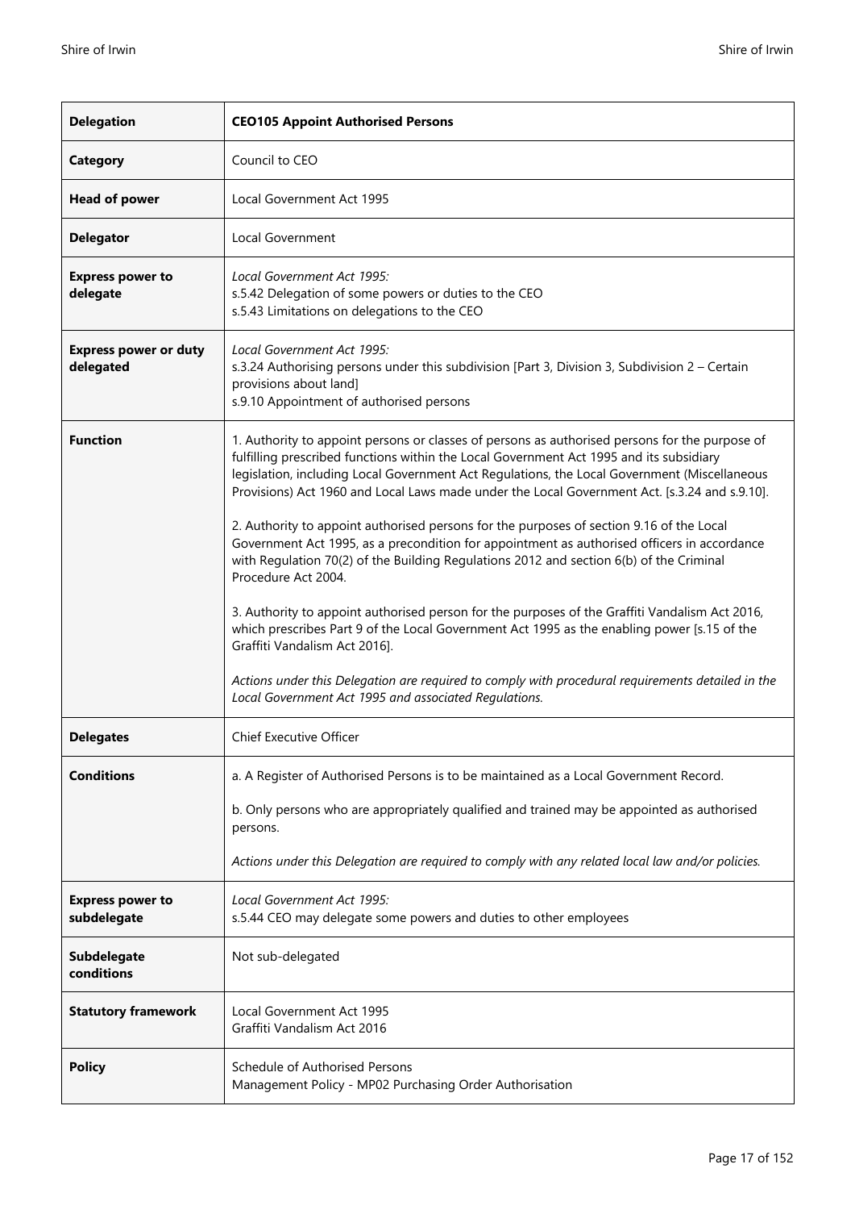| **Delegation** | **CEO105 Appoint Authorised Persons** |
|---|---|
| **Category** | Council to CEO |
| **Head of power** | Local Government Act 1995 |
| **Delegator** | Local Government |
| **Express power to delegate** | *Local Government Act 1995:*<br>s.5.42 Delegation of some powers or duties to the CEO<br>s.5.43 Limitations on delegations to the CEO |
| **Express power or duty delegated** | *Local Government Act 1995:*<br>s.3.24 Authorising persons under this subdivision [Part 3, Division 3, Subdivision 2 – Certain provisions about land]<br>s.9.10 Appointment of authorised persons |
| **Function** | 1. Authority to appoint persons or classes of persons as authorised persons for the purpose of fulfilling prescribed functions within the Local Government Act 1995 and its subsidiary legislation, including Local Government Act Regulations, the Local Government (Miscellaneous Provisions) Act 1960 and Local Laws made under the Local Government Act. [s.3.24 and s.9.10].<br><br>2. Authority to appoint authorised persons for the purposes of section 9.16 of the Local Government Act 1995, as a precondition for appointment as authorised officers in accordance with Regulation 70(2) of the Building Regulations 2012 and section 6(b) of the Criminal Procedure Act 2004.<br><br>3. Authority to appoint authorised person for the purposes of the Graffiti Vandalism Act 2016, which prescribes Part 9 of the Local Government Act 1995 as the enabling power [s.15 of the Graffiti Vandalism Act 2016].<br><br>*Actions under this Delegation are required to comply with procedural requirements detailed in the Local Government Act 1995 and associated Regulations.* |
| **Delegates** | Chief Executive Officer |
| **Conditions** | a. A Register of Authorised Persons is to be maintained as a Local Government Record.<br><br>b. Only persons who are appropriately qualified and trained may be appointed as authorised persons.<br><br>*Actions under this Delegation are required to comply with any related local law and/or policies.* |
| **Express power to subdelegate** | *Local Government Act 1995:*<br>s.5.44 CEO may delegate some powers and duties to other employees |
| **Subdelegate conditions** | Not sub-delegated |
| **Statutory framework** | Local Government Act 1995<br>Graffiti Vandalism Act 2016 |
| **Policy** | Schedule of Authorised Persons<br>Management Policy - MP02 Purchasing Order Authorisation |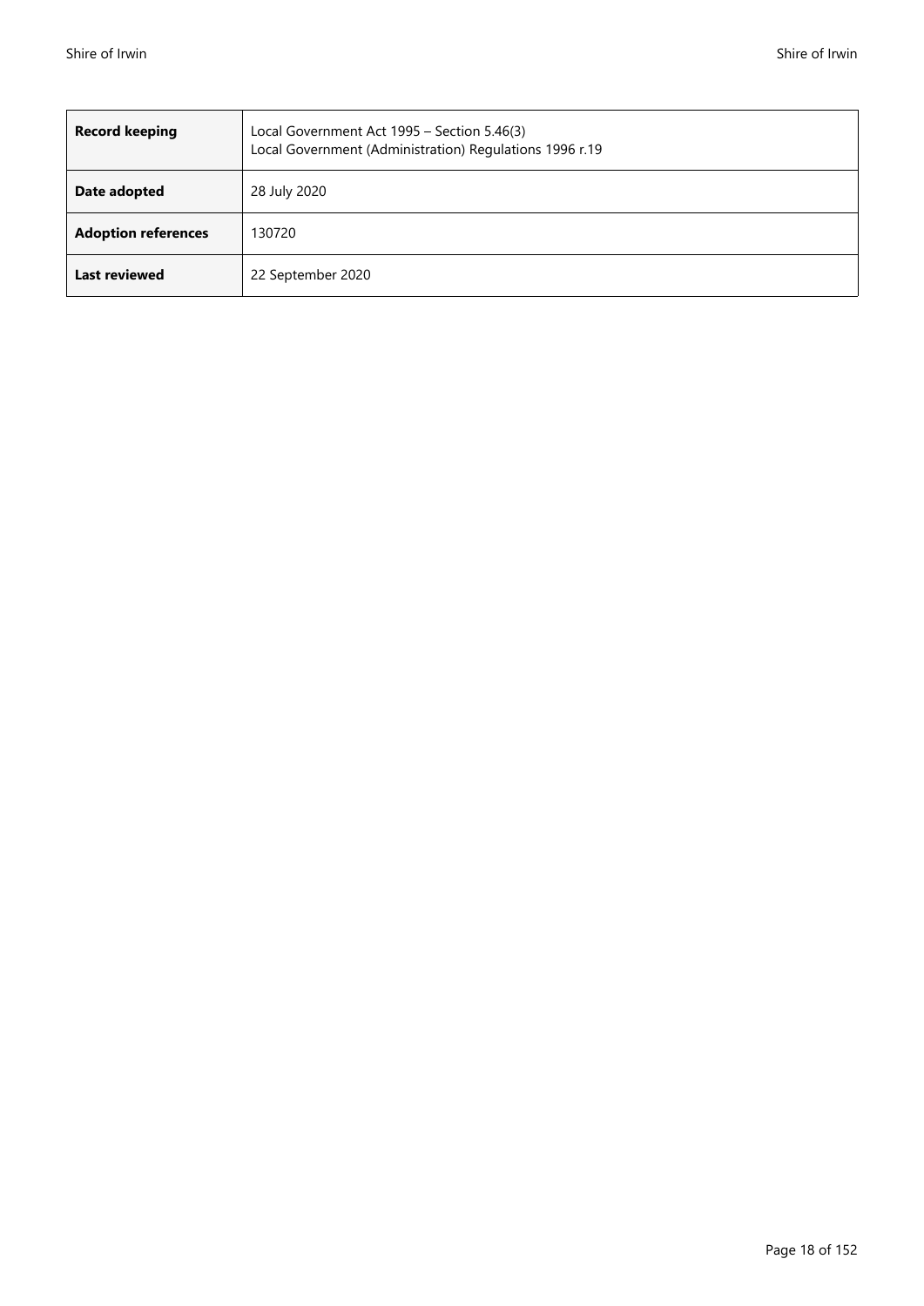| **Record keeping** | Local Government Act 1995 – Section 5.46(3)<br>Local Government (Administration) Regulations 1996 r.19 |
|---|---|
| **Date adopted** | 28 July 2020 |
| **Adoption references** | 130720 |
| **Last reviewed** | 22 September 2020 |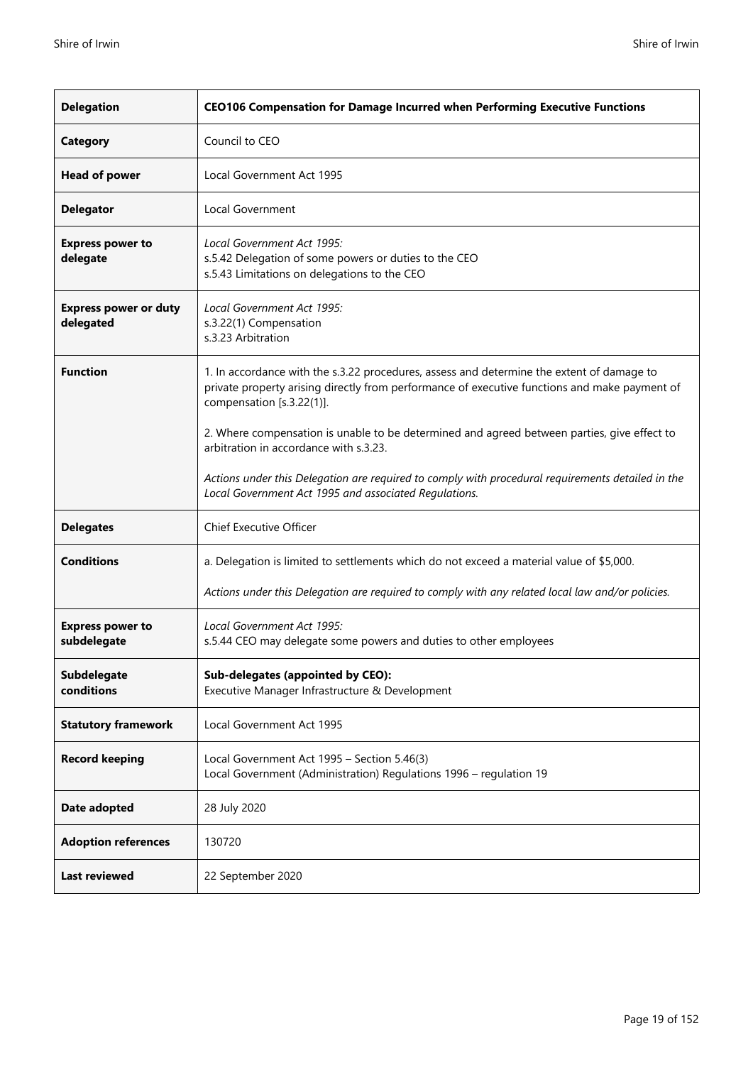| **Delegation** | **CEO106 Compensation for Damage Incurred when Performing Executive Functions** |
|---|---|
| **Category** | Council to CEO |
| **Head of power** | Local Government Act 1995 |
| **Delegator** | Local Government |
| **Express power to delegate** | *Local Government Act 1995:*<br>s.5.42 Delegation of some powers or duties to the CEO<br>s.5.43 Limitations on delegations to the CEO |
| **Express power or duty delegated** | *Local Government Act 1995:*<br>s.3.22(1) Compensation<br>s.3.23 Arbitration |
| **Function** | 1. In accordance with the s.3.22 procedures, assess and determine the extent of damage to private property arising directly from performance of executive functions and make payment of compensation [s.3.22(1)].<br><br>2. Where compensation is unable to be determined and agreed between parties, give effect to arbitration in accordance with s.3.23.<br><br>*Actions under this Delegation are required to comply with procedural requirements detailed in the Local Government Act 1995 and associated Regulations.* |
| **Delegates** | Chief Executive Officer |
| **Conditions** | a. Delegation is limited to settlements which do not exceed a material value of $5,000.<br><br>*Actions under this Delegation are required to comply with any related local law and/or policies.* |
| **Express power to subdelegate** | *Local Government Act 1995:*<br>s.5.44 CEO may delegate some powers and duties to other employees |
| **Subdelegate conditions** | **Sub-delegates (appointed by CEO):**<br>Executive Manager Infrastructure & Development |
| **Statutory framework** | Local Government Act 1995 |
| **Record keeping** | Local Government Act 1995 – Section 5.46(3)<br>Local Government (Administration) Regulations 1996 – regulation 19 |
| **Date adopted** | 28 July 2020 |
| **Adoption references** | 130720 |
| **Last reviewed** | 22 September 2020 |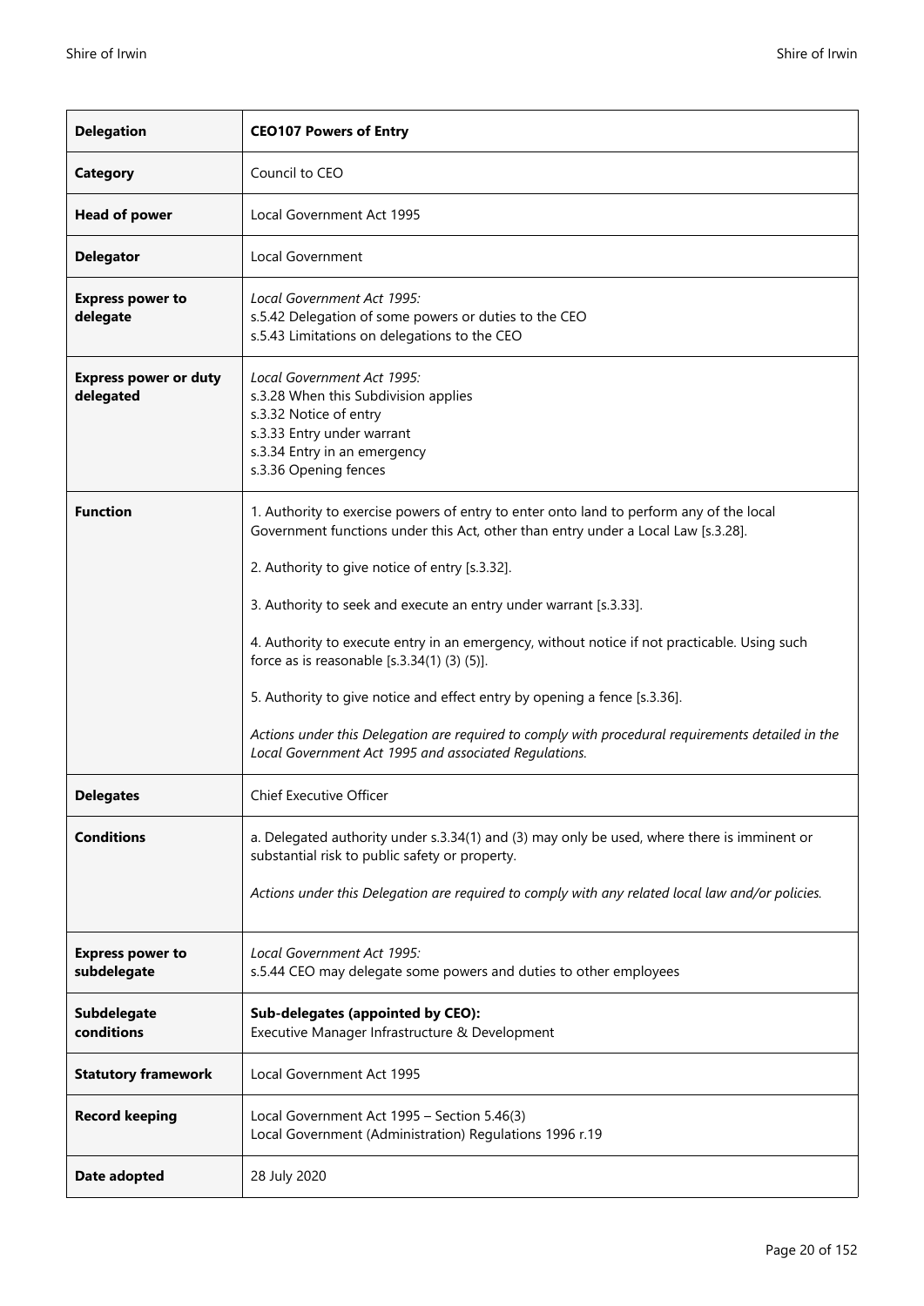| **Delegation** | **CEO107 Powers of Entry** |
|---|---|
| **Category** | Council to CEO |
| **Head of power** | Local Government Act 1995 |
| **Delegator** | Local Government |
| **Express power to delegate** | *Local Government Act 1995:*<br>s.5.42 Delegation of some powers or duties to the CEO<br>s.5.43 Limitations on delegations to the CEO |
| **Express power or duty delegated** | *Local Government Act 1995:*<br>s.3.28 When this Subdivision applies<br>s.3.32 Notice of entry<br>s.3.33 Entry under warrant<br>s.3.34 Entry in an emergency<br>s.3.36 Opening fences |
| **Function** | 1. Authority to exercise powers of entry to enter onto land to perform any of the local Government functions under this Act, other than entry under a Local Law [s.3.28].<br><br>2. Authority to give notice of entry [s.3.32].<br><br>3. Authority to seek and execute an entry under warrant [s.3.33].<br><br>4. Authority to execute entry in an emergency, without notice if not practicable. Using such force as is reasonable [s.3.34(1) (3) (5)].<br><br>5. Authority to give notice and effect entry by opening a fence [s.3.36].<br><br>*Actions under this Delegation are required to comply with procedural requirements detailed in the Local Government Act 1995 and associated Regulations.* |
| **Delegates** | Chief Executive Officer |
| **Conditions** | a. Delegated authority under s.3.34(1) and (3) may only be used, where there is imminent or substantial risk to public safety or property.<br><br>*Actions under this Delegation are required to comply with any related local law and/or policies.* |
| **Express power to subdelegate** | *Local Government Act 1995:*<br>s.5.44 CEO may delegate some powers and duties to other employees |
| **Subdelegate conditions** | **Sub-delegates (appointed by CEO):**<br>Executive Manager Infrastructure & Development |
| **Statutory framework** | Local Government Act 1995 |
| **Record keeping** | Local Government Act 1995 – Section 5.46(3)<br>Local Government (Administration) Regulations 1996 r.19 |
| **Date adopted** | 28 July 2020 |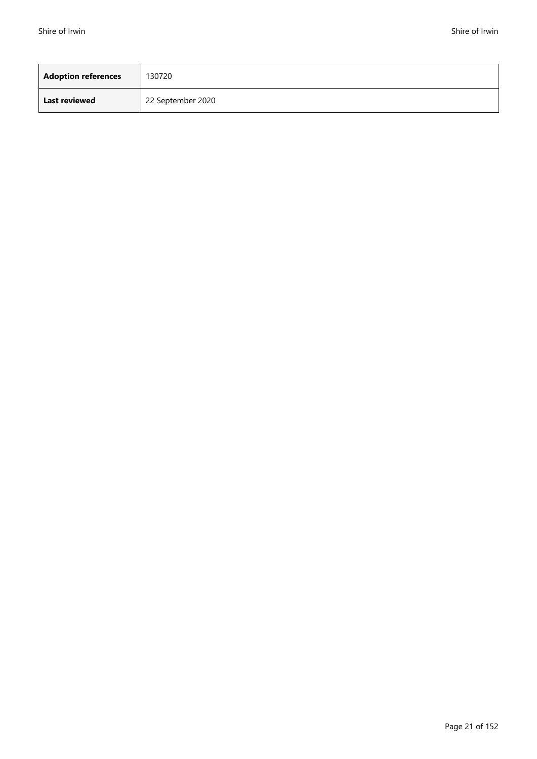| **Adoption references** | 130720 |
| --- | --- |
| **Last reviewed** | 22 September 2020 |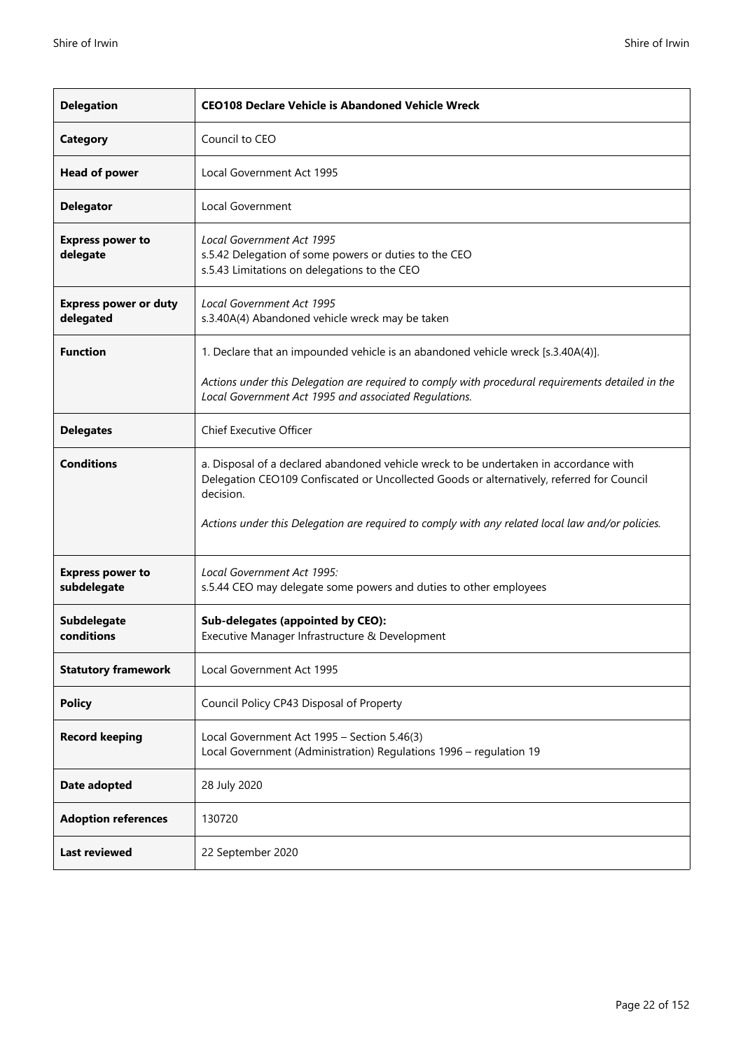| **Delegation** | **CEO108 Declare Vehicle is Abandoned Vehicle Wreck** |
|---|---|
| **Category** | Council to CEO |
| **Head of power** | Local Government Act 1995 |
| **Delegator** | Local Government |
| **Express power to delegate** | *Local Government Act 1995*<br>s.5.42 Delegation of some powers or duties to the CEO<br>s.5.43 Limitations on delegations to the CEO |
| **Express power or duty delegated** | *Local Government Act 1995*<br>s.3.40A(4) Abandoned vehicle wreck may be taken |
| **Function** | 1. Declare that an impounded vehicle is an abandoned vehicle wreck [s.3.40A(4)].<br><br>*Actions under this Delegation are required to comply with procedural requirements detailed in the Local Government Act 1995 and associated Regulations.* |
| **Delegates** | Chief Executive Officer |
| **Conditions** | a. Disposal of a declared abandoned vehicle wreck to be undertaken in accordance with Delegation CEO109 Confiscated or Uncollected Goods or alternatively, referred for Council decision.<br><br>*Actions under this Delegation are required to comply with any related local law and/or policies.* |
| **Express power to subdelegate** | *Local Government Act 1995:*<br>s.5.44 CEO may delegate some powers and duties to other employees |
| **Subdelegate conditions** | **Sub-delegates (appointed by CEO):**<br>Executive Manager Infrastructure & Development |
| **Statutory framework** | Local Government Act 1995 |
| **Policy** | Council Policy CP43 Disposal of Property |
| **Record keeping** | Local Government Act 1995 – Section 5.46(3)<br>Local Government (Administration) Regulations 1996 – regulation 19 |
| **Date adopted** | 28 July 2020 |
| **Adoption references** | 130720 |
| **Last reviewed** | 22 September 2020 |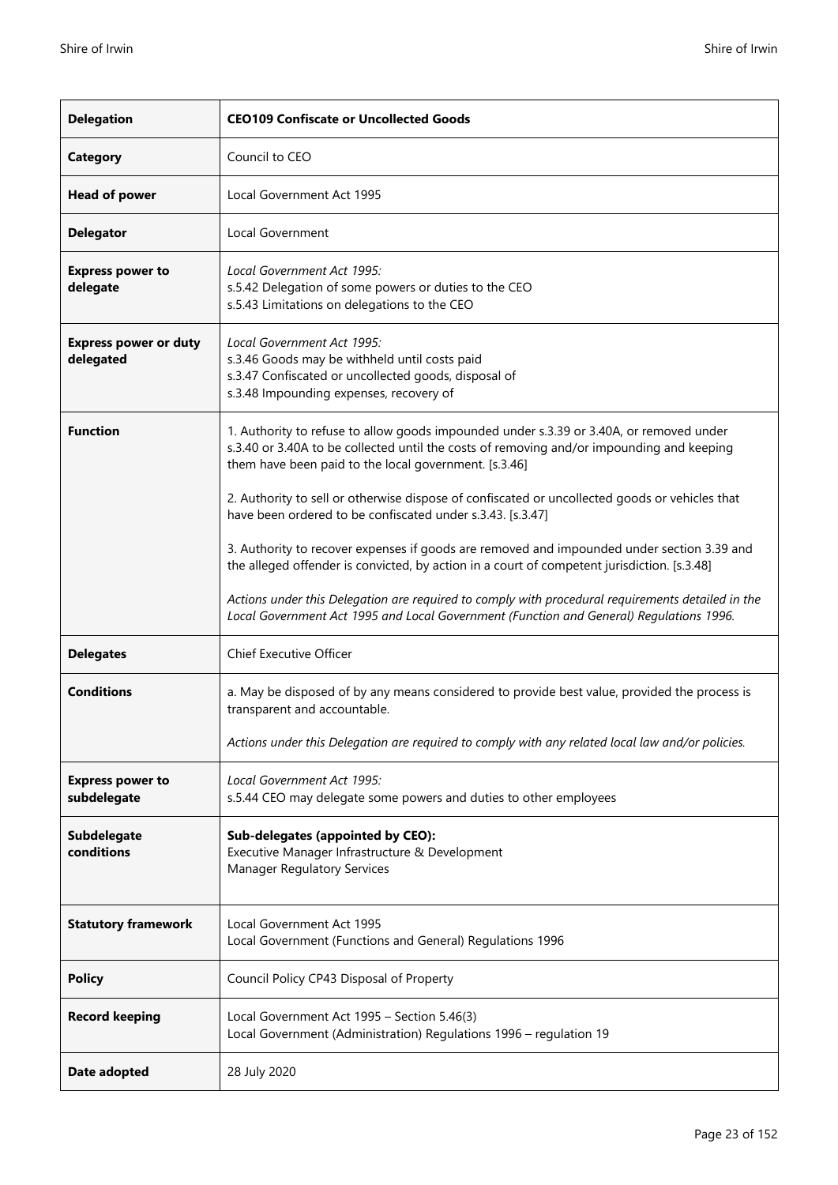| **Delegation** | **CEO109 Confiscate or Uncollected Goods** |
|---|---|
| **Category** | Council to CEO |
| **Head of power** | Local Government Act 1995 |
| **Delegator** | Local Government |
| **Express power to delegate** | *Local Government Act 1995:*<br>s.5.42 Delegation of some powers or duties to the CEO<br>s.5.43 Limitations on delegations to the CEO |
| **Express power or duty delegated** | *Local Government Act 1995:*<br>s.3.46 Goods may be withheld until costs paid<br>s.3.47 Confiscated or uncollected goods, disposal of<br>s.3.48 Impounding expenses, recovery of |
| **Function** | 1. Authority to refuse to allow goods impounded under s.3.39 or 3.40A, or removed under s.3.40 or 3.40A to be collected until the costs of removing and/or impounding and keeping them have been paid to the local government. [s.3.46]<br><br>2. Authority to sell or otherwise dispose of confiscated or uncollected goods or vehicles that have been ordered to be confiscated under s.3.43. [s.3.47]<br><br>3. Authority to recover expenses if goods are removed and impounded under section 3.39 and the alleged offender is convicted, by action in a court of competent jurisdiction. [s.3.48]<br><br>*Actions under this Delegation are required to comply with procedural requirements detailed in the Local Government Act 1995 and Local Government (Function and General) Regulations 1996.* |
| **Delegates** | Chief Executive Officer |
| **Conditions** | a. May be disposed of by any means considered to provide best value, provided the process is transparent and accountable.<br><br>*Actions under this Delegation are required to comply with any related local law and/or policies.* |
| **Express power to subdelegate** | *Local Government Act 1995:*<br>s.5.44 CEO may delegate some powers and duties to other employees |
| **Subdelegate conditions** | **Sub-delegates (appointed by CEO):**<br>Executive Manager Infrastructure & Development<br>Manager Regulatory Services |
| **Statutory framework** | Local Government Act 1995<br>Local Government (Functions and General) Regulations 1996 |
| **Policy** | Council Policy CP43 Disposal of Property |
| **Record keeping** | Local Government Act 1995 – Section 5.46(3)<br>Local Government (Administration) Regulations 1996 – regulation 19 |
| **Date adopted** | 28 July 2020 |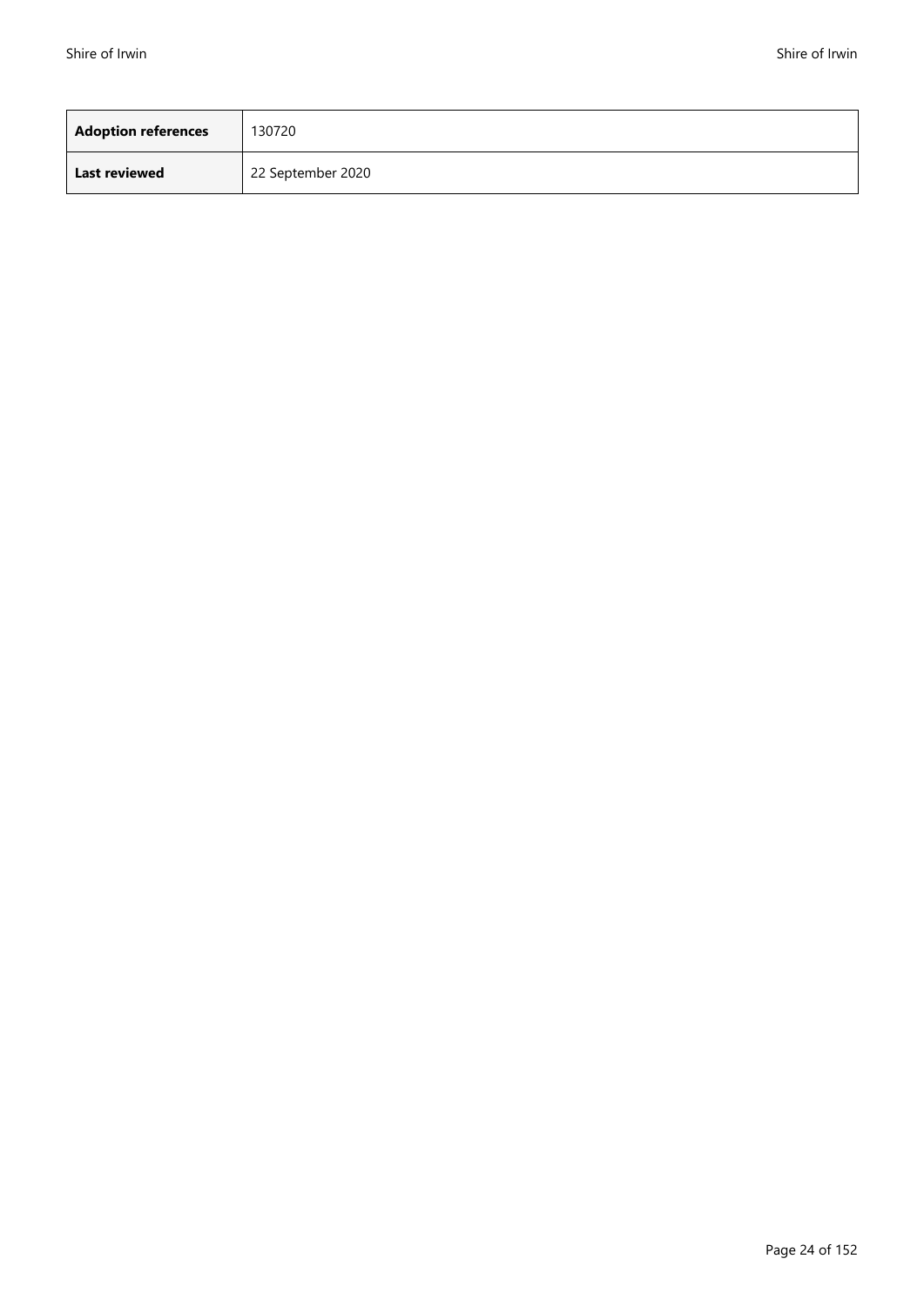| **Adoption references** | 130720 |
| --- | --- |
| **Last reviewed** | 22 September 2020 |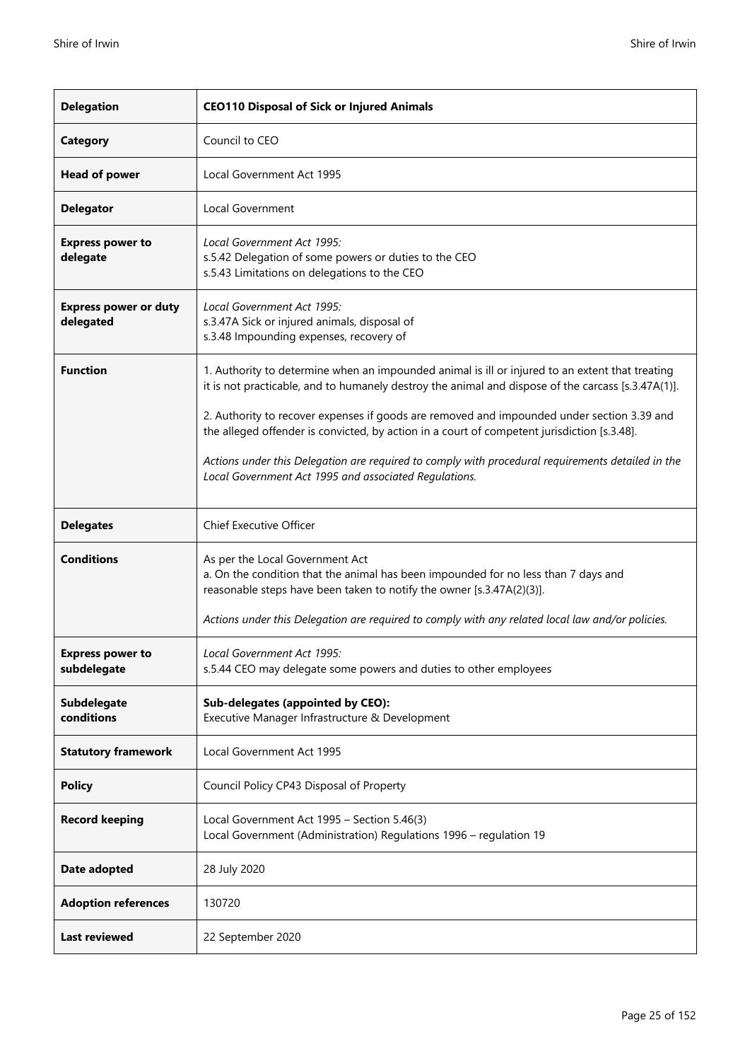| **Delegation** | **CEO110 Disposal of Sick or Injured Animals** |
| --- | --- |
| **Category** | Council to CEO |
| **Head of power** | Local Government Act 1995 |
| **Delegator** | Local Government |
| **Express power to delegate** | *Local Government Act 1995:*<br>s.5.42 Delegation of some powers or duties to the CEO<br>s.5.43 Limitations on delegations to the CEO |
| **Express power or duty delegated** | *Local Government Act 1995:*<br>s.3.47A Sick or injured animals, disposal of<br>s.3.48 Impounding expenses, recovery of |
| **Function** | 1. Authority to determine when an impounded animal is ill or injured to an extent that treating it is not practicable, and to humanely destroy the animal and dispose of the carcass [s.3.47A(1)].<br><br>2. Authority to recover expenses if goods are removed and impounded under section 3.39 and the alleged offender is convicted, by action in a court of competent jurisdiction [s.3.48].<br><br>*Actions under this Delegation are required to comply with procedural requirements detailed in the Local Government Act 1995 and associated Regulations.* |
| **Delegates** | Chief Executive Officer |
| **Conditions** | As per the Local Government Act<br>a. On the condition that the animal has been impounded for no less than 7 days and reasonable steps have been taken to notify the owner [s.3.47A(2)(3)].<br><br>*Actions under this Delegation are required to comply with any related local law and/or policies.* |
| **Express power to subdelegate** | *Local Government Act 1995:*<br>s.5.44 CEO may delegate some powers and duties to other employees |
| **Subdelegate conditions** | **Sub-delegates (appointed by CEO):**<br>Executive Manager Infrastructure & Development |
| **Statutory framework** | Local Government Act 1995 |
| **Policy** | Council Policy CP43 Disposal of Property |
| **Record keeping** | Local Government Act 1995 – Section 5.46(3)<br>Local Government (Administration) Regulations 1996 – regulation 19 |
| **Date adopted** | 28 July 2020 |
| **Adoption references** | 130720 |
| **Last reviewed** | 22 September 2020 |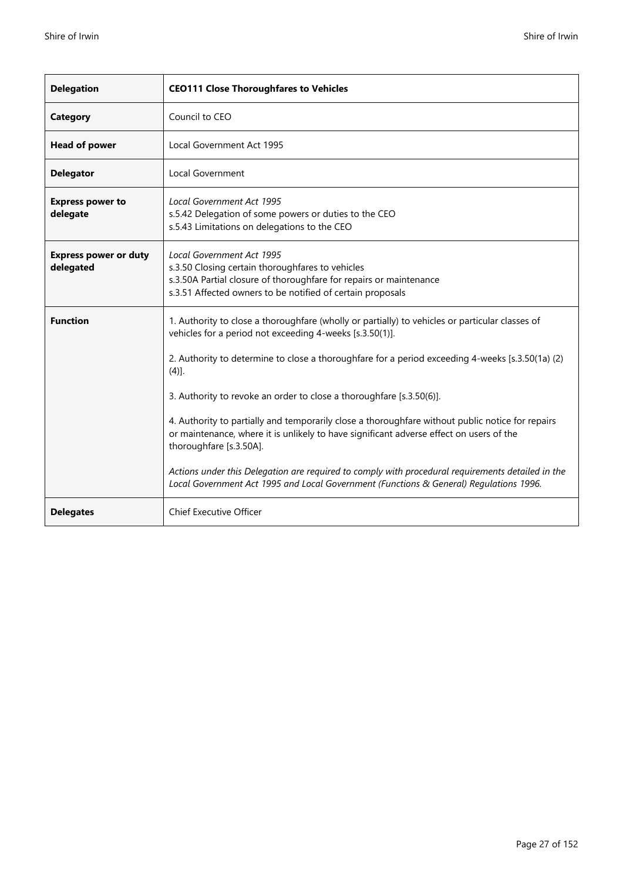| **Delegation** | **CEO111 Close Thoroughfares to Vehicles** |
|---|---|
| **Category** | Council to CEO |
| **Head of power** | Local Government Act 1995 |
| **Delegator** | Local Government |
| **Express power to delegate** | *Local Government Act 1995*<br>s.5.42 Delegation of some powers or duties to the CEO<br>s.5.43 Limitations on delegations to the CEO |
| **Express power or duty delegated** | *Local Government Act 1995*<br>s.3.50 Closing certain thoroughfares to vehicles<br>s.3.50A Partial closure of thoroughfare for repairs or maintenance<br>s.3.51 Affected owners to be notified of certain proposals |
| **Function** | 1. Authority to close a thoroughfare (wholly or partially) to vehicles or particular classes of vehicles for a period not exceeding 4-weeks [s.3.50(1)].<br><br>2. Authority to determine to close a thoroughfare for a period exceeding 4-weeks [s.3.50(1a) (2) (4)].<br><br>3. Authority to revoke an order to close a thoroughfare [s.3.50(6)].<br><br>4. Authority to partially and temporarily close a thoroughfare without public notice for repairs or maintenance, where it is unlikely to have significant adverse effect on users of the thoroughfare [s.3.50A].<br><br>*Actions under this Delegation are required to comply with procedural requirements detailed in the Local Government Act 1995 and Local Government (Functions & General) Regulations 1996.* |
| **Delegates** | Chief Executive Officer |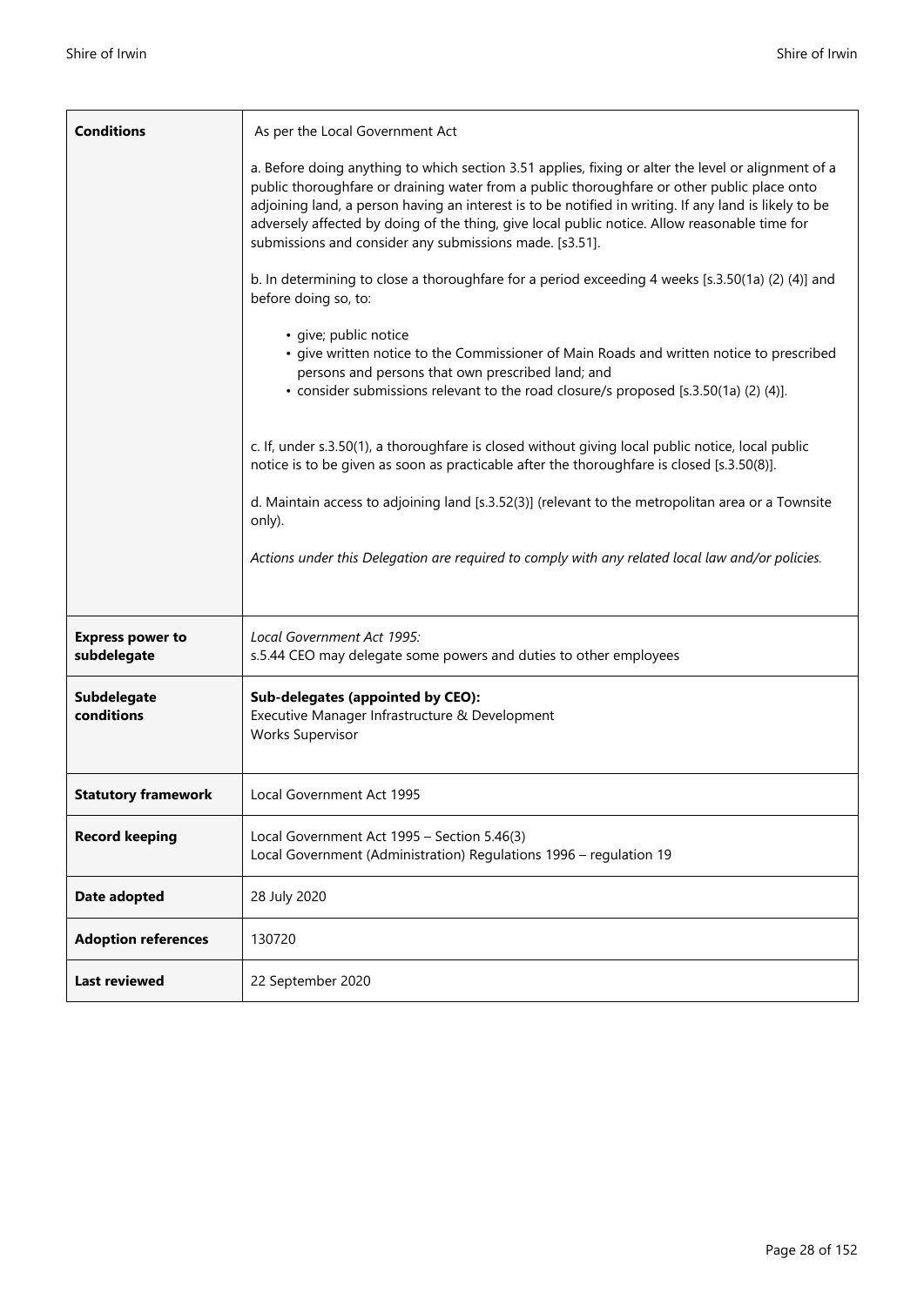| | |
|---|---|
| **Conditions** | As per the Local Government Act<br><br>a. Before doing anything to which section 3.51 applies, fixing or alter the level or alignment of a public thoroughfare or draining water from a public thoroughfare or other public place onto adjoining land, a person having an interest is to be notified in writing. If any land is likely to be adversely affected by doing of the thing, give local public notice. Allow reasonable time for submissions and consider any submissions made. [s3.51].<br><br>b. In determining to close a thoroughfare for a period exceeding 4 weeks [s.3.50(1a) (2) (4)] and before doing so, to:<br><br>• give; public notice<br>• give written notice to the Commissioner of Main Roads and written notice to prescribed persons and persons that own prescribed land; and<br>• consider submissions relevant to the road closure/s proposed [s.3.50(1a) (2) (4)].<br><br>c. If, under s.3.50(1), a thoroughfare is closed without giving local public notice, local public notice is to be given as soon as practicable after the thoroughfare is closed [s.3.50(8)].<br><br>d. Maintain access to adjoining land [s.3.52(3)] (relevant to the metropolitan area or a Townsite only).<br><br>*Actions under this Delegation are required to comply with any related local law and/or policies.* |
| **Express power to subdelegate** | *Local Government Act 1995:*<br>s.5.44 CEO may delegate some powers and duties to other employees |
| **Subdelegate conditions** | **Sub-delegates (appointed by CEO):**<br>Executive Manager Infrastructure & Development<br>Works Supervisor |
| **Statutory framework** | Local Government Act 1995 |
| **Record keeping** | Local Government Act 1995 – Section 5.46(3)<br>Local Government (Administration) Regulations 1996 – regulation 19 |
| **Date adopted** | 28 July 2020 |
| **Adoption references** | 130720 |
| **Last reviewed** | 22 September 2020 |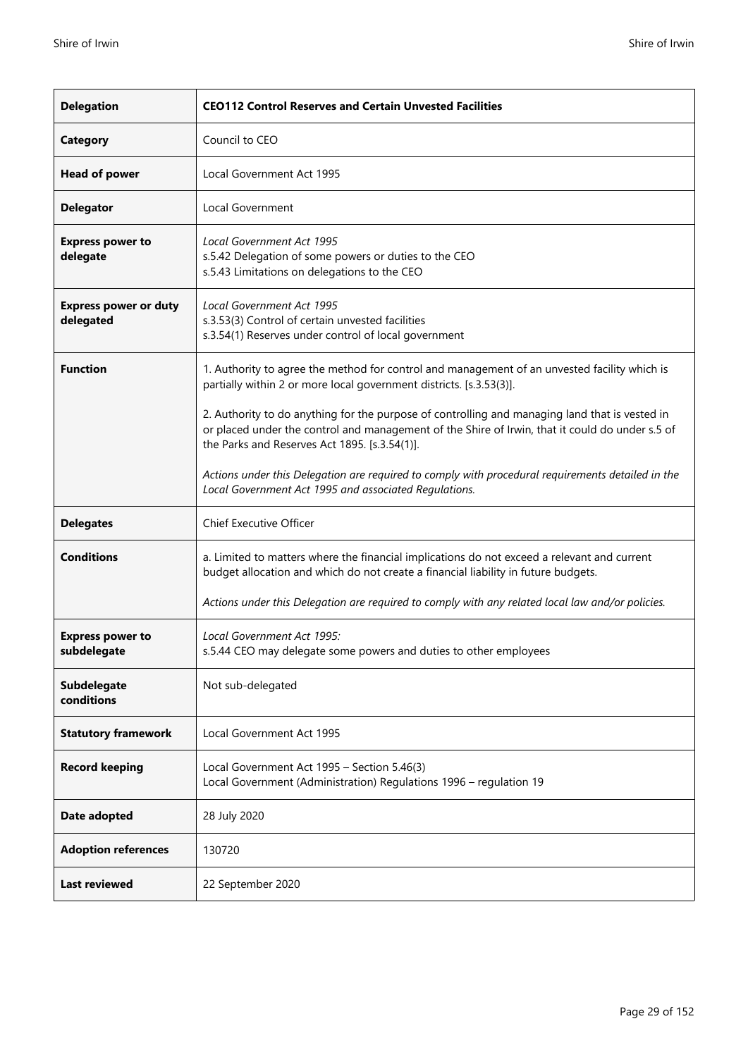| **Delegation** | **CEO112 Control Reserves and Certain Unvested Facilities** |
|---|---|
| **Category** | Council to CEO |
| **Head of power** | Local Government Act 1995 |
| **Delegator** | Local Government |
| **Express power to delegate** | *Local Government Act 1995*<br>s.5.42 Delegation of some powers or duties to the CEO<br>s.5.43 Limitations on delegations to the CEO |
| **Express power or duty delegated** | *Local Government Act 1995*<br>s.3.53(3) Control of certain unvested facilities<br>s.3.54(1) Reserves under control of local government |
| **Function** | 1. Authority to agree the method for control and management of an unvested facility which is partially within 2 or more local government districts. [s.3.53(3)].<br><br>2. Authority to do anything for the purpose of controlling and managing land that is vested in or placed under the control and management of the Shire of Irwin, that it could do under s.5 of the Parks and Reserves Act 1895. [s.3.54(1)].<br><br>*Actions under this Delegation are required to comply with procedural requirements detailed in the Local Government Act 1995 and associated Regulations.* |
| **Delegates** | Chief Executive Officer |
| **Conditions** | a. Limited to matters where the financial implications do not exceed a relevant and current budget allocation and which do not create a financial liability in future budgets.<br><br>*Actions under this Delegation are required to comply with any related local law and/or policies.* |
| **Express power to subdelegate** | *Local Government Act 1995:*<br>s.5.44 CEO may delegate some powers and duties to other employees |
| **Subdelegate conditions** | Not sub-delegated |
| **Statutory framework** | Local Government Act 1995 |
| **Record keeping** | Local Government Act 1995 – Section 5.46(3)<br>Local Government (Administration) Regulations 1996 – regulation 19 |
| **Date adopted** | 28 July 2020 |
| **Adoption references** | 130720 |
| **Last reviewed** | 22 September 2020 |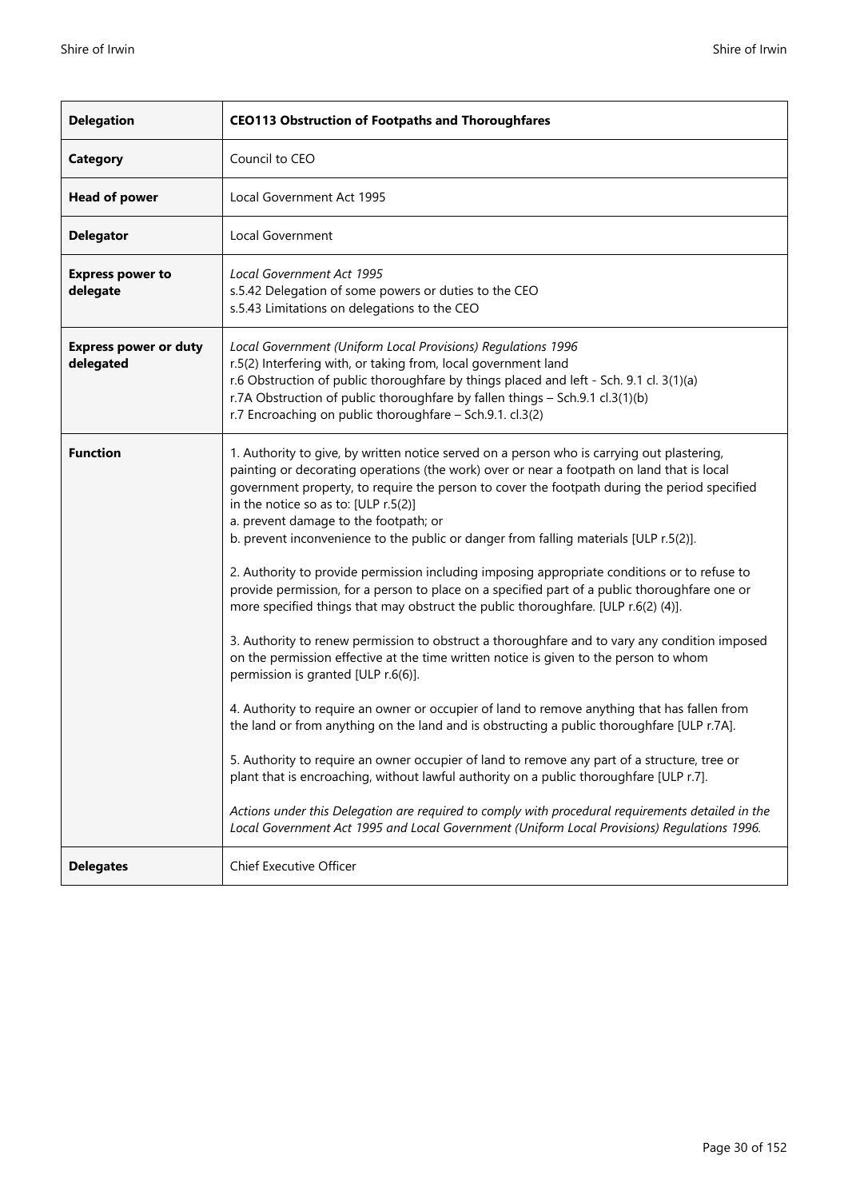| **Delegation** | **CEO113 Obstruction of Footpaths and Thoroughfares** |
| --- | --- |
| **Category** | Council to CEO |
| **Head of power** | Local Government Act 1995 |
| **Delegator** | Local Government |
| **Express power to delegate** | *Local Government Act 1995*<br>s.5.42 Delegation of some powers or duties to the CEO<br>s.5.43 Limitations on delegations to the CEO |
| **Express power or duty delegated** | *Local Government (Uniform Local Provisions) Regulations 1996*<br>r.5(2) Interfering with, or taking from, local government land<br>r.6 Obstruction of public thoroughfare by things placed and left - Sch. 9.1 cl. 3(1)(a)<br>r.7A Obstruction of public thoroughfare by fallen things – Sch.9.1 cl.3(1)(b)<br>r.7 Encroaching on public thoroughfare – Sch.9.1. cl.3(2) |
| **Function** | 1. Authority to give, by written notice served on a person who is carrying out plastering, painting or decorating operations (the work) over or near a footpath on land that is local government property, to require the person to cover the footpath during the period specified in the notice so as to: [ULP r.5(2)]<br>a. prevent damage to the footpath; or<br>b. prevent inconvenience to the public or danger from falling materials [ULP r.5(2)].<br><br>2. Authority to provide permission including imposing appropriate conditions or to refuse to provide permission, for a person to place on a specified part of a public thoroughfare one or more specified things that may obstruct the public thoroughfare. [ULP r.6(2) (4)].<br><br>3. Authority to renew permission to obstruct a thoroughfare and to vary any condition imposed on the permission effective at the time written notice is given to the person to whom permission is granted [ULP r.6(6)].<br><br>4. Authority to require an owner or occupier of land to remove anything that has fallen from the land or from anything on the land and is obstructing a public thoroughfare [ULP r.7A].<br><br>5. Authority to require an owner occupier of land to remove any part of a structure, tree or plant that is encroaching, without lawful authority on a public thoroughfare [ULP r.7].<br><br>*Actions under this Delegation are required to comply with procedural requirements detailed in the Local Government Act 1995 and Local Government (Uniform Local Provisions) Regulations 1996.* |
| **Delegates** | Chief Executive Officer |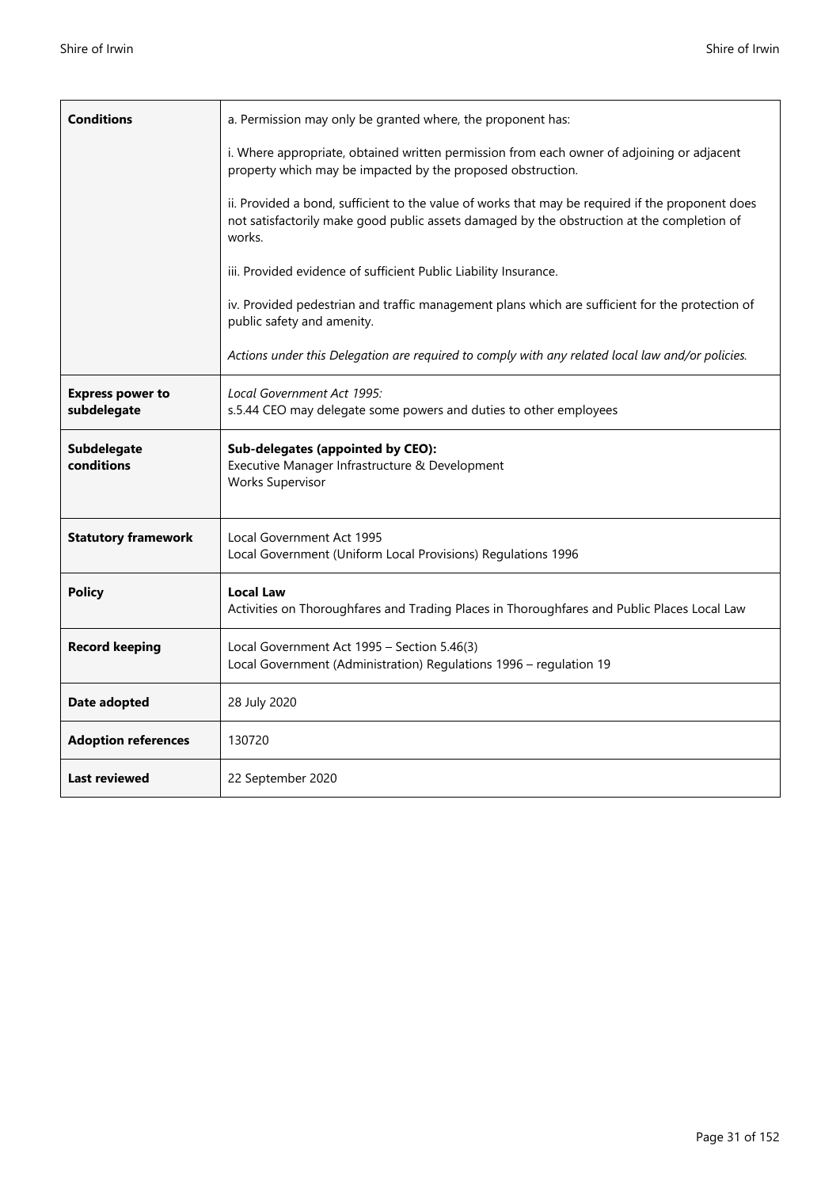| **Conditions** | a. Permission may only be granted where, the proponent has:<br><br>i. Where appropriate, obtained written permission from each owner of adjoining or adjacent property which may be impacted by the proposed obstruction.<br><br>ii. Provided a bond, sufficient to the value of works that may be required if the proponent does not satisfactorily make good public assets damaged by the obstruction at the completion of works.<br><br>iii. Provided evidence of sufficient Public Liability Insurance.<br><br>iv. Provided pedestrian and traffic management plans which are sufficient for the protection of public safety and amenity.<br><br>*Actions under this Delegation are required to comply with any related local law and/or policies.* |
|---|---|
| **Express power to subdelegate** | *Local Government Act 1995:*<br>s.5.44 CEO may delegate some powers and duties to other employees |
| **Subdelegate conditions** | **Sub-delegates (appointed by CEO):**<br>Executive Manager Infrastructure & Development<br>Works Supervisor |
| **Statutory framework** | Local Government Act 1995<br>Local Government (Uniform Local Provisions) Regulations 1996 |
| **Policy** | **Local Law**<br>Activities on Thoroughfares and Trading Places in Thoroughfares and Public Places Local Law |
| **Record keeping** | Local Government Act 1995 – Section 5.46(3)<br>Local Government (Administration) Regulations 1996 – regulation 19 |
| **Date adopted** | 28 July 2020 |
| **Adoption references** | 130720 |
| **Last reviewed** | 22 September 2020 |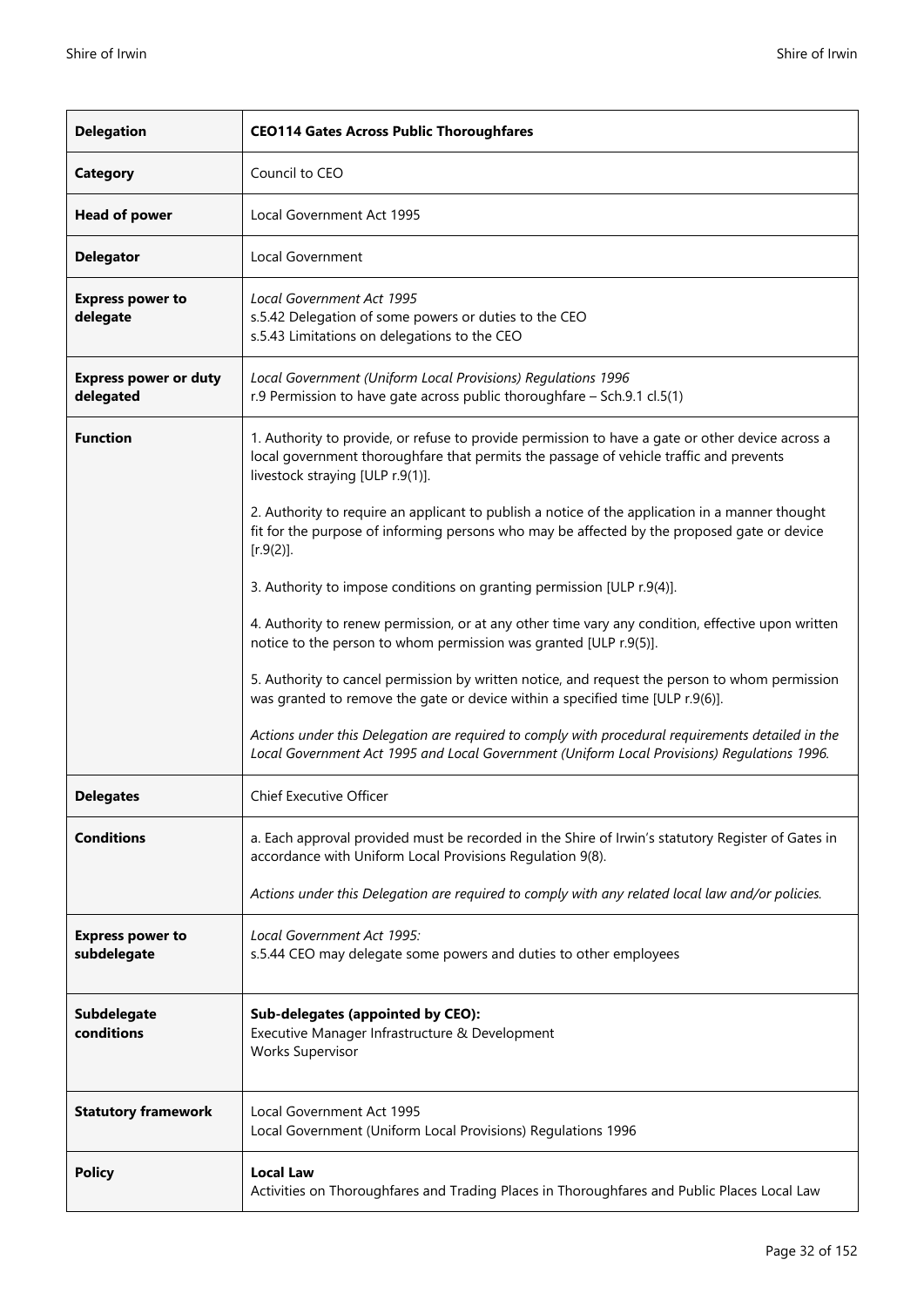| **Delegation** | **CEO114 Gates Across Public Thoroughfares** |
|---|---|
| **Category** | Council to CEO |
| **Head of power** | Local Government Act 1995 |
| **Delegator** | Local Government |
| **Express power to delegate** | *Local Government Act 1995*<br>s.5.42 Delegation of some powers or duties to the CEO<br>s.5.43 Limitations on delegations to the CEO |
| **Express power or duty delegated** | *Local Government (Uniform Local Provisions) Regulations 1996*<br>r.9 Permission to have gate across public thoroughfare – Sch.9.1 cl.5(1) |
| **Function** | 1. Authority to provide, or refuse to provide permission to have a gate or other device across a local government thoroughfare that permits the passage of vehicle traffic and prevents livestock straying [ULP r.9(1)].<br><br>2. Authority to require an applicant to publish a notice of the application in a manner thought fit for the purpose of informing persons who may be affected by the proposed gate or device [r.9(2)].<br><br>3. Authority to impose conditions on granting permission [ULP r.9(4)].<br><br>4. Authority to renew permission, or at any other time vary any condition, effective upon written notice to the person to whom permission was granted [ULP r.9(5)].<br><br>5. Authority to cancel permission by written notice, and request the person to whom permission was granted to remove the gate or device within a specified time [ULP r.9(6)].<br><br>*Actions under this Delegation are required to comply with procedural requirements detailed in the Local Government Act 1995 and Local Government (Uniform Local Provisions) Regulations 1996.* |
| **Delegates** | Chief Executive Officer |
| **Conditions** | a. Each approval provided must be recorded in the Shire of Irwin's statutory Register of Gates in accordance with Uniform Local Provisions Regulation 9(8).<br><br>*Actions under this Delegation are required to comply with any related local law and/or policies.* |
| **Express power to subdelegate** | *Local Government Act 1995:*<br>s.5.44 CEO may delegate some powers and duties to other employees |
| **Subdelegate conditions** | **Sub-delegates (appointed by CEO):**<br>Executive Manager Infrastructure & Development<br>Works Supervisor |
| **Statutory framework** | Local Government Act 1995<br>Local Government (Uniform Local Provisions) Regulations 1996 |
| **Policy** | **Local Law**<br>Activities on Thoroughfares and Trading Places in Thoroughfares and Public Places Local Law |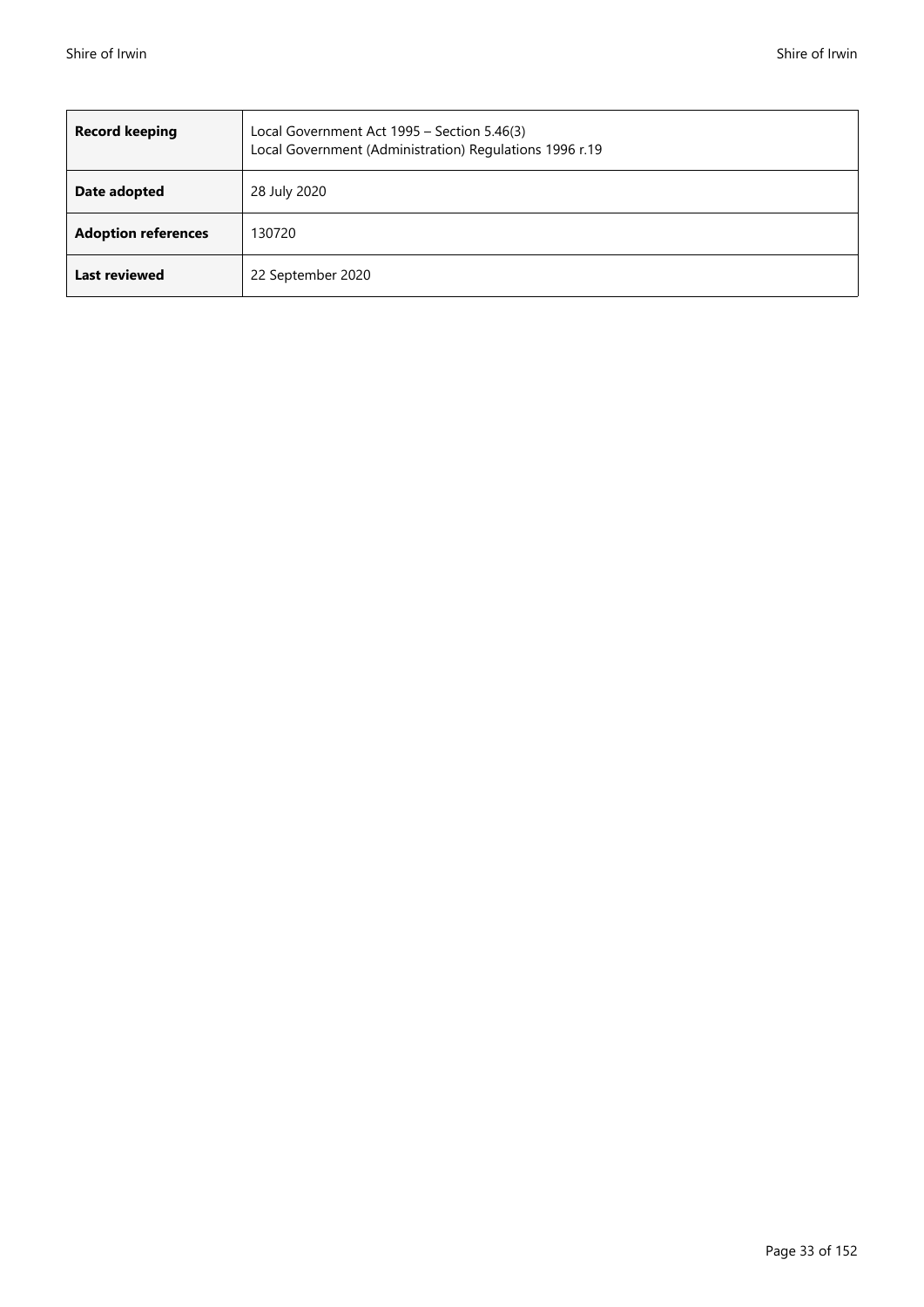| **Record keeping** | Local Government Act 1995 – Section 5.46(3)<br>Local Government (Administration) Regulations 1996 r.19 |
|---|---|
| **Date adopted** | 28 July 2020 |
| **Adoption references** | 130720 |
| **Last reviewed** | 22 September 2020 |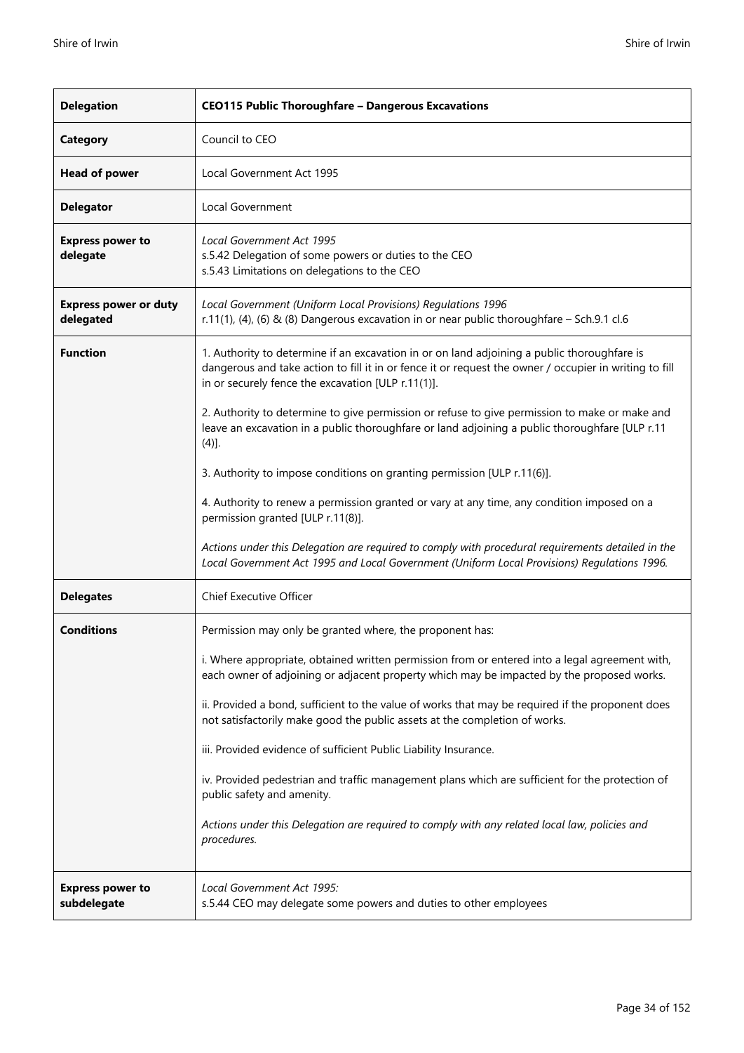| **Delegation** | **CEO115 Public Thoroughfare – Dangerous Excavations** |
|---|---|
| **Category** | Council to CEO |
| **Head of power** | Local Government Act 1995 |
| **Delegator** | Local Government |
| **Express power to delegate** | *Local Government Act 1995*<br>s.5.42 Delegation of some powers or duties to the CEO<br>s.5.43 Limitations on delegations to the CEO |
| **Express power or duty delegated** | *Local Government (Uniform Local Provisions) Regulations 1996*<br>r.11(1), (4), (6) & (8) Dangerous excavation in or near public thoroughfare – Sch.9.1 cl.6 |
| **Function** | 1. Authority to determine if an excavation in or on land adjoining a public thoroughfare is dangerous and take action to fill it in or fence it or request the owner / occupier in writing to fill in or securely fence the excavation [ULP r.11(1)].<br><br>2. Authority to determine to give permission or refuse to give permission to make or make and leave an excavation in a public thoroughfare or land adjoining a public thoroughfare [ULP r.11 (4)].<br><br>3. Authority to impose conditions on granting permission [ULP r.11(6)].<br><br>4. Authority to renew a permission granted or vary at any time, any condition imposed on a permission granted [ULP r.11(8)].<br><br>*Actions under this Delegation are required to comply with procedural requirements detailed in the Local Government Act 1995 and Local Government (Uniform Local Provisions) Regulations 1996.* |
| **Delegates** | Chief Executive Officer |
| **Conditions** | Permission may only be granted where, the proponent has:<br><br>i. Where appropriate, obtained written permission from or entered into a legal agreement with, each owner of adjoining or adjacent property which may be impacted by the proposed works.<br><br>ii. Provided a bond, sufficient to the value of works that may be required if the proponent does not satisfactorily make good the public assets at the completion of works.<br><br>iii. Provided evidence of sufficient Public Liability Insurance.<br><br>iv. Provided pedestrian and traffic management plans which are sufficient for the protection of public safety and amenity.<br><br>*Actions under this Delegation are required to comply with any related local law, policies and procedures.* |
| **Express power to subdelegate** | *Local Government Act 1995:*<br>s.5.44 CEO may delegate some powers and duties to other employees |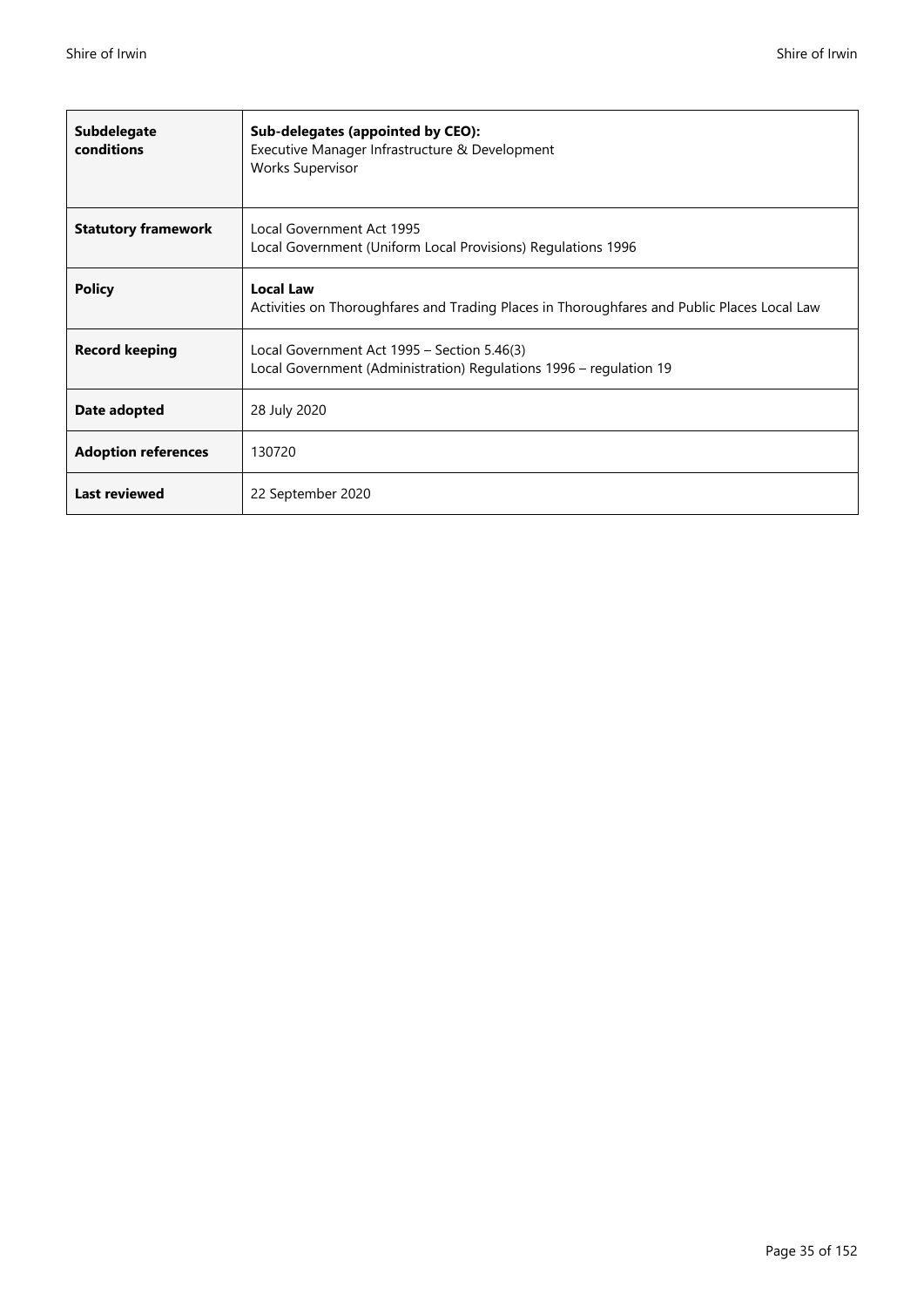| | |
|---|---|
| **Subdelegate conditions** | **Sub-delegates (appointed by CEO):**<br>Executive Manager Infrastructure & Development<br>Works Supervisor |
| **Statutory framework** | Local Government Act 1995<br>Local Government (Uniform Local Provisions) Regulations 1996 |
| **Policy** | **Local Law**<br>Activities on Thoroughfares and Trading Places in Thoroughfares and Public Places Local Law |
| **Record keeping** | Local Government Act 1995 – Section 5.46(3)<br>Local Government (Administration) Regulations 1996 – regulation 19 |
| **Date adopted** | 28 July 2020 |
| **Adoption references** | 130720 |
| **Last reviewed** | 22 September 2020 |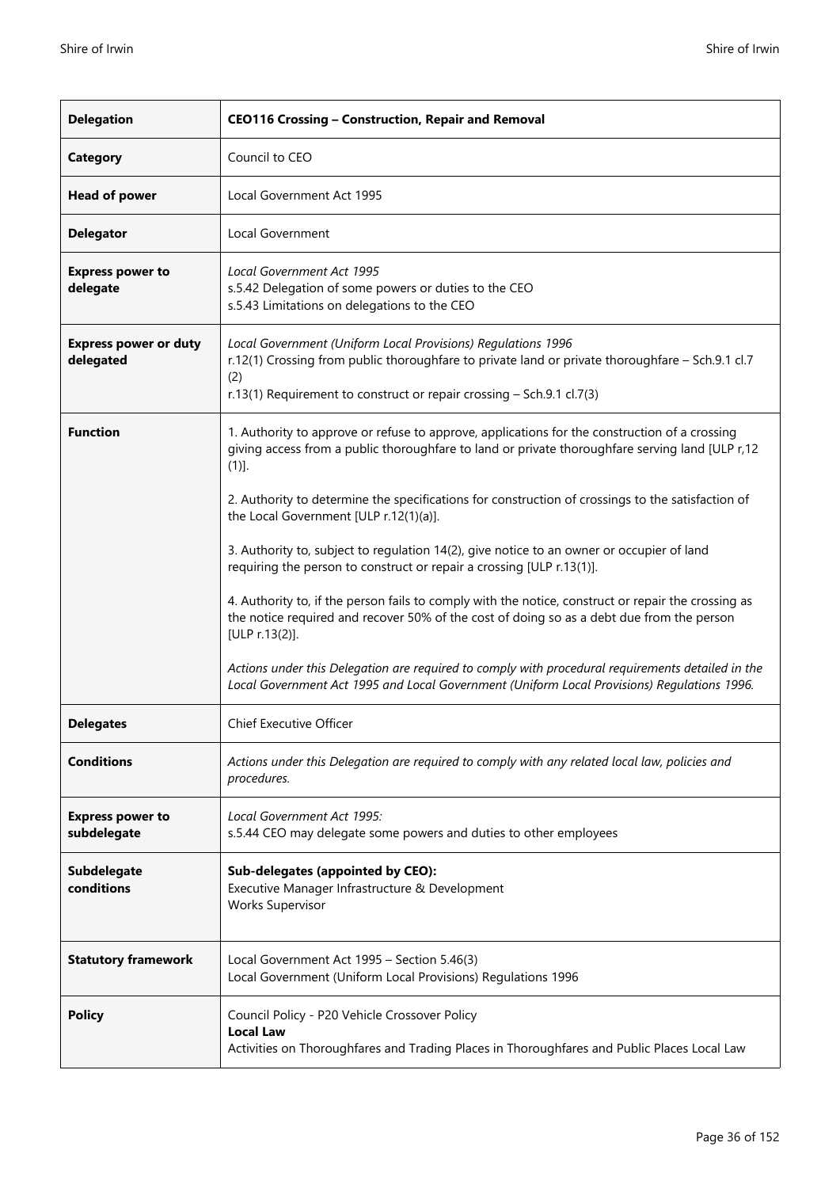| Delegation | CEO116 Crossing – Construction, Repair and Removal |
|---|---|
| **Category** | Council to CEO |
| **Head of power** | Local Government Act 1995 |
| **Delegator** | Local Government |
| **Express power to delegate** | *Local Government Act 1995*<br>s.5.42 Delegation of some powers or duties to the CEO<br>s.5.43 Limitations on delegations to the CEO |
| **Express power or duty delegated** | *Local Government (Uniform Local Provisions) Regulations 1996*<br>r.12(1) Crossing from public thoroughfare to private land or private thoroughfare – Sch.9.1 cl.7 (2)<br>r.13(1) Requirement to construct or repair crossing – Sch.9.1 cl.7(3) |
| **Function** | 1. Authority to approve or refuse to approve, applications for the construction of a crossing giving access from a public thoroughfare to land or private thoroughfare serving land [ULP r,12 (1)].<br><br>2. Authority to determine the specifications for construction of crossings to the satisfaction of the Local Government [ULP r.12(1)(a)].<br><br>3. Authority to, subject to regulation 14(2), give notice to an owner or occupier of land requiring the person to construct or repair a crossing [ULP r.13(1)].<br><br>4. Authority to, if the person fails to comply with the notice, construct or repair the crossing as the notice required and recover 50% of the cost of doing so as a debt due from the person [ULP r.13(2)].<br><br>*Actions under this Delegation are required to comply with procedural requirements detailed in the Local Government Act 1995 and Local Government (Uniform Local Provisions) Regulations 1996.* |
| **Delegates** | Chief Executive Officer |
| **Conditions** | *Actions under this Delegation are required to comply with any related local law, policies and procedures.* |
| **Express power to subdelegate** | *Local Government Act 1995:*<br>s.5.44 CEO may delegate some powers and duties to other employees |
| **Subdelegate conditions** | **Sub-delegates (appointed by CEO):**<br>Executive Manager Infrastructure & Development<br>Works Supervisor |
| **Statutory framework** | Local Government Act 1995 – Section 5.46(3)<br>Local Government (Uniform Local Provisions) Regulations 1996 |
| **Policy** | Council Policy - P20 Vehicle Crossover Policy<br>**Local Law**<br>Activities on Thoroughfares and Trading Places in Thoroughfares and Public Places Local Law |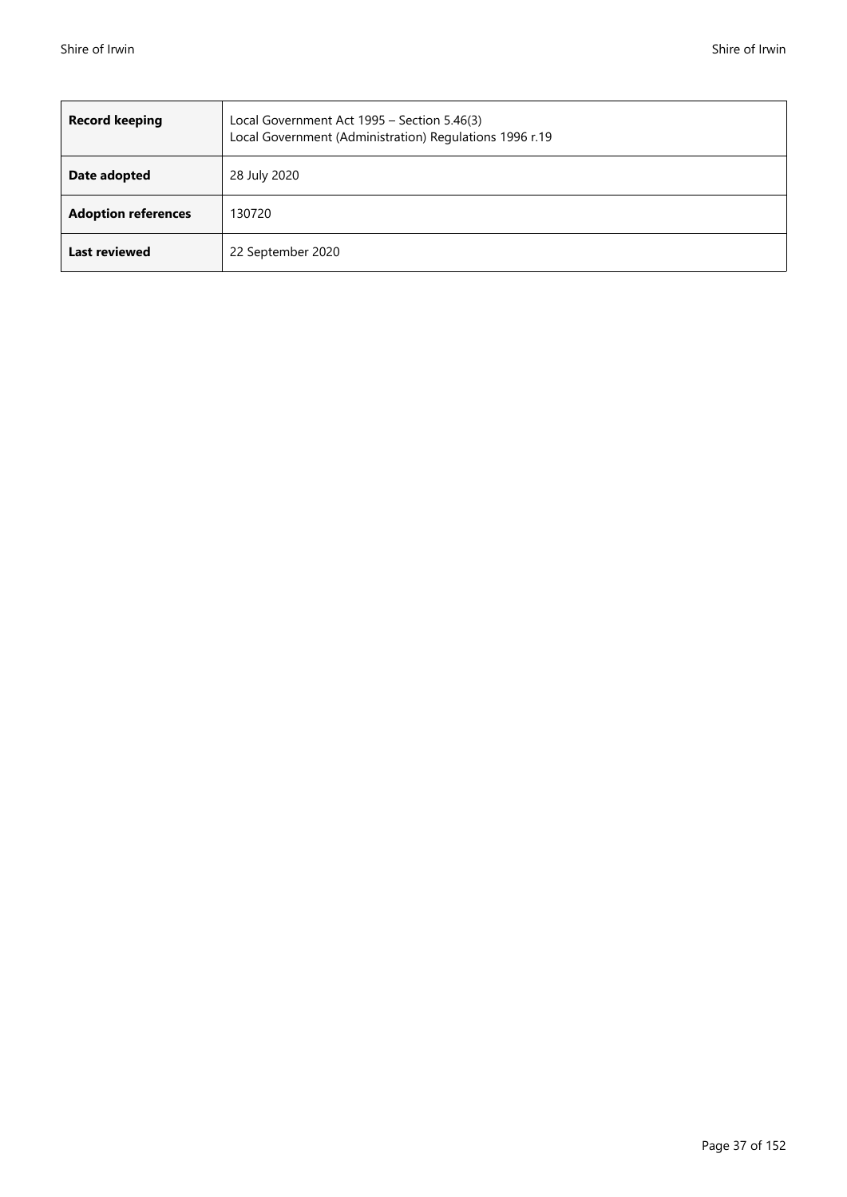| **Record keeping** | Local Government Act 1995 – Section 5.46(3)<br>Local Government (Administration) Regulations 1996 r.19 |
|---|---|
| **Date adopted** | 28 July 2020 |
| **Adoption references** | 130720 |
| **Last reviewed** | 22 September 2020 |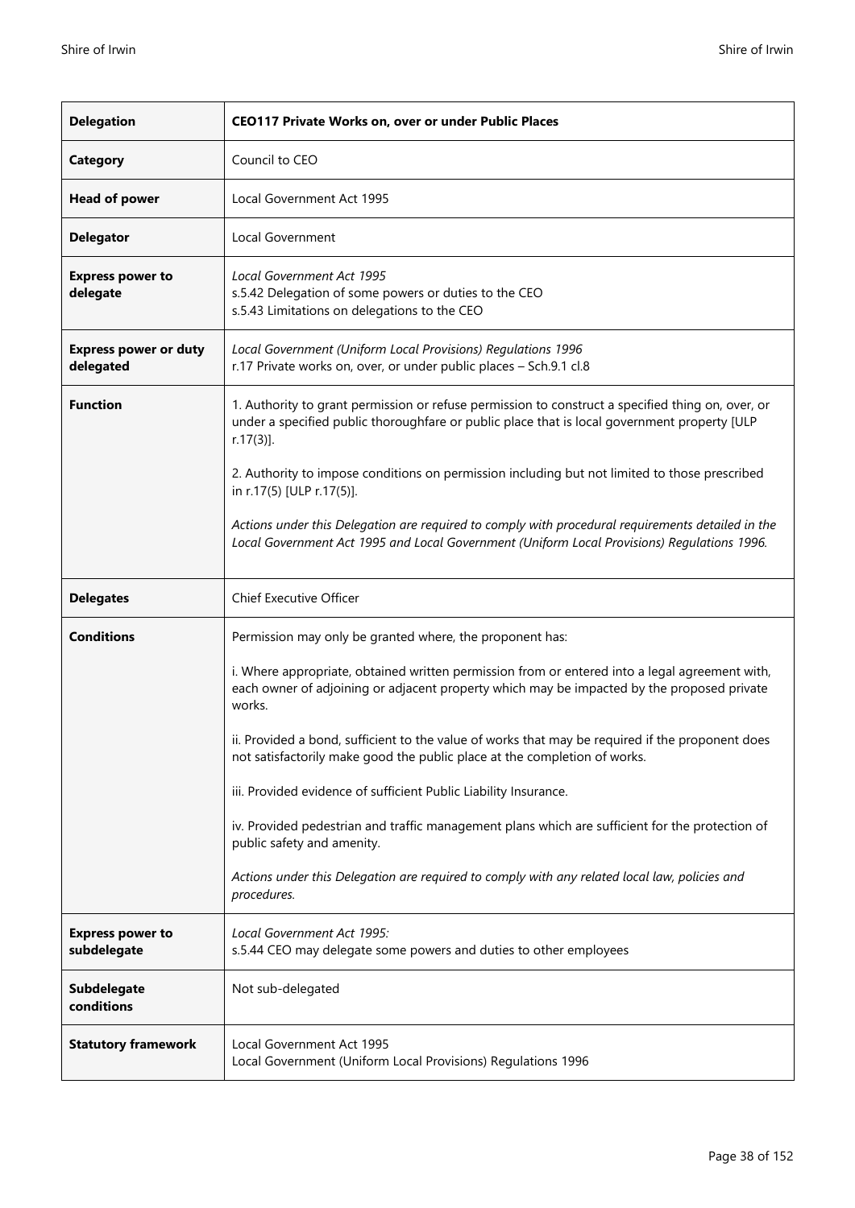| **Delegation** | **CEO117 Private Works on, over or under Public Places** |
|---|---|
| **Category** | Council to CEO |
| **Head of power** | Local Government Act 1995 |
| **Delegator** | Local Government |
| **Express power to delegate** | *Local Government Act 1995*<br>s.5.42 Delegation of some powers or duties to the CEO<br>s.5.43 Limitations on delegations to the CEO |
| **Express power or duty delegated** | *Local Government (Uniform Local Provisions) Regulations 1996*<br>r.17 Private works on, over, or under public places – Sch.9.1 cl.8 |
| **Function** | 1. Authority to grant permission or refuse permission to construct a specified thing on, over, or under a specified public thoroughfare or public place that is local government property [ULP r.17(3)].<br><br>2. Authority to impose conditions on permission including but not limited to those prescribed in r.17(5) [ULP r.17(5)].<br><br>*Actions under this Delegation are required to comply with procedural requirements detailed in the Local Government Act 1995 and Local Government (Uniform Local Provisions) Regulations 1996.* |
| **Delegates** | Chief Executive Officer |
| **Conditions** | Permission may only be granted where, the proponent has:<br><br>i. Where appropriate, obtained written permission from or entered into a legal agreement with, each owner of adjoining or adjacent property which may be impacted by the proposed private works.<br><br>ii. Provided a bond, sufficient to the value of works that may be required if the proponent does not satisfactorily make good the public place at the completion of works.<br><br>iii. Provided evidence of sufficient Public Liability Insurance.<br><br>iv. Provided pedestrian and traffic management plans which are sufficient for the protection of public safety and amenity.<br><br>*Actions under this Delegation are required to comply with any related local law, policies and procedures.* |
| **Express power to subdelegate** | *Local Government Act 1995:*<br>s.5.44 CEO may delegate some powers and duties to other employees |
| **Subdelegate conditions** | Not sub-delegated |
| **Statutory framework** | Local Government Act 1995<br>Local Government (Uniform Local Provisions) Regulations 1996 |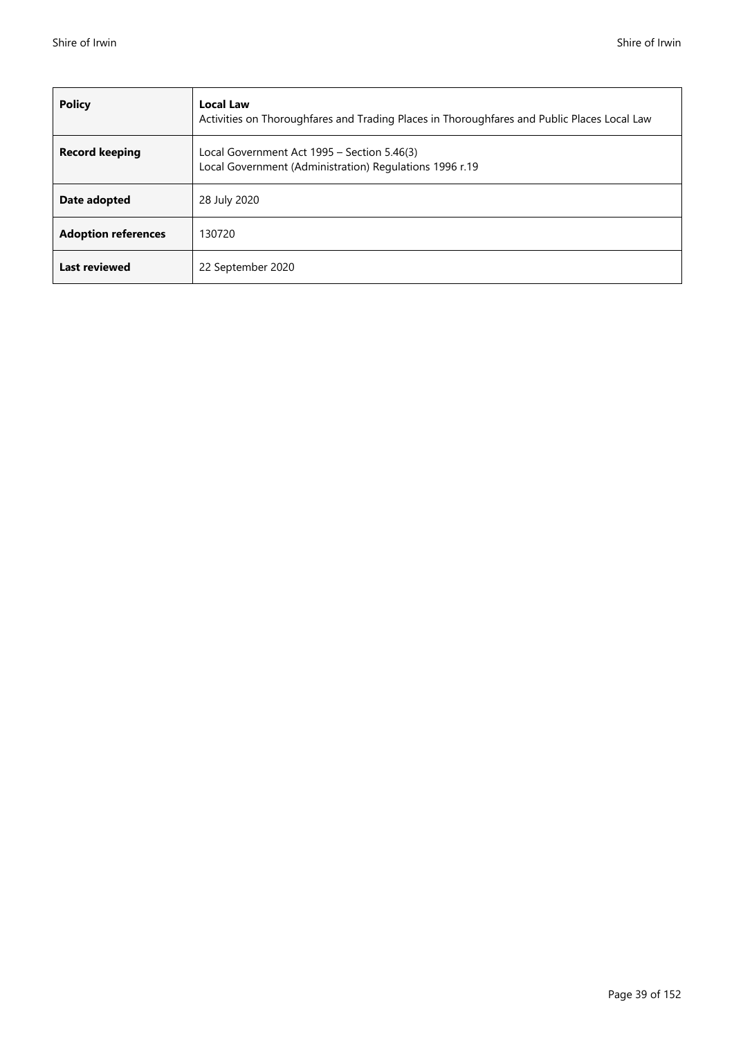| **Policy** | **Local Law**<br>Activities on Thoroughfares and Trading Places in Thoroughfares and Public Places Local Law |
|---|---|
| **Record keeping** | Local Government Act 1995 – Section 5.46(3)<br>Local Government (Administration) Regulations 1996 r.19 |
| **Date adopted** | 28 July 2020 |
| **Adoption references** | 130720 |
| **Last reviewed** | 22 September 2020 |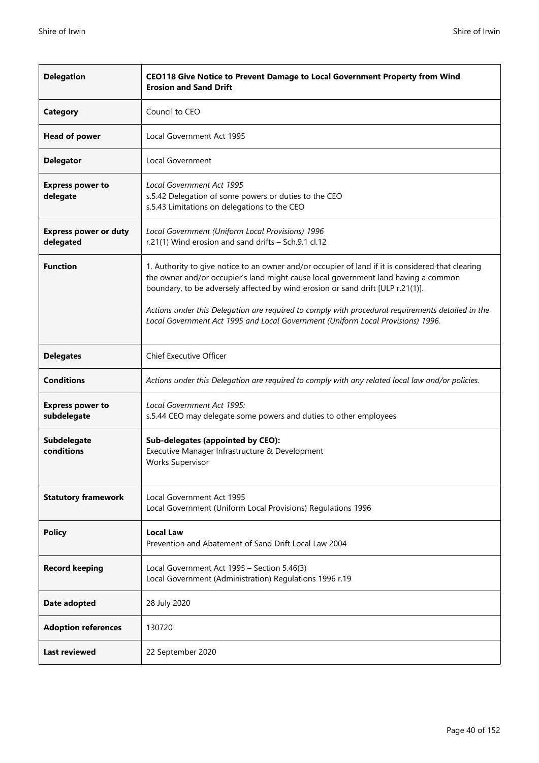| **Delegation** | **CEO118 Give Notice to Prevent Damage to Local Government Property from Wind Erosion and Sand Drift** |
|---|---|
| **Category** | Council to CEO |
| **Head of power** | Local Government Act 1995 |
| **Delegator** | Local Government |
| **Express power to delegate** | *Local Government Act 1995*<br>s.5.42 Delegation of some powers or duties to the CEO<br>s.5.43 Limitations on delegations to the CEO |
| **Express power or duty delegated** | *Local Government (Uniform Local Provisions) 1996*<br>r.21(1) Wind erosion and sand drifts – Sch.9.1 cl.12 |
| **Function** | 1. Authority to give notice to an owner and/or occupier of land if it is considered that clearing the owner and/or occupier's land might cause local government land having a common boundary, to be adversely affected by wind erosion or sand drift [ULP r.21(1)].<br><br>*Actions under this Delegation are required to comply with procedural requirements detailed in the Local Government Act 1995 and Local Government (Uniform Local Provisions) 1996.* |
| **Delegates** | Chief Executive Officer |
| **Conditions** | *Actions under this Delegation are required to comply with any related local law and/or policies.* |
| **Express power to subdelegate** | *Local Government Act 1995:*<br>s.5.44 CEO may delegate some powers and duties to other employees |
| **Subdelegate conditions** | **Sub-delegates (appointed by CEO):**<br>Executive Manager Infrastructure & Development<br>Works Supervisor |
| **Statutory framework** | Local Government Act 1995<br>Local Government (Uniform Local Provisions) Regulations 1996 |
| **Policy** | **Local Law**<br>Prevention and Abatement of Sand Drift Local Law 2004 |
| **Record keeping** | Local Government Act 1995 – Section 5.46(3)<br>Local Government (Administration) Regulations 1996 r.19 |
| **Date adopted** | 28 July 2020 |
| **Adoption references** | 130720 |
| **Last reviewed** | 22 September 2020 |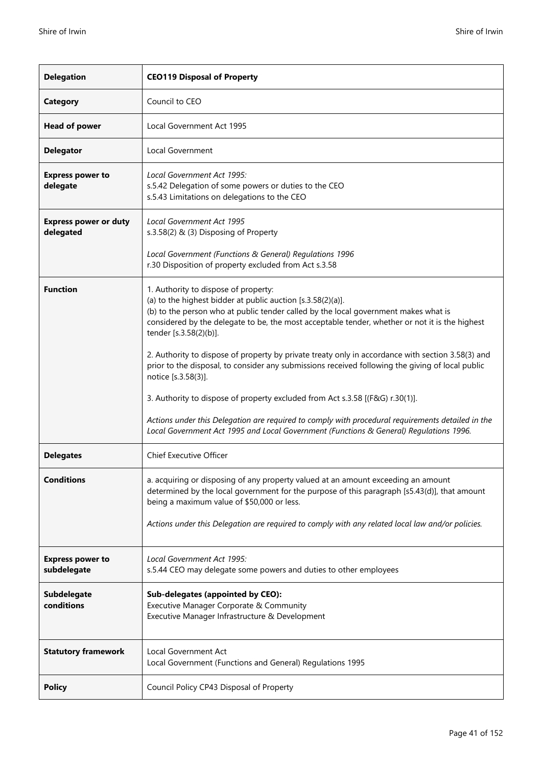| **Delegation** | **CEO119 Disposal of Property** |
|---|---|
| **Category** | Council to CEO |
| **Head of power** | Local Government Act 1995 |
| **Delegator** | Local Government |
| **Express power to delegate** | *Local Government Act 1995:*<br>s.5.42 Delegation of some powers or duties to the CEO<br>s.5.43 Limitations on delegations to the CEO |
| **Express power or duty delegated** | *Local Government Act 1995*<br>s.3.58(2) & (3) Disposing of Property<br><br>*Local Government (Functions & General) Regulations 1996*<br>r.30 Disposition of property excluded from Act s.3.58 |
| **Function** | 1. Authority to dispose of property:<br>(a) to the highest bidder at public auction [s.3.58(2)(a)].<br>(b) to the person who at public tender called by the local government makes what is considered by the delegate to be, the most acceptable tender, whether or not it is the highest tender [s.3.58(2)(b)].<br><br>2. Authority to dispose of property by private treaty only in accordance with section 3.58(3) and prior to the disposal, to consider any submissions received following the giving of local public notice [s.3.58(3)].<br><br>3. Authority to dispose of property excluded from Act s.3.58 [(F&G) r.30(1)].<br><br>*Actions under this Delegation are required to comply with procedural requirements detailed in the Local Government Act 1995 and Local Government (Functions & General) Regulations 1996.* |
| **Delegates** | Chief Executive Officer |
| **Conditions** | a. acquiring or disposing of any property valued at an amount exceeding an amount determined by the local government for the purpose of this paragraph [s5.43(d)], that amount being a maximum value of $50,000 or less.<br><br>*Actions under this Delegation are required to comply with any related local law and/or policies.* |
| **Express power to subdelegate** | *Local Government Act 1995:*<br>s.5.44 CEO may delegate some powers and duties to other employees |
| **Subdelegate conditions** | **Sub-delegates (appointed by CEO):**<br>Executive Manager Corporate & Community<br>Executive Manager Infrastructure & Development |
| **Statutory framework** | Local Government Act<br>Local Government (Functions and General) Regulations 1995 |
| **Policy** | Council Policy CP43 Disposal of Property |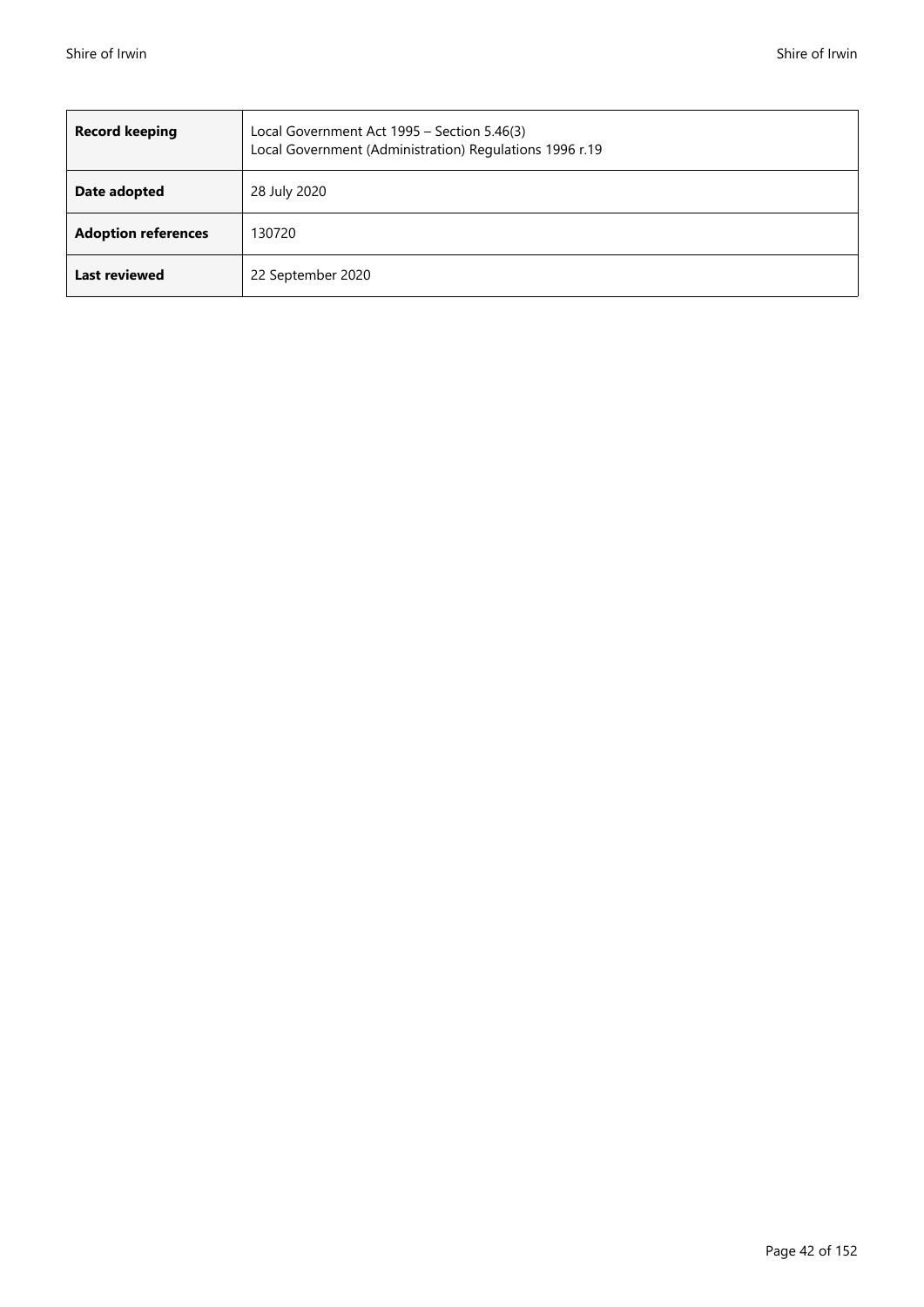| **Record keeping** | Local Government Act 1995 – Section 5.46(3)<br>Local Government (Administration) Regulations 1996 r.19 |
|---|---|
| **Date adopted** | 28 July 2020 |
| **Adoption references** | 130720 |
| **Last reviewed** | 22 September 2020 |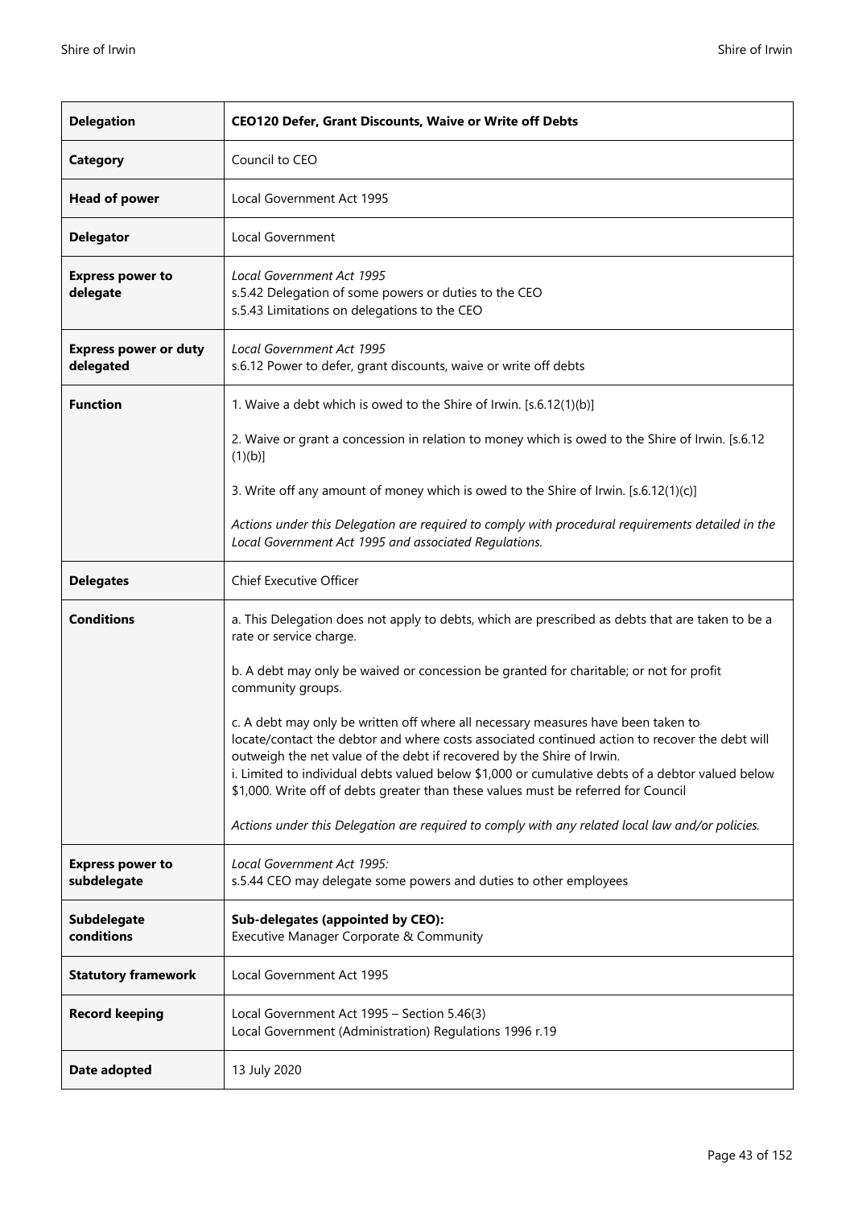| **Delegation** | **CEO120 Defer, Grant Discounts, Waive or Write off Debts** |
|---|---|
| **Category** | Council to CEO |
| **Head of power** | Local Government Act 1995 |
| **Delegator** | Local Government |
| **Express power to delegate** | *Local Government Act 1995*<br>s.5.42 Delegation of some powers or duties to the CEO<br>s.5.43 Limitations on delegations to the CEO |
| **Express power or duty delegated** | *Local Government Act 1995*<br>s.6.12 Power to defer, grant discounts, waive or write off debts |
| **Function** | 1. Waive a debt which is owed to the Shire of Irwin. [s.6.12(1)(b)]<br><br>2. Waive or grant a concession in relation to money which is owed to the Shire of Irwin. [s.6.12 (1)(b)]<br><br>3. Write off any amount of money which is owed to the Shire of Irwin. [s.6.12(1)(c)]<br><br>*Actions under this Delegation are required to comply with procedural requirements detailed in the Local Government Act 1995 and associated Regulations.* |
| **Delegates** | Chief Executive Officer |
| **Conditions** | a. This Delegation does not apply to debts, which are prescribed as debts that are taken to be a rate or service charge.<br><br>b. A debt may only be waived or concession be granted for charitable; or not for profit community groups.<br><br>c. A debt may only be written off where all necessary measures have been taken to locate/contact the debtor and where costs associated continued action to recover the debt will outweigh the net value of the debt if recovered by the Shire of Irwin.<br>i. Limited to individual debts valued below $1,000 or cumulative debts of a debtor valued below $1,000. Write off of debts greater than these values must be referred for Council<br><br>*Actions under this Delegation are required to comply with any related local law and/or policies.* |
| **Express power to subdelegate** | *Local Government Act 1995:*<br>s.5.44 CEO may delegate some powers and duties to other employees |
| **Subdelegate conditions** | **Sub-delegates (appointed by CEO):**<br>Executive Manager Corporate & Community |
| **Statutory framework** | Local Government Act 1995 |
| **Record keeping** | Local Government Act 1995 – Section 5.46(3)<br>Local Government (Administration) Regulations 1996 r.19 |
| **Date adopted** | 13 July 2020 |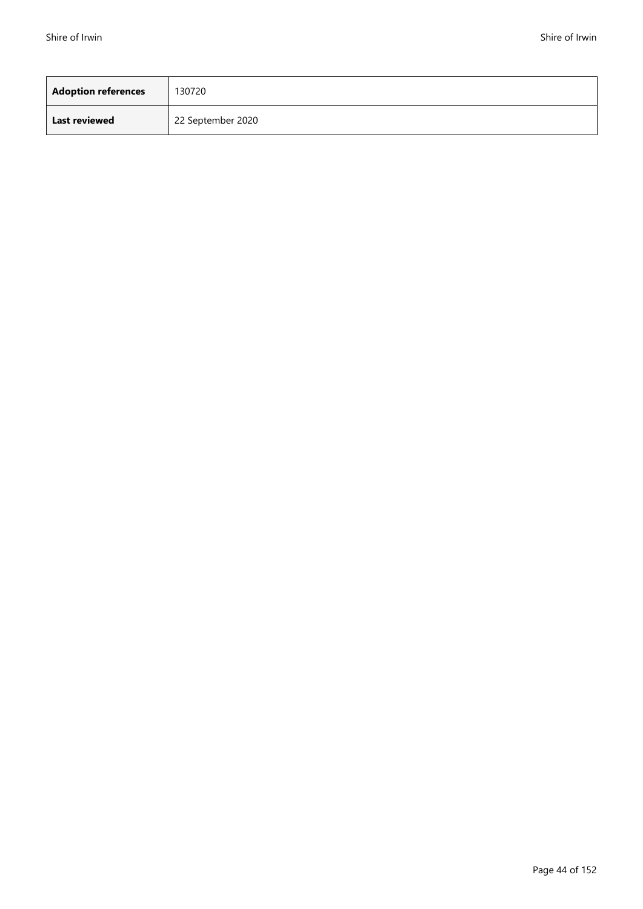| **Adoption references** | 130720 |
| --- | --- |
| **Last reviewed** | 22 September 2020 |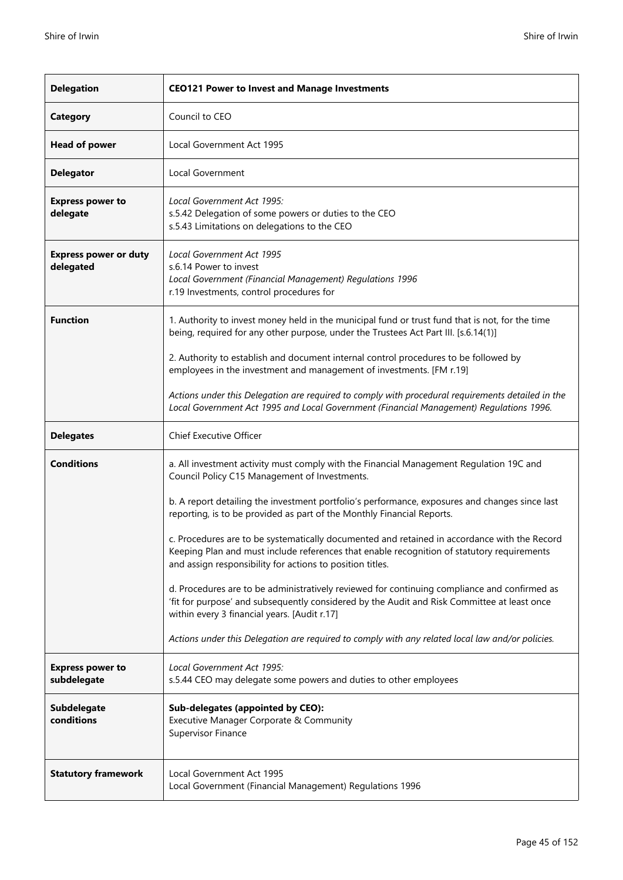| **Delegation** | **CEO121 Power to Invest and Manage Investments** |
|---|---|
| **Category** | Council to CEO |
| **Head of power** | Local Government Act 1995 |
| **Delegator** | Local Government |
| **Express power to delegate** | *Local Government Act 1995:*<br>s.5.42 Delegation of some powers or duties to the CEO<br>s.5.43 Limitations on delegations to the CEO |
| **Express power or duty delegated** | *Local Government Act 1995*<br>s.6.14 Power to invest<br>*Local Government (Financial Management) Regulations 1996*<br>r.19 Investments, control procedures for |
| **Function** | 1. Authority to invest money held in the municipal fund or trust fund that is not, for the time being, required for any other purpose, under the Trustees Act Part III. [s.6.14(1)]<br><br>2. Authority to establish and document internal control procedures to be followed by employees in the investment and management of investments. [FM r.19]<br><br>*Actions under this Delegation are required to comply with procedural requirements detailed in the Local Government Act 1995 and Local Government (Financial Management) Regulations 1996.* |
| **Delegates** | Chief Executive Officer |
| **Conditions** | a. All investment activity must comply with the Financial Management Regulation 19C and Council Policy C15 Management of Investments.<br><br>b. A report detailing the investment portfolio's performance, exposures and changes since last reporting, is to be provided as part of the Monthly Financial Reports.<br><br>c. Procedures are to be systematically documented and retained in accordance with the Record Keeping Plan and must include references that enable recognition of statutory requirements and assign responsibility for actions to position titles.<br><br>d. Procedures are to be administratively reviewed for continuing compliance and confirmed as 'fit for purpose' and subsequently considered by the Audit and Risk Committee at least once within every 3 financial years. [Audit r.17]<br><br>*Actions under this Delegation are required to comply with any related local law and/or policies.* |
| **Express power to subdelegate** | *Local Government Act 1995:*<br>s.5.44 CEO may delegate some powers and duties to other employees |
| **Subdelegate conditions** | **Sub-delegates (appointed by CEO):**<br>Executive Manager Corporate & Community<br>Supervisor Finance |
| **Statutory framework** | Local Government Act 1995<br>Local Government (Financial Management) Regulations 1996 |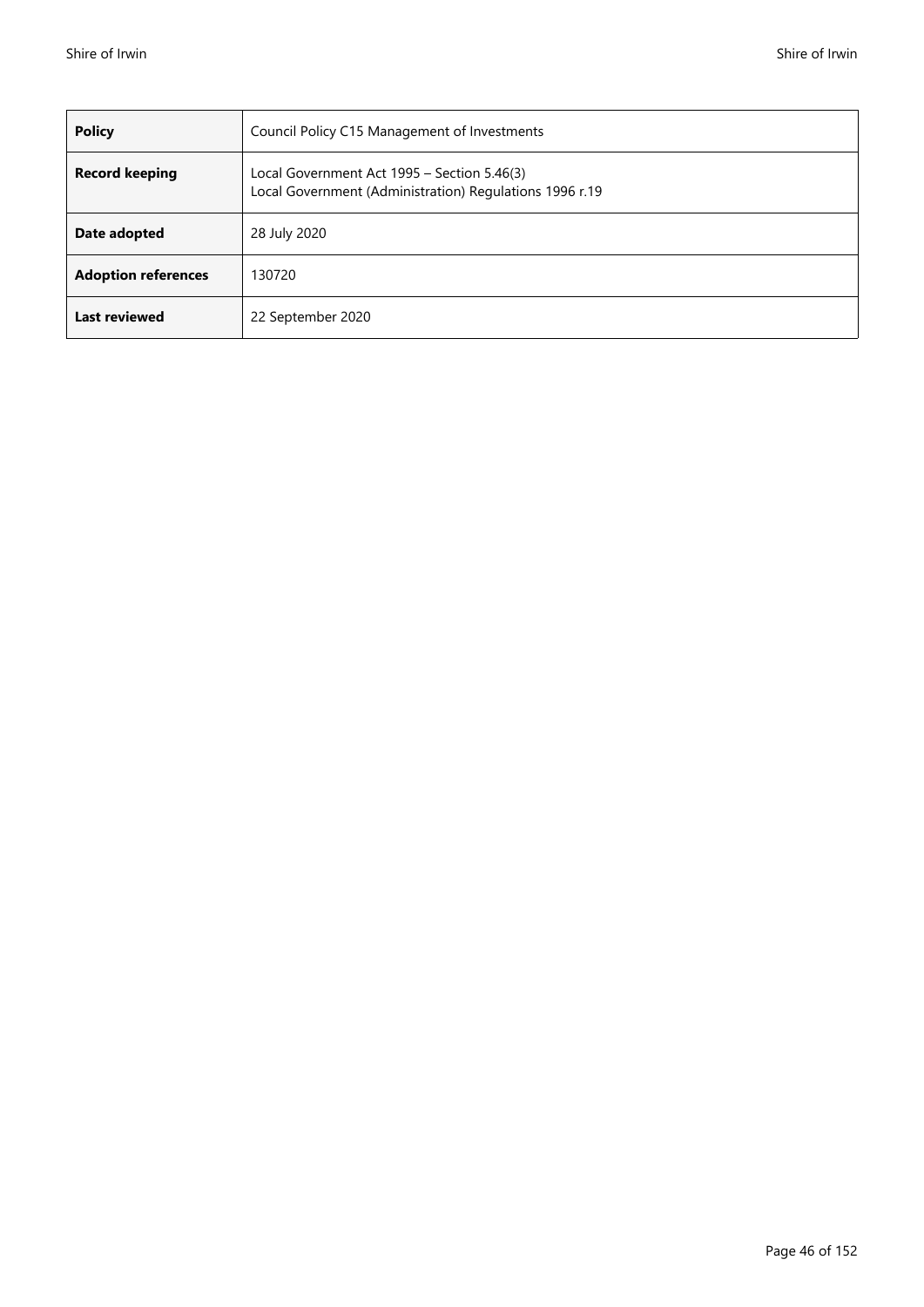| **Policy** | Council Policy C15 Management of Investments |
|---|---|
| **Record keeping** | Local Government Act 1995 – Section 5.46(3)<br>Local Government (Administration) Regulations 1996 r.19 |
| **Date adopted** | 28 July 2020 |
| **Adoption references** | 130720 |
| **Last reviewed** | 22 September 2020 |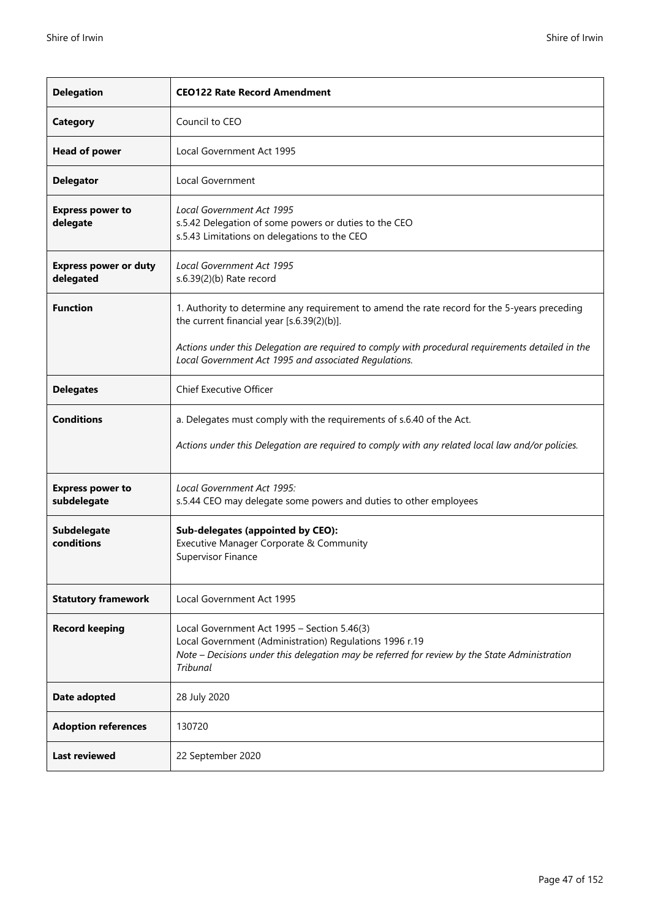| **Delegation** | **CEO122 Rate Record Amendment** |
|---|---|
| **Category** | Council to CEO |
| **Head of power** | Local Government Act 1995 |
| **Delegator** | Local Government |
| **Express power to delegate** | *Local Government Act 1995*<br>s.5.42 Delegation of some powers or duties to the CEO<br>s.5.43 Limitations on delegations to the CEO |
| **Express power or duty delegated** | *Local Government Act 1995*<br>s.6.39(2)(b) Rate record |
| **Function** | 1. Authority to determine any requirement to amend the rate record for the 5-years preceding the current financial year [s.6.39(2)(b)].<br><br>*Actions under this Delegation are required to comply with procedural requirements detailed in the Local Government Act 1995 and associated Regulations.* |
| **Delegates** | Chief Executive Officer |
| **Conditions** | a. Delegates must comply with the requirements of s.6.40 of the Act.<br><br>*Actions under this Delegation are required to comply with any related local law and/or policies.* |
| **Express power to subdelegate** | *Local Government Act 1995:*<br>s.5.44 CEO may delegate some powers and duties to other employees |
| **Subdelegate conditions** | **Sub-delegates (appointed by CEO):**<br>Executive Manager Corporate & Community<br>Supervisor Finance |
| **Statutory framework** | Local Government Act 1995 |
| **Record keeping** | Local Government Act 1995 – Section 5.46(3)<br>Local Government (Administration) Regulations 1996 r.19<br>*Note – Decisions under this delegation may be referred for review by the State Administration Tribunal* |
| **Date adopted** | 28 July 2020 |
| **Adoption references** | 130720 |
| **Last reviewed** | 22 September 2020 |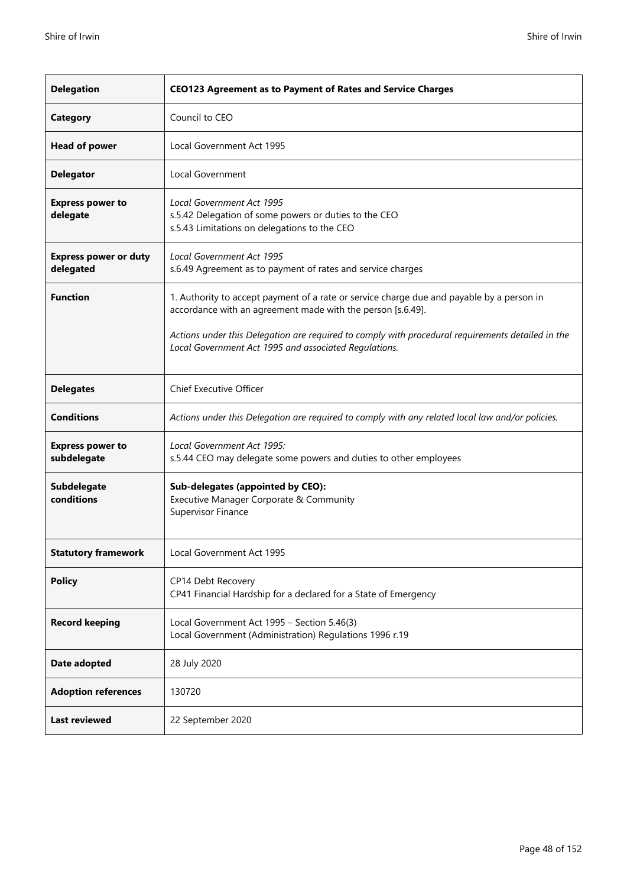| **Delegation** | **CEO123 Agreement as to Payment of Rates and Service Charges** |
| --- | --- |
| **Category** | Council to CEO |
| **Head of power** | Local Government Act 1995 |
| **Delegator** | Local Government |
| **Express power to delegate** | *Local Government Act 1995*<br>s.5.42 Delegation of some powers or duties to the CEO<br>s.5.43 Limitations on delegations to the CEO |
| **Express power or duty delegated** | *Local Government Act 1995*<br>s.6.49 Agreement as to payment of rates and service charges |
| **Function** | 1. Authority to accept payment of a rate or service charge due and payable by a person in accordance with an agreement made with the person [s.6.49].<br><br>*Actions under this Delegation are required to comply with procedural requirements detailed in the Local Government Act 1995 and associated Regulations.* |
| **Delegates** | Chief Executive Officer |
| **Conditions** | *Actions under this Delegation are required to comply with any related local law and/or policies.* |
| **Express power to subdelegate** | *Local Government Act 1995:*<br>s.5.44 CEO may delegate some powers and duties to other employees |
| **Subdelegate conditions** | **Sub-delegates (appointed by CEO):**<br>Executive Manager Corporate & Community<br>Supervisor Finance |
| **Statutory framework** | Local Government Act 1995 |
| **Policy** | CP14 Debt Recovery<br>CP41 Financial Hardship for a declared for a State of Emergency |
| **Record keeping** | Local Government Act 1995 – Section 5.46(3)<br>Local Government (Administration) Regulations 1996 r.19 |
| **Date adopted** | 28 July 2020 |
| **Adoption references** | 130720 |
| **Last reviewed** | 22 September 2020 |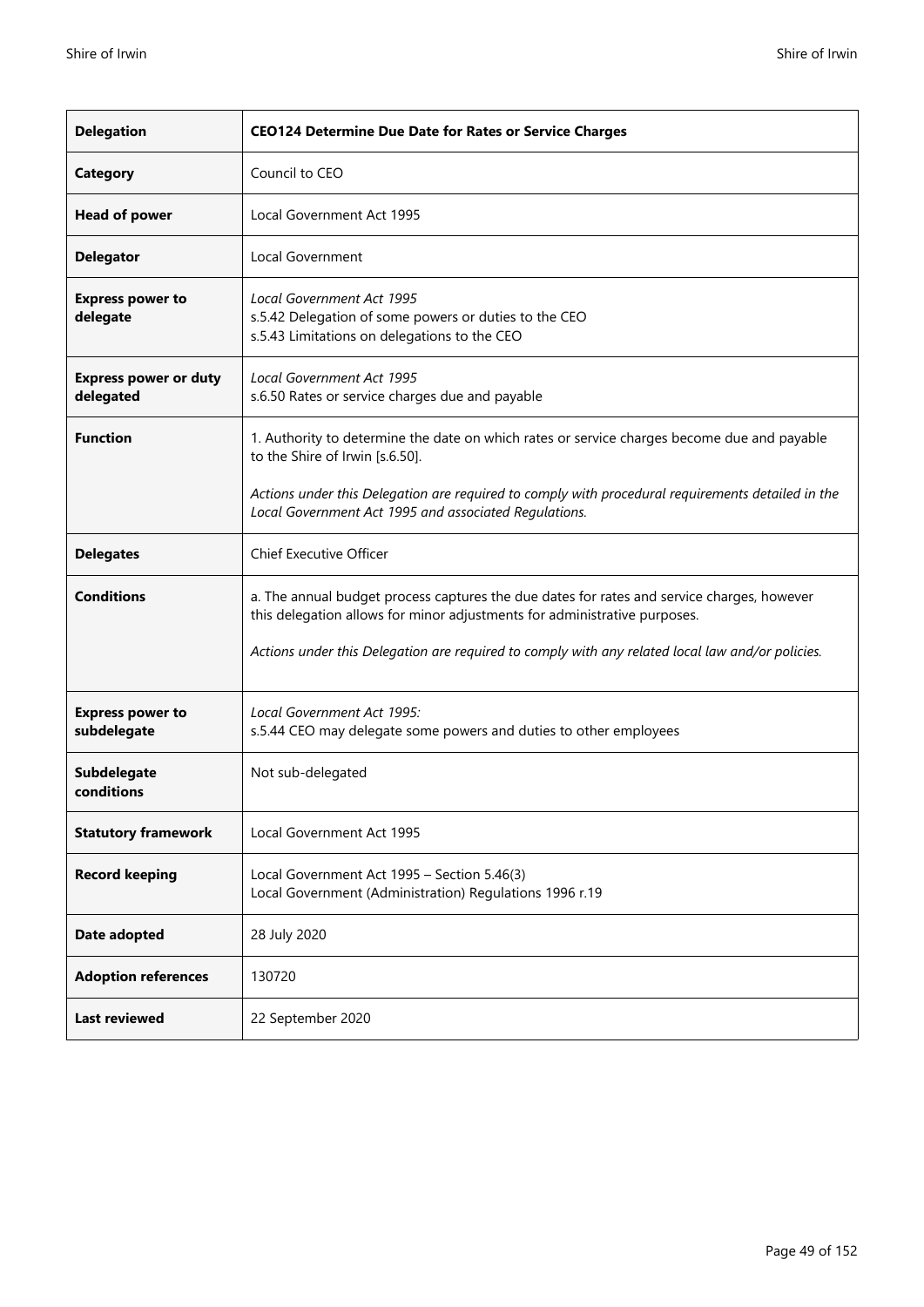| **Delegation** | **CEO124 Determine Due Date for Rates or Service Charges** |
|---|---|
| **Category** | Council to CEO |
| **Head of power** | Local Government Act 1995 |
| **Delegator** | Local Government |
| **Express power to delegate** | *Local Government Act 1995*<br>s.5.42 Delegation of some powers or duties to the CEO<br>s.5.43 Limitations on delegations to the CEO |
| **Express power or duty delegated** | *Local Government Act 1995*<br>s.6.50 Rates or service charges due and payable |
| **Function** | 1. Authority to determine the date on which rates or service charges become due and payable to the Shire of Irwin [s.6.50].<br><br>*Actions under this Delegation are required to comply with procedural requirements detailed in the Local Government Act 1995 and associated Regulations.* |
| **Delegates** | Chief Executive Officer |
| **Conditions** | a. The annual budget process captures the due dates for rates and service charges, however this delegation allows for minor adjustments for administrative purposes.<br><br>*Actions under this Delegation are required to comply with any related local law and/or policies.* |
| **Express power to subdelegate** | *Local Government Act 1995:*<br>s.5.44 CEO may delegate some powers and duties to other employees |
| **Subdelegate conditions** | Not sub-delegated |
| **Statutory framework** | Local Government Act 1995 |
| **Record keeping** | Local Government Act 1995 – Section 5.46(3)<br>Local Government (Administration) Regulations 1996 r.19 |
| **Date adopted** | 28 July 2020 |
| **Adoption references** | 130720 |
| **Last reviewed** | 22 September 2020 |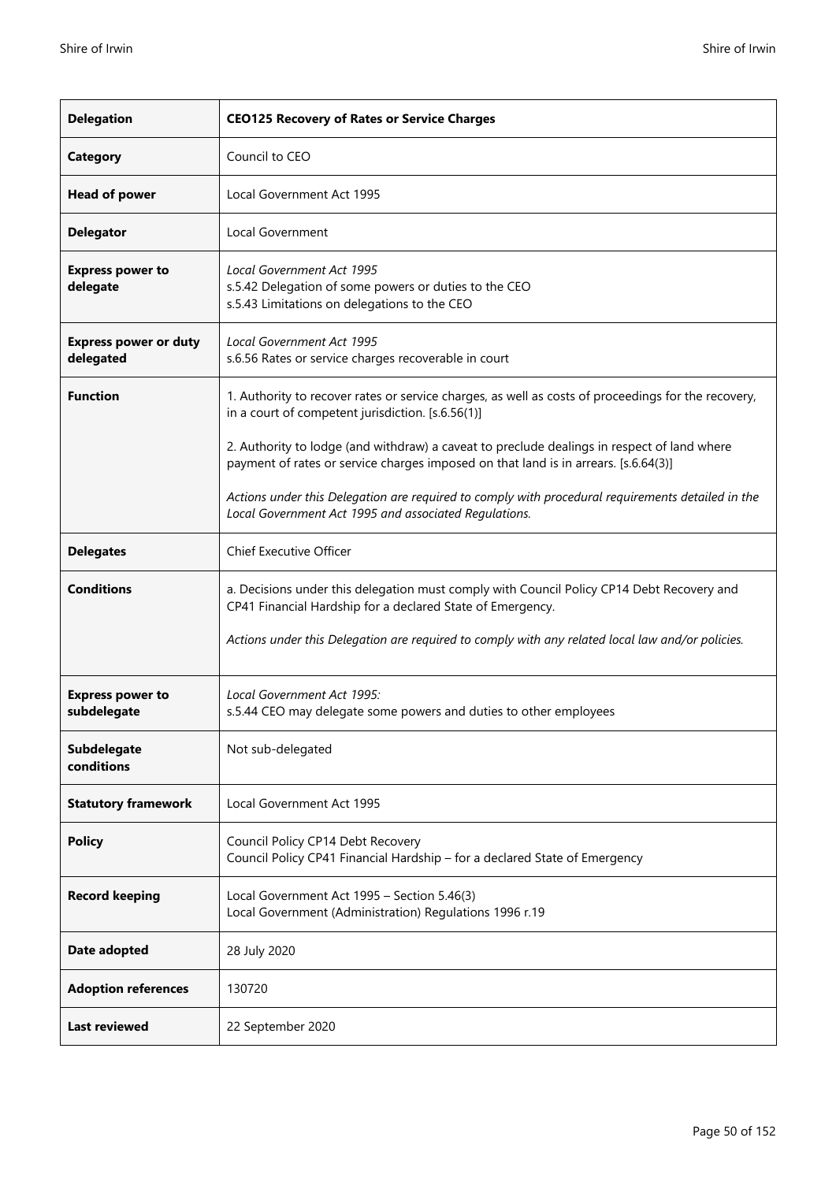| **Delegation** | **CEO125 Recovery of Rates or Service Charges** |
|---|---|
| **Category** | Council to CEO |
| **Head of power** | Local Government Act 1995 |
| **Delegator** | Local Government |
| **Express power to delegate** | *Local Government Act 1995*<br>s.5.42 Delegation of some powers or duties to the CEO<br>s.5.43 Limitations on delegations to the CEO |
| **Express power or duty delegated** | *Local Government Act 1995*<br>s.6.56 Rates or service charges recoverable in court |
| **Function** | 1. Authority to recover rates or service charges, as well as costs of proceedings for the recovery, in a court of competent jurisdiction. [s.6.56(1)]<br><br>2. Authority to lodge (and withdraw) a caveat to preclude dealings in respect of land where payment of rates or service charges imposed on that land is in arrears. [s.6.64(3)]<br><br>*Actions under this Delegation are required to comply with procedural requirements detailed in the Local Government Act 1995 and associated Regulations.* |
| **Delegates** | Chief Executive Officer |
| **Conditions** | a. Decisions under this delegation must comply with Council Policy CP14 Debt Recovery and CP41 Financial Hardship for a declared State of Emergency.<br><br>*Actions under this Delegation are required to comply with any related local law and/or policies.* |
| **Express power to subdelegate** | *Local Government Act 1995:*<br>s.5.44 CEO may delegate some powers and duties to other employees |
| **Subdelegate conditions** | Not sub-delegated |
| **Statutory framework** | Local Government Act 1995 |
| **Policy** | Council Policy CP14 Debt Recovery<br>Council Policy CP41 Financial Hardship – for a declared State of Emergency |
| **Record keeping** | Local Government Act 1995 – Section 5.46(3)<br>Local Government (Administration) Regulations 1996 r.19 |
| **Date adopted** | 28 July 2020 |
| **Adoption references** | 130720 |
| **Last reviewed** | 22 September 2020 |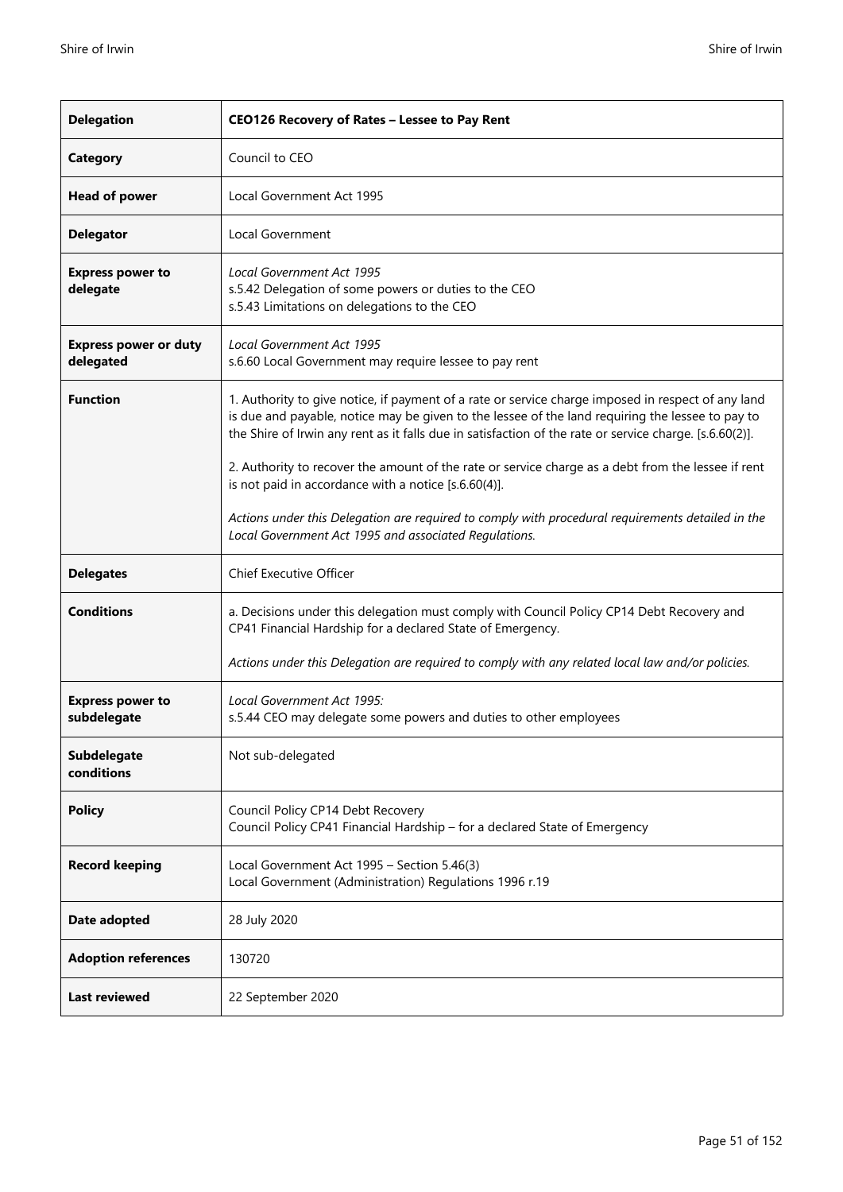| Delegation | CEO126 Recovery of Rates – Lessee to Pay Rent |
|---|---|
| **Category** | Council to CEO |
| **Head of power** | Local Government Act 1995 |
| **Delegator** | Local Government |
| **Express power to delegate** | *Local Government Act 1995*<br>s.5.42 Delegation of some powers or duties to the CEO<br>s.5.43 Limitations on delegations to the CEO |
| **Express power or duty delegated** | *Local Government Act 1995*<br>s.6.60 Local Government may require lessee to pay rent |
| **Function** | 1. Authority to give notice, if payment of a rate or service charge imposed in respect of any land is due and payable, notice may be given to the lessee of the land requiring the lessee to pay to the Shire of Irwin any rent as it falls due in satisfaction of the rate or service charge. [s.6.60(2)].<br><br>2. Authority to recover the amount of the rate or service charge as a debt from the lessee if rent is not paid in accordance with a notice [s.6.60(4)].<br><br>*Actions under this Delegation are required to comply with procedural requirements detailed in the Local Government Act 1995 and associated Regulations.* |
| **Delegates** | Chief Executive Officer |
| **Conditions** | a. Decisions under this delegation must comply with Council Policy CP14 Debt Recovery and CP41 Financial Hardship for a declared State of Emergency.<br><br>*Actions under this Delegation are required to comply with any related local law and/or policies.* |
| **Express power to subdelegate** | *Local Government Act 1995:*<br>s.5.44 CEO may delegate some powers and duties to other employees |
| **Subdelegate conditions** | Not sub-delegated |
| **Policy** | Council Policy CP14 Debt Recovery<br>Council Policy CP41 Financial Hardship – for a declared State of Emergency |
| **Record keeping** | Local Government Act 1995 – Section 5.46(3)<br>Local Government (Administration) Regulations 1996 r.19 |
| **Date adopted** | 28 July 2020 |
| **Adoption references** | 130720 |
| **Last reviewed** | 22 September 2020 |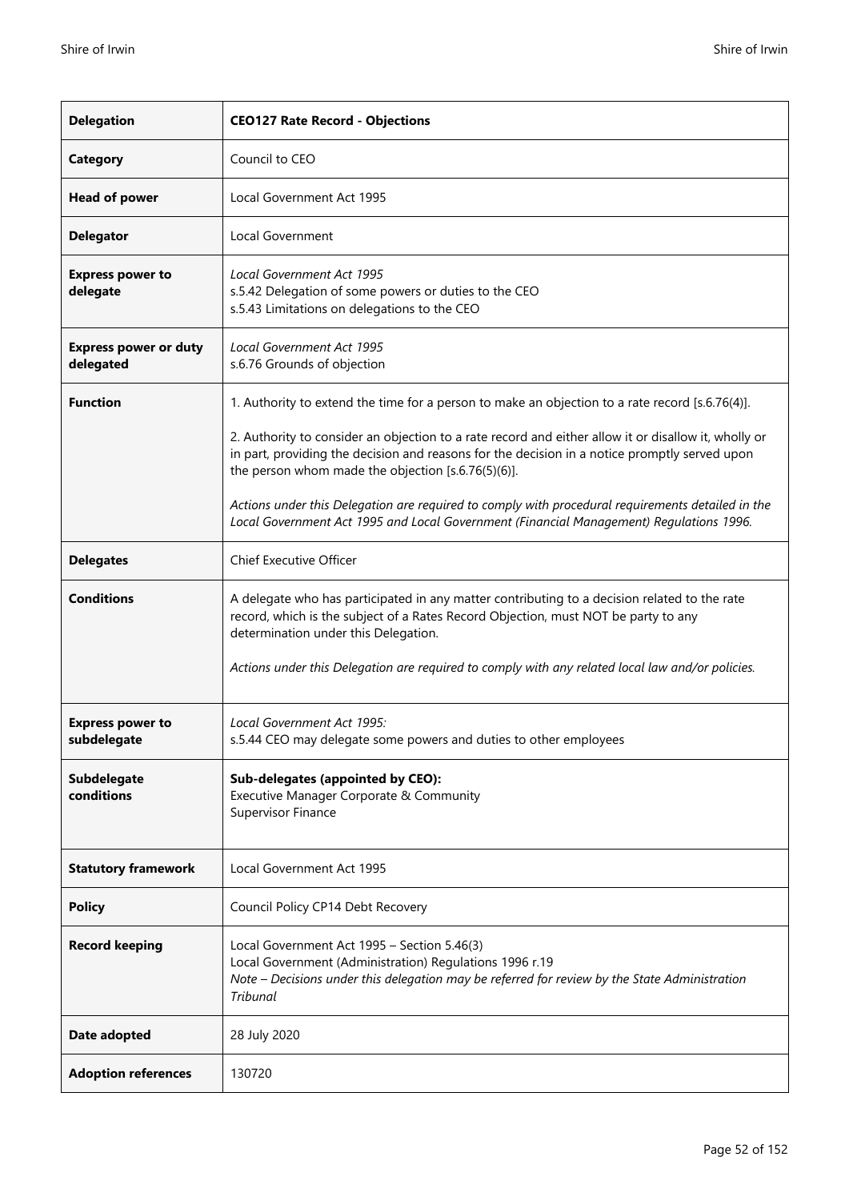| **Delegation** | **CEO127 Rate Record - Objections** |
|---|---|
| **Category** | Council to CEO |
| **Head of power** | Local Government Act 1995 |
| **Delegator** | Local Government |
| **Express power to delegate** | *Local Government Act 1995*<br>s.5.42 Delegation of some powers or duties to the CEO<br>s.5.43 Limitations on delegations to the CEO |
| **Express power or duty delegated** | *Local Government Act 1995*<br>s.6.76 Grounds of objection |
| **Function** | 1. Authority to extend the time for a person to make an objection to a rate record [s.6.76(4)].<br><br>2. Authority to consider an objection to a rate record and either allow it or disallow it, wholly or in part, providing the decision and reasons for the decision in a notice promptly served upon the person whom made the objection [s.6.76(5)(6)].<br><br>*Actions under this Delegation are required to comply with procedural requirements detailed in the Local Government Act 1995 and Local Government (Financial Management) Regulations 1996.* |
| **Delegates** | Chief Executive Officer |
| **Conditions** | A delegate who has participated in any matter contributing to a decision related to the rate record, which is the subject of a Rates Record Objection, must NOT be party to any determination under this Delegation.<br><br>*Actions under this Delegation are required to comply with any related local law and/or policies.* |
| **Express power to subdelegate** | *Local Government Act 1995:*<br>s.5.44 CEO may delegate some powers and duties to other employees |
| **Subdelegate conditions** | **Sub-delegates (appointed by CEO):**<br>Executive Manager Corporate & Community<br>Supervisor Finance |
| **Statutory framework** | Local Government Act 1995 |
| **Policy** | Council Policy CP14 Debt Recovery |
| **Record keeping** | Local Government Act 1995 – Section 5.46(3)<br>Local Government (Administration) Regulations 1996 r.19<br>*Note – Decisions under this delegation may be referred for review by the State Administration Tribunal* |
| **Date adopted** | 28 July 2020 |
| **Adoption references** | 130720 |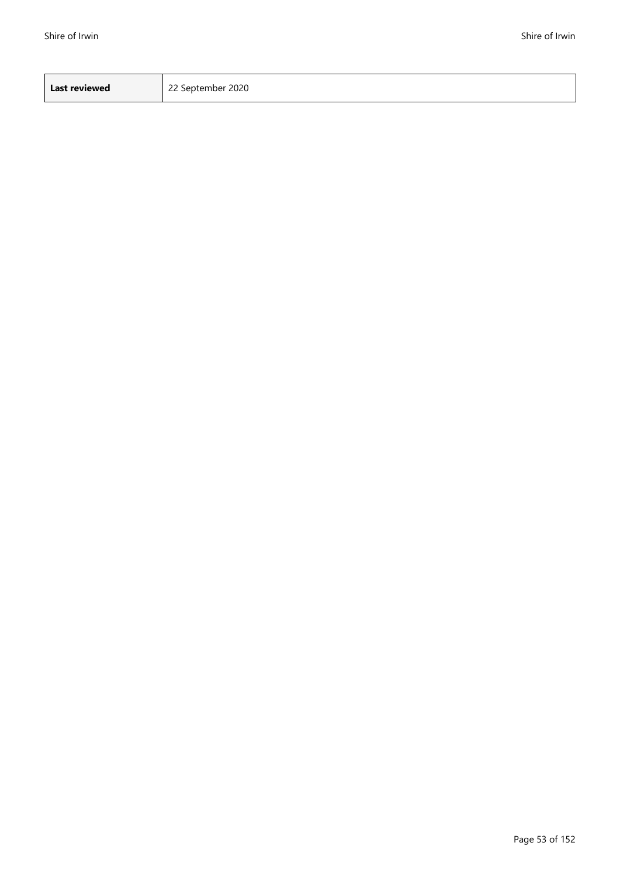| **Last reviewed** | 22 September 2020 |
|---|---|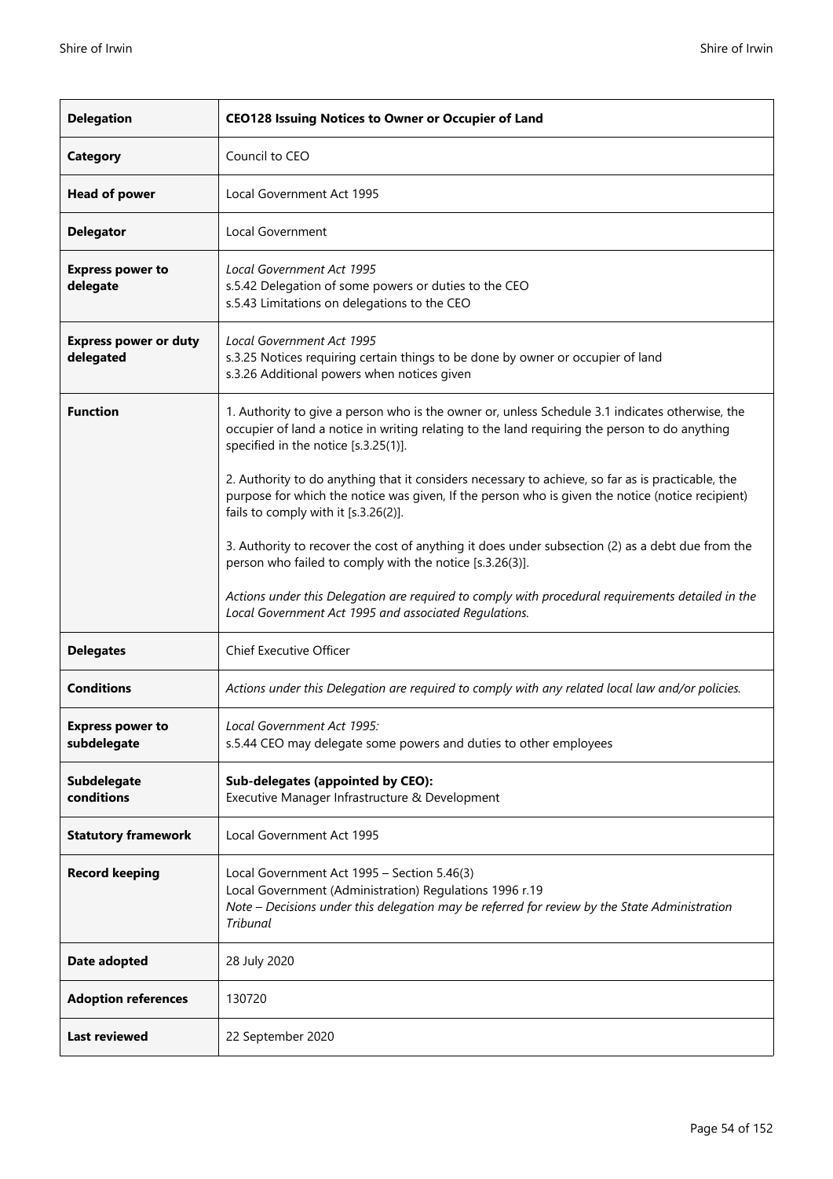| **Delegation** | **CEO128 Issuing Notices to Owner or Occupier of Land** |
|---|---|
| **Category** | Council to CEO |
| **Head of power** | Local Government Act 1995 |
| **Delegator** | Local Government |
| **Express power to delegate** | *Local Government Act 1995*<br>s.5.42 Delegation of some powers or duties to the CEO<br>s.5.43 Limitations on delegations to the CEO |
| **Express power or duty delegated** | *Local Government Act 1995*<br>s.3.25 Notices requiring certain things to be done by owner or occupier of land<br>s.3.26 Additional powers when notices given |
| **Function** | 1. Authority to give a person who is the owner or, unless Schedule 3.1 indicates otherwise, the occupier of land a notice in writing relating to the land requiring the person to do anything specified in the notice [s.3.25(1)].<br><br>2. Authority to do anything that it considers necessary to achieve, so far as is practicable, the purpose for which the notice was given, If the person who is given the notice (notice recipient) fails to comply with it [s.3.26(2)].<br><br>3. Authority to recover the cost of anything it does under subsection (2) as a debt due from the person who failed to comply with the notice [s.3.26(3)].<br><br>*Actions under this Delegation are required to comply with procedural requirements detailed in the Local Government Act 1995 and associated Regulations.* |
| **Delegates** | Chief Executive Officer |
| **Conditions** | *Actions under this Delegation are required to comply with any related local law and/or policies.* |
| **Express power to subdelegate** | *Local Government Act 1995:*<br>s.5.44 CEO may delegate some powers and duties to other employees |
| **Subdelegate conditions** | **Sub-delegates (appointed by CEO):**<br>Executive Manager Infrastructure & Development |
| **Statutory framework** | Local Government Act 1995 |
| **Record keeping** | Local Government Act 1995 – Section 5.46(3)<br>Local Government (Administration) Regulations 1996 r.19<br>*Note – Decisions under this delegation may be referred for review by the State Administration Tribunal* |
| **Date adopted** | 28 July 2020 |
| **Adoption references** | 130720 |
| **Last reviewed** | 22 September 2020 |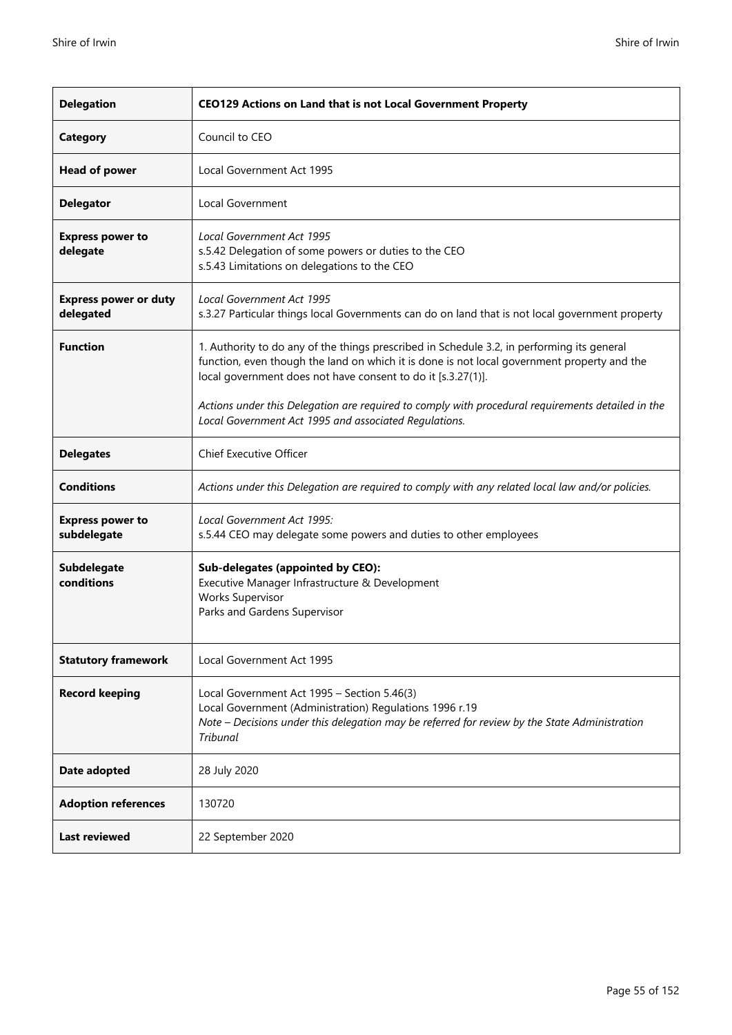| **Delegation** | **CEO129 Actions on Land that is not Local Government Property** |
|---|---|
| **Category** | Council to CEO |
| **Head of power** | Local Government Act 1995 |
| **Delegator** | Local Government |
| **Express power to delegate** | *Local Government Act 1995*<br>s.5.42 Delegation of some powers or duties to the CEO<br>s.5.43 Limitations on delegations to the CEO |
| **Express power or duty delegated** | *Local Government Act 1995*<br>s.3.27 Particular things local Governments can do on land that is not local government property |
| **Function** | 1. Authority to do any of the things prescribed in Schedule 3.2, in performing its general function, even though the land on which it is done is not local government property and the local government does not have consent to do it [s.3.27(1)].<br><br>*Actions under this Delegation are required to comply with procedural requirements detailed in the Local Government Act 1995 and associated Regulations.* |
| **Delegates** | Chief Executive Officer |
| **Conditions** | *Actions under this Delegation are required to comply with any related local law and/or policies.* |
| **Express power to subdelegate** | *Local Government Act 1995:*<br>s.5.44 CEO may delegate some powers and duties to other employees |
| **Subdelegate conditions** | **Sub-delegates (appointed by CEO):**<br>Executive Manager Infrastructure & Development<br>Works Supervisor<br>Parks and Gardens Supervisor |
| **Statutory framework** | Local Government Act 1995 |
| **Record keeping** | Local Government Act 1995 – Section 5.46(3)<br>Local Government (Administration) Regulations 1996 r.19<br>*Note – Decisions under this delegation may be referred for review by the State Administration Tribunal* |
| **Date adopted** | 28 July 2020 |
| **Adoption references** | 130720 |
| **Last reviewed** | 22 September 2020 |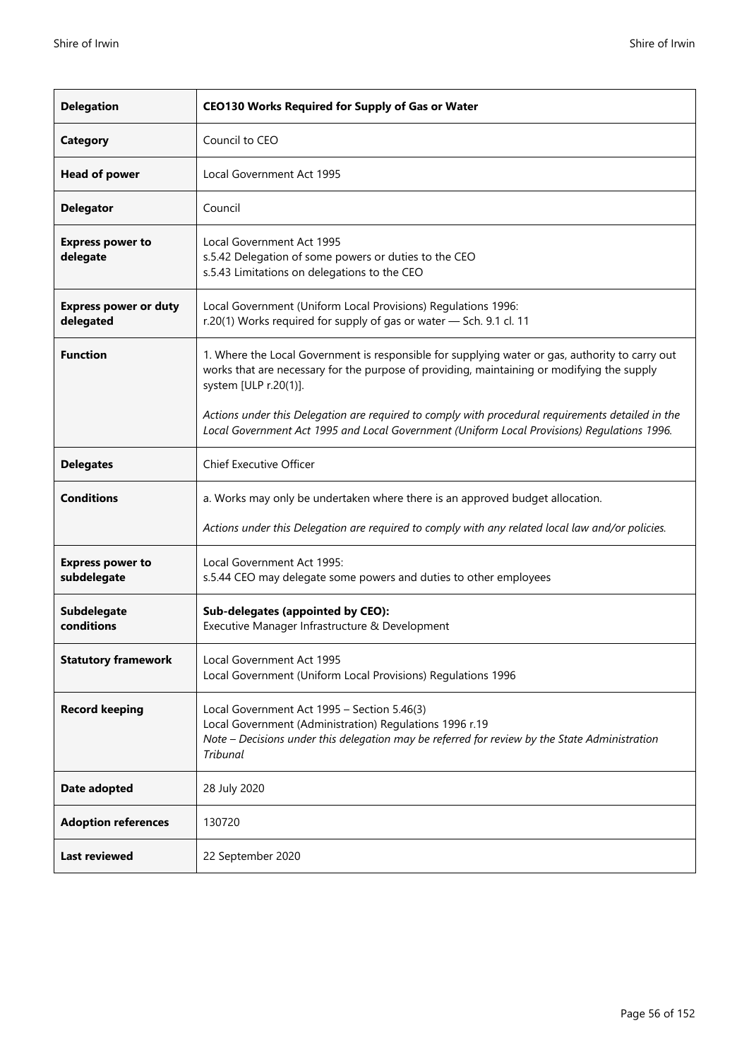| Delegation | CEO130 Works Required for Supply of Gas or Water |
|---|---|
| **Category** | Council to CEO |
| **Head of power** | Local Government Act 1995 |
| **Delegator** | Council |
| **Express power to delegate** | Local Government Act 1995<br>s.5.42 Delegation of some powers or duties to the CEO<br>s.5.43 Limitations on delegations to the CEO |
| **Express power or duty delegated** | Local Government (Uniform Local Provisions) Regulations 1996:<br>r.20(1) Works required for supply of gas or water — Sch. 9.1 cl. 11 |
| **Function** | 1. Where the Local Government is responsible for supplying water or gas, authority to carry out works that are necessary for the purpose of providing, maintaining or modifying the supply system [ULP r.20(1)].<br><br>*Actions under this Delegation are required to comply with procedural requirements detailed in the Local Government Act 1995 and Local Government (Uniform Local Provisions) Regulations 1996.* |
| **Delegates** | Chief Executive Officer |
| **Conditions** | a. Works may only be undertaken where there is an approved budget allocation.<br><br>*Actions under this Delegation are required to comply with any related local law and/or policies.* |
| **Express power to subdelegate** | Local Government Act 1995:<br>s.5.44 CEO may delegate some powers and duties to other employees |
| **Subdelegate conditions** | **Sub-delegates (appointed by CEO):**<br>Executive Manager Infrastructure & Development |
| **Statutory framework** | Local Government Act 1995<br>Local Government (Uniform Local Provisions) Regulations 1996 |
| **Record keeping** | Local Government Act 1995 – Section 5.46(3)<br>Local Government (Administration) Regulations 1996 r.19<br>*Note – Decisions under this delegation may be referred for review by the State Administration Tribunal* |
| **Date adopted** | 28 July 2020 |
| **Adoption references** | 130720 |
| **Last reviewed** | 22 September 2020 |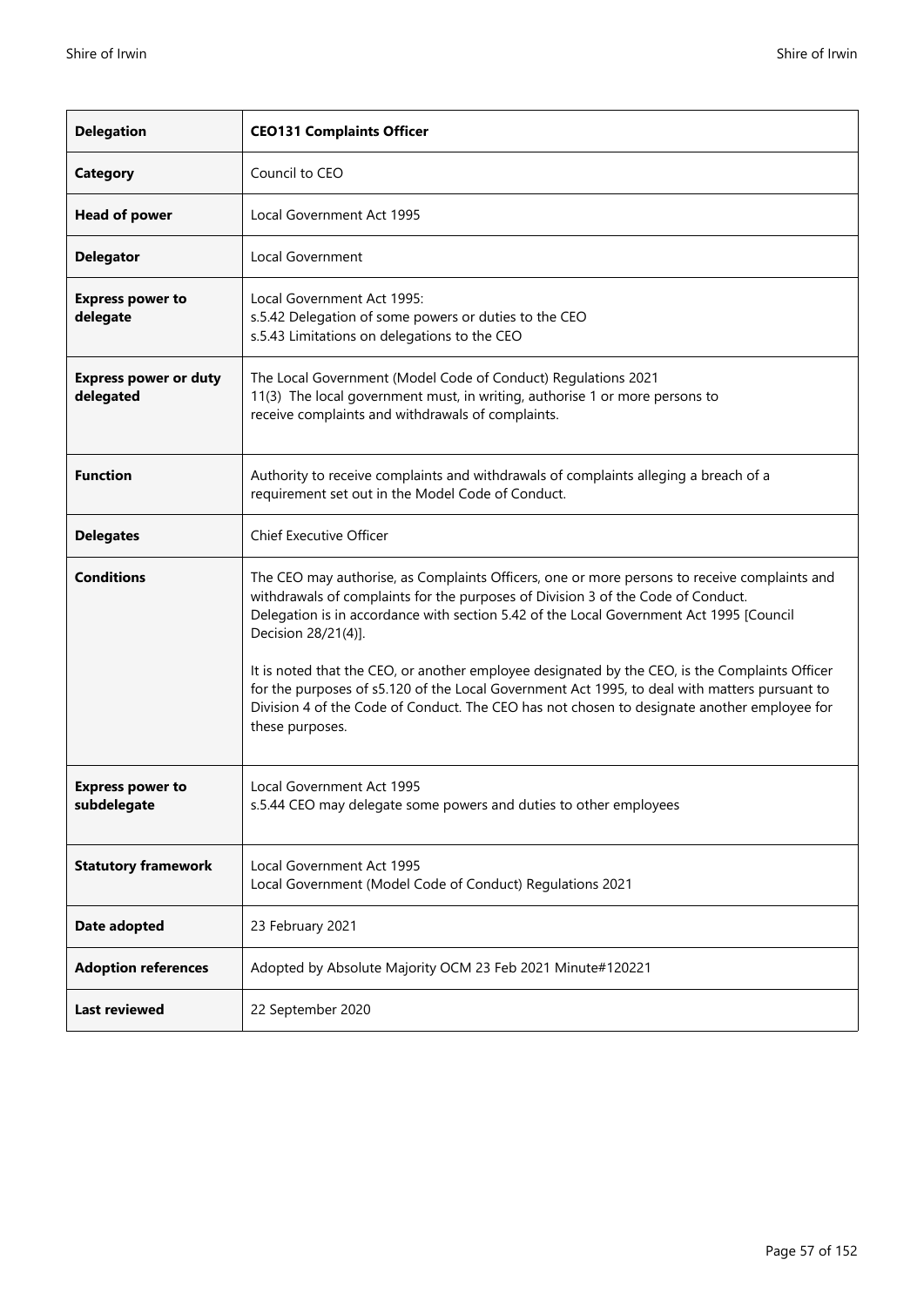| **Delegation** | **CEO131 Complaints Officer** |
|---|---|
| **Category** | Council to CEO |
| **Head of power** | Local Government Act 1995 |
| **Delegator** | Local Government |
| **Express power to delegate** | Local Government Act 1995:<br>s.5.42 Delegation of some powers or duties to the CEO<br>s.5.43 Limitations on delegations to the CEO |
| **Express power or duty delegated** | The Local Government (Model Code of Conduct) Regulations 2021<br>11(3) The local government must, in writing, authorise 1 or more persons to receive complaints and withdrawals of complaints. |
| **Function** | Authority to receive complaints and withdrawals of complaints alleging a breach of a requirement set out in the Model Code of Conduct. |
| **Delegates** | Chief Executive Officer |
| **Conditions** | The CEO may authorise, as Complaints Officers, one or more persons to receive complaints and withdrawals of complaints for the purposes of Division 3 of the Code of Conduct.<br>Delegation is in accordance with section 5.42 of the Local Government Act 1995 [Council Decision 28/21(4)].<br><br>It is noted that the CEO, or another employee designated by the CEO, is the Complaints Officer for the purposes of s5.120 of the Local Government Act 1995, to deal with matters pursuant to Division 4 of the Code of Conduct. The CEO has not chosen to designate another employee for these purposes. |
| **Express power to subdelegate** | Local Government Act 1995<br>s.5.44 CEO may delegate some powers and duties to other employees |
| **Statutory framework** | Local Government Act 1995<br>Local Government (Model Code of Conduct) Regulations 2021 |
| **Date adopted** | 23 February 2021 |
| **Adoption references** | Adopted by Absolute Majority OCM 23 Feb 2021 Minute#120221 |
| **Last reviewed** | 22 September 2020 |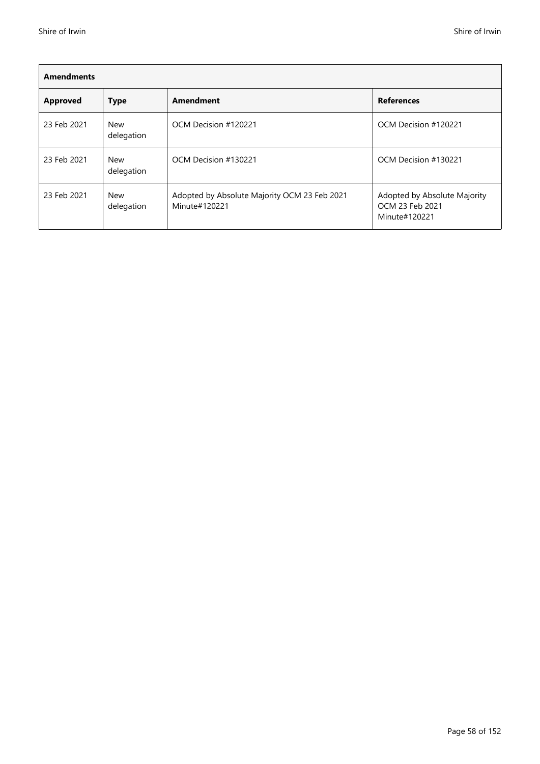| Amendments | | | |
|---|---|---|---|
| **Approved** | **Type** | **Amendment** | **References** |
| 23 Feb 2021 | New delegation | OCM Decision #120221 | OCM Decision #120221 |
| 23 Feb 2021 | New delegation | OCM Decision #130221 | OCM Decision #130221 |
| 23 Feb 2021 | New delegation | Adopted by Absolute Majority OCM 23 Feb 2021 Minute#120221 | Adopted by Absolute Majority OCM 23 Feb 2021 Minute#120221 |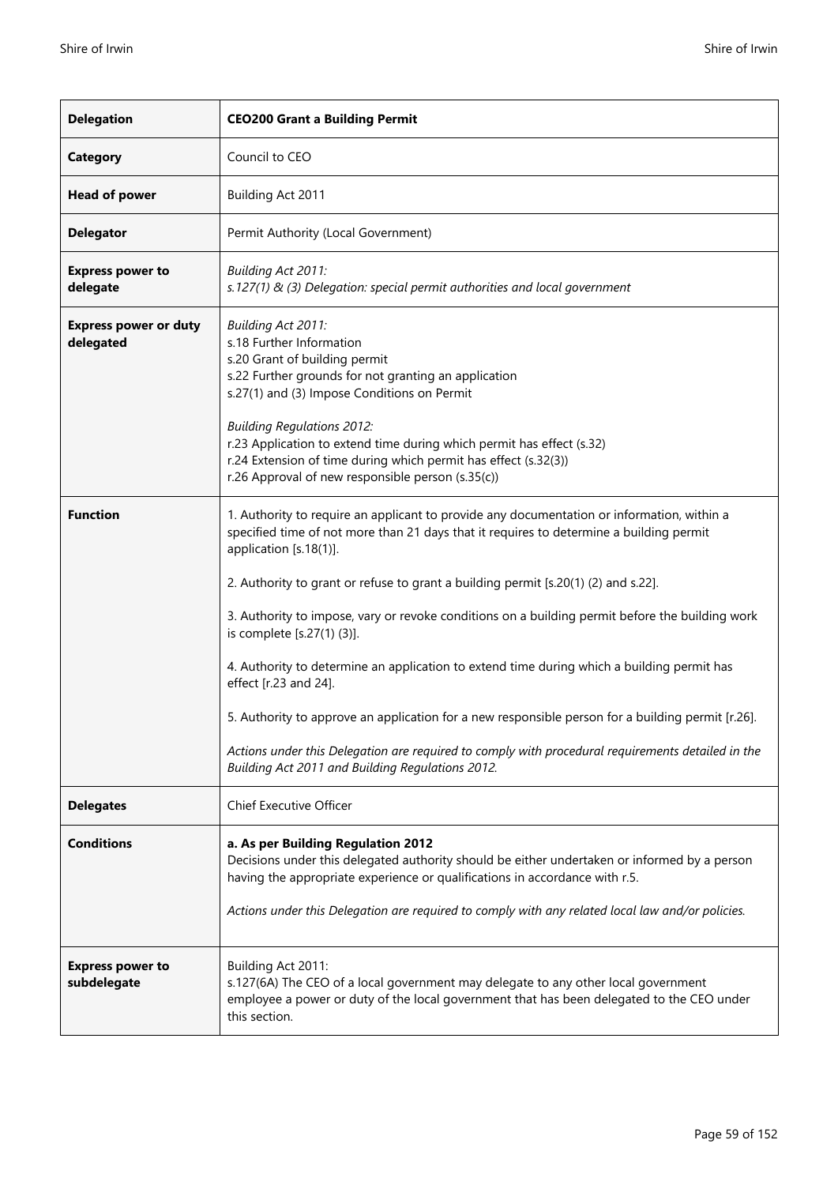| **Delegation** | **CEO200 Grant a Building Permit** |
|---|---|
| **Category** | Council to CEO |
| **Head of power** | Building Act 2011 |
| **Delegator** | Permit Authority (Local Government) |
| **Express power to delegate** | *Building Act 2011:*<br>*s.127(1) & (3) Delegation: special permit authorities and local government* |
| **Express power or duty delegated** | *Building Act 2011:*<br>s.18 Further Information<br>s.20 Grant of building permit<br>s.22 Further grounds for not granting an application<br>s.27(1) and (3) Impose Conditions on Permit<br><br>*Building Regulations 2012:*<br>r.23 Application to extend time during which permit has effect (s.32)<br>r.24 Extension of time during which permit has effect (s.32(3))<br>r.26 Approval of new responsible person (s.35(c)) |
| **Function** | 1. Authority to require an applicant to provide any documentation or information, within a specified time of not more than 21 days that it requires to determine a building permit application [s.18(1)].<br><br>2. Authority to grant or refuse to grant a building permit [s.20(1) (2) and s.22].<br><br>3. Authority to impose, vary or revoke conditions on a building permit before the building work is complete [s.27(1) (3)].<br><br>4. Authority to determine an application to extend time during which a building permit has effect [r.23 and 24].<br><br>5. Authority to approve an application for a new responsible person for a building permit [r.26].<br><br>*Actions under this Delegation are required to comply with procedural requirements detailed in the Building Act 2011 and Building Regulations 2012.* |
| **Delegates** | Chief Executive Officer |
| **Conditions** | **a. As per Building Regulation 2012**<br>Decisions under this delegated authority should be either undertaken or informed by a person having the appropriate experience or qualifications in accordance with r.5.<br><br>*Actions under this Delegation are required to comply with any related local law and/or policies.* |
| **Express power to subdelegate** | Building Act 2011:<br>s.127(6A) The CEO of a local government may delegate to any other local government employee a power or duty of the local government that has been delegated to the CEO under this section. |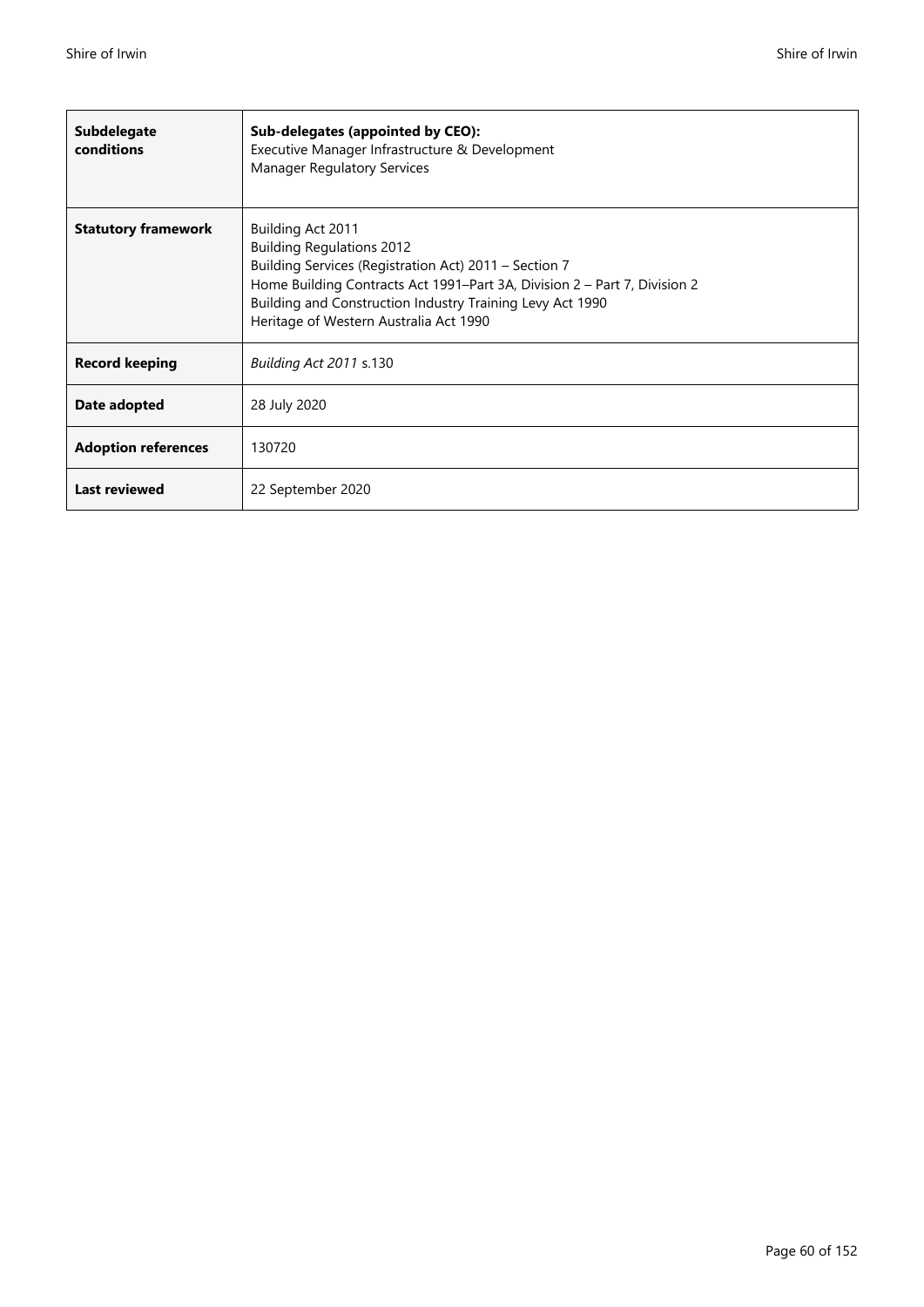| | |
|---|---|
| **Subdelegate conditions** | **Sub-delegates (appointed by CEO):**<br>Executive Manager Infrastructure & Development<br>Manager Regulatory Services |
| **Statutory framework** | Building Act 2011<br>Building Regulations 2012<br>Building Services (Registration Act) 2011 – Section 7<br>Home Building Contracts Act 1991–Part 3A, Division 2 – Part 7, Division 2<br>Building and Construction Industry Training Levy Act 1990<br>Heritage of Western Australia Act 1990 |
| **Record keeping** | *Building Act 2011* s.130 |
| **Date adopted** | 28 July 2020 |
| **Adoption references** | 130720 |
| **Last reviewed** | 22 September 2020 |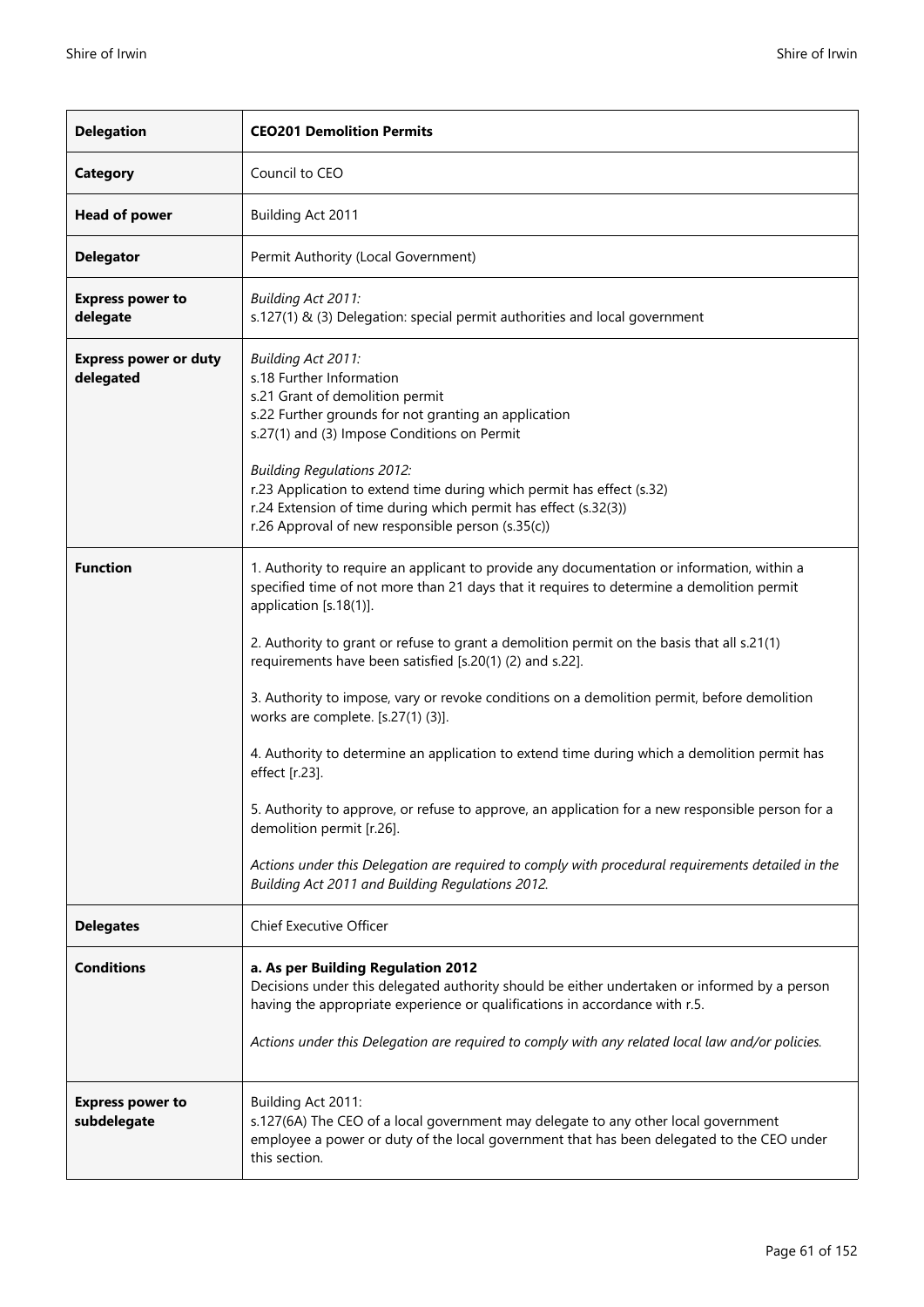| **Delegation** | **CEO201 Demolition Permits** |
|---|---|
| **Category** | Council to CEO |
| **Head of power** | Building Act 2011 |
| **Delegator** | Permit Authority (Local Government) |
| **Express power to delegate** | *Building Act 2011:*<br>s.127(1) & (3) Delegation: special permit authorities and local government |
| **Express power or duty delegated** | *Building Act 2011:*<br>s.18 Further Information<br>s.21 Grant of demolition permit<br>s.22 Further grounds for not granting an application<br>s.27(1) and (3) Impose Conditions on Permit<br><br>*Building Regulations 2012:*<br>r.23 Application to extend time during which permit has effect (s.32)<br>r.24 Extension of time during which permit has effect (s.32(3))<br>r.26 Approval of new responsible person (s.35(c)) |
| **Function** | 1. Authority to require an applicant to provide any documentation or information, within a specified time of not more than 21 days that it requires to determine a demolition permit application [s.18(1)].<br><br>2. Authority to grant or refuse to grant a demolition permit on the basis that all s.21(1) requirements have been satisfied [s.20(1) (2) and s.22].<br><br>3. Authority to impose, vary or revoke conditions on a demolition permit, before demolition works are complete. [s.27(1) (3)].<br><br>4. Authority to determine an application to extend time during which a demolition permit has effect [r.23].<br><br>5. Authority to approve, or refuse to approve, an application for a new responsible person for a demolition permit [r.26].<br><br>*Actions under this Delegation are required to comply with procedural requirements detailed in the Building Act 2011 and Building Regulations 2012.* |
| **Delegates** | Chief Executive Officer |
| **Conditions** | **a. As per Building Regulation 2012**<br>Decisions under this delegated authority should be either undertaken or informed by a person having the appropriate experience or qualifications in accordance with r.5.<br><br>*Actions under this Delegation are required to comply with any related local law and/or policies.* |
| **Express power to subdelegate** | Building Act 2011:<br>s.127(6A) The CEO of a local government may delegate to any other local government employee a power or duty of the local government that has been delegated to the CEO under this section. |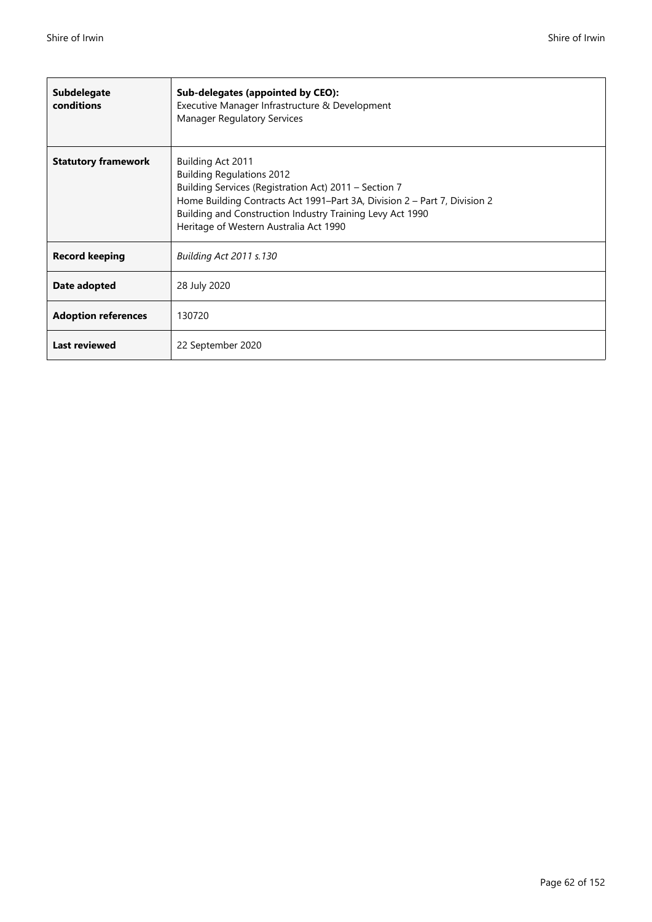| **Subdelegate conditions** | **Sub-delegates (appointed by CEO):**<br>Executive Manager Infrastructure & Development<br>Manager Regulatory Services |
|---|---|
| **Statutory framework** | Building Act 2011<br>Building Regulations 2012<br>Building Services (Registration Act) 2011 – Section 7<br>Home Building Contracts Act 1991–Part 3A, Division 2 – Part 7, Division 2<br>Building and Construction Industry Training Levy Act 1990<br>Heritage of Western Australia Act 1990 |
| **Record keeping** | *Building Act 2011 s.130* |
| **Date adopted** | 28 July 2020 |
| **Adoption references** | 130720 |
| **Last reviewed** | 22 September 2020 |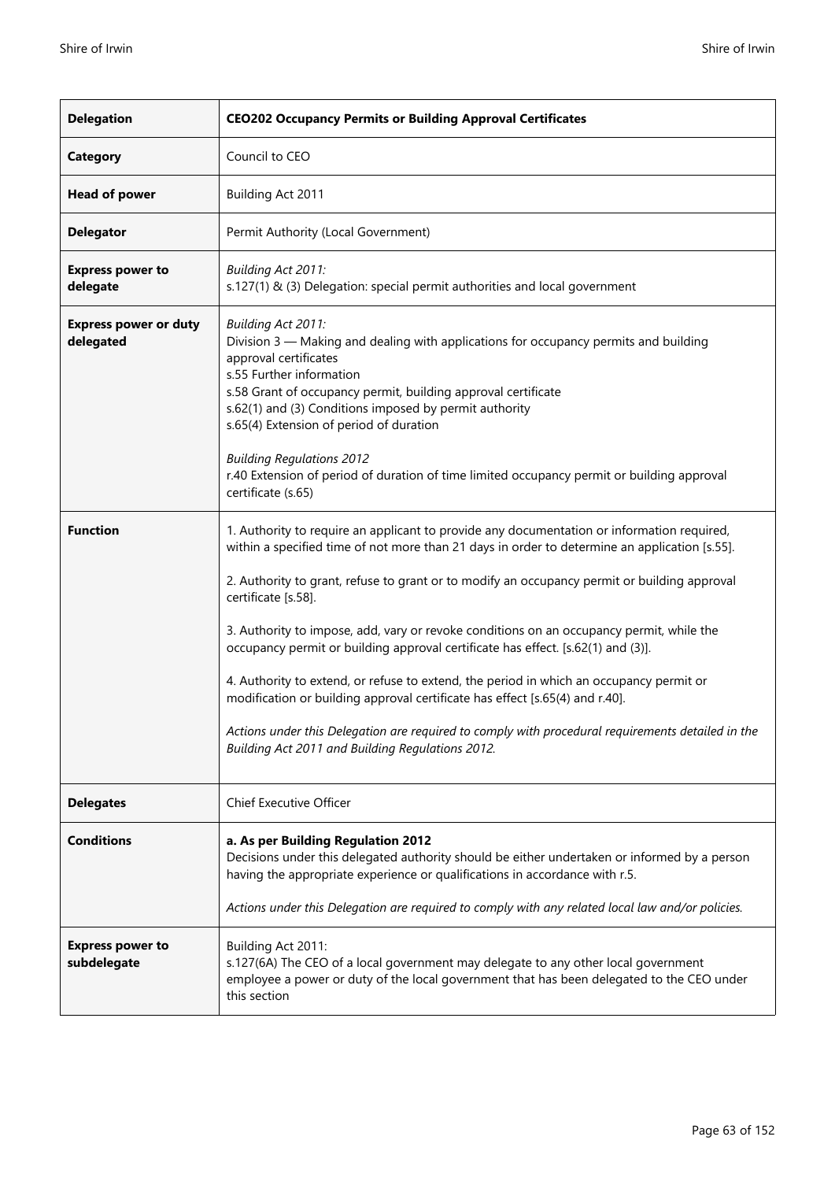| **Delegation** | **CEO202 Occupancy Permits or Building Approval Certificates** |
|---|---|
| **Category** | Council to CEO |
| **Head of power** | Building Act 2011 |
| **Delegator** | Permit Authority (Local Government) |
| **Express power to delegate** | *Building Act 2011:*<br>s.127(1) & (3) Delegation: special permit authorities and local government |
| **Express power or duty delegated** | *Building Act 2011:*<br>Division 3 — Making and dealing with applications for occupancy permits and building approval certificates<br>s.55 Further information<br>s.58 Grant of occupancy permit, building approval certificate<br>s.62(1) and (3) Conditions imposed by permit authority<br>s.65(4) Extension of period of duration<br><br>*Building Regulations 2012*<br>r.40 Extension of period of duration of time limited occupancy permit or building approval certificate (s.65) |
| **Function** | 1. Authority to require an applicant to provide any documentation or information required, within a specified time of not more than 21 days in order to determine an application [s.55].<br><br>2. Authority to grant, refuse to grant or to modify an occupancy permit or building approval certificate [s.58].<br><br>3. Authority to impose, add, vary or revoke conditions on an occupancy permit, while the occupancy permit or building approval certificate has effect. [s.62(1) and (3)].<br><br>4. Authority to extend, or refuse to extend, the period in which an occupancy permit or modification or building approval certificate has effect [s.65(4) and r.40].<br><br>*Actions under this Delegation are required to comply with procedural requirements detailed in the Building Act 2011 and Building Regulations 2012.* |
| **Delegates** | Chief Executive Officer |
| **Conditions** | **a. As per Building Regulation 2012**<br>Decisions under this delegated authority should be either undertaken or informed by a person having the appropriate experience or qualifications in accordance with r.5.<br><br>*Actions under this Delegation are required to comply with any related local law and/or policies.* |
| **Express power to subdelegate** | Building Act 2011:<br>s.127(6A) The CEO of a local government may delegate to any other local government employee a power or duty of the local government that has been delegated to the CEO under this section |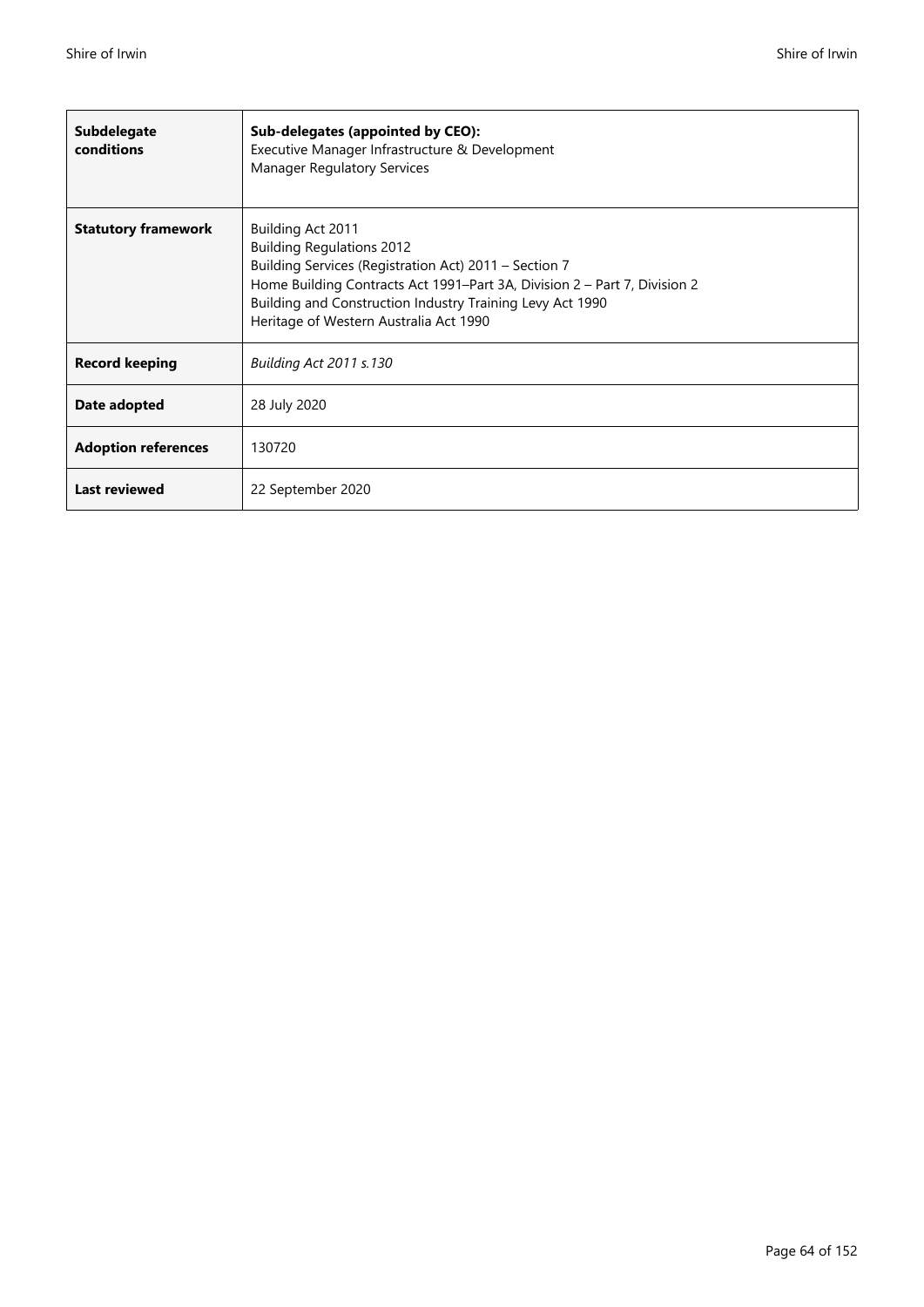| **Subdelegate conditions** | **Sub-delegates (appointed by CEO):**<br>Executive Manager Infrastructure & Development<br>Manager Regulatory Services |
|---|---|
| **Statutory framework** | Building Act 2011<br>Building Regulations 2012<br>Building Services (Registration Act) 2011 – Section 7<br>Home Building Contracts Act 1991–Part 3A, Division 2 – Part 7, Division 2<br>Building and Construction Industry Training Levy Act 1990<br>Heritage of Western Australia Act 1990 |
| **Record keeping** | *Building Act 2011 s.130* |
| **Date adopted** | 28 July 2020 |
| **Adoption references** | 130720 |
| **Last reviewed** | 22 September 2020 |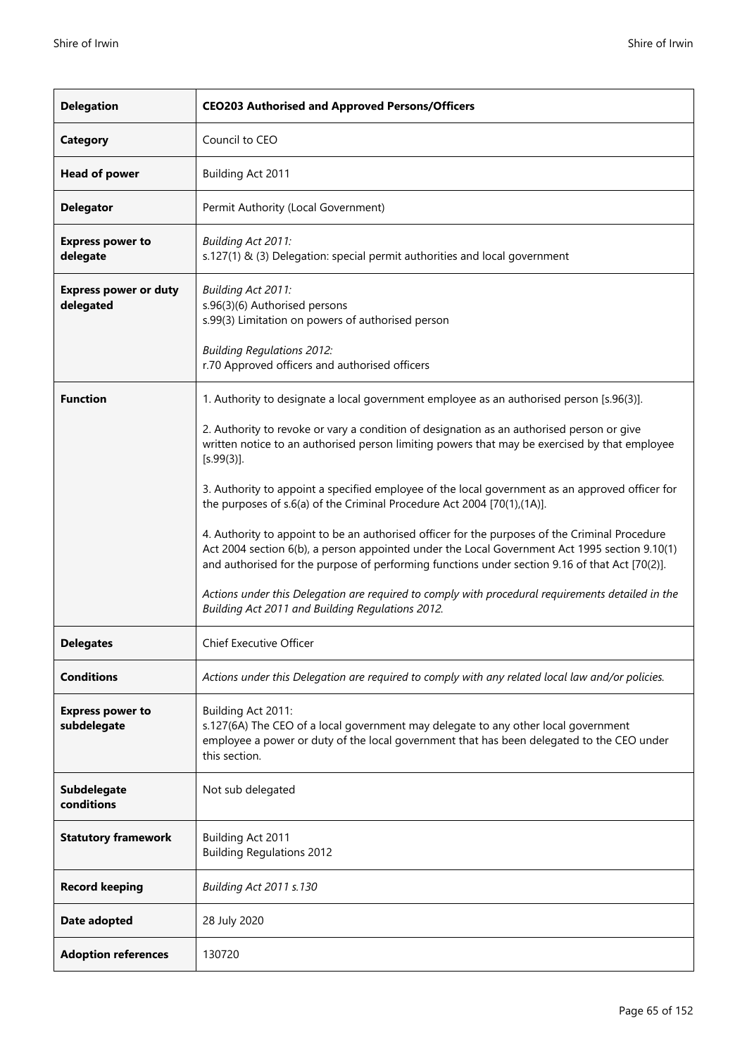| **Delegation** | **CEO203 Authorised and Approved Persons/Officers** |
|---|---|
| **Category** | Council to CEO |
| **Head of power** | Building Act 2011 |
| **Delegator** | Permit Authority (Local Government) |
| **Express power to delegate** | *Building Act 2011:*<br>s.127(1) & (3) Delegation: special permit authorities and local government |
| **Express power or duty delegated** | *Building Act 2011:*<br>s.96(3)(6) Authorised persons<br>s.99(3) Limitation on powers of authorised person<br><br>*Building Regulations 2012:*<br>r.70 Approved officers and authorised officers |
| **Function** | 1. Authority to designate a local government employee as an authorised person [s.96(3)].<br><br>2. Authority to revoke or vary a condition of designation as an authorised person or give written notice to an authorised person limiting powers that may be exercised by that employee [s.99(3)].<br><br>3. Authority to appoint a specified employee of the local government as an approved officer for the purposes of s.6(a) of the Criminal Procedure Act 2004 [70(1),(1A)].<br><br>4. Authority to appoint to be an authorised officer for the purposes of the Criminal Procedure Act 2004 section 6(b), a person appointed under the Local Government Act 1995 section 9.10(1) and authorised for the purpose of performing functions under section 9.16 of that Act [70(2)].<br><br>*Actions under this Delegation are required to comply with procedural requirements detailed in the Building Act 2011 and Building Regulations 2012.* |
| **Delegates** | Chief Executive Officer |
| **Conditions** | *Actions under this Delegation are required to comply with any related local law and/or policies.* |
| **Express power to subdelegate** | Building Act 2011:<br>s.127(6A) The CEO of a local government may delegate to any other local government employee a power or duty of the local government that has been delegated to the CEO under this section. |
| **Subdelegate conditions** | Not sub delegated |
| **Statutory framework** | Building Act 2011<br>Building Regulations 2012 |
| **Record keeping** | *Building Act 2011 s.130* |
| **Date adopted** | 28 July 2020 |
| **Adoption references** | 130720 |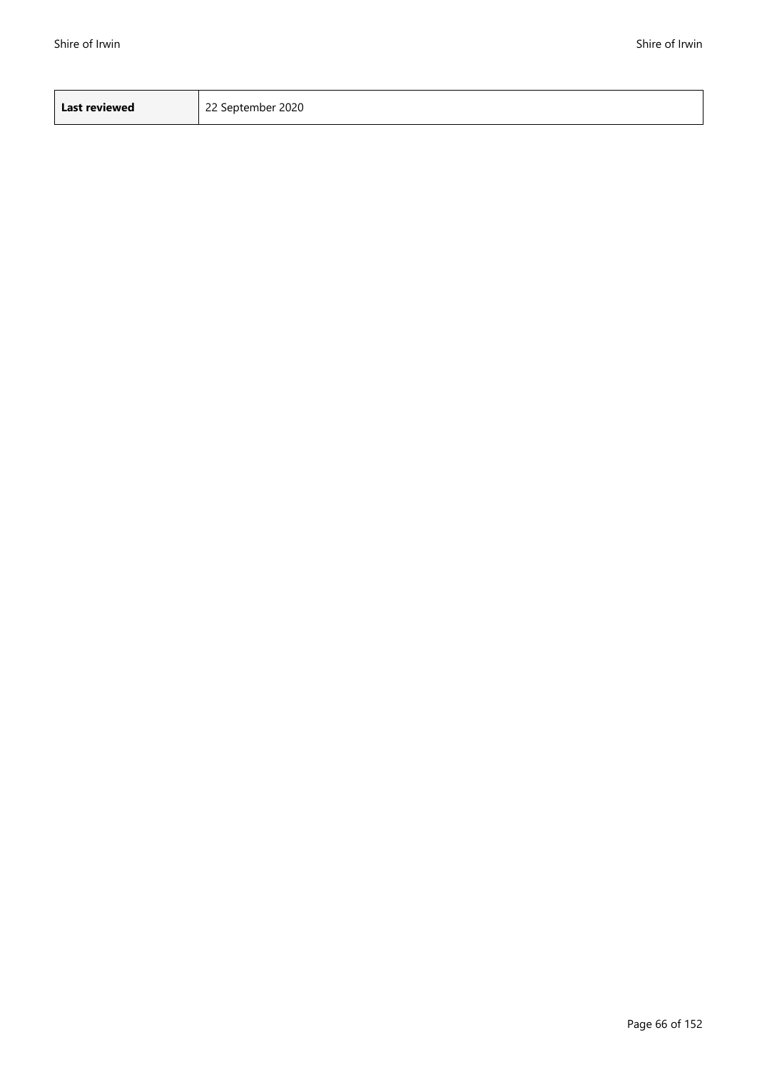| **Last reviewed** | 22 September 2020 |
| --- | --- |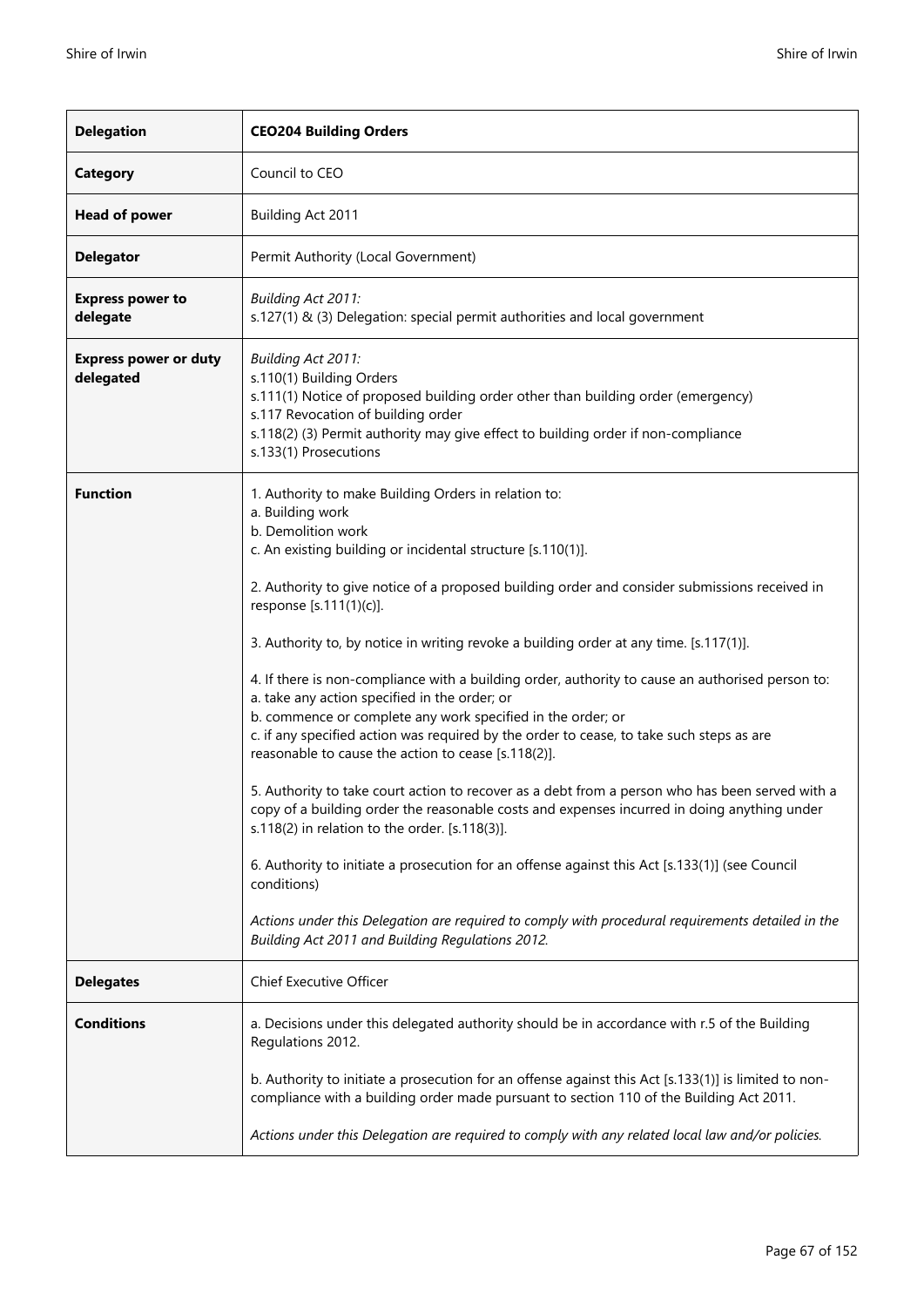| **Delegation** | **CEO204 Building Orders** |
|---|---|
| **Category** | Council to CEO |
| **Head of power** | Building Act 2011 |
| **Delegator** | Permit Authority (Local Government) |
| **Express power to delegate** | *Building Act 2011:*<br>s.127(1) & (3) Delegation: special permit authorities and local government |
| **Express power or duty delegated** | *Building Act 2011:*<br>s.110(1) Building Orders<br>s.111(1) Notice of proposed building order other than building order (emergency)<br>s.117 Revocation of building order<br>s.118(2) (3) Permit authority may give effect to building order if non-compliance<br>s.133(1) Prosecutions |
| **Function** | 1. Authority to make Building Orders in relation to:<br>a. Building work<br>b. Demolition work<br>c. An existing building or incidental structure [s.110(1)].<br><br>2. Authority to give notice of a proposed building order and consider submissions received in response [s.111(1)(c)].<br><br>3. Authority to, by notice in writing revoke a building order at any time. [s.117(1)].<br><br>4. If there is non-compliance with a building order, authority to cause an authorised person to:<br>a. take any action specified in the order; or<br>b. commence or complete any work specified in the order; or<br>c. if any specified action was required by the order to cease, to take such steps as are reasonable to cause the action to cease [s.118(2)].<br><br>5. Authority to take court action to recover as a debt from a person who has been served with a copy of a building order the reasonable costs and expenses incurred in doing anything under s.118(2) in relation to the order. [s.118(3)].<br><br>6. Authority to initiate a prosecution for an offense against this Act [s.133(1)] (see Council conditions)<br><br>*Actions under this Delegation are required to comply with procedural requirements detailed in the Building Act 2011 and Building Regulations 2012.* |
| **Delegates** | Chief Executive Officer |
| **Conditions** | a. Decisions under this delegated authority should be in accordance with r.5 of the Building Regulations 2012.<br><br>b. Authority to initiate a prosecution for an offense against this Act [s.133(1)] is limited to non-compliance with a building order made pursuant to section 110 of the Building Act 2011.<br><br>*Actions under this Delegation are required to comply with any related local law and/or policies.* |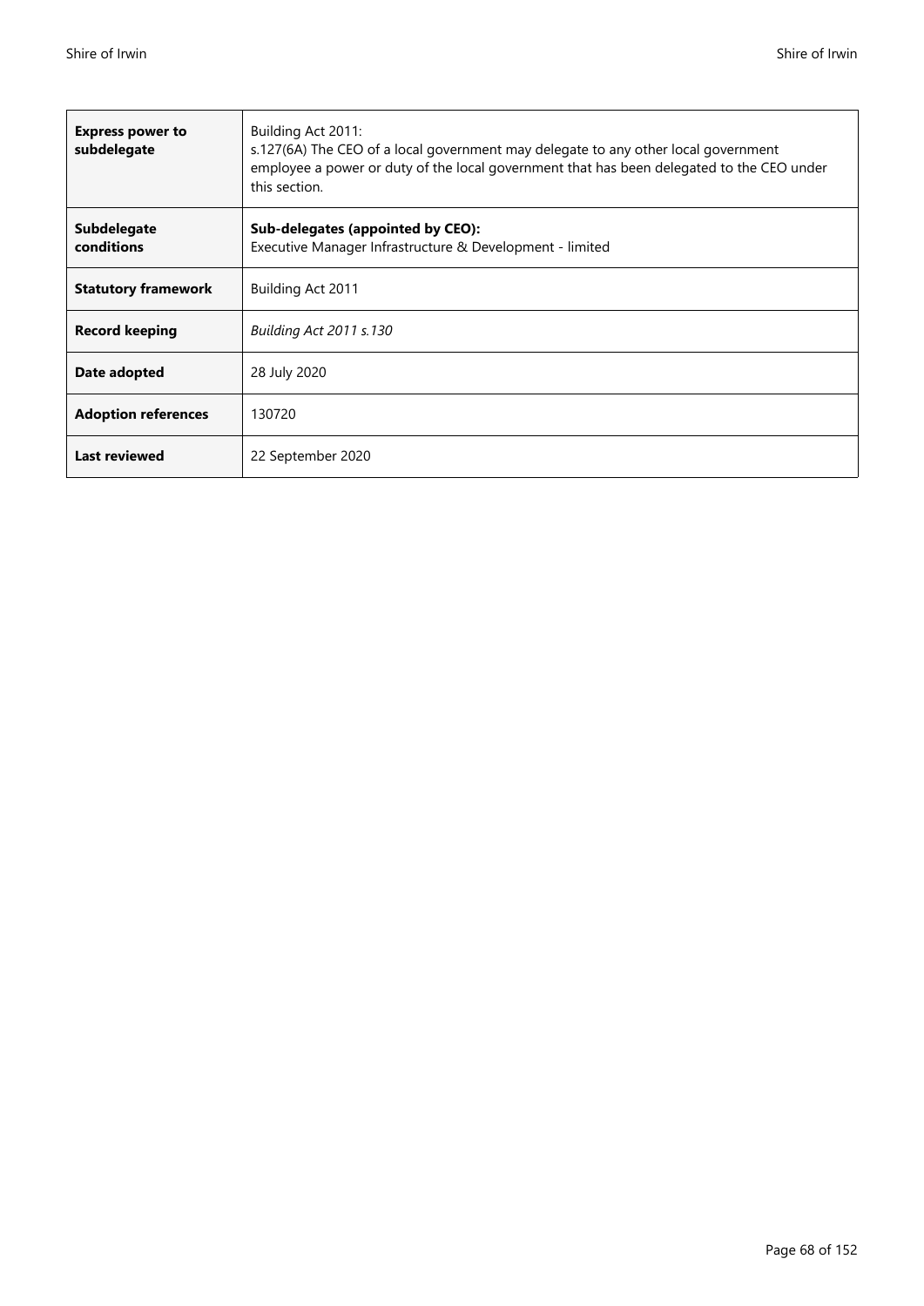| | |
|---|---|
| **Express power to subdelegate** | Building Act 2011:<br>s.127(6A) The CEO of a local government may delegate to any other local government employee a power or duty of the local government that has been delegated to the CEO under this section. |
| **Subdelegate conditions** | **Sub-delegates (appointed by CEO):**<br>Executive Manager Infrastructure & Development - limited |
| **Statutory framework** | Building Act 2011 |
| **Record keeping** | *Building Act 2011 s.130* |
| **Date adopted** | 28 July 2020 |
| **Adoption references** | 130720 |
| **Last reviewed** | 22 September 2020 |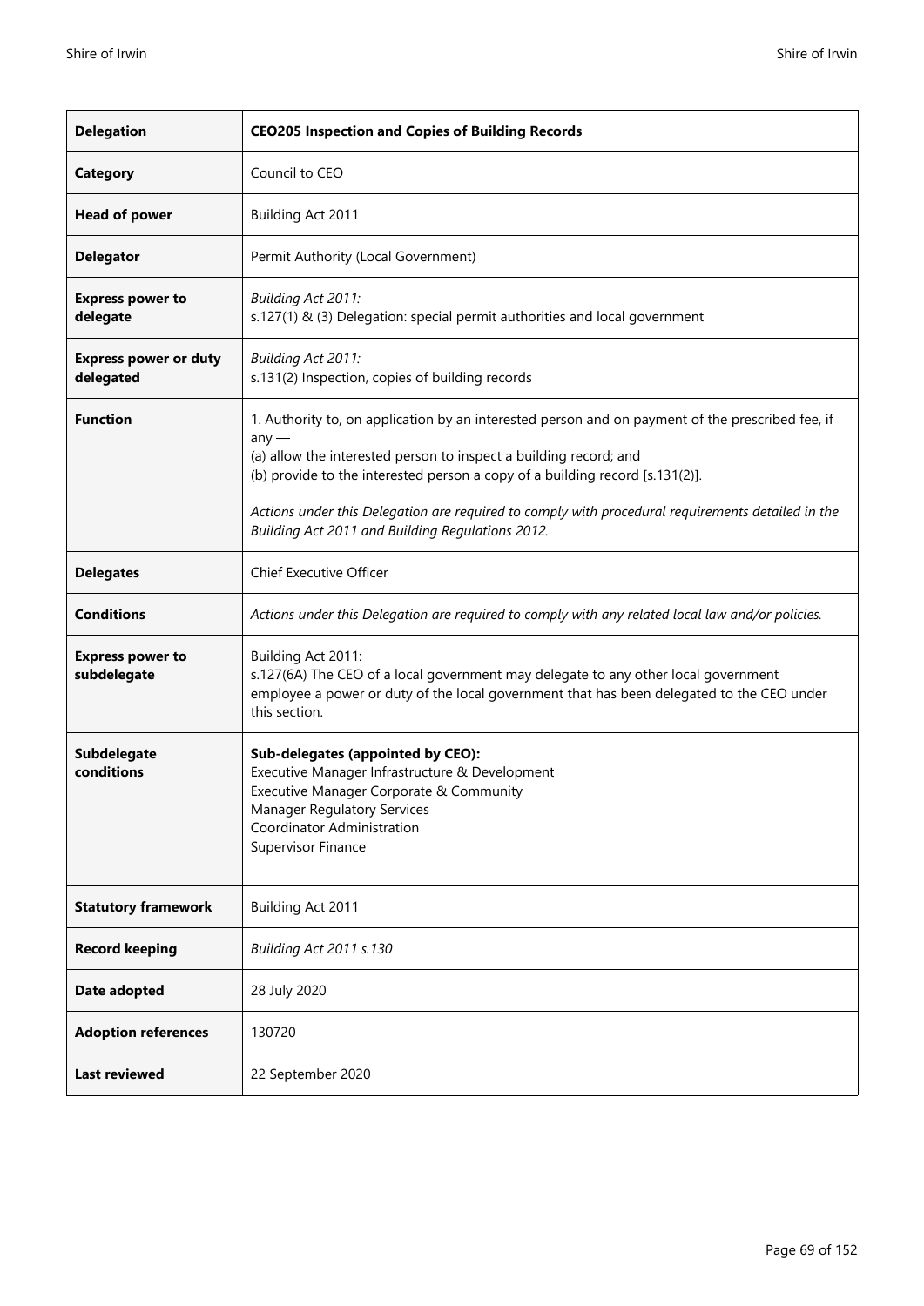| **Delegation** | **CEO205 Inspection and Copies of Building Records** |
|---|---|
| **Category** | Council to CEO |
| **Head of power** | Building Act 2011 |
| **Delegator** | Permit Authority (Local Government) |
| **Express power to delegate** | *Building Act 2011:*<br>s.127(1) & (3) Delegation: special permit authorities and local government |
| **Express power or duty delegated** | *Building Act 2011:*<br>s.131(2) Inspection, copies of building records |
| **Function** | 1. Authority to, on application by an interested person and on payment of the prescribed fee, if any —<br>(a) allow the interested person to inspect a building record; and<br>(b) provide to the interested person a copy of a building record [s.131(2)].<br><br>*Actions under this Delegation are required to comply with procedural requirements detailed in the Building Act 2011 and Building Regulations 2012.* |
| **Delegates** | Chief Executive Officer |
| **Conditions** | *Actions under this Delegation are required to comply with any related local law and/or policies.* |
| **Express power to subdelegate** | Building Act 2011:<br>s.127(6A) The CEO of a local government may delegate to any other local government employee a power or duty of the local government that has been delegated to the CEO under this section. |
| **Subdelegate conditions** | **Sub-delegates (appointed by CEO):**<br>Executive Manager Infrastructure & Development<br>Executive Manager Corporate & Community<br>Manager Regulatory Services<br>Coordinator Administration<br>Supervisor Finance |
| **Statutory framework** | Building Act 2011 |
| **Record keeping** | *Building Act 2011 s.130* |
| **Date adopted** | 28 July 2020 |
| **Adoption references** | 130720 |
| **Last reviewed** | 22 September 2020 |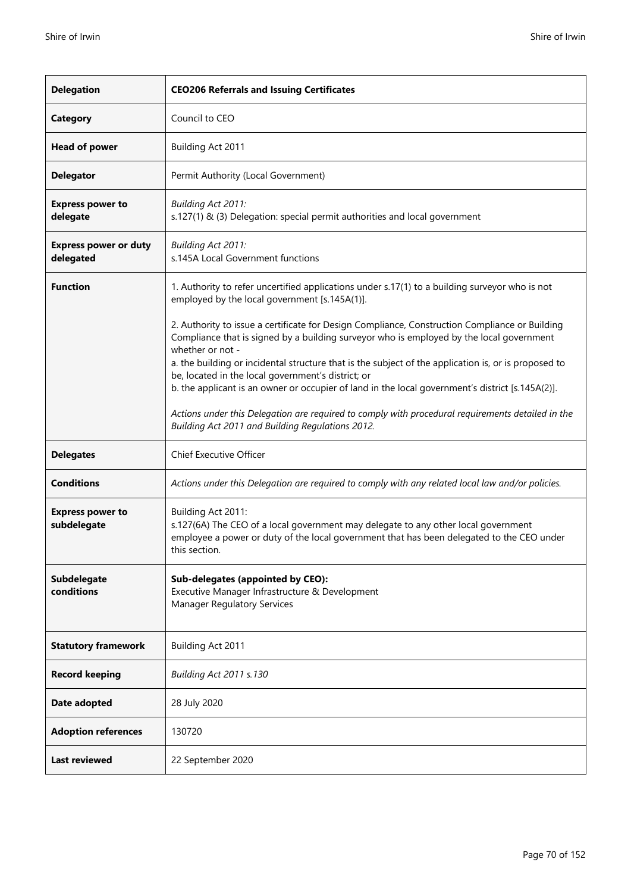| **Delegation** | **CEO206 Referrals and Issuing Certificates** |
|---|---|
| **Category** | Council to CEO |
| **Head of power** | Building Act 2011 |
| **Delegator** | Permit Authority (Local Government) |
| **Express power to delegate** | *Building Act 2011:*<br>s.127(1) & (3) Delegation: special permit authorities and local government |
| **Express power or duty delegated** | *Building Act 2011:*<br>s.145A Local Government functions |
| **Function** | 1. Authority to refer uncertified applications under s.17(1) to a building surveyor who is not employed by the local government [s.145A(1)].<br><br>2. Authority to issue a certificate for Design Compliance, Construction Compliance or Building Compliance that is signed by a building surveyor who is employed by the local government whether or not -<br>a. the building or incidental structure that is the subject of the application is, or is proposed to be, located in the local government's district; or<br>b. the applicant is an owner or occupier of land in the local government's district [s.145A(2)].<br><br>*Actions under this Delegation are required to comply with procedural requirements detailed in the Building Act 2011 and Building Regulations 2012.* |
| **Delegates** | Chief Executive Officer |
| **Conditions** | *Actions under this Delegation are required to comply with any related local law and/or policies.* |
| **Express power to subdelegate** | Building Act 2011:<br>s.127(6A) The CEO of a local government may delegate to any other local government employee a power or duty of the local government that has been delegated to the CEO under this section. |
| **Subdelegate conditions** | **Sub-delegates (appointed by CEO):**<br>Executive Manager Infrastructure & Development<br>Manager Regulatory Services |
| **Statutory framework** | Building Act 2011 |
| **Record keeping** | *Building Act 2011 s.130* |
| **Date adopted** | 28 July 2020 |
| **Adoption references** | 130720 |
| **Last reviewed** | 22 September 2020 |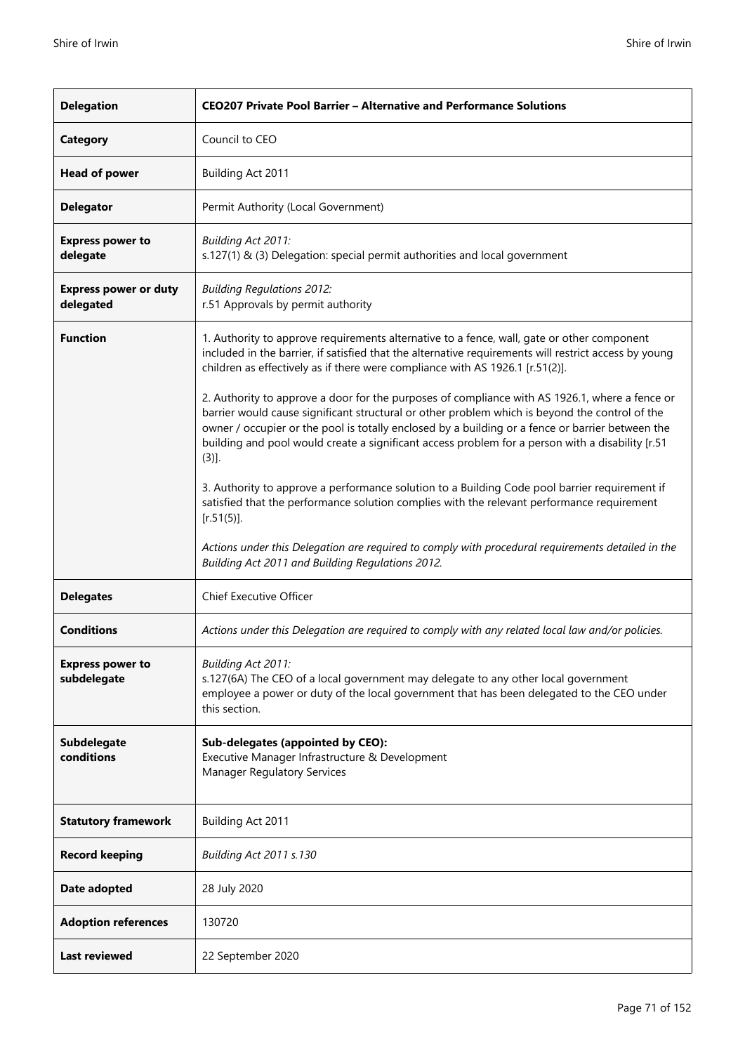| **Delegation** | **CEO207 Private Pool Barrier – Alternative and Performance Solutions** |
|---|---|
| **Category** | Council to CEO |
| **Head of power** | Building Act 2011 |
| **Delegator** | Permit Authority (Local Government) |
| **Express power to delegate** | *Building Act 2011:*<br>s.127(1) & (3) Delegation: special permit authorities and local government |
| **Express power or duty delegated** | *Building Regulations 2012:*<br>r.51 Approvals by permit authority |
| **Function** | 1. Authority to approve requirements alternative to a fence, wall, gate or other component included in the barrier, if satisfied that the alternative requirements will restrict access by young children as effectively as if there were compliance with AS 1926.1 [r.51(2)].<br><br>2. Authority to approve a door for the purposes of compliance with AS 1926.1, where a fence or barrier would cause significant structural or other problem which is beyond the control of the owner / occupier or the pool is totally enclosed by a building or a fence or barrier between the building and pool would create a significant access problem for a person with a disability [r.51 (3)].<br><br>3. Authority to approve a performance solution to a Building Code pool barrier requirement if satisfied that the performance solution complies with the relevant performance requirement [r.51(5)].<br><br>*Actions under this Delegation are required to comply with procedural requirements detailed in the Building Act 2011 and Building Regulations 2012.* |
| **Delegates** | Chief Executive Officer |
| **Conditions** | *Actions under this Delegation are required to comply with any related local law and/or policies.* |
| **Express power to subdelegate** | *Building Act 2011:*<br>s.127(6A) The CEO of a local government may delegate to any other local government employee a power or duty of the local government that has been delegated to the CEO under this section. |
| **Subdelegate conditions** | **Sub-delegates (appointed by CEO):**<br>Executive Manager Infrastructure & Development<br>Manager Regulatory Services |
| **Statutory framework** | Building Act 2011 |
| **Record keeping** | *Building Act 2011 s.130* |
| **Date adopted** | 28 July 2020 |
| **Adoption references** | 130720 |
| **Last reviewed** | 22 September 2020 |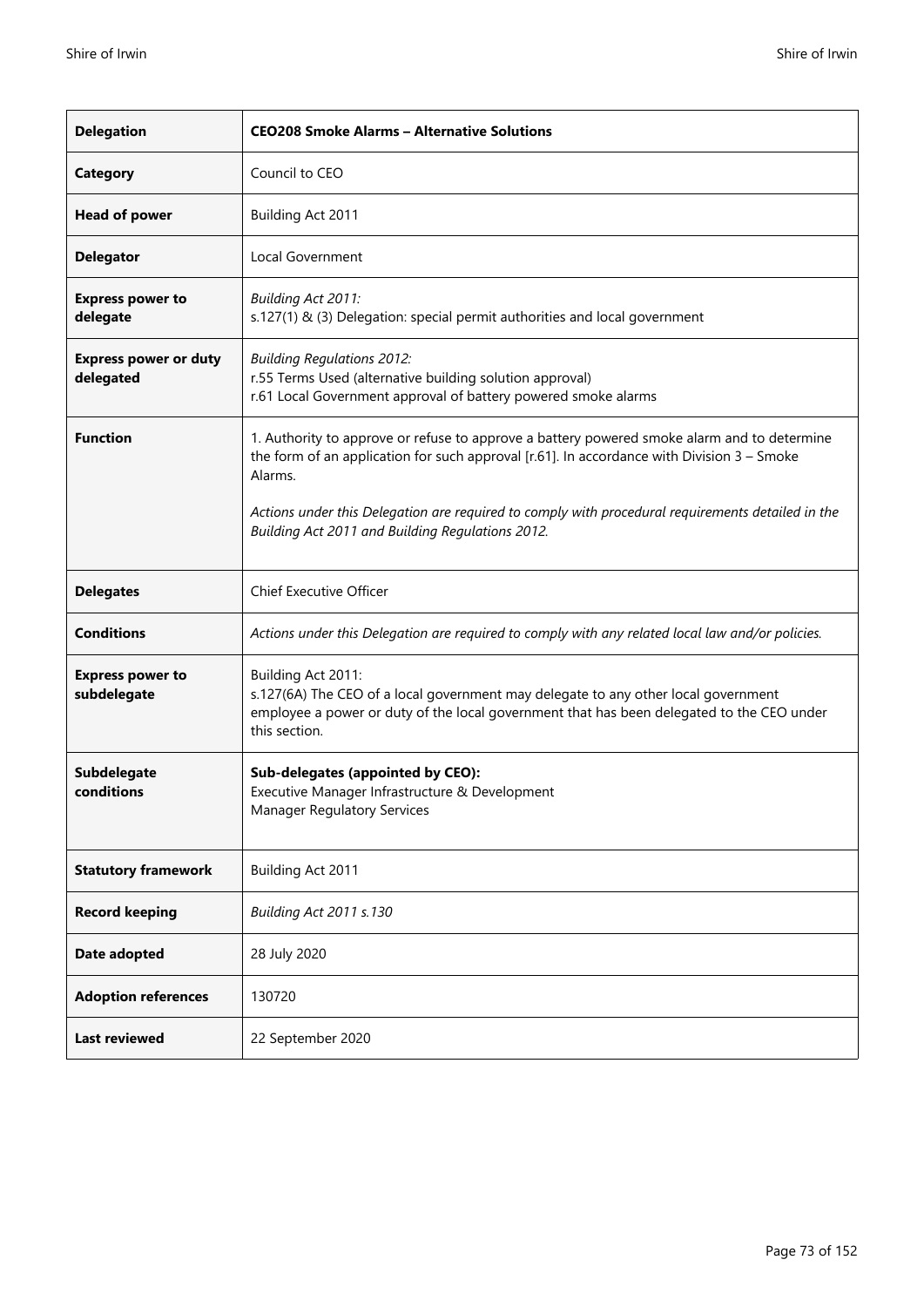| **Delegation** | **CEO208 Smoke Alarms – Alternative Solutions** |
|---|---|
| **Category** | Council to CEO |
| **Head of power** | Building Act 2011 |
| **Delegator** | Local Government |
| **Express power to delegate** | *Building Act 2011:*<br>s.127(1) & (3) Delegation: special permit authorities and local government |
| **Express power or duty delegated** | *Building Regulations 2012:*<br>r.55 Terms Used (alternative building solution approval)<br>r.61 Local Government approval of battery powered smoke alarms |
| **Function** | 1. Authority to approve or refuse to approve a battery powered smoke alarm and to determine the form of an application for such approval [r.61]. In accordance with Division 3 – Smoke Alarms.<br><br>*Actions under this Delegation are required to comply with procedural requirements detailed in the Building Act 2011 and Building Regulations 2012.* |
| **Delegates** | Chief Executive Officer |
| **Conditions** | *Actions under this Delegation are required to comply with any related local law and/or policies.* |
| **Express power to subdelegate** | Building Act 2011:<br>s.127(6A) The CEO of a local government may delegate to any other local government employee a power or duty of the local government that has been delegated to the CEO under this section. |
| **Subdelegate conditions** | **Sub-delegates (appointed by CEO):**<br>Executive Manager Infrastructure & Development<br>Manager Regulatory Services |
| **Statutory framework** | Building Act 2011 |
| **Record keeping** | *Building Act 2011 s.130* |
| **Date adopted** | 28 July 2020 |
| **Adoption references** | 130720 |
| **Last reviewed** | 22 September 2020 |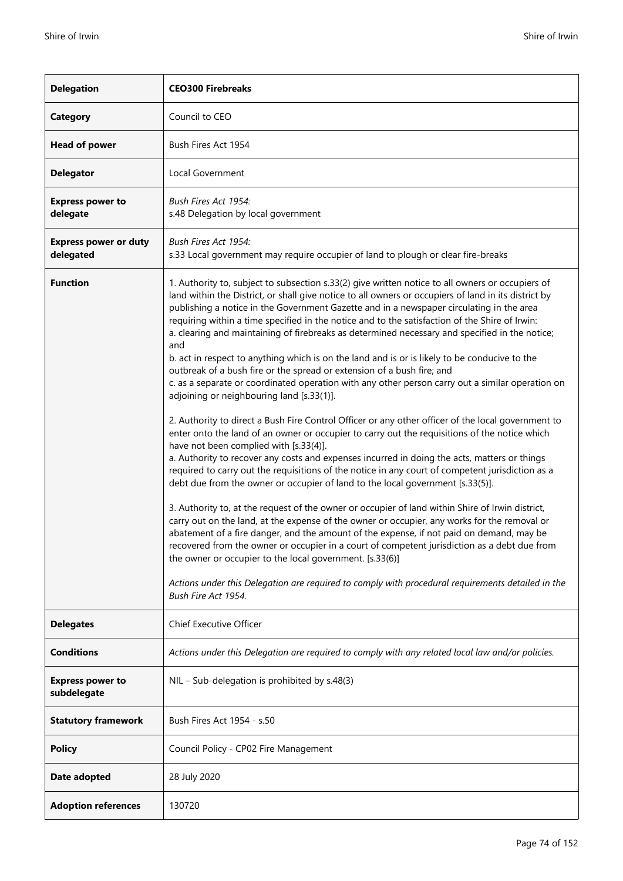| **Delegation** | **CEO300 Firebreaks** |
|---|---|
| **Category** | Council to CEO |
| **Head of power** | Bush Fires Act 1954 |
| **Delegator** | Local Government |
| **Express power to delegate** | *Bush Fires Act 1954:*<br>s.48 Delegation by local government |
| **Express power or duty delegated** | *Bush Fires Act 1954:*<br>s.33 Local government may require occupier of land to plough or clear fire-breaks |
| **Function** | 1. Authority to, subject to subsection s.33(2) give written notice to all owners or occupiers of land within the District, or shall give notice to all owners or occupiers of land in its district by publishing a notice in the Government Gazette and in a newspaper circulating in the area requiring within a time specified in the notice and to the satisfaction of the Shire of Irwin:<br>a. clearing and maintaining of firebreaks as determined necessary and specified in the notice; and<br>b. act in respect to anything which is on the land and is or is likely to be conducive to the outbreak of a bush fire or the spread or extension of a bush fire; and<br>c. as a separate or coordinated operation with any other person carry out a similar operation on adjoining or neighbouring land [s.33(1)].<br><br>2. Authority to direct a Bush Fire Control Officer or any other officer of the local government to enter onto the land of an owner or occupier to carry out the requisitions of the notice which have not been complied with [s.33(4)].<br>a. Authority to recover any costs and expenses incurred in doing the acts, matters or things required to carry out the requisitions of the notice in any court of competent jurisdiction as a debt due from the owner or occupier of land to the local government [s.33(5)].<br><br>3. Authority to, at the request of the owner or occupier of land within Shire of Irwin district, carry out on the land, at the expense of the owner or occupier, any works for the removal or abatement of a fire danger, and the amount of the expense, if not paid on demand, may be recovered from the owner or occupier in a court of competent jurisdiction as a debt due from the owner or occupier to the local government. [s.33(6)]<br><br>*Actions under this Delegation are required to comply with procedural requirements detailed in the Bush Fire Act 1954.* |
| **Delegates** | Chief Executive Officer |
| **Conditions** | *Actions under this Delegation are required to comply with any related local law and/or policies.* |
| **Express power to subdelegate** | NIL – Sub-delegation is prohibited by s.48(3) |
| **Statutory framework** | Bush Fires Act 1954 - s.50 |
| **Policy** | Council Policy - CP02 Fire Management |
| **Date adopted** | 28 July 2020 |
| **Adoption references** | 130720 |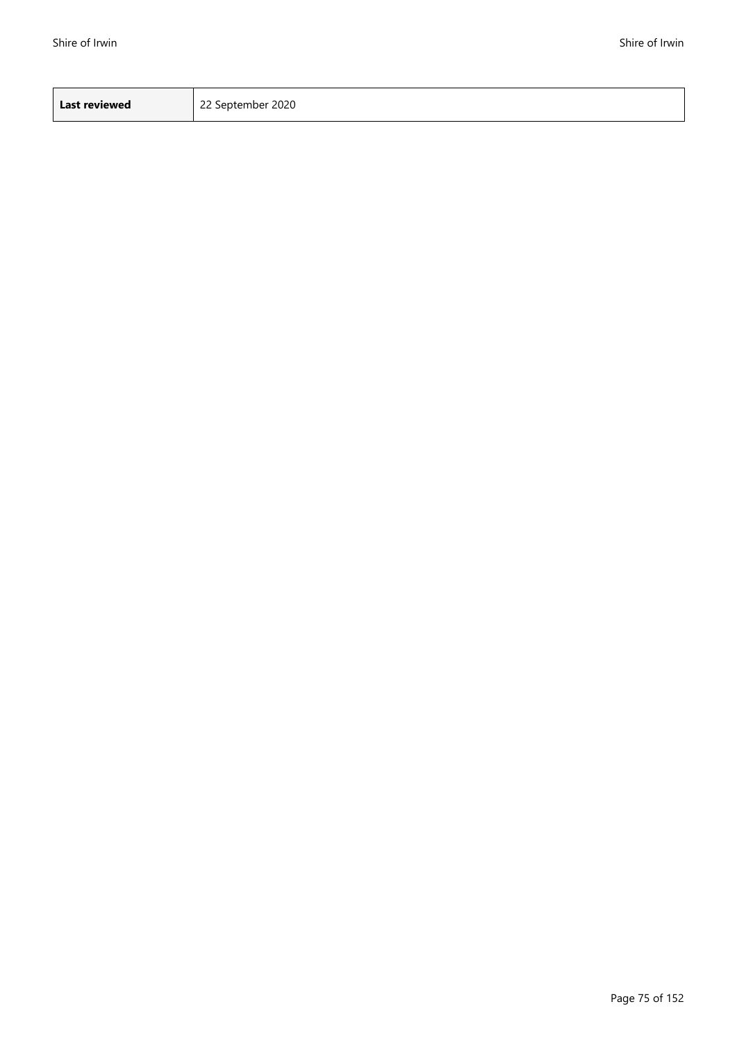| **Last reviewed** | 22 September 2020 |
|---|---|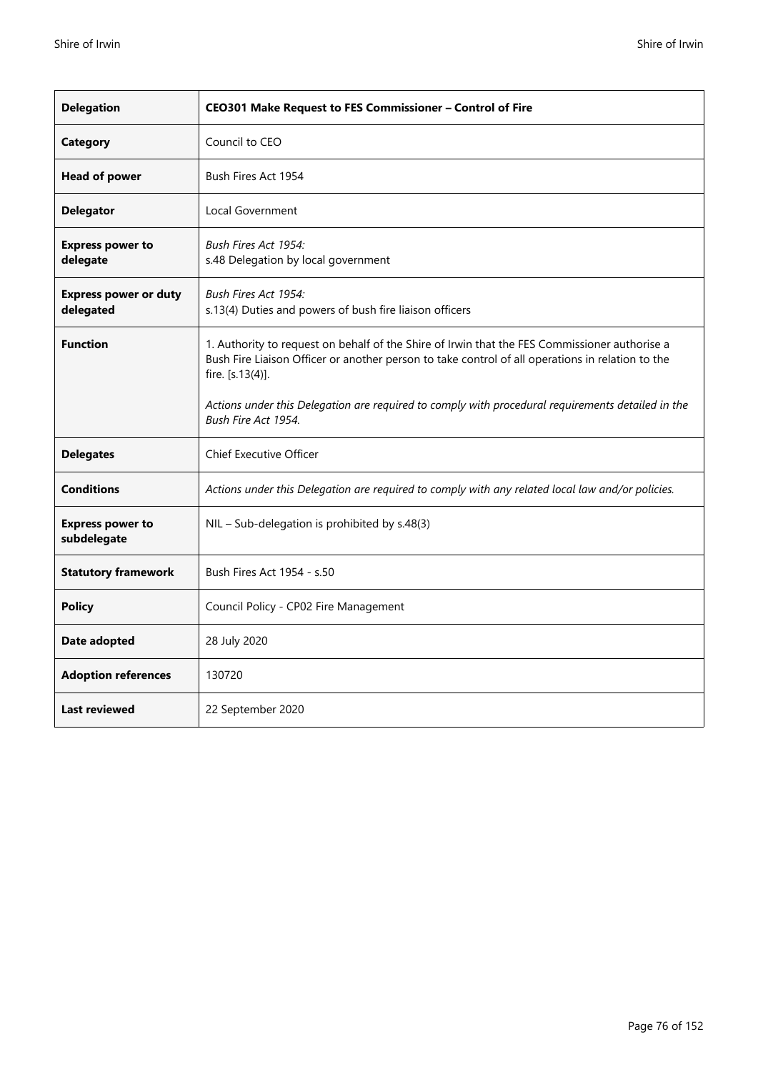| **Delegation** | **CEO301 Make Request to FES Commissioner – Control of Fire** |
|---|---|
| **Category** | Council to CEO |
| **Head of power** | Bush Fires Act 1954 |
| **Delegator** | Local Government |
| **Express power to delegate** | *Bush Fires Act 1954:*<br>s.48 Delegation by local government |
| **Express power or duty delegated** | *Bush Fires Act 1954:*<br>s.13(4) Duties and powers of bush fire liaison officers |
| **Function** | 1. Authority to request on behalf of the Shire of Irwin that the FES Commissioner authorise a Bush Fire Liaison Officer or another person to take control of all operations in relation to the fire. [s.13(4)].<br><br>*Actions under this Delegation are required to comply with procedural requirements detailed in the Bush Fire Act 1954.* |
| **Delegates** | Chief Executive Officer |
| **Conditions** | *Actions under this Delegation are required to comply with any related local law and/or policies.* |
| **Express power to subdelegate** | NIL – Sub-delegation is prohibited by s.48(3) |
| **Statutory framework** | Bush Fires Act 1954 - s.50 |
| **Policy** | Council Policy - CP02 Fire Management |
| **Date adopted** | 28 July 2020 |
| **Adoption references** | 130720 |
| **Last reviewed** | 22 September 2020 |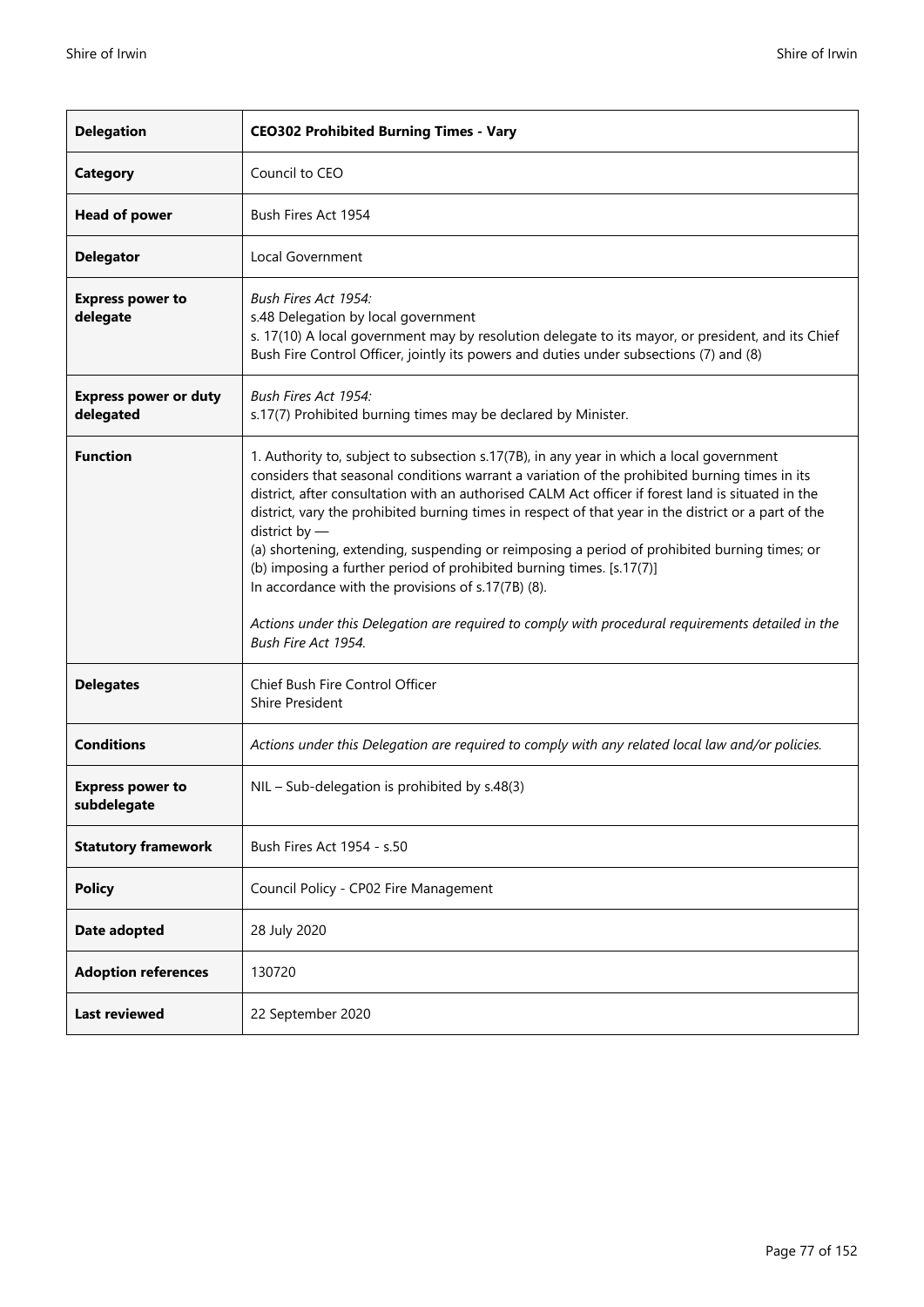| **Delegation** | **CEO302 Prohibited Burning Times - Vary** |
|---|---|
| **Category** | Council to CEO |
| **Head of power** | Bush Fires Act 1954 |
| **Delegator** | Local Government |
| **Express power to delegate** | *Bush Fires Act 1954:*<br>s.48 Delegation by local government<br>s. 17(10) A local government may by resolution delegate to its mayor, or president, and its Chief Bush Fire Control Officer, jointly its powers and duties under subsections (7) and (8) |
| **Express power or duty delegated** | *Bush Fires Act 1954:*<br>s.17(7) Prohibited burning times may be declared by Minister. |
| **Function** | 1. Authority to, subject to subsection s.17(7B), in any year in which a local government considers that seasonal conditions warrant a variation of the prohibited burning times in its district, after consultation with an authorised CALM Act officer if forest land is situated in the district, vary the prohibited burning times in respect of that year in the district or a part of the district by —<br>(a) shortening, extending, suspending or reimposing a period of prohibited burning times; or<br>(b) imposing a further period of prohibited burning times. [s.17(7)]<br>In accordance with the provisions of s.17(7B) (8).<br><br>*Actions under this Delegation are required to comply with procedural requirements detailed in the Bush Fire Act 1954.* |
| **Delegates** | Chief Bush Fire Control Officer<br>Shire President |
| **Conditions** | *Actions under this Delegation are required to comply with any related local law and/or policies.* |
| **Express power to subdelegate** | NIL – Sub-delegation is prohibited by s.48(3) |
| **Statutory framework** | Bush Fires Act 1954 - s.50 |
| **Policy** | Council Policy - CP02 Fire Management |
| **Date adopted** | 28 July 2020 |
| **Adoption references** | 130720 |
| **Last reviewed** | 22 September 2020 |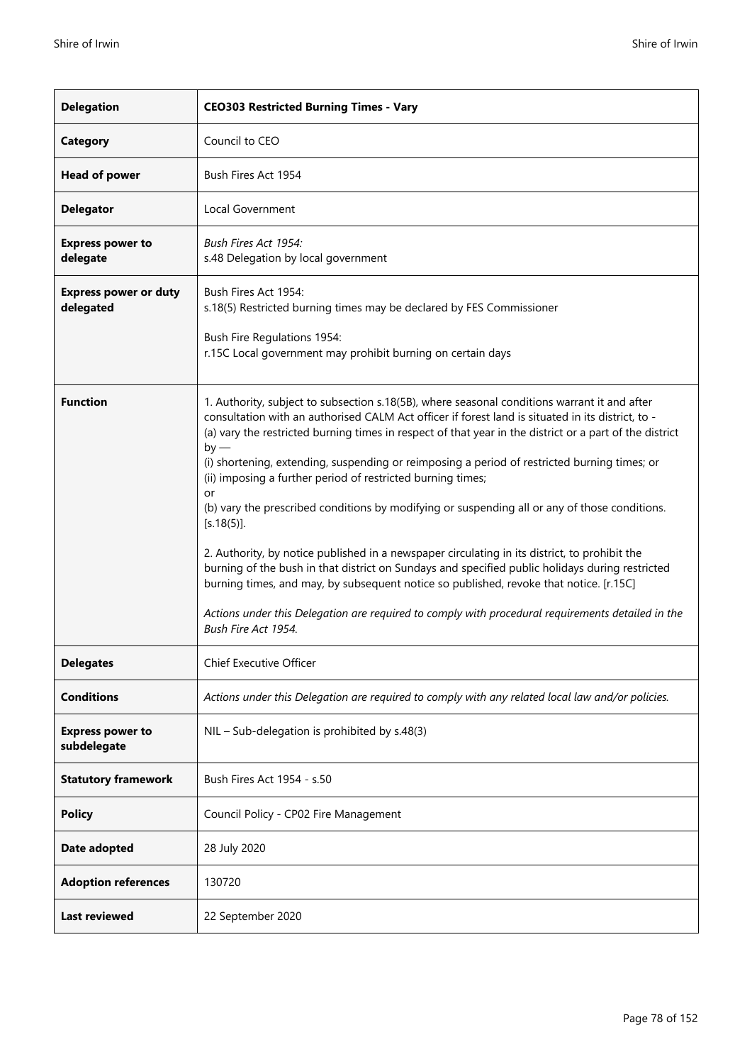| **Delegation** | **CEO303 Restricted Burning Times - Vary** |
|---|---|
| **Category** | Council to CEO |
| **Head of power** | Bush Fires Act 1954 |
| **Delegator** | Local Government |
| **Express power to delegate** | *Bush Fires Act 1954:*<br>s.48 Delegation by local government |
| **Express power or duty delegated** | Bush Fires Act 1954:<br>s.18(5) Restricted burning times may be declared by FES Commissioner<br><br>Bush Fire Regulations 1954:<br>r.15C Local government may prohibit burning on certain days |
| **Function** | 1. Authority, subject to subsection s.18(5B), where seasonal conditions warrant it and after consultation with an authorised CALM Act officer if forest land is situated in its district, to -<br>(a) vary the restricted burning times in respect of that year in the district or a part of the district by —<br>(i) shortening, extending, suspending or reimposing a period of restricted burning times; or<br>(ii) imposing a further period of restricted burning times;<br>or<br>(b) vary the prescribed conditions by modifying or suspending all or any of those conditions. [s.18(5)].<br><br>2. Authority, by notice published in a newspaper circulating in its district, to prohibit the burning of the bush in that district on Sundays and specified public holidays during restricted burning times, and may, by subsequent notice so published, revoke that notice. [r.15C]<br><br>*Actions under this Delegation are required to comply with procedural requirements detailed in the Bush Fire Act 1954.* |
| **Delegates** | Chief Executive Officer |
| **Conditions** | *Actions under this Delegation are required to comply with any related local law and/or policies.* |
| **Express power to subdelegate** | NIL – Sub-delegation is prohibited by s.48(3) |
| **Statutory framework** | Bush Fires Act 1954 - s.50 |
| **Policy** | Council Policy - CP02 Fire Management |
| **Date adopted** | 28 July 2020 |
| **Adoption references** | 130720 |
| **Last reviewed** | 22 September 2020 |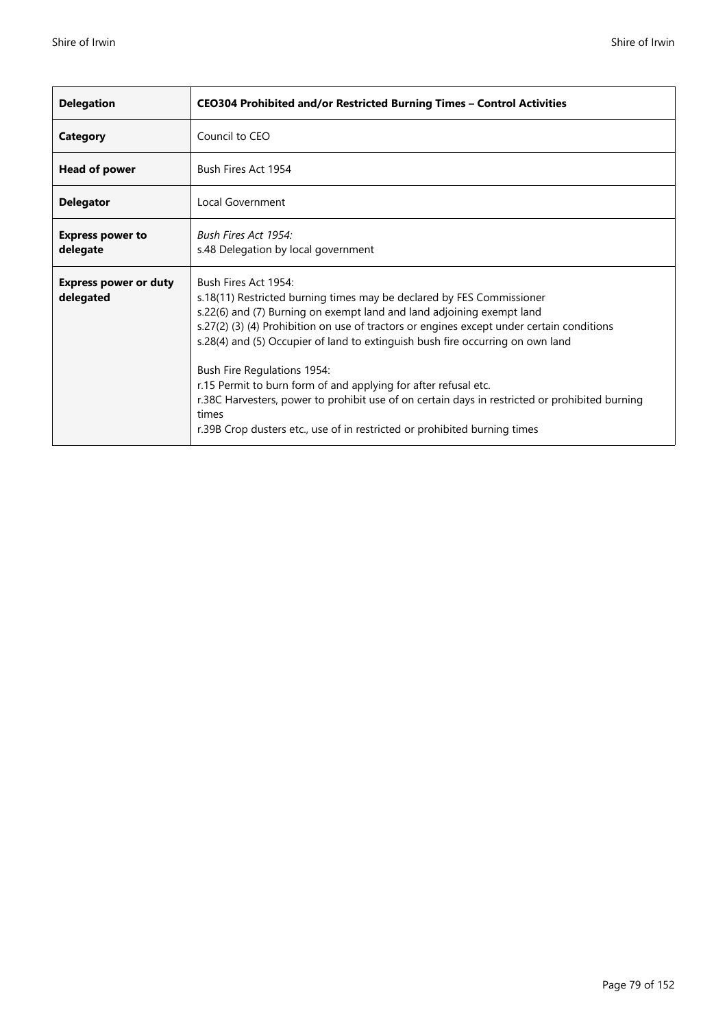| **Delegation** | **CEO304 Prohibited and/or Restricted Burning Times – Control Activities** |
|---|---|
| **Category** | Council to CEO |
| **Head of power** | Bush Fires Act 1954 |
| **Delegator** | Local Government |
| **Express power to delegate** | *Bush Fires Act 1954:*<br>s.48 Delegation by local government |
| **Express power or duty delegated** | Bush Fires Act 1954:<br>s.18(11) Restricted burning times may be declared by FES Commissioner<br>s.22(6) and (7) Burning on exempt land and land adjoining exempt land<br>s.27(2) (3) (4) Prohibition on use of tractors or engines except under certain conditions<br>s.28(4) and (5) Occupier of land to extinguish bush fire occurring on own land<br><br>Bush Fire Regulations 1954:<br>r.15 Permit to burn form of and applying for after refusal etc.<br>r.38C Harvesters, power to prohibit use of on certain days in restricted or prohibited burning times<br>r.39B Crop dusters etc., use of in restricted or prohibited burning times |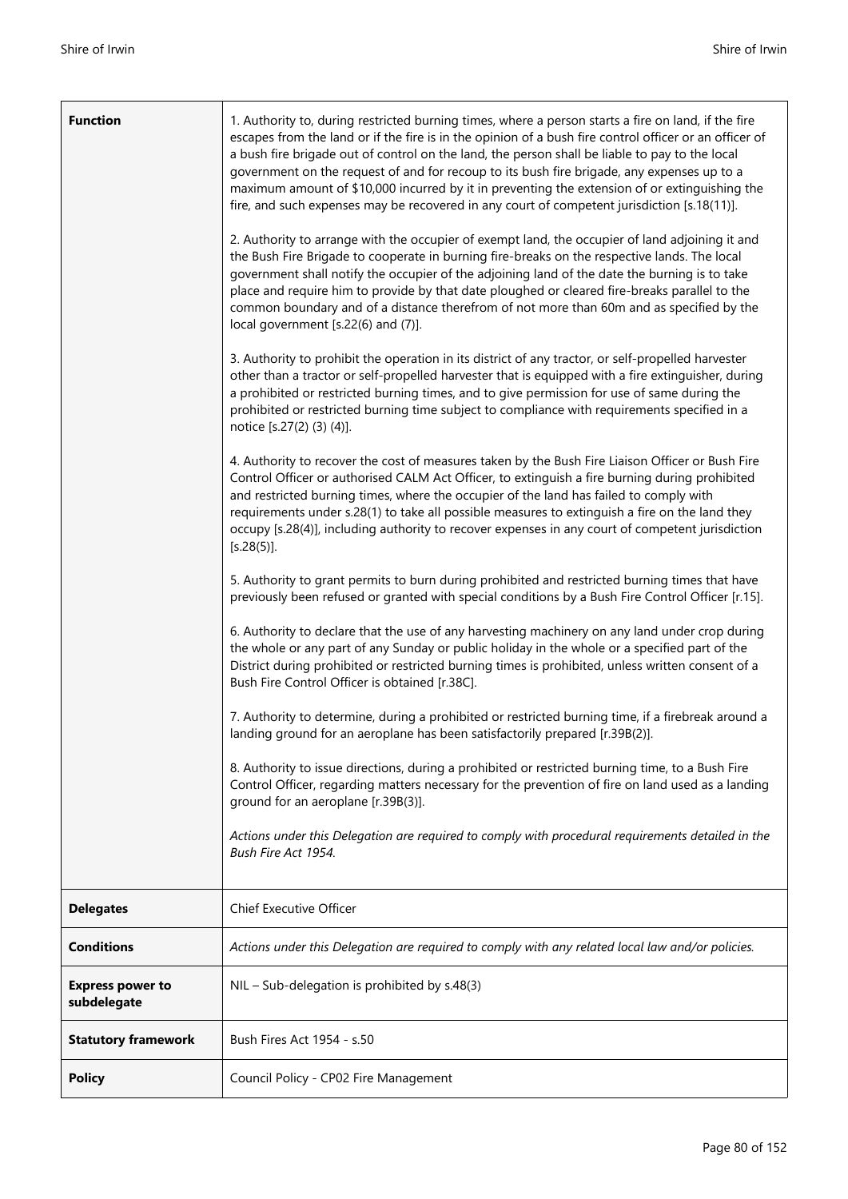| **Function** | 1. Authority to, during restricted burning times, where a person starts a fire on land, if the fire escapes from the land or if the fire is in the opinion of a bush fire control officer or an officer of a bush fire brigade out of control on the land, the person shall be liable to pay to the local government on the request of and for recoup to its bush fire brigade, any expenses up to a maximum amount of $10,000 incurred by it in preventing the extension of or extinguishing the fire, and such expenses may be recovered in any court of competent jurisdiction [s.18(11)].<br><br>2. Authority to arrange with the occupier of exempt land, the occupier of land adjoining it and the Bush Fire Brigade to cooperate in burning fire-breaks on the respective lands. The local government shall notify the occupier of the adjoining land of the date the burning is to take place and require him to provide by that date ploughed or cleared fire-breaks parallel to the common boundary and of a distance therefrom of not more than 60m and as specified by the local government [s.22(6) and (7)].<br><br>3. Authority to prohibit the operation in its district of any tractor, or self-propelled harvester other than a tractor or self-propelled harvester that is equipped with a fire extinguisher, during a prohibited or restricted burning times, and to give permission for use of same during the prohibited or restricted burning time subject to compliance with requirements specified in a notice [s.27(2) (3) (4)].<br><br>4. Authority to recover the cost of measures taken by the Bush Fire Liaison Officer or Bush Fire Control Officer or authorised CALM Act Officer, to extinguish a fire burning during prohibited and restricted burning times, where the occupier of the land has failed to comply with requirements under s.28(1) to take all possible measures to extinguish a fire on the land they occupy [s.28(4)], including authority to recover expenses in any court of competent jurisdiction [s.28(5)].<br><br>5. Authority to grant permits to burn during prohibited and restricted burning times that have previously been refused or granted with special conditions by a Bush Fire Control Officer [r.15].<br><br>6. Authority to declare that the use of any harvesting machinery on any land under crop during the whole or any part of any Sunday or public holiday in the whole or a specified part of the District during prohibited or restricted burning times is prohibited, unless written consent of a Bush Fire Control Officer is obtained [r.38C].<br><br>7. Authority to determine, during a prohibited or restricted burning time, if a firebreak around a landing ground for an aeroplane has been satisfactorily prepared [r.39B(2)].<br><br>8. Authority to issue directions, during a prohibited or restricted burning time, to a Bush Fire Control Officer, regarding matters necessary for the prevention of fire on land used as a landing ground for an aeroplane [r.39B(3)].<br><br>*Actions under this Delegation are required to comply with procedural requirements detailed in the Bush Fire Act 1954.* |
|---|---|
| **Delegates** | Chief Executive Officer |
| **Conditions** | *Actions under this Delegation are required to comply with any related local law and/or policies.* |
| **Express power to subdelegate** | NIL – Sub-delegation is prohibited by s.48(3) |
| **Statutory framework** | Bush Fires Act 1954 - s.50 |
| **Policy** | Council Policy - CP02 Fire Management |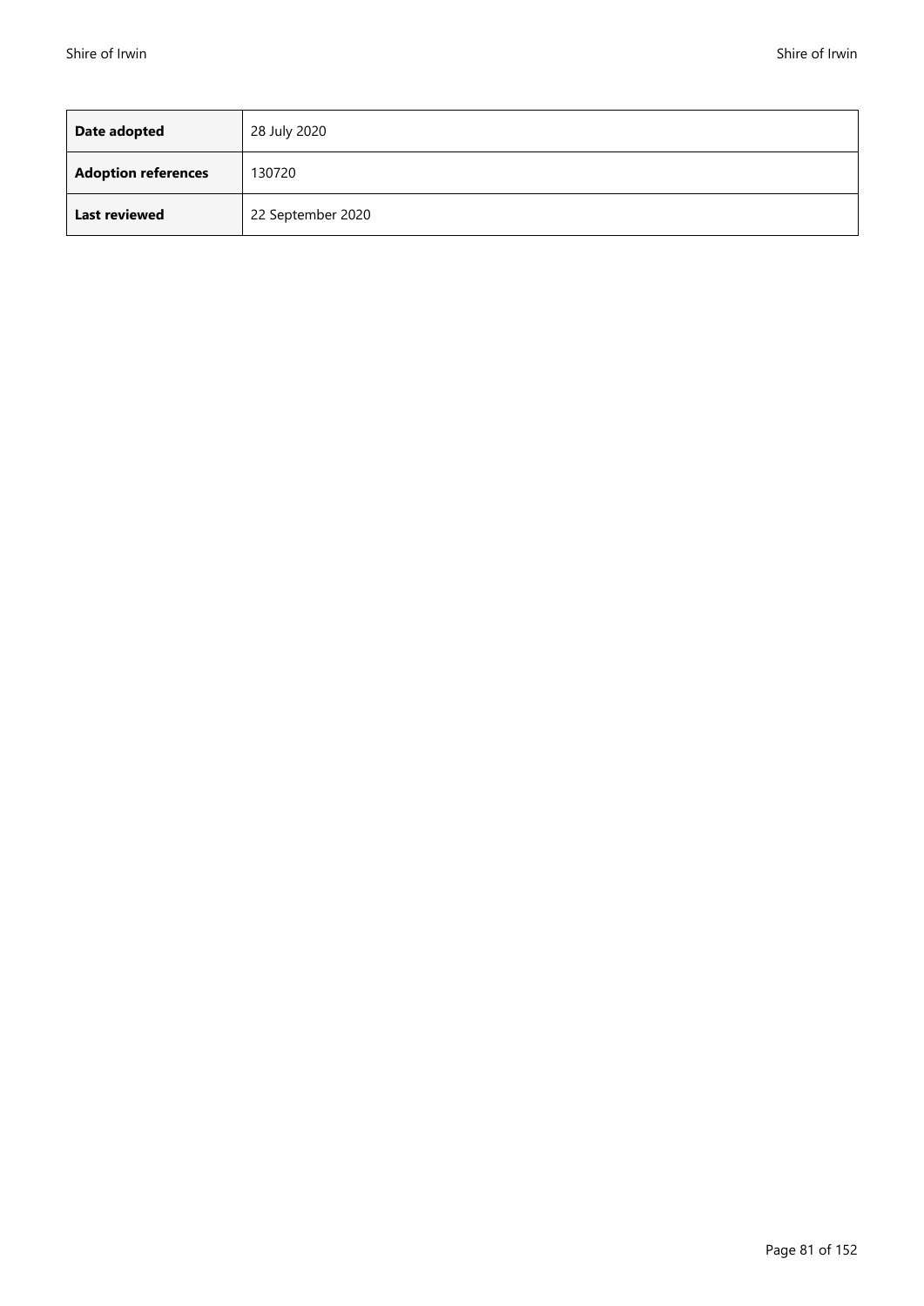| **Date adopted** | 28 July 2020 |
| --- | --- |
| **Adoption references** | 130720 |
| **Last reviewed** | 22 September 2020 |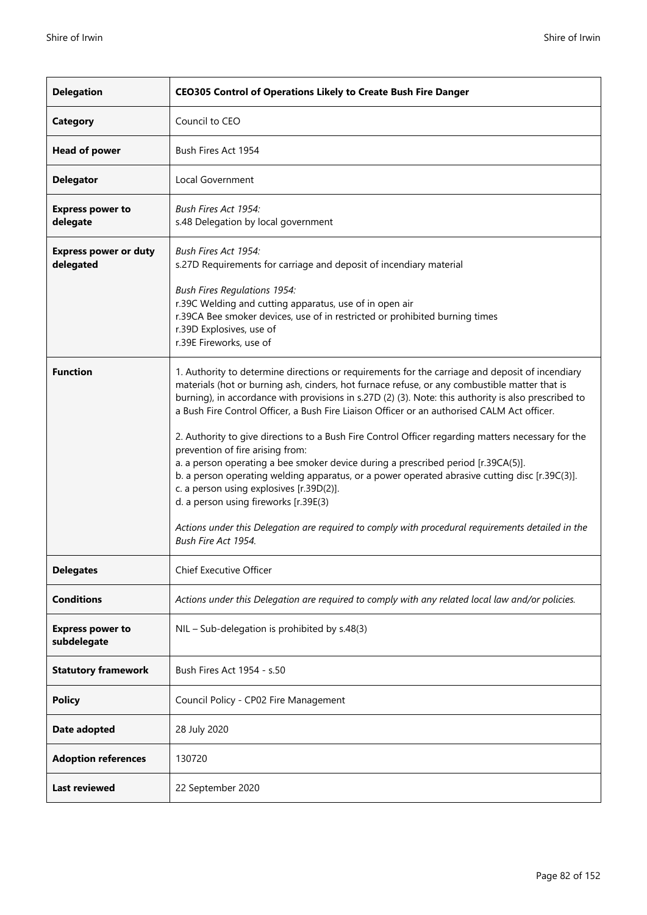| **Delegation** | **CEO305 Control of Operations Likely to Create Bush Fire Danger** |
|---|---|
| **Category** | Council to CEO |
| **Head of power** | Bush Fires Act 1954 |
| **Delegator** | Local Government |
| **Express power to delegate** | *Bush Fires Act 1954:*<br>s.48 Delegation by local government |
| **Express power or duty delegated** | *Bush Fires Act 1954:*<br>s.27D Requirements for carriage and deposit of incendiary material<br><br>*Bush Fires Regulations 1954:*<br>r.39C Welding and cutting apparatus, use of in open air<br>r.39CA Bee smoker devices, use of in restricted or prohibited burning times<br>r.39D Explosives, use of<br>r.39E Fireworks, use of |
| **Function** | 1. Authority to determine directions or requirements for the carriage and deposit of incendiary materials (hot or burning ash, cinders, hot furnace refuse, or any combustible matter that is burning), in accordance with provisions in s.27D (2) (3). Note: this authority is also prescribed to a Bush Fire Control Officer, a Bush Fire Liaison Officer or an authorised CALM Act officer.<br><br>2. Authority to give directions to a Bush Fire Control Officer regarding matters necessary for the prevention of fire arising from:<br>a. a person operating a bee smoker device during a prescribed period [r.39CA(5)].<br>b. a person operating welding apparatus, or a power operated abrasive cutting disc [r.39C(3)].<br>c. a person using explosives [r.39D(2)].<br>d. a person using fireworks [r.39E(3)<br><br>*Actions under this Delegation are required to comply with procedural requirements detailed in the Bush Fire Act 1954.* |
| **Delegates** | Chief Executive Officer |
| **Conditions** | *Actions under this Delegation are required to comply with any related local law and/or policies.* |
| **Express power to subdelegate** | NIL – Sub-delegation is prohibited by s.48(3) |
| **Statutory framework** | Bush Fires Act 1954 - s.50 |
| **Policy** | Council Policy - CP02 Fire Management |
| **Date adopted** | 28 July 2020 |
| **Adoption references** | 130720 |
| **Last reviewed** | 22 September 2020 |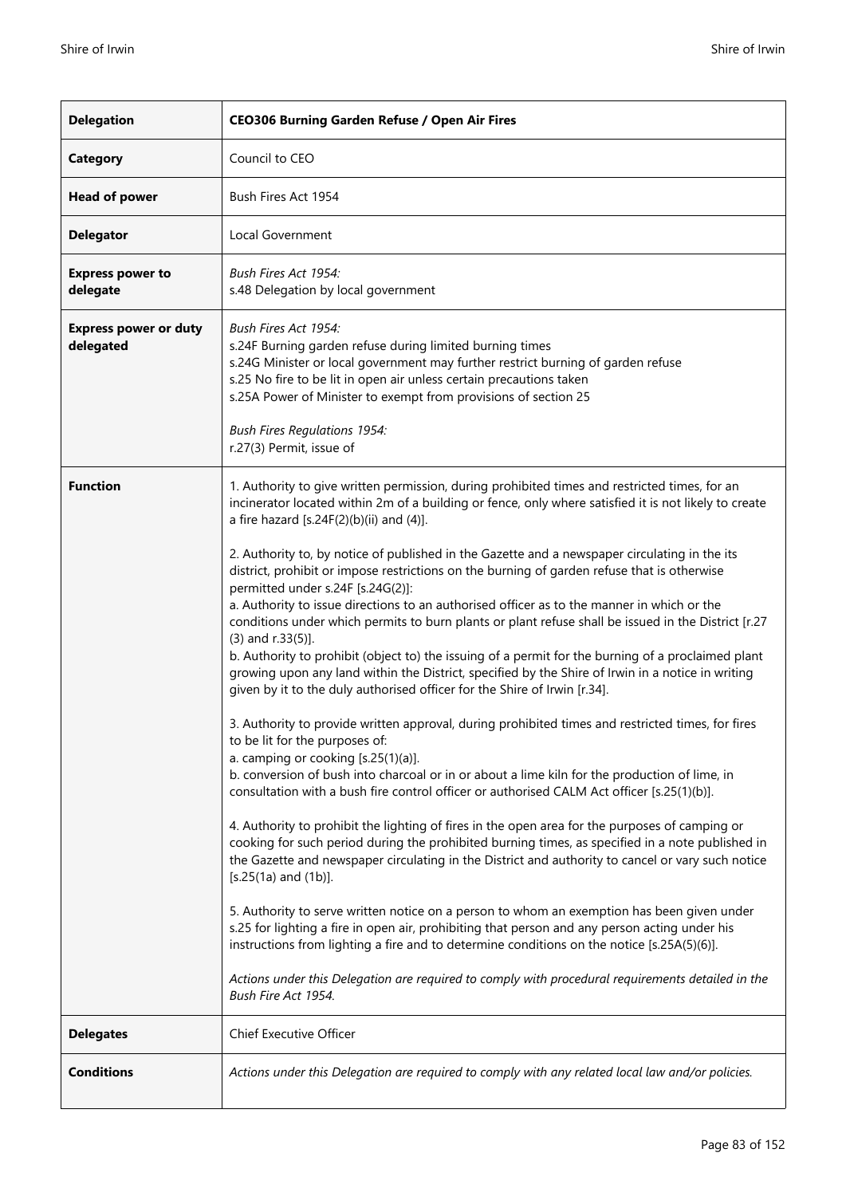| **Delegation** | **CEO306 Burning Garden Refuse / Open Air Fires** |
|---|---|
| **Category** | Council to CEO |
| **Head of power** | Bush Fires Act 1954 |
| **Delegator** | Local Government |
| **Express power to delegate** | *Bush Fires Act 1954:*<br>s.48 Delegation by local government |
| **Express power or duty delegated** | *Bush Fires Act 1954:*<br>s.24F Burning garden refuse during limited burning times<br>s.24G Minister or local government may further restrict burning of garden refuse<br>s.25 No fire to be lit in open air unless certain precautions taken<br>s.25A Power of Minister to exempt from provisions of section 25<br><br>*Bush Fires Regulations 1954:*<br>r.27(3) Permit, issue of |
| **Function** | 1. Authority to give written permission, during prohibited times and restricted times, for an incinerator located within 2m of a building or fence, only where satisfied it is not likely to create a fire hazard [s.24F(2)(b)(ii) and (4)].<br><br>2. Authority to, by notice of published in the Gazette and a newspaper circulating in the its district, prohibit or impose restrictions on the burning of garden refuse that is otherwise permitted under s.24F [s.24G(2)]:<br>a. Authority to issue directions to an authorised officer as to the manner in which or the conditions under which permits to burn plants or plant refuse shall be issued in the District [r.27 (3) and r.33(5)].<br>b. Authority to prohibit (object to) the issuing of a permit for the burning of a proclaimed plant growing upon any land within the District, specified by the Shire of Irwin in a notice in writing given by it to the duly authorised officer for the Shire of Irwin [r.34].<br><br>3. Authority to provide written approval, during prohibited times and restricted times, for fires to be lit for the purposes of:<br>a. camping or cooking [s.25(1)(a)].<br>b. conversion of bush into charcoal or in or about a lime kiln for the production of lime, in consultation with a bush fire control officer or authorised CALM Act officer [s.25(1)(b)].<br><br>4. Authority to prohibit the lighting of fires in the open area for the purposes of camping or cooking for such period during the prohibited burning times, as specified in a note published in the Gazette and newspaper circulating in the District and authority to cancel or vary such notice [s.25(1a) and (1b)].<br><br>5. Authority to serve written notice on a person to whom an exemption has been given under s.25 for lighting a fire in open air, prohibiting that person and any person acting under his instructions from lighting a fire and to determine conditions on the notice [s.25A(5)(6)].<br><br>*Actions under this Delegation are required to comply with procedural requirements detailed in the Bush Fire Act 1954.* |
| **Delegates** | Chief Executive Officer |
| **Conditions** | *Actions under this Delegation are required to comply with any related local law and/or policies.* |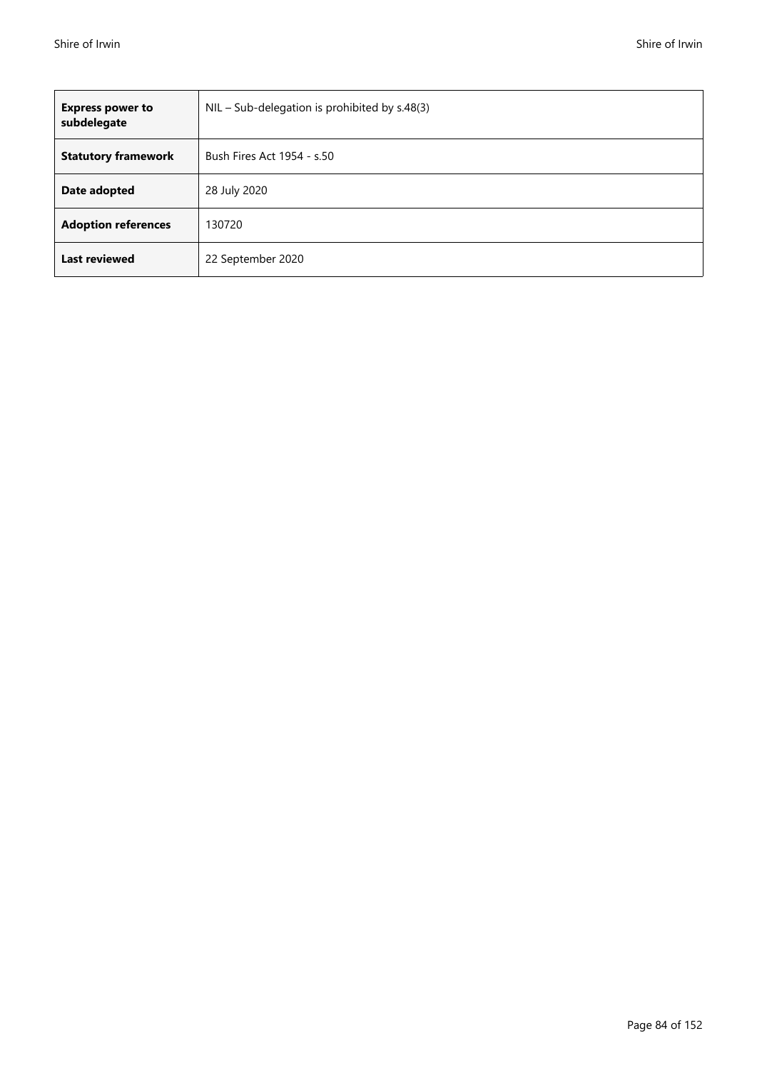| | |
|---|---|
| **Express power to subdelegate** | NIL – Sub-delegation is prohibited by s.48(3) |
| **Statutory framework** | Bush Fires Act 1954 - s.50 |
| **Date adopted** | 28 July 2020 |
| **Adoption references** | 130720 |
| **Last reviewed** | 22 September 2020 |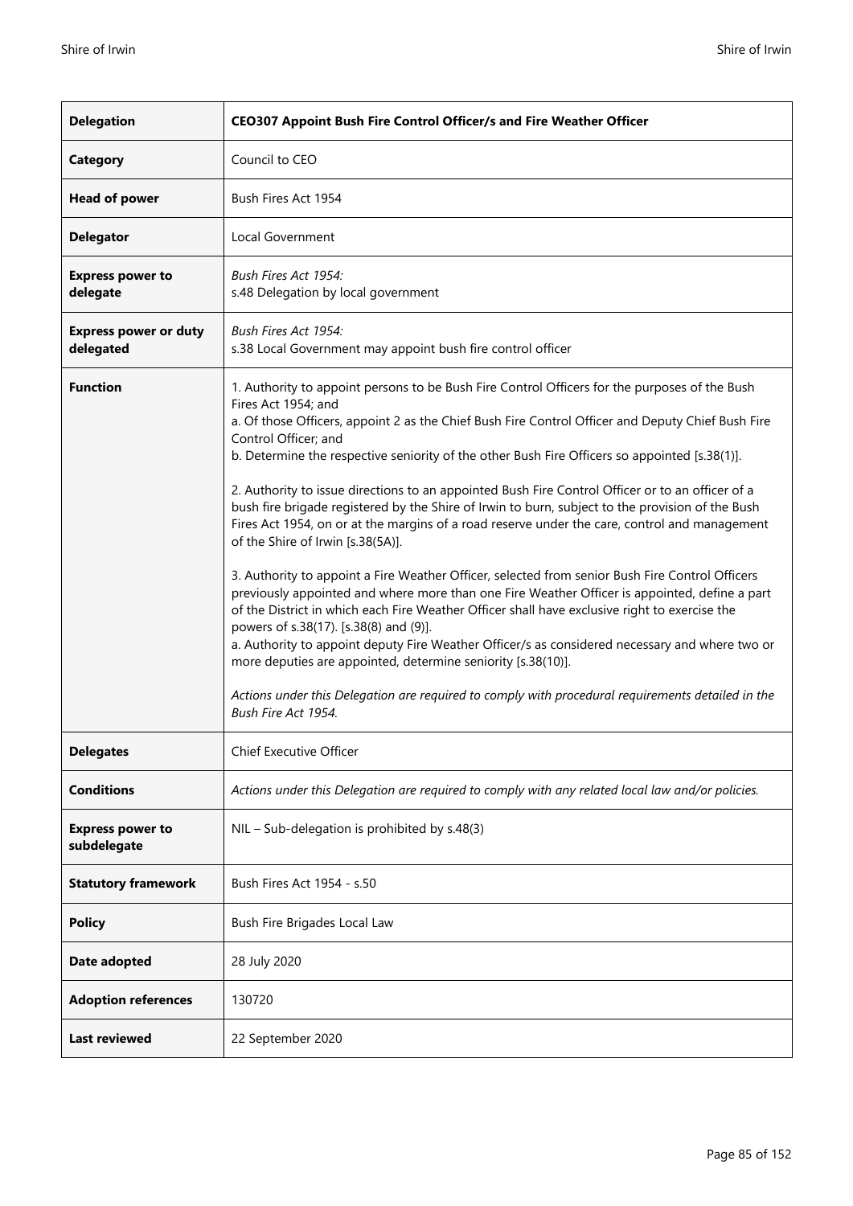| **Delegation** | **CEO307 Appoint Bush Fire Control Officer/s and Fire Weather Officer** |
|---|---|
| **Category** | Council to CEO |
| **Head of power** | Bush Fires Act 1954 |
| **Delegator** | Local Government |
| **Express power to delegate** | *Bush Fires Act 1954:*<br>s.48 Delegation by local government |
| **Express power or duty delegated** | *Bush Fires Act 1954:*<br>s.38 Local Government may appoint bush fire control officer |
| **Function** | 1. Authority to appoint persons to be Bush Fire Control Officers for the purposes of the Bush Fires Act 1954; and<br>a. Of those Officers, appoint 2 as the Chief Bush Fire Control Officer and Deputy Chief Bush Fire Control Officer; and<br>b. Determine the respective seniority of the other Bush Fire Officers so appointed [s.38(1)].<br><br>2. Authority to issue directions to an appointed Bush Fire Control Officer or to an officer of a bush fire brigade registered by the Shire of Irwin to burn, subject to the provision of the Bush Fires Act 1954, on or at the margins of a road reserve under the care, control and management of the Shire of Irwin [s.38(5A)].<br><br>3. Authority to appoint a Fire Weather Officer, selected from senior Bush Fire Control Officers previously appointed and where more than one Fire Weather Officer is appointed, define a part of the District in which each Fire Weather Officer shall have exclusive right to exercise the powers of s.38(17). [s.38(8) and (9)].<br>a. Authority to appoint deputy Fire Weather Officer/s as considered necessary and where two or more deputies are appointed, determine seniority [s.38(10)].<br><br>*Actions under this Delegation are required to comply with procedural requirements detailed in the Bush Fire Act 1954.* |
| **Delegates** | Chief Executive Officer |
| **Conditions** | *Actions under this Delegation are required to comply with any related local law and/or policies.* |
| **Express power to subdelegate** | NIL – Sub-delegation is prohibited by s.48(3) |
| **Statutory framework** | Bush Fires Act 1954 - s.50 |
| **Policy** | Bush Fire Brigades Local Law |
| **Date adopted** | 28 July 2020 |
| **Adoption references** | 130720 |
| **Last reviewed** | 22 September 2020 |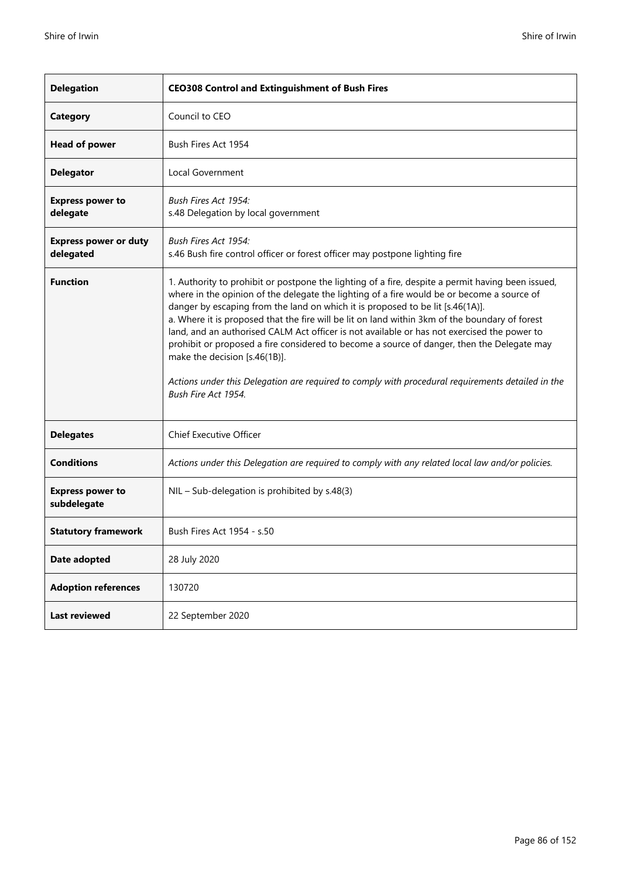| **Delegation** | **CEO308 Control and Extinguishment of Bush Fires** |
|---|---|
| **Category** | Council to CEO |
| **Head of power** | Bush Fires Act 1954 |
| **Delegator** | Local Government |
| **Express power to delegate** | *Bush Fires Act 1954:*<br>s.48 Delegation by local government |
| **Express power or duty delegated** | *Bush Fires Act 1954:*<br>s.46 Bush fire control officer or forest officer may postpone lighting fire |
| **Function** | 1. Authority to prohibit or postpone the lighting of a fire, despite a permit having been issued, where in the opinion of the delegate the lighting of a fire would be or become a source of danger by escaping from the land on which it is proposed to be lit [s.46(1A)].<br>a. Where it is proposed that the fire will be lit on land within 3km of the boundary of forest land, and an authorised CALM Act officer is not available or has not exercised the power to prohibit or proposed a fire considered to become a source of danger, then the Delegate may make the decision [s.46(1B)].<br><br>*Actions under this Delegation are required to comply with procedural requirements detailed in the Bush Fire Act 1954.* |
| **Delegates** | Chief Executive Officer |
| **Conditions** | *Actions under this Delegation are required to comply with any related local law and/or policies.* |
| **Express power to subdelegate** | NIL – Sub-delegation is prohibited by s.48(3) |
| **Statutory framework** | Bush Fires Act 1954 - s.50 |
| **Date adopted** | 28 July 2020 |
| **Adoption references** | 130720 |
| **Last reviewed** | 22 September 2020 |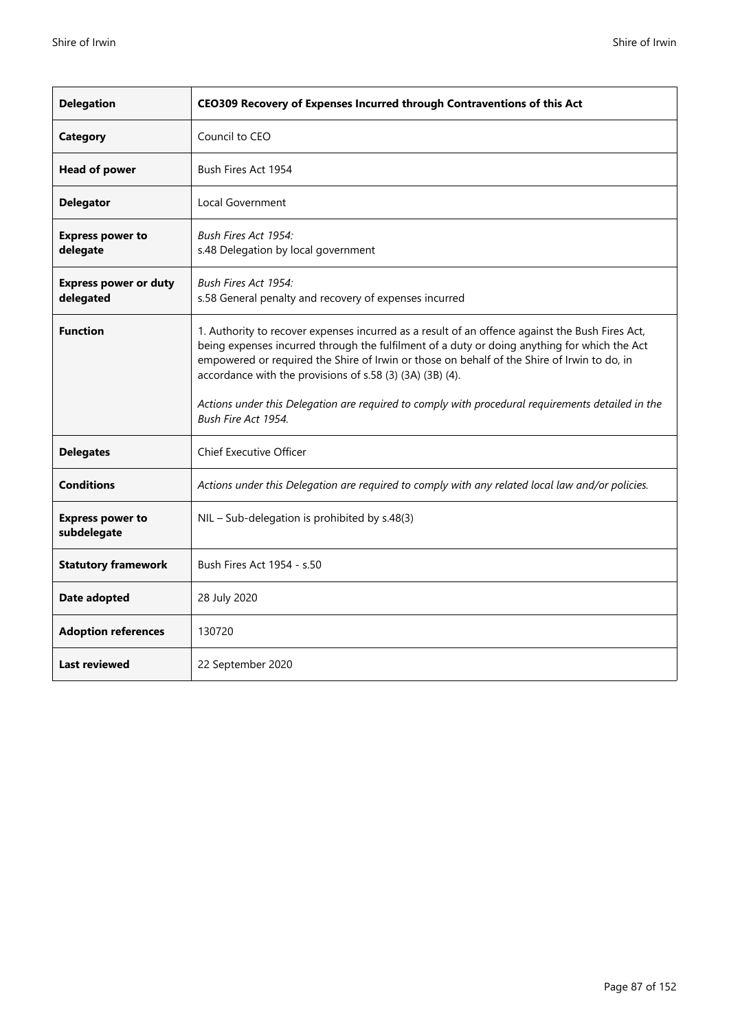| **Delegation** | **CEO309 Recovery of Expenses Incurred through Contraventions of this Act** |
|---|---|
| **Category** | Council to CEO |
| **Head of power** | Bush Fires Act 1954 |
| **Delegator** | Local Government |
| **Express power to delegate** | *Bush Fires Act 1954:*<br>s.48 Delegation by local government |
| **Express power or duty delegated** | *Bush Fires Act 1954:*<br>s.58 General penalty and recovery of expenses incurred |
| **Function** | 1. Authority to recover expenses incurred as a result of an offence against the Bush Fires Act, being expenses incurred through the fulfilment of a duty or doing anything for which the Act empowered or required the Shire of Irwin or those on behalf of the Shire of Irwin to do, in accordance with the provisions of s.58 (3) (3A) (3B) (4).<br><br>*Actions under this Delegation are required to comply with procedural requirements detailed in the Bush Fire Act 1954.* |
| **Delegates** | Chief Executive Officer |
| **Conditions** | *Actions under this Delegation are required to comply with any related local law and/or policies.* |
| **Express power to subdelegate** | NIL – Sub-delegation is prohibited by s.48(3) |
| **Statutory framework** | Bush Fires Act 1954 - s.50 |
| **Date adopted** | 28 July 2020 |
| **Adoption references** | 130720 |
| **Last reviewed** | 22 September 2020 |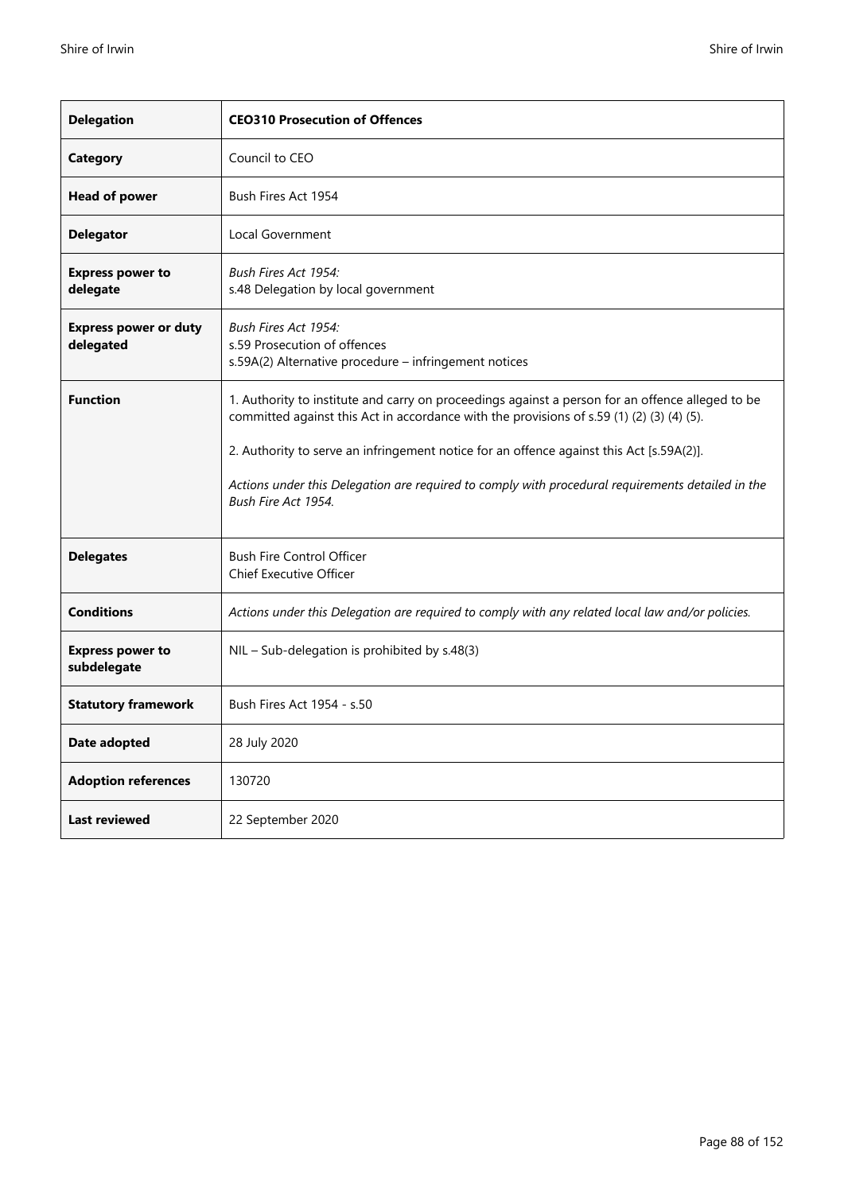| Delegation | CEO310 Prosecution of Offences |
|---|---|
| **Category** | Council to CEO |
| **Head of power** | Bush Fires Act 1954 |
| **Delegator** | Local Government |
| **Express power to delegate** | *Bush Fires Act 1954:*<br>s.48 Delegation by local government |
| **Express power or duty delegated** | *Bush Fires Act 1954:*<br>s.59 Prosecution of offences<br>s.59A(2) Alternative procedure – infringement notices |
| **Function** | 1. Authority to institute and carry on proceedings against a person for an offence alleged to be committed against this Act in accordance with the provisions of s.59 (1) (2) (3) (4) (5).<br><br>2. Authority to serve an infringement notice for an offence against this Act [s.59A(2)].<br><br>*Actions under this Delegation are required to comply with procedural requirements detailed in the Bush Fire Act 1954.* |
| **Delegates** | Bush Fire Control Officer<br>Chief Executive Officer |
| **Conditions** | *Actions under this Delegation are required to comply with any related local law and/or policies.* |
| **Express power to subdelegate** | NIL – Sub-delegation is prohibited by s.48(3) |
| **Statutory framework** | Bush Fires Act 1954 - s.50 |
| **Date adopted** | 28 July 2020 |
| **Adoption references** | 130720 |
| **Last reviewed** | 22 September 2020 |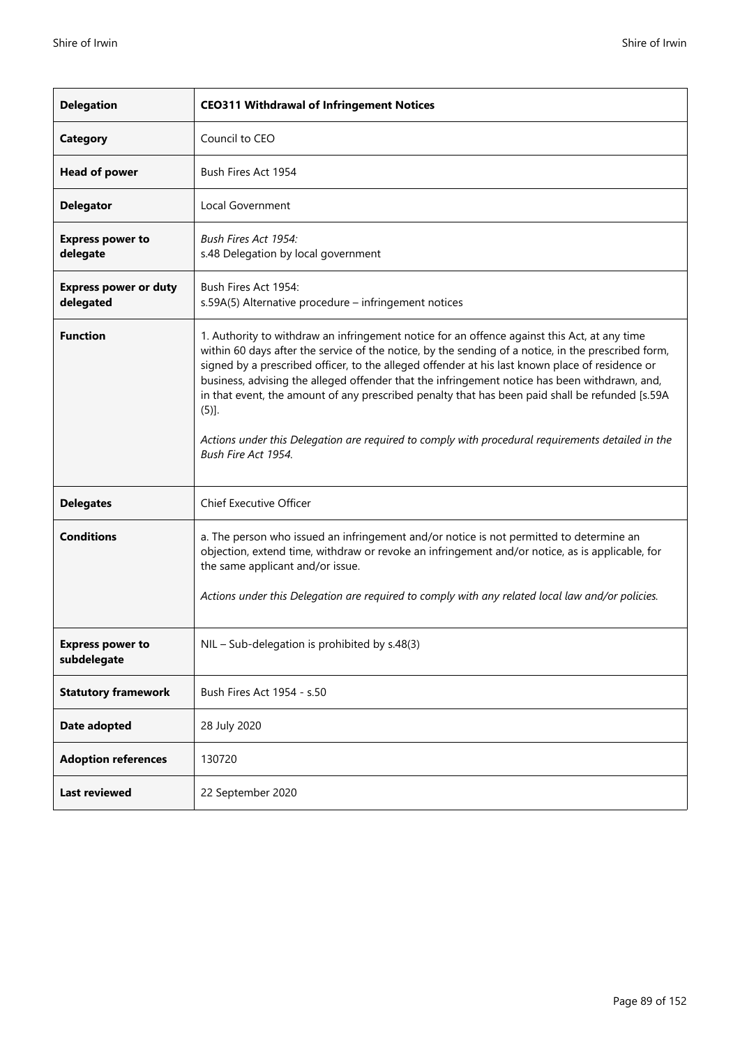| **Delegation** | **CEO311 Withdrawal of Infringement Notices** |
|---|---|
| **Category** | Council to CEO |
| **Head of power** | Bush Fires Act 1954 |
| **Delegator** | Local Government |
| **Express power to delegate** | *Bush Fires Act 1954:*<br>s.48 Delegation by local government |
| **Express power or duty delegated** | Bush Fires Act 1954:<br>s.59A(5) Alternative procedure – infringement notices |
| **Function** | 1. Authority to withdraw an infringement notice for an offence against this Act, at any time within 60 days after the service of the notice, by the sending of a notice, in the prescribed form, signed by a prescribed officer, to the alleged offender at his last known place of residence or business, advising the alleged offender that the infringement notice has been withdrawn, and, in that event, the amount of any prescribed penalty that has been paid shall be refunded [s.59A (5)].<br><br>*Actions under this Delegation are required to comply with procedural requirements detailed in the Bush Fire Act 1954.* |
| **Delegates** | Chief Executive Officer |
| **Conditions** | a. The person who issued an infringement and/or notice is not permitted to determine an objection, extend time, withdraw or revoke an infringement and/or notice, as is applicable, for the same applicant and/or issue.<br><br>*Actions under this Delegation are required to comply with any related local law and/or policies.* |
| **Express power to subdelegate** | NIL – Sub-delegation is prohibited by s.48(3) |
| **Statutory framework** | Bush Fires Act 1954 - s.50 |
| **Date adopted** | 28 July 2020 |
| **Adoption references** | 130720 |
| **Last reviewed** | 22 September 2020 |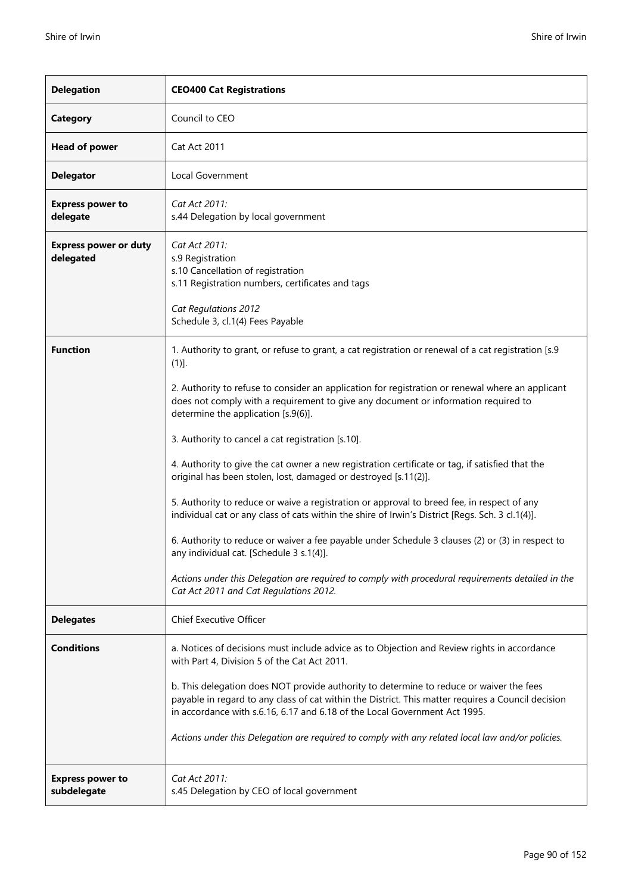| **Delegation** | **CEO400 Cat Registrations** |
|---|---|
| **Category** | Council to CEO |
| **Head of power** | Cat Act 2011 |
| **Delegator** | Local Government |
| **Express power to delegate** | *Cat Act 2011:*<br>s.44 Delegation by local government |
| **Express power or duty delegated** | *Cat Act 2011:*<br>s.9 Registration<br>s.10 Cancellation of registration<br>s.11 Registration numbers, certificates and tags<br><br>*Cat Regulations 2012*<br>Schedule 3, cl.1(4) Fees Payable |
| **Function** | 1. Authority to grant, or refuse to grant, a cat registration or renewal of a cat registration [s.9 (1)].<br><br>2. Authority to refuse to consider an application for registration or renewal where an applicant does not comply with a requirement to give any document or information required to determine the application [s.9(6)].<br><br>3. Authority to cancel a cat registration [s.10].<br><br>4. Authority to give the cat owner a new registration certificate or tag, if satisfied that the original has been stolen, lost, damaged or destroyed [s.11(2)].<br><br>5. Authority to reduce or waive a registration or approval to breed fee, in respect of any individual cat or any class of cats within the shire of Irwin's District [Regs. Sch. 3 cl.1(4)].<br><br>6. Authority to reduce or waiver a fee payable under Schedule 3 clauses (2) or (3) in respect to any individual cat. [Schedule 3 s.1(4)].<br><br>*Actions under this Delegation are required to comply with procedural requirements detailed in the Cat Act 2011 and Cat Regulations 2012.* |
| **Delegates** | Chief Executive Officer |
| **Conditions** | a. Notices of decisions must include advice as to Objection and Review rights in accordance with Part 4, Division 5 of the Cat Act 2011.<br><br>b. This delegation does NOT provide authority to determine to reduce or waiver the fees payable in regard to any class of cat within the District. This matter requires a Council decision in accordance with s.6.16, 6.17 and 6.18 of the Local Government Act 1995.<br><br>*Actions under this Delegation are required to comply with any related local law and/or policies.* |
| **Express power to subdelegate** | *Cat Act 2011:*<br>s.45 Delegation by CEO of local government |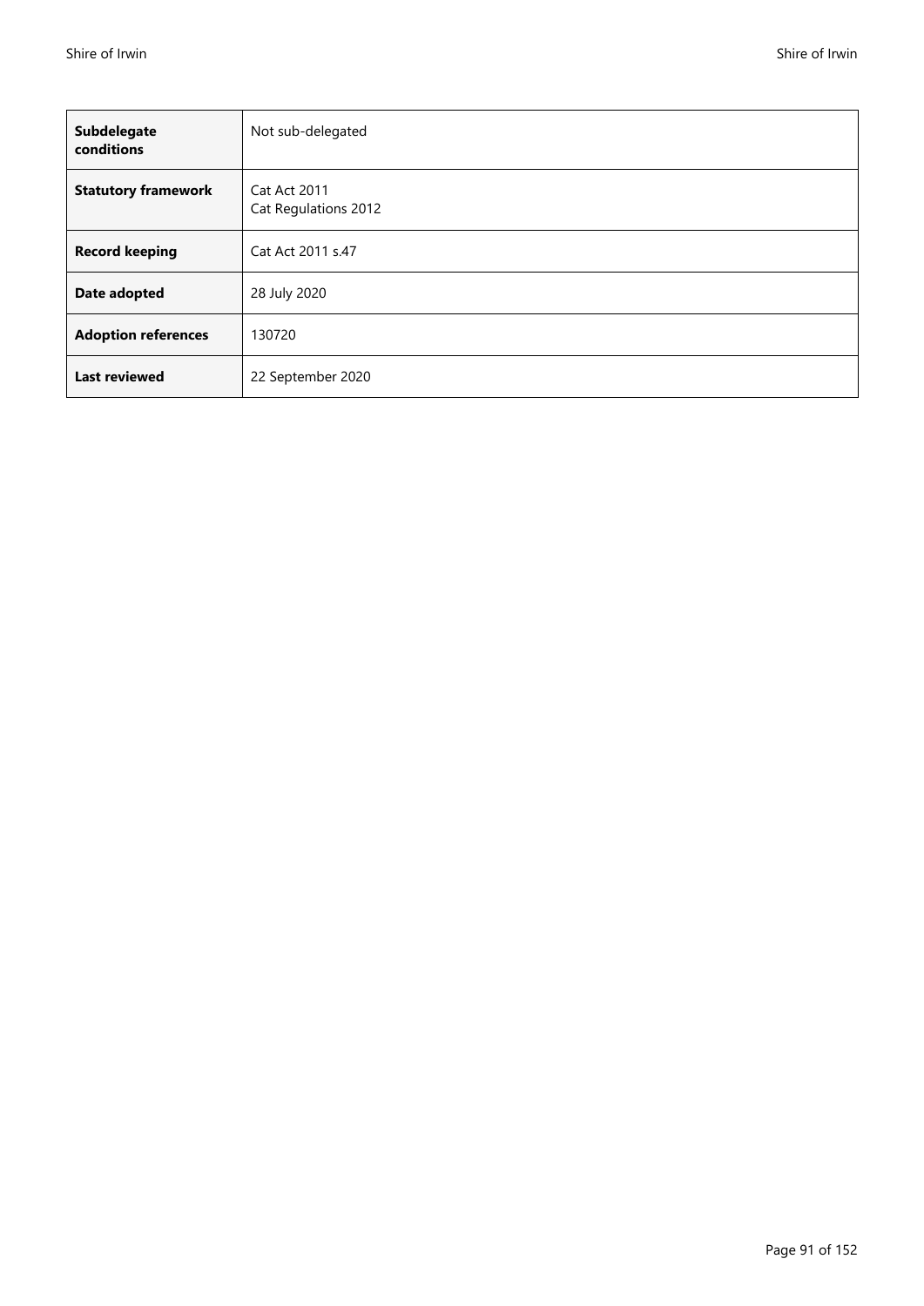| | |
|---|---|
| **Subdelegate conditions** | Not sub-delegated |
| **Statutory framework** | Cat Act 2011<br>Cat Regulations 2012 |
| **Record keeping** | Cat Act 2011 s.47 |
| **Date adopted** | 28 July 2020 |
| **Adoption references** | 130720 |
| **Last reviewed** | 22 September 2020 |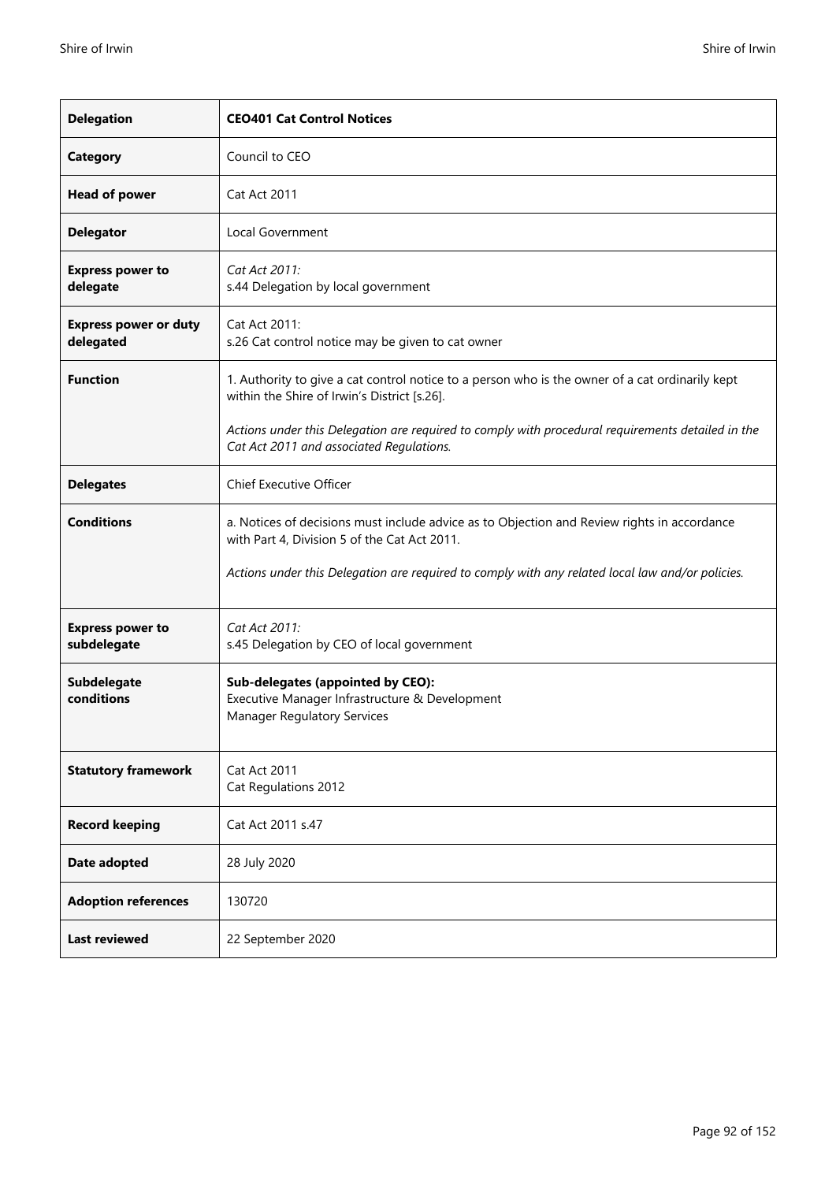| Delegation | CEO401 Cat Control Notices |
|---|---|
| **Category** | Council to CEO |
| **Head of power** | Cat Act 2011 |
| **Delegator** | Local Government |
| **Express power to delegate** | *Cat Act 2011:*<br>s.44 Delegation by local government |
| **Express power or duty delegated** | Cat Act 2011:<br>s.26 Cat control notice may be given to cat owner |
| **Function** | 1. Authority to give a cat control notice to a person who is the owner of a cat ordinarily kept within the Shire of Irwin's District [s.26].<br><br>*Actions under this Delegation are required to comply with procedural requirements detailed in the Cat Act 2011 and associated Regulations.* |
| **Delegates** | Chief Executive Officer |
| **Conditions** | a. Notices of decisions must include advice as to Objection and Review rights in accordance with Part 4, Division 5 of the Cat Act 2011.<br><br>*Actions under this Delegation are required to comply with any related local law and/or policies.* |
| **Express power to subdelegate** | *Cat Act 2011:*<br>s.45 Delegation by CEO of local government |
| **Subdelegate conditions** | **Sub-delegates (appointed by CEO):**<br>Executive Manager Infrastructure & Development<br>Manager Regulatory Services |
| **Statutory framework** | Cat Act 2011<br>Cat Regulations 2012 |
| **Record keeping** | Cat Act 2011 s.47 |
| **Date adopted** | 28 July 2020 |
| **Adoption references** | 130720 |
| **Last reviewed** | 22 September 2020 |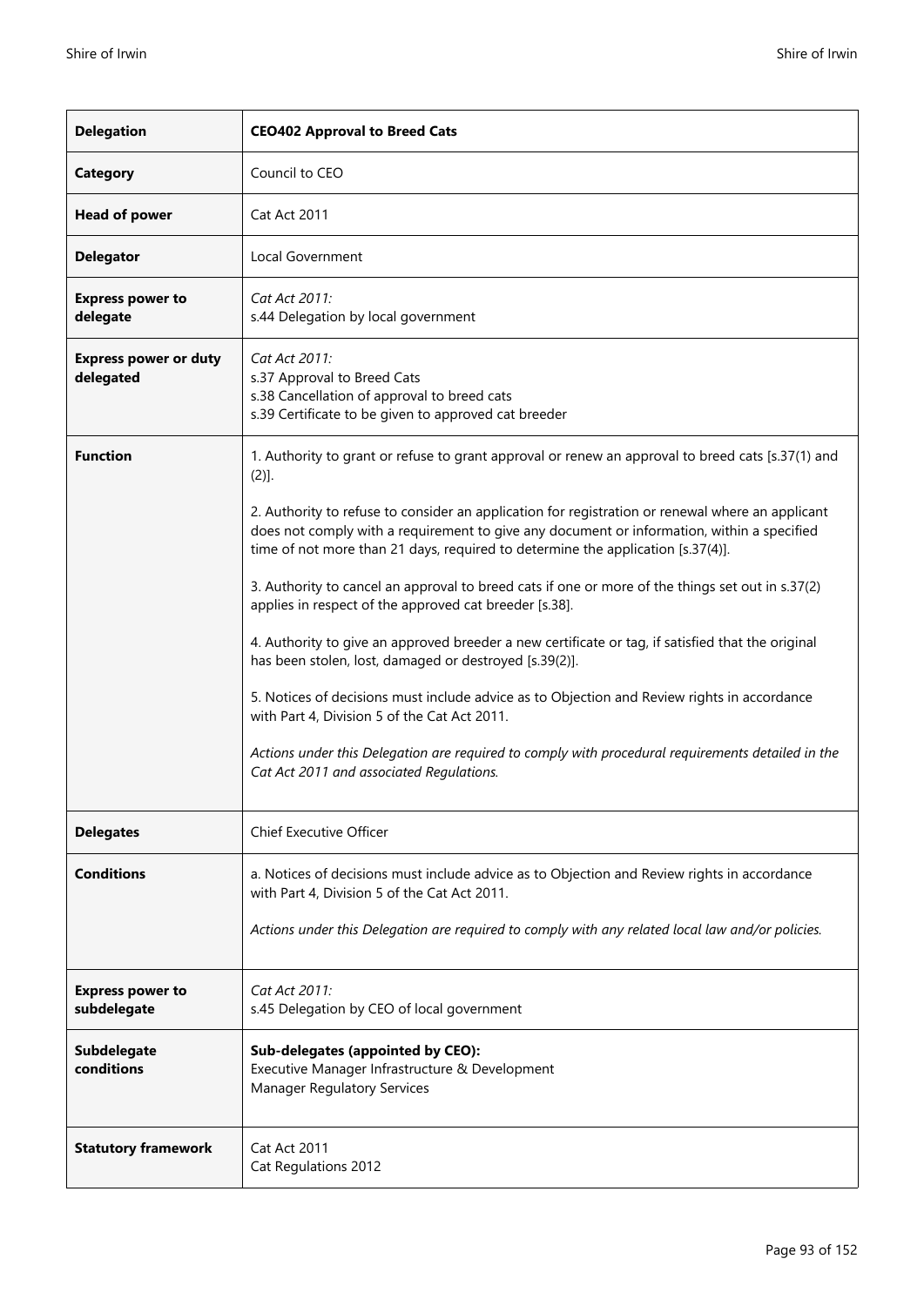| Delegation | CEO402 Approval to Breed Cats |
|---|---|
| **Category** | Council to CEO |
| **Head of power** | Cat Act 2011 |
| **Delegator** | Local Government |
| **Express power to delegate** | *Cat Act 2011:*<br>s.44 Delegation by local government |
| **Express power or duty delegated** | *Cat Act 2011:*<br>s.37 Approval to Breed Cats<br>s.38 Cancellation of approval to breed cats<br>s.39 Certificate to be given to approved cat breeder |
| **Function** | 1. Authority to grant or refuse to grant approval or renew an approval to breed cats [s.37(1) and (2)].<br><br>2. Authority to refuse to consider an application for registration or renewal where an applicant does not comply with a requirement to give any document or information, within a specified time of not more than 21 days, required to determine the application [s.37(4)].<br><br>3. Authority to cancel an approval to breed cats if one or more of the things set out in s.37(2) applies in respect of the approved cat breeder [s.38].<br><br>4. Authority to give an approved breeder a new certificate or tag, if satisfied that the original has been stolen, lost, damaged or destroyed [s.39(2)].<br><br>5. Notices of decisions must include advice as to Objection and Review rights in accordance with Part 4, Division 5 of the Cat Act 2011.<br><br>*Actions under this Delegation are required to comply with procedural requirements detailed in the Cat Act 2011 and associated Regulations.* |
| **Delegates** | Chief Executive Officer |
| **Conditions** | a. Notices of decisions must include advice as to Objection and Review rights in accordance with Part 4, Division 5 of the Cat Act 2011.<br><br>*Actions under this Delegation are required to comply with any related local law and/or policies.* |
| **Express power to subdelegate** | *Cat Act 2011:*<br>s.45 Delegation by CEO of local government |
| **Subdelegate conditions** | **Sub-delegates (appointed by CEO):**<br>Executive Manager Infrastructure & Development<br>Manager Regulatory Services |
| **Statutory framework** | Cat Act 2011<br>Cat Regulations 2012 |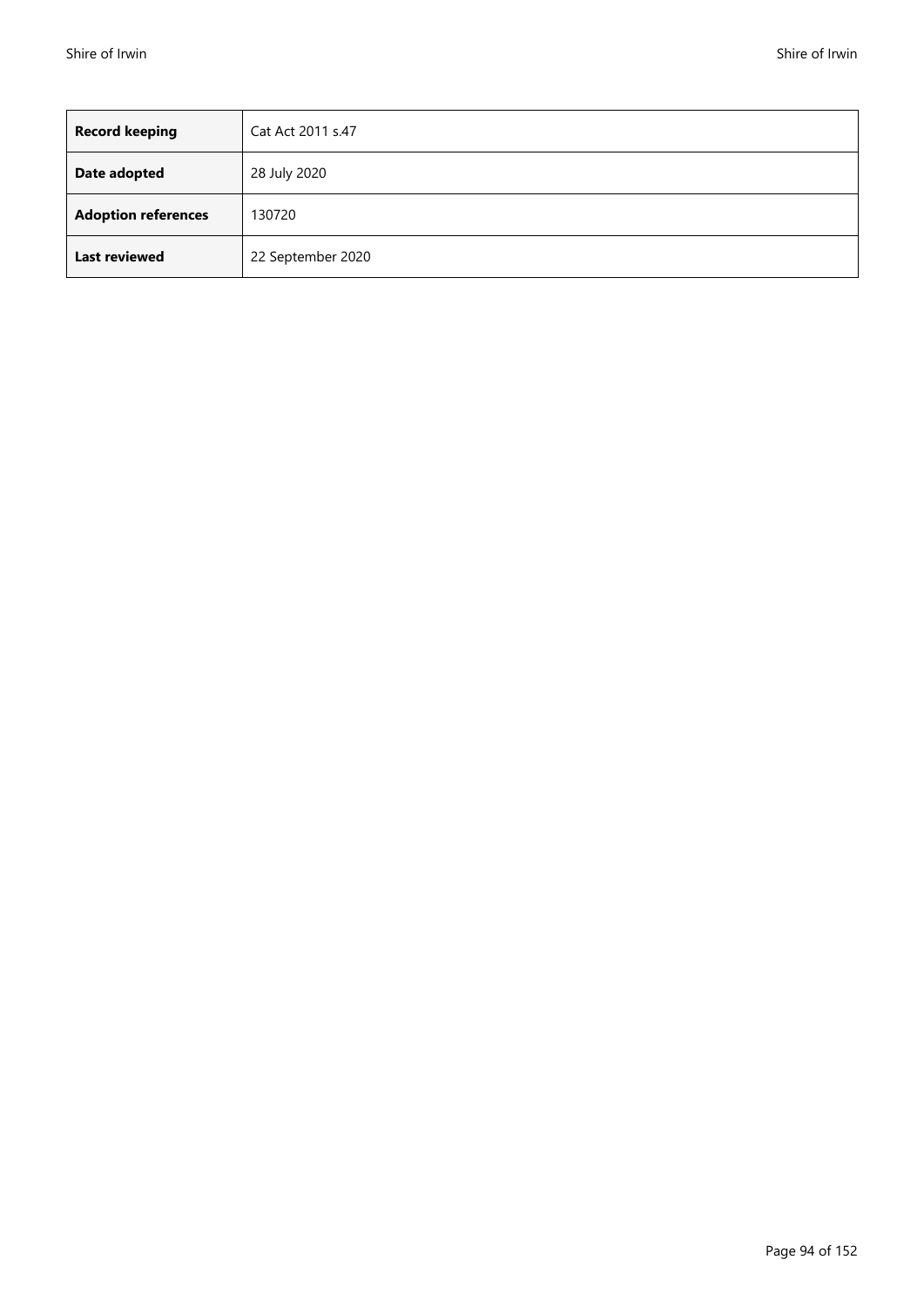| **Record keeping** | Cat Act 2011 s.47 |
|---|---|
| **Date adopted** | 28 July 2020 |
| **Adoption references** | 130720 |
| **Last reviewed** | 22 September 2020 |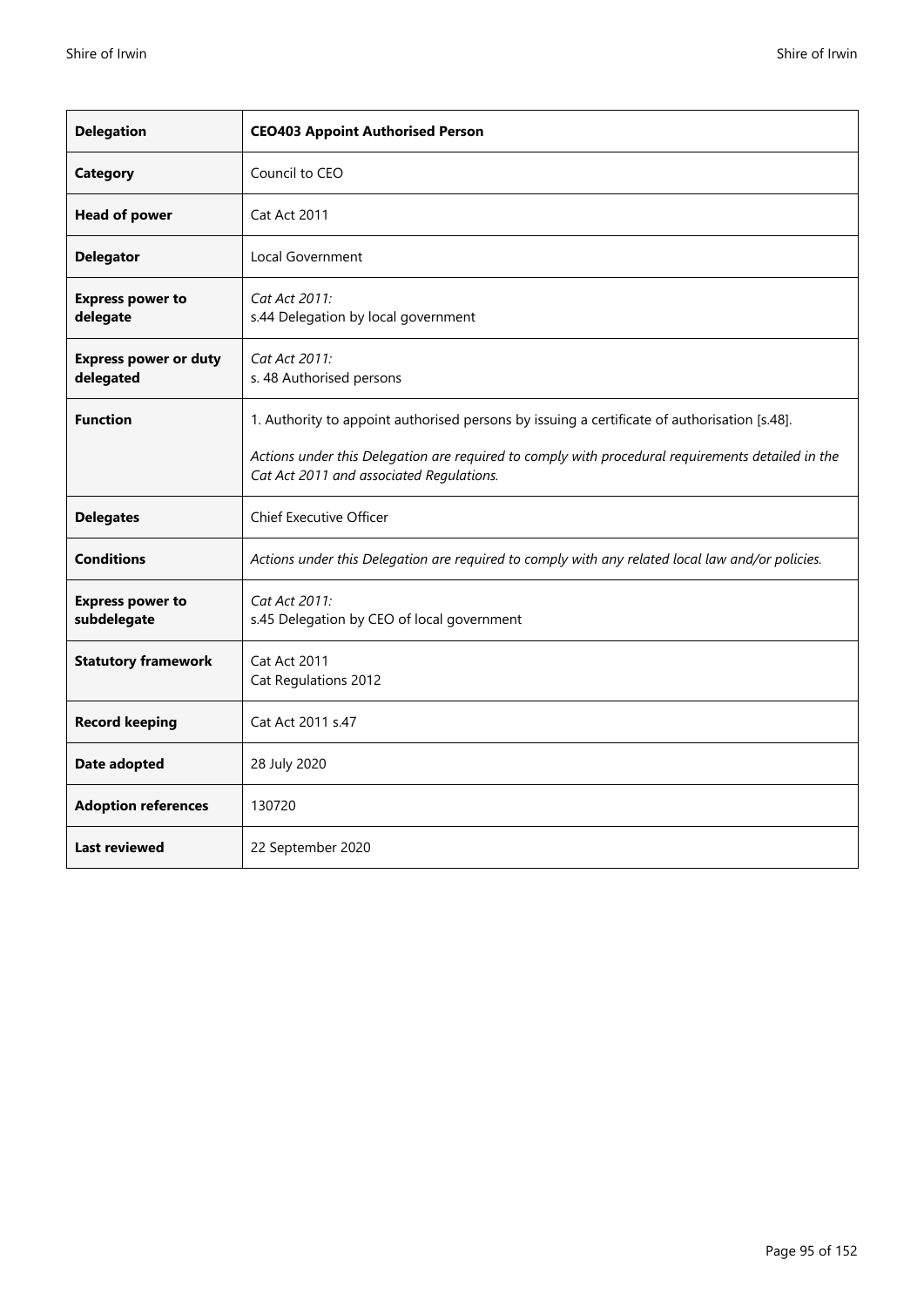| **Delegation** | **CEO403 Appoint Authorised Person** |
|---|---|
| **Category** | Council to CEO |
| **Head of power** | Cat Act 2011 |
| **Delegator** | Local Government |
| **Express power to delegate** | *Cat Act 2011:*<br>s.44 Delegation by local government |
| **Express power or duty delegated** | *Cat Act 2011:*<br>s. 48 Authorised persons |
| **Function** | 1. Authority to appoint authorised persons by issuing a certificate of authorisation [s.48].<br><br>*Actions under this Delegation are required to comply with procedural requirements detailed in the Cat Act 2011 and associated Regulations.* |
| **Delegates** | Chief Executive Officer |
| **Conditions** | *Actions under this Delegation are required to comply with any related local law and/or policies.* |
| **Express power to subdelegate** | *Cat Act 2011:*<br>s.45 Delegation by CEO of local government |
| **Statutory framework** | Cat Act 2011<br>Cat Regulations 2012 |
| **Record keeping** | Cat Act 2011 s.47 |
| **Date adopted** | 28 July 2020 |
| **Adoption references** | 130720 |
| **Last reviewed** | 22 September 2020 |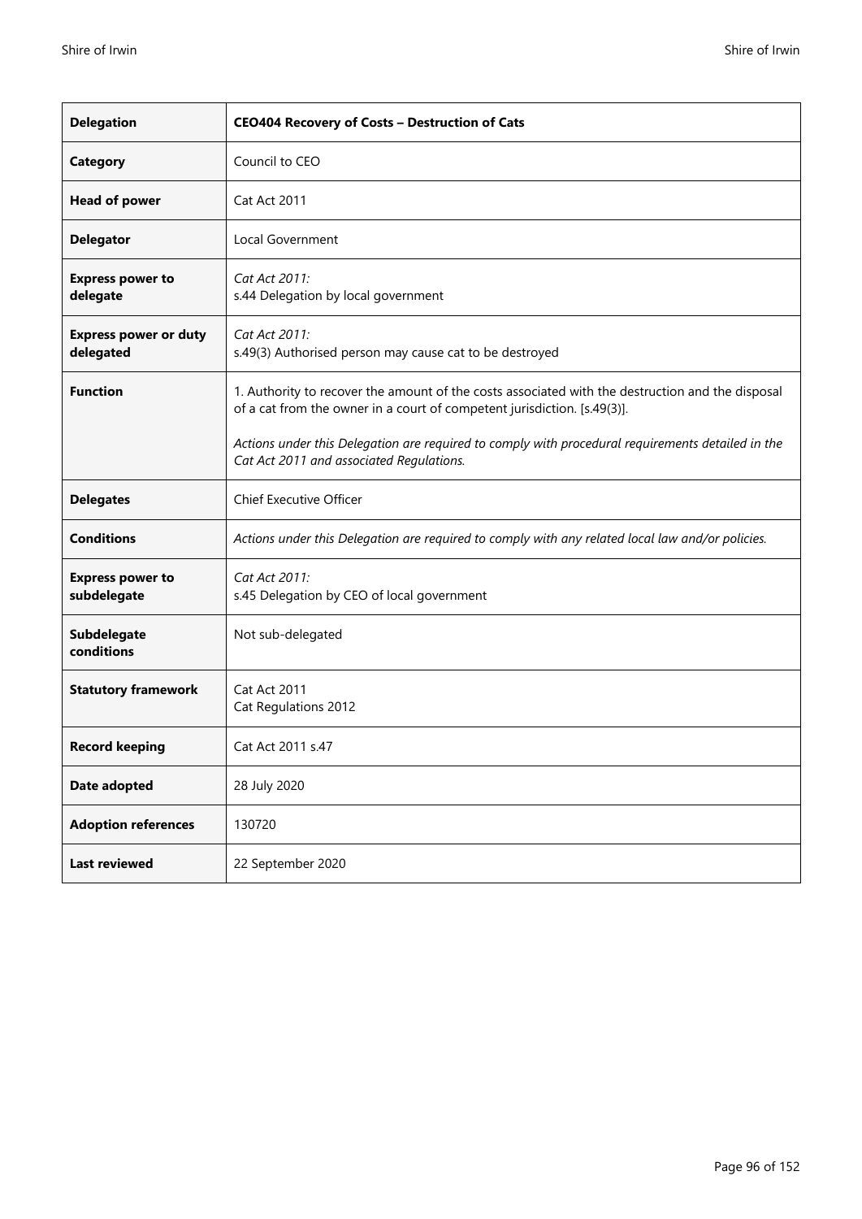| **Delegation** | **CEO404 Recovery of Costs – Destruction of Cats** |
|---|---|
| **Category** | Council to CEO |
| **Head of power** | Cat Act 2011 |
| **Delegator** | Local Government |
| **Express power to delegate** | *Cat Act 2011:*<br>s.44 Delegation by local government |
| **Express power or duty delegated** | *Cat Act 2011:*<br>s.49(3) Authorised person may cause cat to be destroyed |
| **Function** | 1. Authority to recover the amount of the costs associated with the destruction and the disposal of a cat from the owner in a court of competent jurisdiction. [s.49(3)].<br><br>*Actions under this Delegation are required to comply with procedural requirements detailed in the Cat Act 2011 and associated Regulations.* |
| **Delegates** | Chief Executive Officer |
| **Conditions** | *Actions under this Delegation are required to comply with any related local law and/or policies.* |
| **Express power to subdelegate** | *Cat Act 2011:*<br>s.45 Delegation by CEO of local government |
| **Subdelegate conditions** | Not sub-delegated |
| **Statutory framework** | Cat Act 2011<br>Cat Regulations 2012 |
| **Record keeping** | Cat Act 2011 s.47 |
| **Date adopted** | 28 July 2020 |
| **Adoption references** | 130720 |
| **Last reviewed** | 22 September 2020 |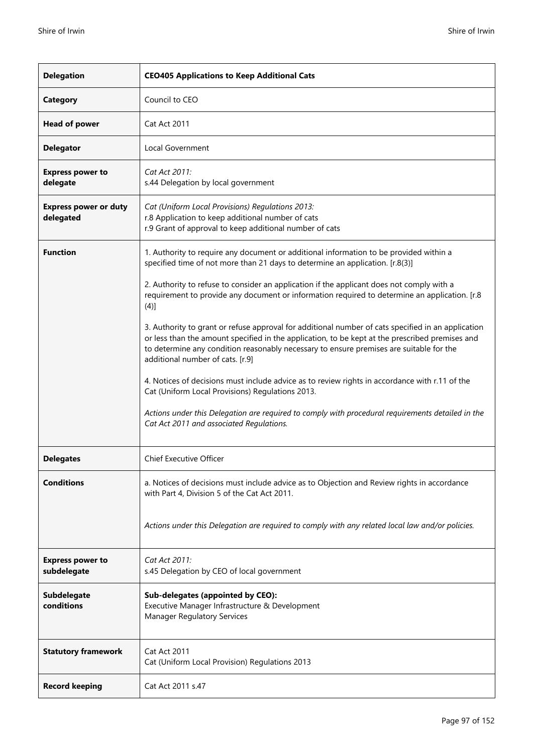| Delegation | CEO405 Applications to Keep Additional Cats |
|---|---|
| **Category** | Council to CEO |
| **Head of power** | Cat Act 2011 |
| **Delegator** | Local Government |
| **Express power to delegate** | *Cat Act 2011:*<br>s.44 Delegation by local government |
| **Express power or duty delegated** | *Cat (Uniform Local Provisions) Regulations 2013:*<br>r.8 Application to keep additional number of cats<br>r.9 Grant of approval to keep additional number of cats |
| **Function** | 1. Authority to require any document or additional information to be provided within a specified time of not more than 21 days to determine an application. [r.8(3)]<br><br>2. Authority to refuse to consider an application if the applicant does not comply with a requirement to provide any document or information required to determine an application. [r.8 (4)]<br><br>3. Authority to grant or refuse approval for additional number of cats specified in an application or less than the amount specified in the application, to be kept at the prescribed premises and to determine any condition reasonably necessary to ensure premises are suitable for the additional number of cats. [r.9]<br><br>4. Notices of decisions must include advice as to review rights in accordance with r.11 of the Cat (Uniform Local Provisions) Regulations 2013.<br><br>*Actions under this Delegation are required to comply with procedural requirements detailed in the Cat Act 2011 and associated Regulations.* |
| **Delegates** | Chief Executive Officer |
| **Conditions** | a. Notices of decisions must include advice as to Objection and Review rights in accordance with Part 4, Division 5 of the Cat Act 2011.<br><br>*Actions under this Delegation are required to comply with any related local law and/or policies.* |
| **Express power to subdelegate** | *Cat Act 2011:*<br>s.45 Delegation by CEO of local government |
| **Subdelegate conditions** | **Sub-delegates (appointed by CEO):**<br>Executive Manager Infrastructure & Development<br>Manager Regulatory Services |
| **Statutory framework** | Cat Act 2011<br>Cat (Uniform Local Provision) Regulations 2013 |
| **Record keeping** | Cat Act 2011 s.47 |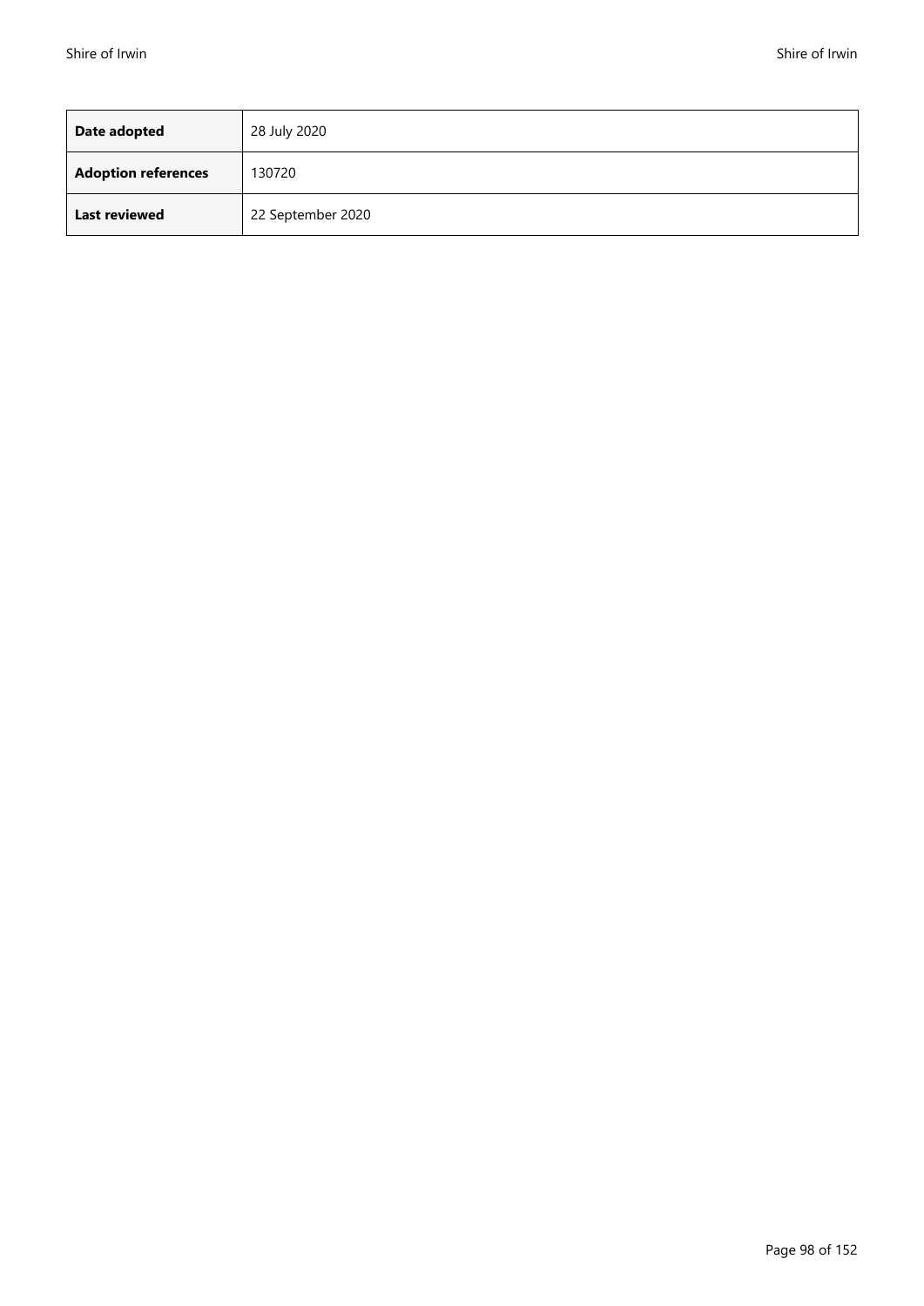| Date adopted | 28 July 2020 |
|---|---|
| Adoption references | 130720 |
| Last reviewed | 22 September 2020 |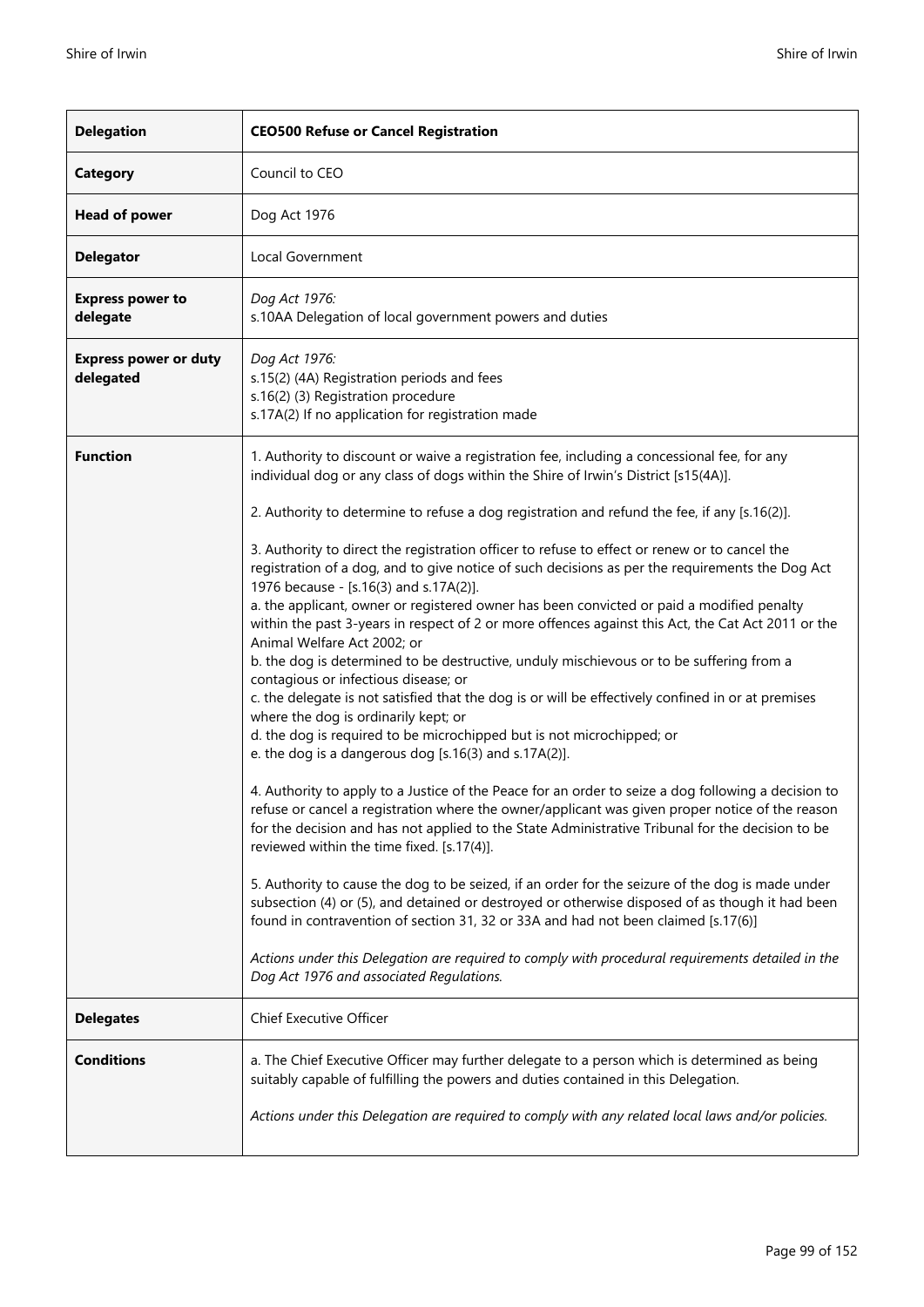| **Delegation** | **CEO500 Refuse or Cancel Registration** |
| --- | --- |
| **Category** | Council to CEO |
| **Head of power** | Dog Act 1976 |
| **Delegator** | Local Government |
| **Express power to delegate** | *Dog Act 1976:*<br>s.10AA Delegation of local government powers and duties |
| **Express power or duty delegated** | *Dog Act 1976:*<br>s.15(2) (4A) Registration periods and fees<br>s.16(2) (3) Registration procedure<br>s.17A(2) If no application for registration made |
| **Function** | 1. Authority to discount or waive a registration fee, including a concessional fee, for any individual dog or any class of dogs within the Shire of Irwin's District [s15(4A)].<br><br>2. Authority to determine to refuse a dog registration and refund the fee, if any [s.16(2)].<br><br>3. Authority to direct the registration officer to refuse to effect or renew or to cancel the registration of a dog, and to give notice of such decisions as per the requirements the Dog Act 1976 because - [s.16(3) and s.17A(2)].<br>a. the applicant, owner or registered owner has been convicted or paid a modified penalty within the past 3-years in respect of 2 or more offences against this Act, the Cat Act 2011 or the Animal Welfare Act 2002; or<br>b. the dog is determined to be destructive, unduly mischievous or to be suffering from a contagious or infectious disease; or<br>c. the delegate is not satisfied that the dog is or will be effectively confined in or at premises where the dog is ordinarily kept; or<br>d. the dog is required to be microchipped but is not microchipped; or<br>e. the dog is a dangerous dog [s.16(3) and s.17A(2)].<br><br>4. Authority to apply to a Justice of the Peace for an order to seize a dog following a decision to refuse or cancel a registration where the owner/applicant was given proper notice of the reason for the decision and has not applied to the State Administrative Tribunal for the decision to be reviewed within the time fixed. [s.17(4)].<br><br>5. Authority to cause the dog to be seized, if an order for the seizure of the dog is made under subsection (4) or (5), and detained or destroyed or otherwise disposed of as though it had been found in contravention of section 31, 32 or 33A and had not been claimed [s.17(6)]<br><br>*Actions under this Delegation are required to comply with procedural requirements detailed in the Dog Act 1976 and associated Regulations.* |
| **Delegates** | Chief Executive Officer |
| **Conditions** | a. The Chief Executive Officer may further delegate to a person which is determined as being suitably capable of fulfilling the powers and duties contained in this Delegation.<br><br>*Actions under this Delegation are required to comply with any related local laws and/or policies.* |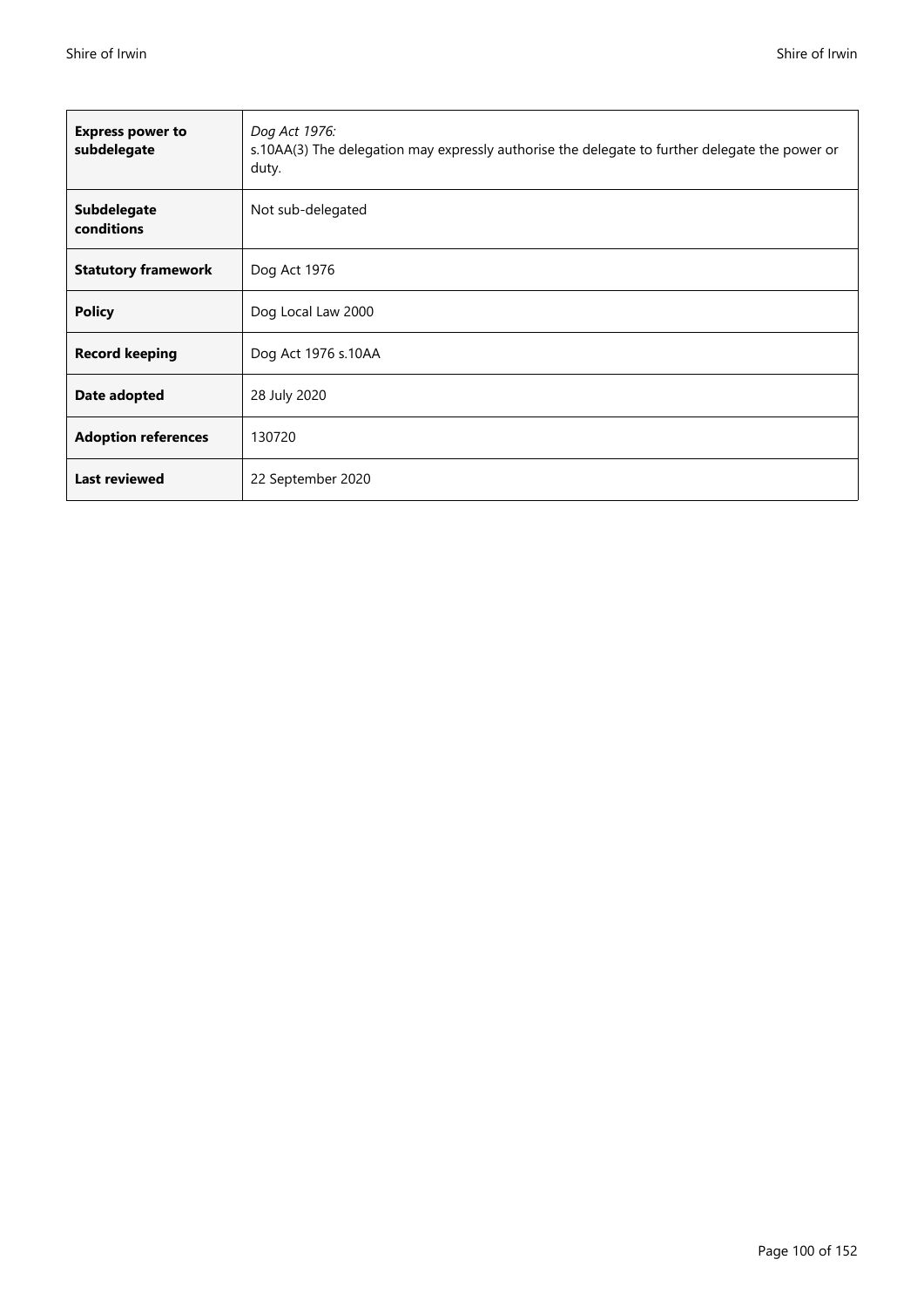| | |
|---|---|
| **Express power to subdelegate** | *Dog Act 1976:*<br>s.10AA(3) The delegation may expressly authorise the delegate to further delegate the power or duty. |
| **Subdelegate conditions** | Not sub-delegated |
| **Statutory framework** | Dog Act 1976 |
| **Policy** | Dog Local Law 2000 |
| **Record keeping** | Dog Act 1976 s.10AA |
| **Date adopted** | 28 July 2020 |
| **Adoption references** | 130720 |
| **Last reviewed** | 22 September 2020 |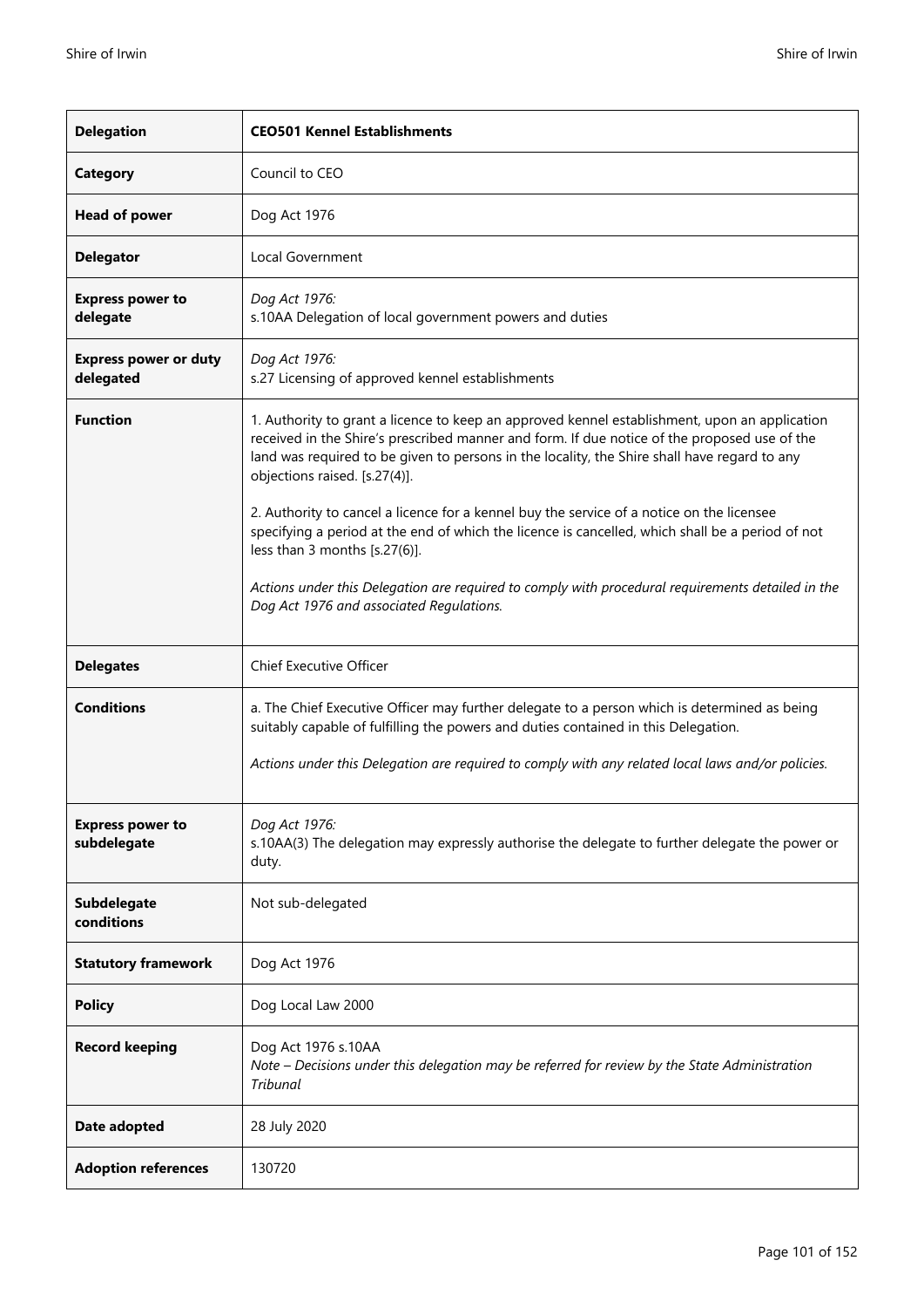| **Delegation** | **CEO501 Kennel Establishments** |
|---|---|
| **Category** | Council to CEO |
| **Head of power** | Dog Act 1976 |
| **Delegator** | Local Government |
| **Express power to delegate** | *Dog Act 1976:*<br>s.10AA Delegation of local government powers and duties |
| **Express power or duty delegated** | *Dog Act 1976:*<br>s.27 Licensing of approved kennel establishments |
| **Function** | 1. Authority to grant a licence to keep an approved kennel establishment, upon an application received in the Shire's prescribed manner and form. If due notice of the proposed use of the land was required to be given to persons in the locality, the Shire shall have regard to any objections raised. [s.27(4)].<br><br>2. Authority to cancel a licence for a kennel buy the service of a notice on the licensee specifying a period at the end of which the licence is cancelled, which shall be a period of not less than 3 months [s.27(6)].<br><br>*Actions under this Delegation are required to comply with procedural requirements detailed in the Dog Act 1976 and associated Regulations.* |
| **Delegates** | Chief Executive Officer |
| **Conditions** | a. The Chief Executive Officer may further delegate to a person which is determined as being suitably capable of fulfilling the powers and duties contained in this Delegation.<br><br>*Actions under this Delegation are required to comply with any related local laws and/or policies.* |
| **Express power to subdelegate** | *Dog Act 1976:*<br>s.10AA(3) The delegation may expressly authorise the delegate to further delegate the power or duty. |
| **Subdelegate conditions** | Not sub-delegated |
| **Statutory framework** | Dog Act 1976 |
| **Policy** | Dog Local Law 2000 |
| **Record keeping** | Dog Act 1976 s.10AA<br>*Note – Decisions under this delegation may be referred for review by the State Administration Tribunal* |
| **Date adopted** | 28 July 2020 |
| **Adoption references** | 130720 |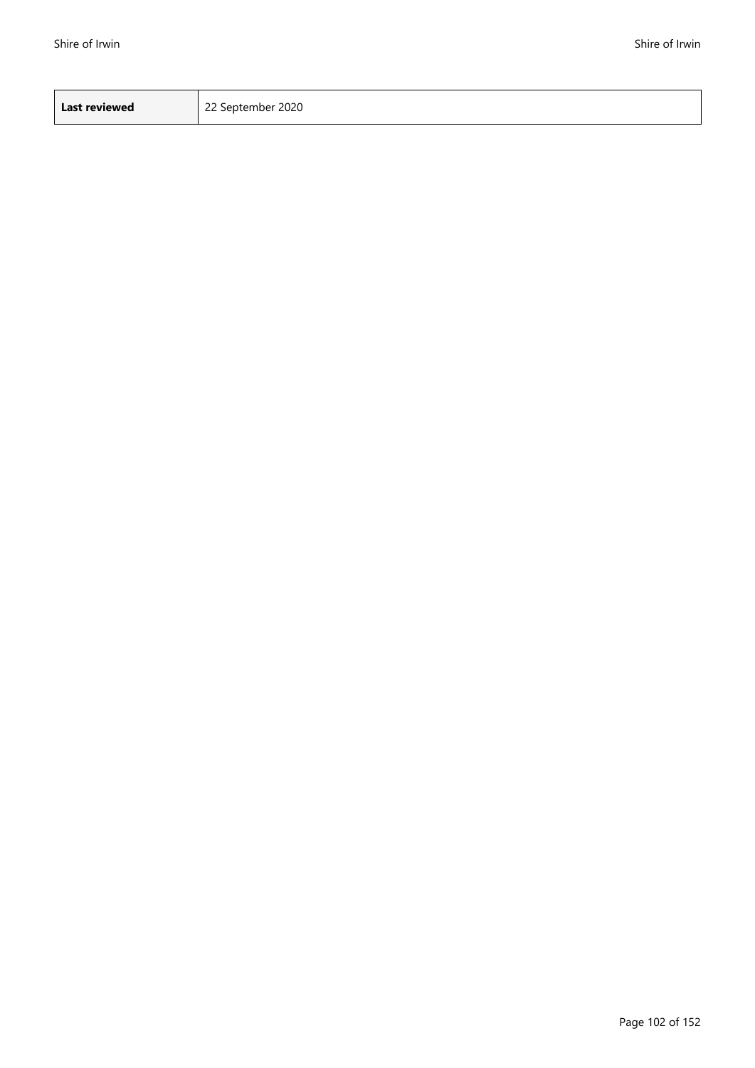| **Last reviewed** | 22 September 2020 |
| --- | --- |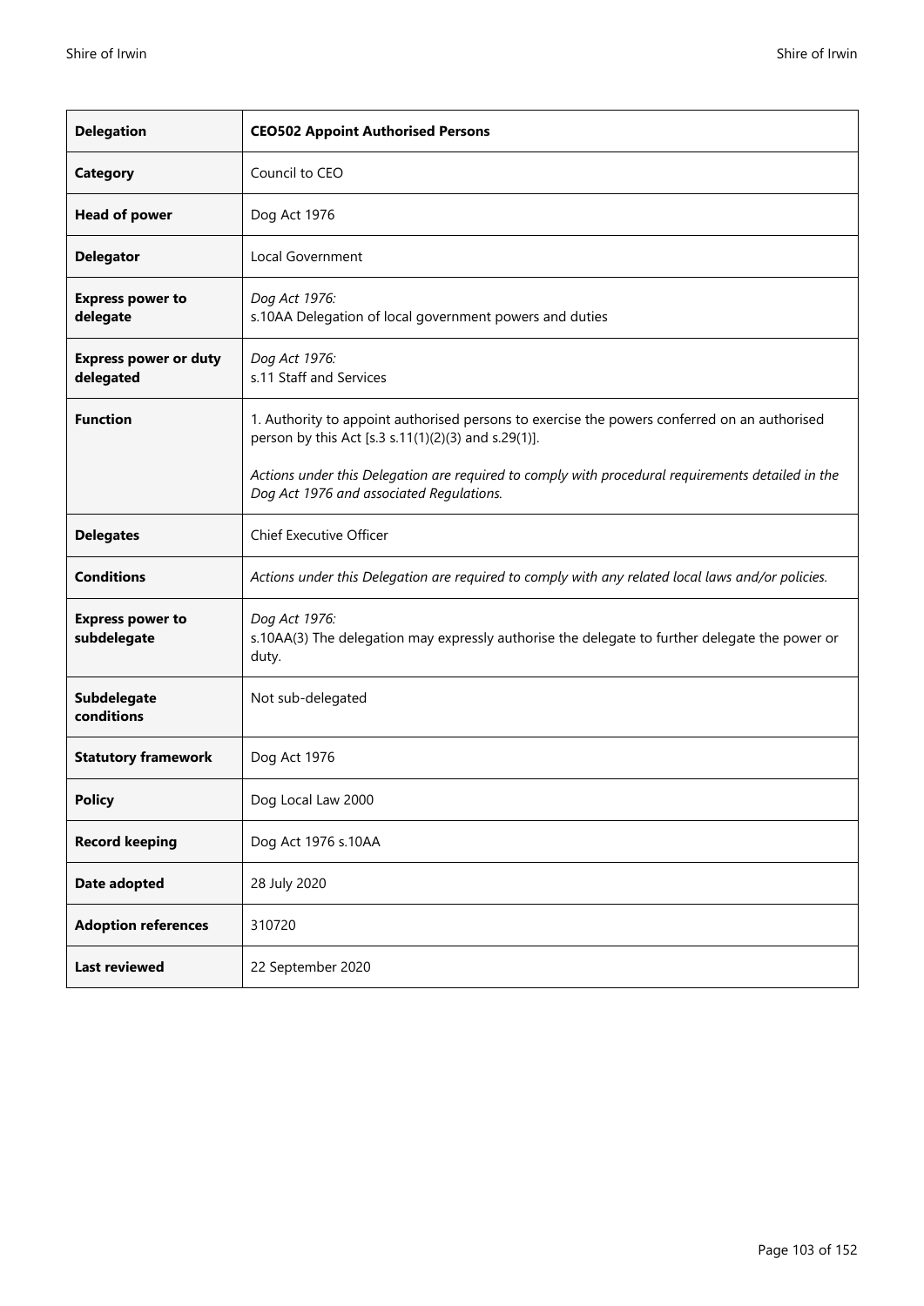| **Delegation** | **CEO502 Appoint Authorised Persons** |
|---|---|
| **Category** | Council to CEO |
| **Head of power** | Dog Act 1976 |
| **Delegator** | Local Government |
| **Express power to delegate** | *Dog Act 1976:*<br>s.10AA Delegation of local government powers and duties |
| **Express power or duty delegated** | *Dog Act 1976:*<br>s.11 Staff and Services |
| **Function** | 1. Authority to appoint authorised persons to exercise the powers conferred on an authorised person by this Act [s.3 s.11(1)(2)(3) and s.29(1)].<br><br>*Actions under this Delegation are required to comply with procedural requirements detailed in the Dog Act 1976 and associated Regulations.* |
| **Delegates** | Chief Executive Officer |
| **Conditions** | *Actions under this Delegation are required to comply with any related local laws and/or policies.* |
| **Express power to subdelegate** | *Dog Act 1976:*<br>s.10AA(3) The delegation may expressly authorise the delegate to further delegate the power or duty. |
| **Subdelegate conditions** | Not sub-delegated |
| **Statutory framework** | Dog Act 1976 |
| **Policy** | Dog Local Law 2000 |
| **Record keeping** | Dog Act 1976 s.10AA |
| **Date adopted** | 28 July 2020 |
| **Adoption references** | 310720 |
| **Last reviewed** | 22 September 2020 |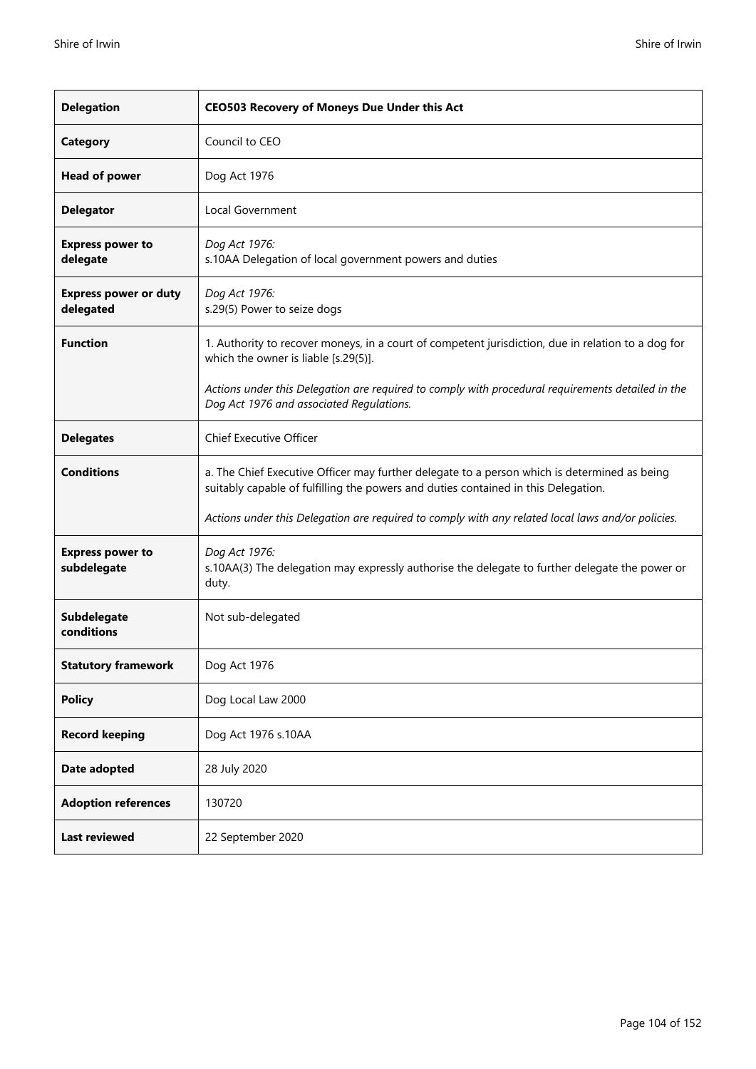| **Delegation** | **CEO503 Recovery of Moneys Due Under this Act** |
|---|---|
| **Category** | Council to CEO |
| **Head of power** | Dog Act 1976 |
| **Delegator** | Local Government |
| **Express power to delegate** | *Dog Act 1976:*<br>s.10AA Delegation of local government powers and duties |
| **Express power or duty delegated** | *Dog Act 1976:*<br>s.29(5) Power to seize dogs |
| **Function** | 1. Authority to recover moneys, in a court of competent jurisdiction, due in relation to a dog for which the owner is liable [s.29(5)].<br><br>*Actions under this Delegation are required to comply with procedural requirements detailed in the Dog Act 1976 and associated Regulations.* |
| **Delegates** | Chief Executive Officer |
| **Conditions** | a. The Chief Executive Officer may further delegate to a person which is determined as being suitably capable of fulfilling the powers and duties contained in this Delegation.<br><br>*Actions under this Delegation are required to comply with any related local laws and/or policies.* |
| **Express power to subdelegate** | *Dog Act 1976:*<br>s.10AA(3) The delegation may expressly authorise the delegate to further delegate the power or duty. |
| **Subdelegate conditions** | Not sub-delegated |
| **Statutory framework** | Dog Act 1976 |
| **Policy** | Dog Local Law 2000 |
| **Record keeping** | Dog Act 1976 s.10AA |
| **Date adopted** | 28 July 2020 |
| **Adoption references** | 130720 |
| **Last reviewed** | 22 September 2020 |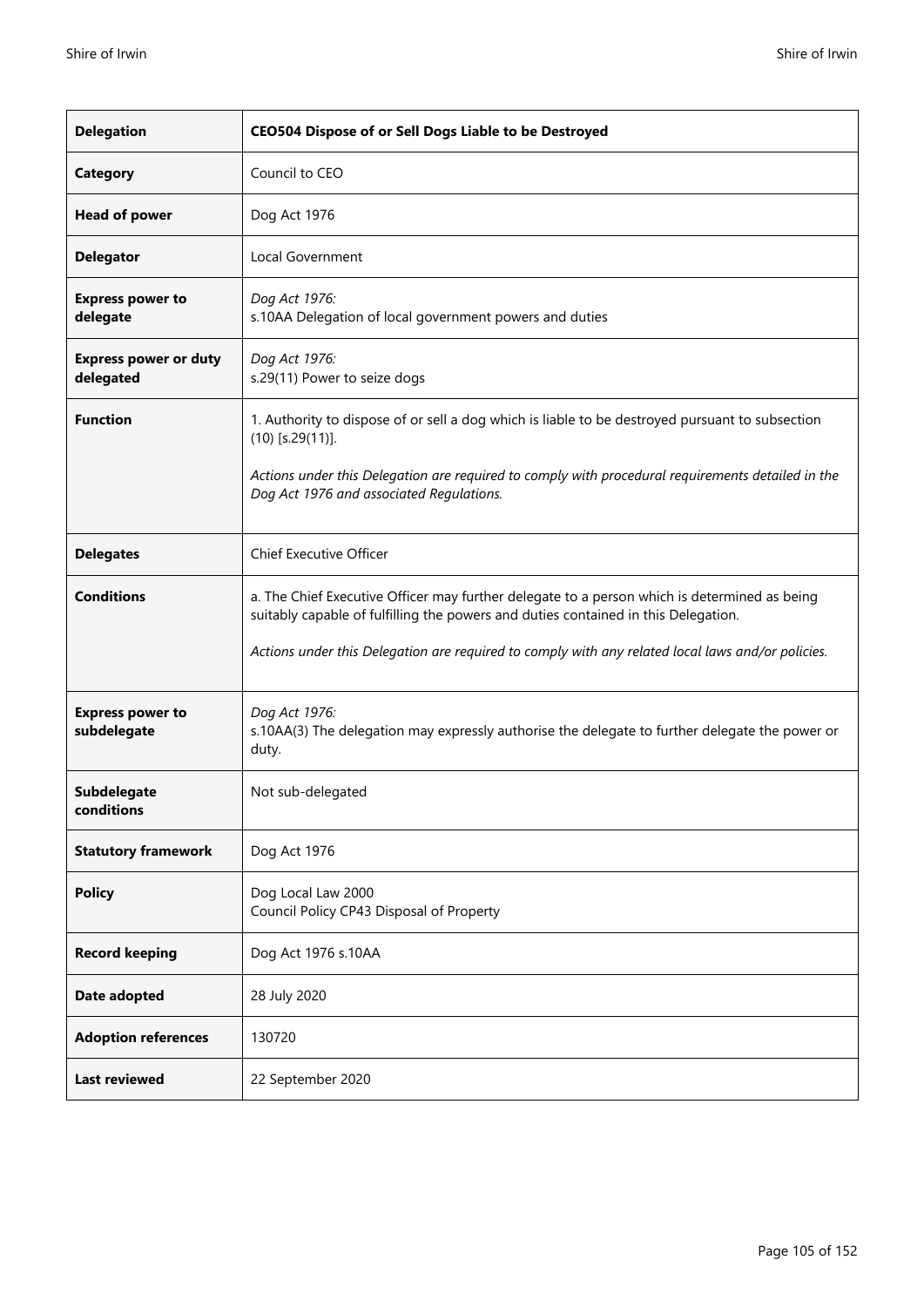| **Delegation** | **CEO504 Dispose of or Sell Dogs Liable to be Destroyed** |
|---|---|
| **Category** | Council to CEO |
| **Head of power** | Dog Act 1976 |
| **Delegator** | Local Government |
| **Express power to delegate** | *Dog Act 1976:*<br>s.10AA Delegation of local government powers and duties |
| **Express power or duty delegated** | *Dog Act 1976:*<br>s.29(11) Power to seize dogs |
| **Function** | 1. Authority to dispose of or sell a dog which is liable to be destroyed pursuant to subsection (10) [s.29(11)].<br><br>*Actions under this Delegation are required to comply with procedural requirements detailed in the Dog Act 1976 and associated Regulations.* |
| **Delegates** | Chief Executive Officer |
| **Conditions** | a. The Chief Executive Officer may further delegate to a person which is determined as being suitably capable of fulfilling the powers and duties contained in this Delegation.<br><br>*Actions under this Delegation are required to comply with any related local laws and/or policies.* |
| **Express power to subdelegate** | *Dog Act 1976:*<br>s.10AA(3) The delegation may expressly authorise the delegate to further delegate the power or duty. |
| **Subdelegate conditions** | Not sub-delegated |
| **Statutory framework** | Dog Act 1976 |
| **Policy** | Dog Local Law 2000<br>Council Policy CP43 Disposal of Property |
| **Record keeping** | Dog Act 1976 s.10AA |
| **Date adopted** | 28 July 2020 |
| **Adoption references** | 130720 |
| **Last reviewed** | 22 September 2020 |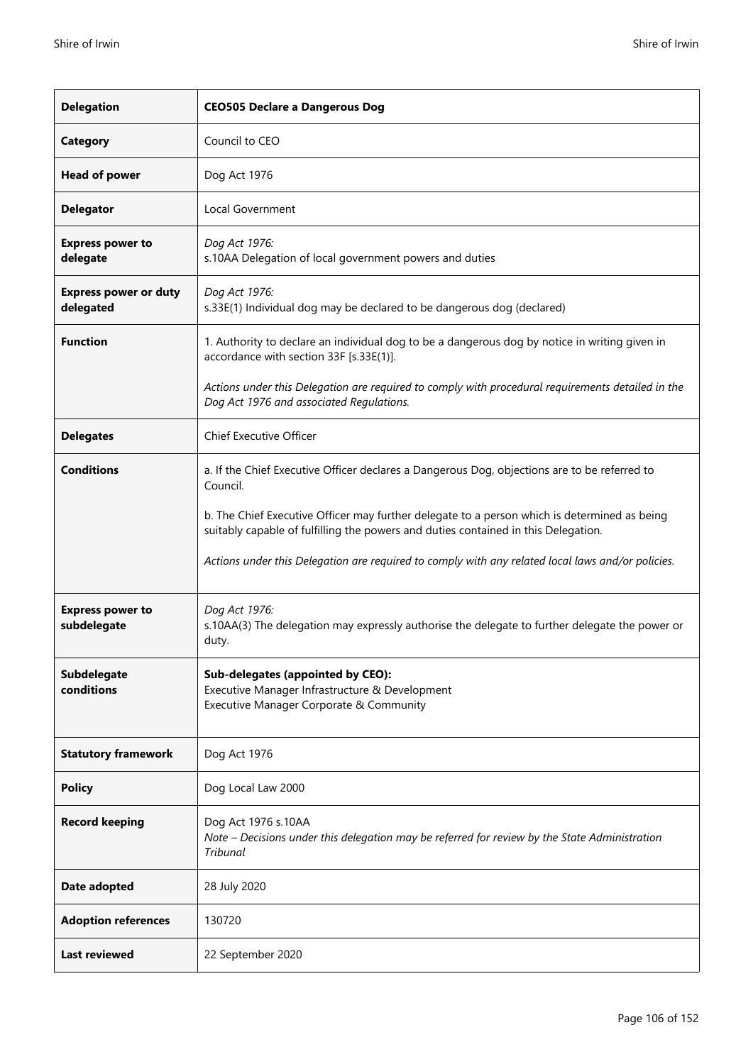| **Delegation** | **CEO505 Declare a Dangerous Dog** |
|---|---|
| **Category** | Council to CEO |
| **Head of power** | Dog Act 1976 |
| **Delegator** | Local Government |
| **Express power to delegate** | *Dog Act 1976:*<br>s.10AA Delegation of local government powers and duties |
| **Express power or duty delegated** | *Dog Act 1976:*<br>s.33E(1) Individual dog may be declared to be dangerous dog (declared) |
| **Function** | 1. Authority to declare an individual dog to be a dangerous dog by notice in writing given in accordance with section 33F [s.33E(1)].<br><br>*Actions under this Delegation are required to comply with procedural requirements detailed in the Dog Act 1976 and associated Regulations.* |
| **Delegates** | Chief Executive Officer |
| **Conditions** | a. If the Chief Executive Officer declares a Dangerous Dog, objections are to be referred to Council.<br><br>b. The Chief Executive Officer may further delegate to a person which is determined as being suitably capable of fulfilling the powers and duties contained in this Delegation.<br><br>*Actions under this Delegation are required to comply with any related local laws and/or policies.* |
| **Express power to subdelegate** | *Dog Act 1976:*<br>s.10AA(3) The delegation may expressly authorise the delegate to further delegate the power or duty. |
| **Subdelegate conditions** | **Sub-delegates (appointed by CEO):**<br>Executive Manager Infrastructure & Development<br>Executive Manager Corporate & Community |
| **Statutory framework** | Dog Act 1976 |
| **Policy** | Dog Local Law 2000 |
| **Record keeping** | Dog Act 1976 s.10AA<br>*Note – Decisions under this delegation may be referred for review by the State Administration Tribunal* |
| **Date adopted** | 28 July 2020 |
| **Adoption references** | 130720 |
| **Last reviewed** | 22 September 2020 |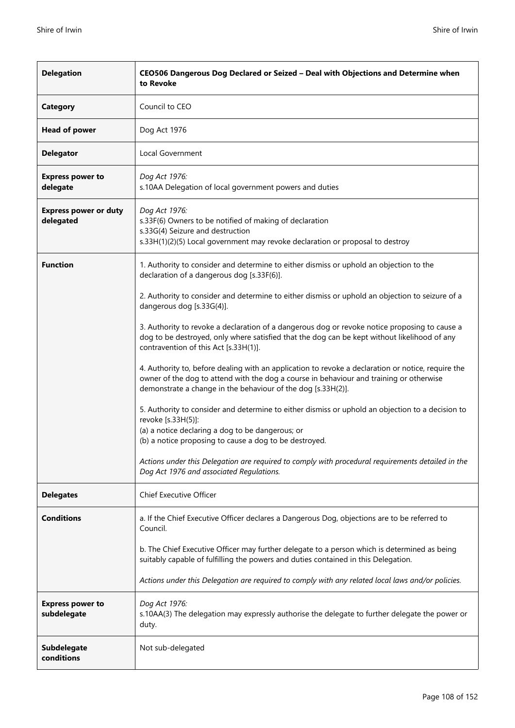| **Delegation** | **CEO506 Dangerous Dog Declared or Seized – Deal with Objections and Determine when to Revoke** |
|---|---|
| **Category** | Council to CEO |
| **Head of power** | Dog Act 1976 |
| **Delegator** | Local Government |
| **Express power to delegate** | *Dog Act 1976:*<br>s.10AA Delegation of local government powers and duties |
| **Express power or duty delegated** | *Dog Act 1976:*<br>s.33F(6) Owners to be notified of making of declaration<br>s.33G(4) Seizure and destruction<br>s.33H(1)(2)(5) Local government may revoke declaration or proposal to destroy |
| **Function** | 1. Authority to consider and determine to either dismiss or uphold an objection to the declaration of a dangerous dog [s.33F(6)].<br><br>2. Authority to consider and determine to either dismiss or uphold an objection to seizure of a dangerous dog [s.33G(4)].<br><br>3. Authority to revoke a declaration of a dangerous dog or revoke notice proposing to cause a dog to be destroyed, only where satisfied that the dog can be kept without likelihood of any contravention of this Act [s.33H(1)].<br><br>4. Authority to, before dealing with an application to revoke a declaration or notice, require the owner of the dog to attend with the dog a course in behaviour and training or otherwise demonstrate a change in the behaviour of the dog [s.33H(2)].<br><br>5. Authority to consider and determine to either dismiss or uphold an objection to a decision to revoke [s.33H(5)]:<br>(a) a notice declaring a dog to be dangerous; or<br>(b) a notice proposing to cause a dog to be destroyed.<br><br>*Actions under this Delegation are required to comply with procedural requirements detailed in the Dog Act 1976 and associated Regulations.* |
| **Delegates** | Chief Executive Officer |
| **Conditions** | a. If the Chief Executive Officer declares a Dangerous Dog, objections are to be referred to Council.<br><br>b. The Chief Executive Officer may further delegate to a person which is determined as being suitably capable of fulfilling the powers and duties contained in this Delegation.<br><br>*Actions under this Delegation are required to comply with any related local laws and/or policies.* |
| **Express power to subdelegate** | *Dog Act 1976:*<br>s.10AA(3) The delegation may expressly authorise the delegate to further delegate the power or duty. |
| **Subdelegate conditions** | Not sub-delegated |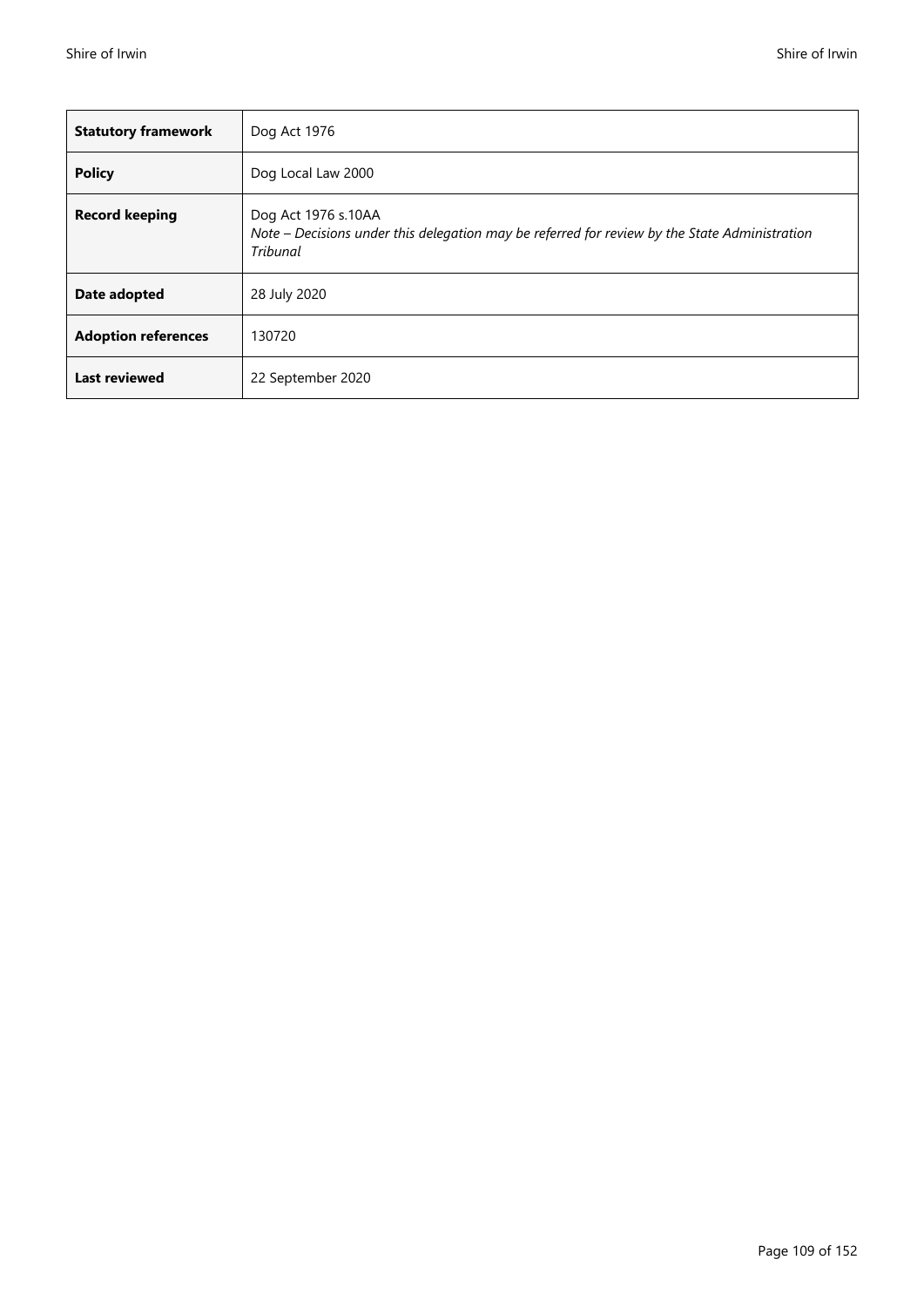| **Statutory framework** | Dog Act 1976 |
|---|---|
| **Policy** | Dog Local Law 2000 |
| **Record keeping** | Dog Act 1976 s.10AA<br>*Note – Decisions under this delegation may be referred for review by the State Administration Tribunal* |
| **Date adopted** | 28 July 2020 |
| **Adoption references** | 130720 |
| **Last reviewed** | 22 September 2020 |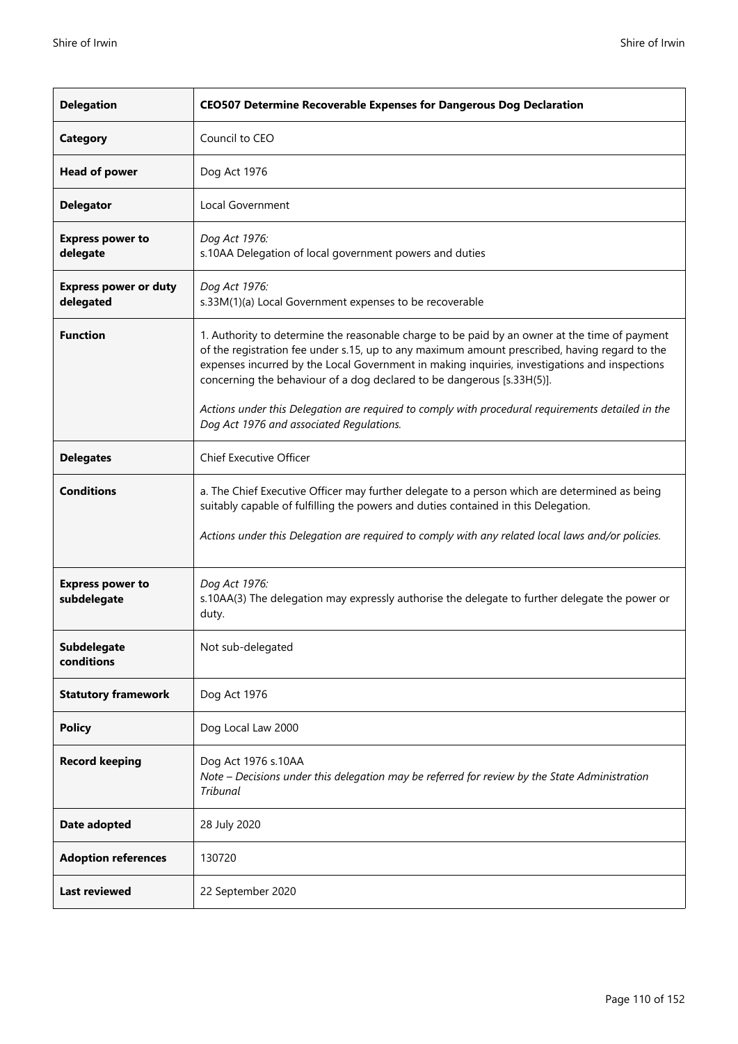| **Delegation** | **CEO507 Determine Recoverable Expenses for Dangerous Dog Declaration** |
|---|---|
| **Category** | Council to CEO |
| **Head of power** | Dog Act 1976 |
| **Delegator** | Local Government |
| **Express power to delegate** | *Dog Act 1976:*<br>s.10AA Delegation of local government powers and duties |
| **Express power or duty delegated** | *Dog Act 1976:*<br>s.33M(1)(a) Local Government expenses to be recoverable |
| **Function** | 1. Authority to determine the reasonable charge to be paid by an owner at the time of payment of the registration fee under s.15, up to any maximum amount prescribed, having regard to the expenses incurred by the Local Government in making inquiries, investigations and inspections concerning the behaviour of a dog declared to be dangerous [s.33H(5)].<br><br>*Actions under this Delegation are required to comply with procedural requirements detailed in the Dog Act 1976 and associated Regulations.* |
| **Delegates** | Chief Executive Officer |
| **Conditions** | a. The Chief Executive Officer may further delegate to a person which are determined as being suitably capable of fulfilling the powers and duties contained in this Delegation.<br><br>*Actions under this Delegation are required to comply with any related local laws and/or policies.* |
| **Express power to subdelegate** | *Dog Act 1976:*<br>s.10AA(3) The delegation may expressly authorise the delegate to further delegate the power or duty. |
| **Subdelegate conditions** | Not sub-delegated |
| **Statutory framework** | Dog Act 1976 |
| **Policy** | Dog Local Law 2000 |
| **Record keeping** | Dog Act 1976 s.10AA<br>*Note – Decisions under this delegation may be referred for review by the State Administration Tribunal* |
| **Date adopted** | 28 July 2020 |
| **Adoption references** | 130720 |
| **Last reviewed** | 22 September 2020 |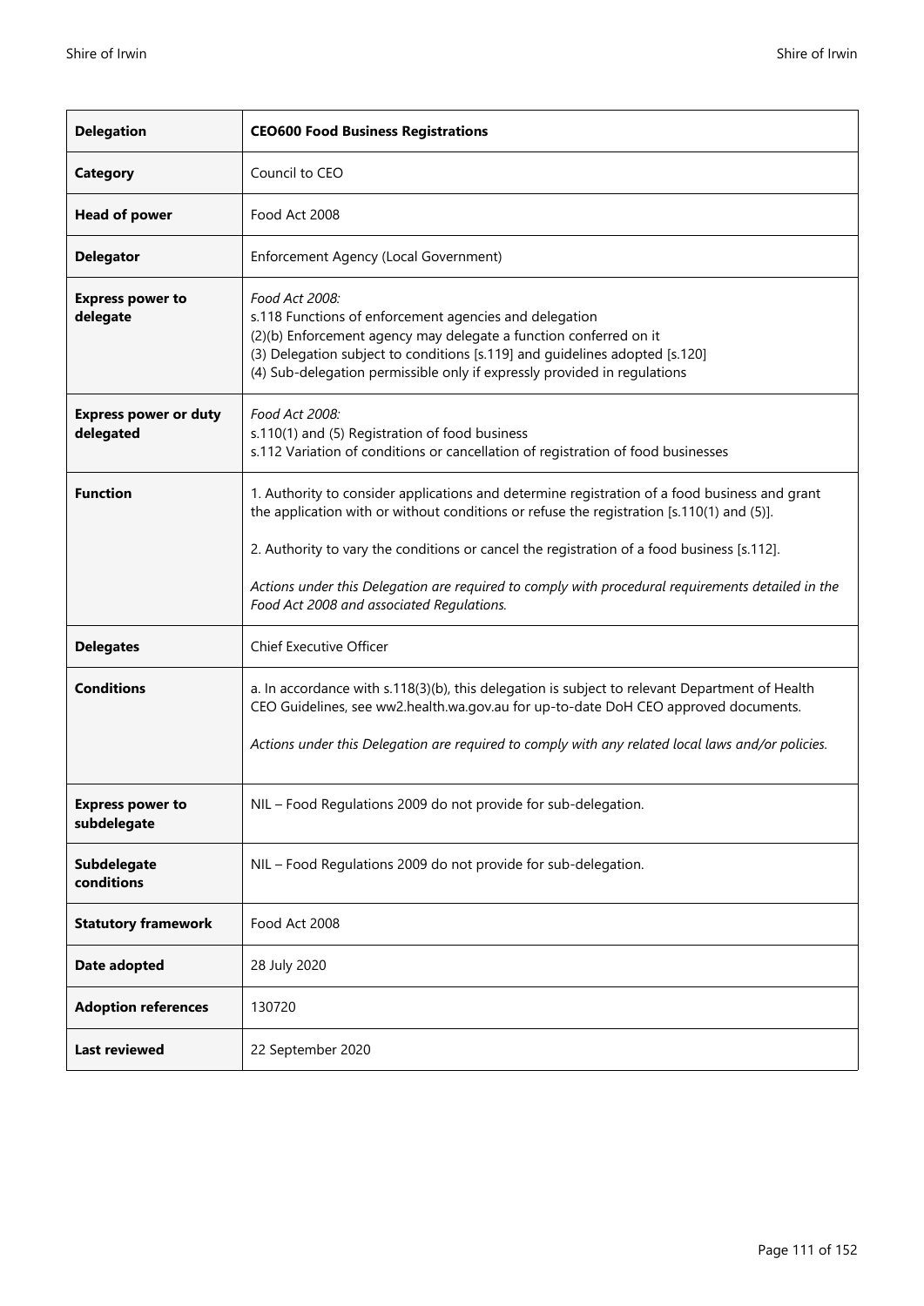| **Delegation** | **CEO600 Food Business Registrations** |
|---|---|
| **Category** | Council to CEO |
| **Head of power** | Food Act 2008 |
| **Delegator** | Enforcement Agency (Local Government) |
| **Express power to delegate** | *Food Act 2008:*<br>s.118 Functions of enforcement agencies and delegation<br>(2)(b) Enforcement agency may delegate a function conferred on it<br>(3) Delegation subject to conditions [s.119] and guidelines adopted [s.120]<br>(4) Sub-delegation permissible only if expressly provided in regulations |
| **Express power or duty delegated** | *Food Act 2008:*<br>s.110(1) and (5) Registration of food business<br>s.112 Variation of conditions or cancellation of registration of food businesses |
| **Function** | 1. Authority to consider applications and determine registration of a food business and grant the application with or without conditions or refuse the registration [s.110(1) and (5)].<br><br>2. Authority to vary the conditions or cancel the registration of a food business [s.112].<br><br>*Actions under this Delegation are required to comply with procedural requirements detailed in the Food Act 2008 and associated Regulations.* |
| **Delegates** | Chief Executive Officer |
| **Conditions** | a. In accordance with s.118(3)(b), this delegation is subject to relevant Department of Health CEO Guidelines, see ww2.health.wa.gov.au for up-to-date DoH CEO approved documents.<br><br>*Actions under this Delegation are required to comply with any related local laws and/or policies.* |
| **Express power to subdelegate** | NIL – Food Regulations 2009 do not provide for sub-delegation. |
| **Subdelegate conditions** | NIL – Food Regulations 2009 do not provide for sub-delegation. |
| **Statutory framework** | Food Act 2008 |
| **Date adopted** | 28 July 2020 |
| **Adoption references** | 130720 |
| **Last reviewed** | 22 September 2020 |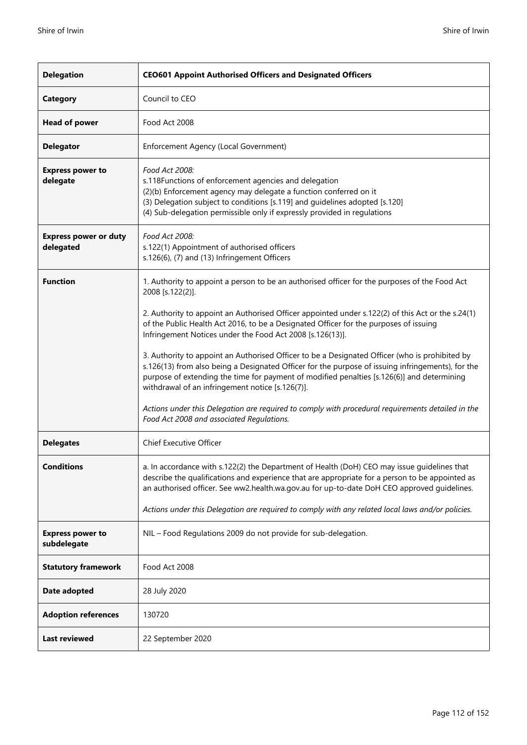| **Delegation** | **CEO601 Appoint Authorised Officers and Designated Officers** |
|---|---|
| **Category** | Council to CEO |
| **Head of power** | Food Act 2008 |
| **Delegator** | Enforcement Agency (Local Government) |
| **Express power to delegate** | *Food Act 2008:*<br>s.118Functions of enforcement agencies and delegation<br>(2)(b) Enforcement agency may delegate a function conferred on it<br>(3) Delegation subject to conditions [s.119] and guidelines adopted [s.120]<br>(4) Sub-delegation permissible only if expressly provided in regulations |
| **Express power or duty delegated** | *Food Act 2008:*<br>s.122(1) Appointment of authorised officers<br>s.126(6), (7) and (13) Infringement Officers |
| **Function** | 1. Authority to appoint a person to be an authorised officer for the purposes of the Food Act 2008 [s.122(2)].<br><br>2. Authority to appoint an Authorised Officer appointed under s.122(2) of this Act or the s.24(1) of the Public Health Act 2016, to be a Designated Officer for the purposes of issuing Infringement Notices under the Food Act 2008 [s.126(13)].<br><br>3. Authority to appoint an Authorised Officer to be a Designated Officer (who is prohibited by s.126(13) from also being a Designated Officer for the purpose of issuing infringements), for the purpose of extending the time for payment of modified penalties [s.126(6)] and determining withdrawal of an infringement notice [s.126(7)].<br><br>*Actions under this Delegation are required to comply with procedural requirements detailed in the Food Act 2008 and associated Regulations.* |
| **Delegates** | Chief Executive Officer |
| **Conditions** | a. In accordance with s.122(2) the Department of Health (DoH) CEO may issue guidelines that describe the qualifications and experience that are appropriate for a person to be appointed as an authorised officer. See ww2.health.wa.gov.au for up-to-date DoH CEO approved guidelines.<br><br>*Actions under this Delegation are required to comply with any related local laws and/or policies.* |
| **Express power to subdelegate** | NIL – Food Regulations 2009 do not provide for sub-delegation. |
| **Statutory framework** | Food Act 2008 |
| **Date adopted** | 28 July 2020 |
| **Adoption references** | 130720 |
| **Last reviewed** | 22 September 2020 |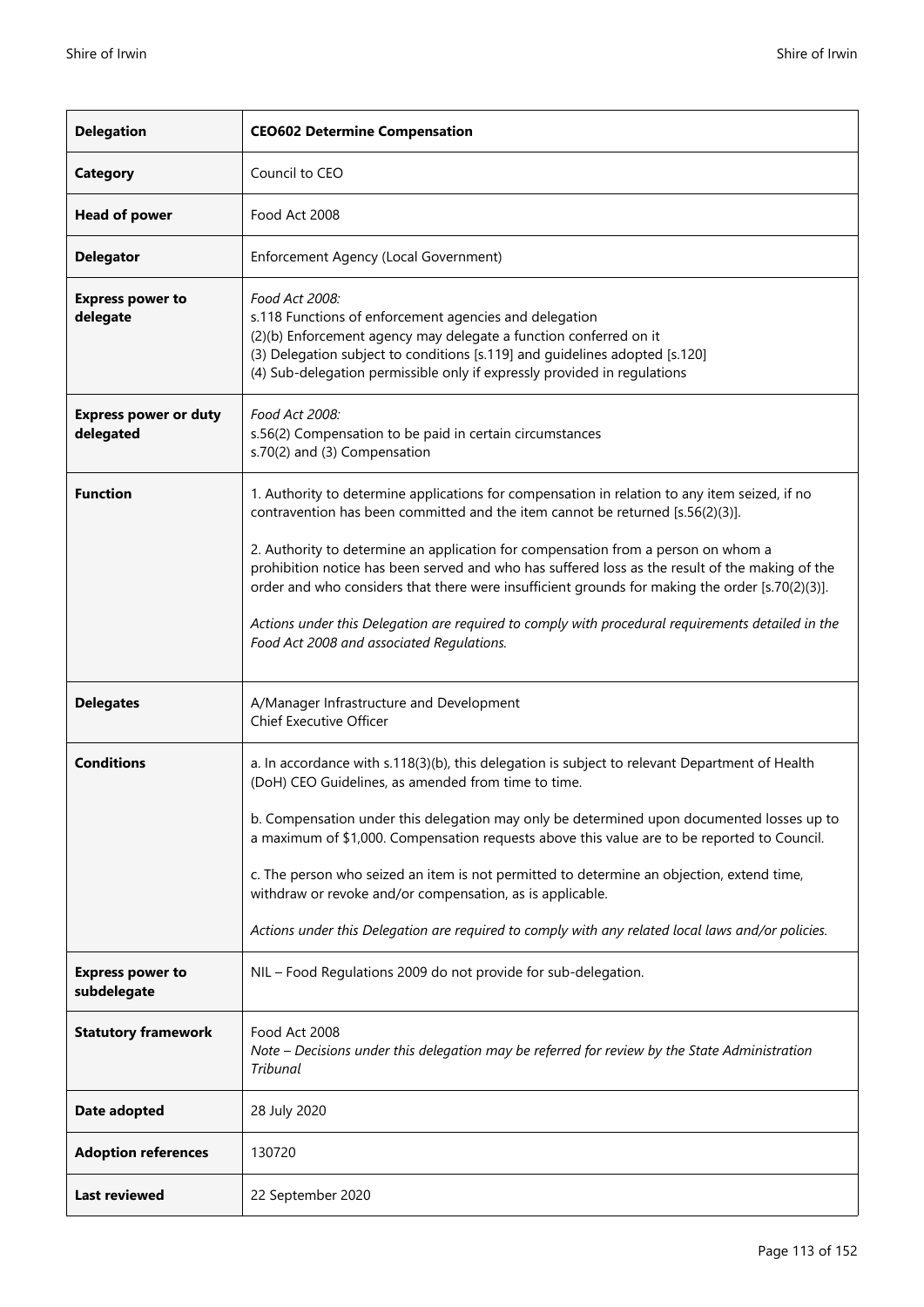| **Delegation** | **CEO602 Determine Compensation** |
|---|---|
| **Category** | Council to CEO |
| **Head of power** | Food Act 2008 |
| **Delegator** | Enforcement Agency (Local Government) |
| **Express power to delegate** | *Food Act 2008:*<br>s.118 Functions of enforcement agencies and delegation<br>(2)(b) Enforcement agency may delegate a function conferred on it<br>(3) Delegation subject to conditions [s.119] and guidelines adopted [s.120]<br>(4) Sub-delegation permissible only if expressly provided in regulations |
| **Express power or duty delegated** | *Food Act 2008:*<br>s.56(2) Compensation to be paid in certain circumstances<br>s.70(2) and (3) Compensation |
| **Function** | 1. Authority to determine applications for compensation in relation to any item seized, if no contravention has been committed and the item cannot be returned [s.56(2)(3)].<br><br>2. Authority to determine an application for compensation from a person on whom a prohibition notice has been served and who has suffered loss as the result of the making of the order and who considers that there were insufficient grounds for making the order [s.70(2)(3)].<br><br>*Actions under this Delegation are required to comply with procedural requirements detailed in the Food Act 2008 and associated Regulations.* |
| **Delegates** | A/Manager Infrastructure and Development<br>Chief Executive Officer |
| **Conditions** | a. In accordance with s.118(3)(b), this delegation is subject to relevant Department of Health (DoH) CEO Guidelines, as amended from time to time.<br><br>b. Compensation under this delegation may only be determined upon documented losses up to a maximum of $1,000. Compensation requests above this value are to be reported to Council.<br><br>c. The person who seized an item is not permitted to determine an objection, extend time, withdraw or revoke and/or compensation, as is applicable.<br><br>*Actions under this Delegation are required to comply with any related local laws and/or policies.* |
| **Express power to subdelegate** | NIL – Food Regulations 2009 do not provide for sub-delegation. |
| **Statutory framework** | Food Act 2008<br>*Note – Decisions under this delegation may be referred for review by the State Administration Tribunal* |
| **Date adopted** | 28 July 2020 |
| **Adoption references** | 130720 |
| **Last reviewed** | 22 September 2020 |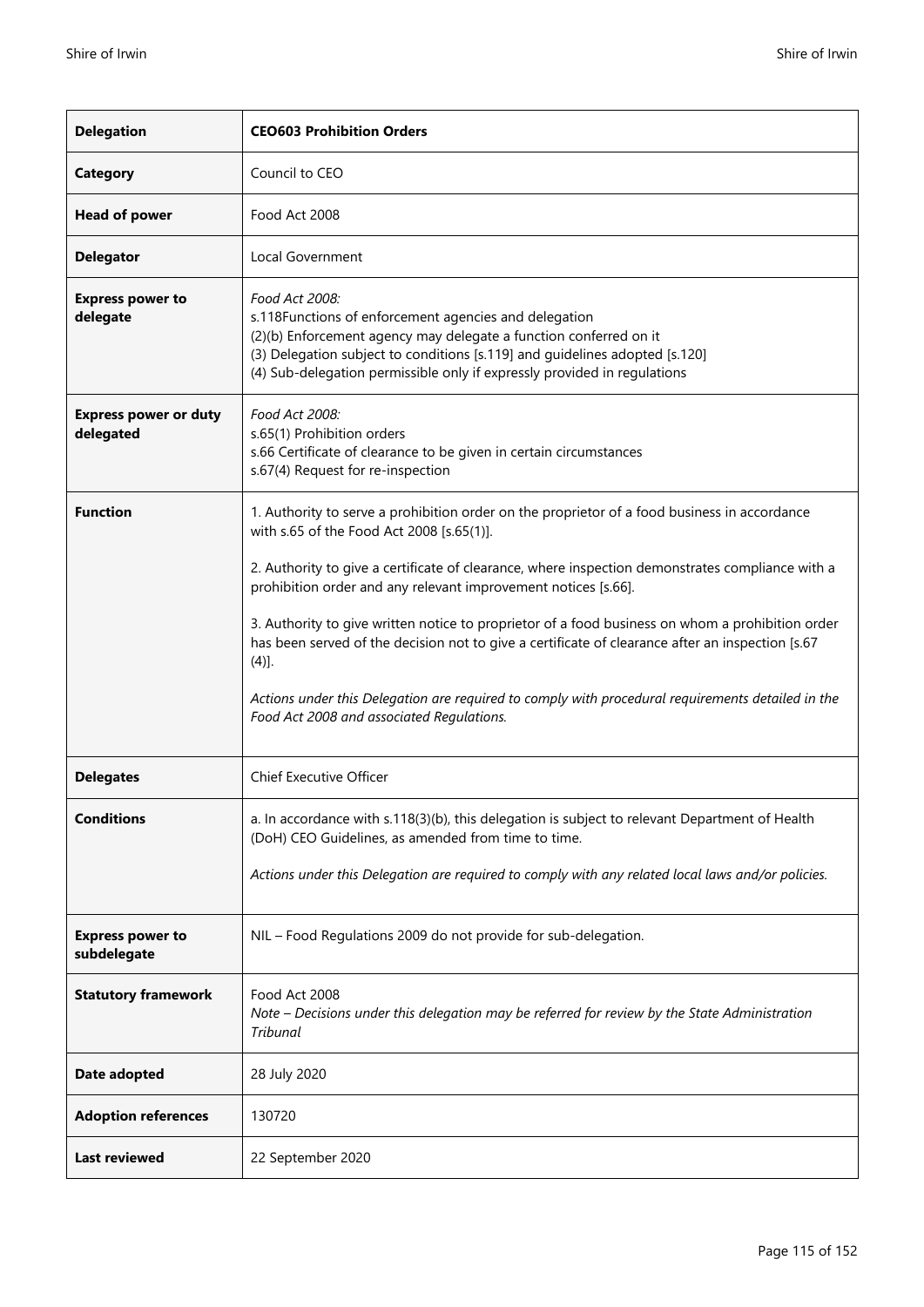| **Delegation** | **CEO603 Prohibition Orders** |
|---|---|
| **Category** | Council to CEO |
| **Head of power** | Food Act 2008 |
| **Delegator** | Local Government |
| **Express power to delegate** | *Food Act 2008:*<br>s.118Functions of enforcement agencies and delegation<br>(2)(b) Enforcement agency may delegate a function conferred on it<br>(3) Delegation subject to conditions [s.119] and guidelines adopted [s.120]<br>(4) Sub-delegation permissible only if expressly provided in regulations |
| **Express power or duty delegated** | *Food Act 2008:*<br>s.65(1) Prohibition orders<br>s.66 Certificate of clearance to be given in certain circumstances<br>s.67(4) Request for re-inspection |
| **Function** | 1. Authority to serve a prohibition order on the proprietor of a food business in accordance with s.65 of the Food Act 2008 [s.65(1)].<br><br>2. Authority to give a certificate of clearance, where inspection demonstrates compliance with a prohibition order and any relevant improvement notices [s.66].<br><br>3. Authority to give written notice to proprietor of a food business on whom a prohibition order has been served of the decision not to give a certificate of clearance after an inspection [s.67 (4)].<br><br>*Actions under this Delegation are required to comply with procedural requirements detailed in the Food Act 2008 and associated Regulations.* |
| **Delegates** | Chief Executive Officer |
| **Conditions** | a. In accordance with s.118(3)(b), this delegation is subject to relevant Department of Health (DoH) CEO Guidelines, as amended from time to time.<br><br>*Actions under this Delegation are required to comply with any related local laws and/or policies.* |
| **Express power to subdelegate** | NIL – Food Regulations 2009 do not provide for sub-delegation. |
| **Statutory framework** | Food Act 2008<br>*Note – Decisions under this delegation may be referred for review by the State Administration Tribunal* |
| **Date adopted** | 28 July 2020 |
| **Adoption references** | 130720 |
| **Last reviewed** | 22 September 2020 |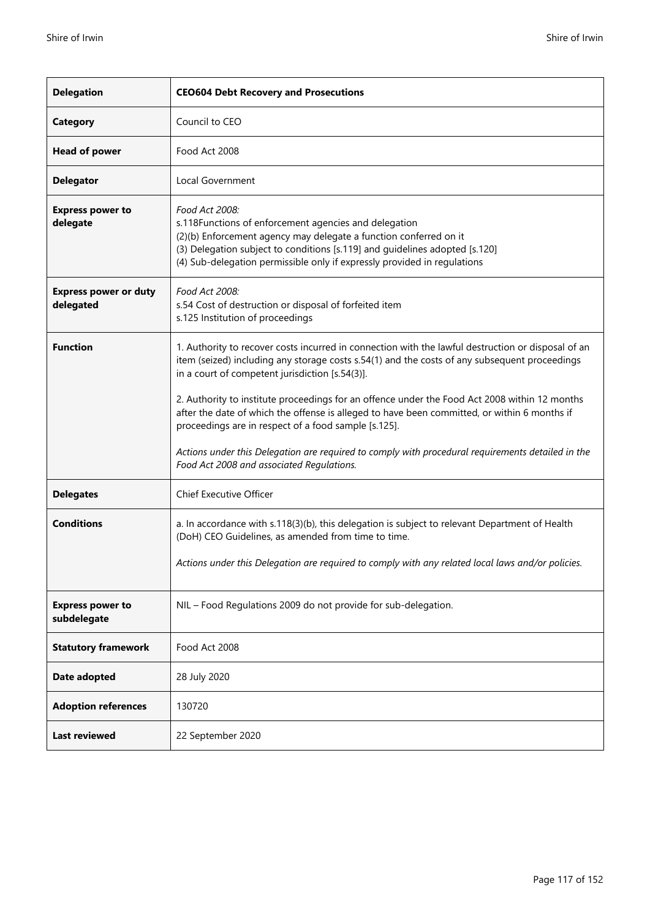| **Delegation** | **CEO604 Debt Recovery and Prosecutions** |
|---|---|
| **Category** | Council to CEO |
| **Head of power** | Food Act 2008 |
| **Delegator** | Local Government |
| **Express power to delegate** | *Food Act 2008:*<br>s.118Functions of enforcement agencies and delegation<br>(2)(b) Enforcement agency may delegate a function conferred on it<br>(3) Delegation subject to conditions [s.119] and guidelines adopted [s.120]<br>(4) Sub-delegation permissible only if expressly provided in regulations |
| **Express power or duty delegated** | *Food Act 2008:*<br>s.54 Cost of destruction or disposal of forfeited item<br>s.125 Institution of proceedings |
| **Function** | 1. Authority to recover costs incurred in connection with the lawful destruction or disposal of an item (seized) including any storage costs s.54(1) and the costs of any subsequent proceedings in a court of competent jurisdiction [s.54(3)].<br><br>2. Authority to institute proceedings for an offence under the Food Act 2008 within 12 months after the date of which the offense is alleged to have been committed, or within 6 months if proceedings are in respect of a food sample [s.125].<br><br>*Actions under this Delegation are required to comply with procedural requirements detailed in the Food Act 2008 and associated Regulations.* |
| **Delegates** | Chief Executive Officer |
| **Conditions** | a. In accordance with s.118(3)(b), this delegation is subject to relevant Department of Health (DoH) CEO Guidelines, as amended from time to time.<br><br>*Actions under this Delegation are required to comply with any related local laws and/or policies.* |
| **Express power to subdelegate** | NIL – Food Regulations 2009 do not provide for sub-delegation. |
| **Statutory framework** | Food Act 2008 |
| **Date adopted** | 28 July 2020 |
| **Adoption references** | 130720 |
| **Last reviewed** | 22 September 2020 |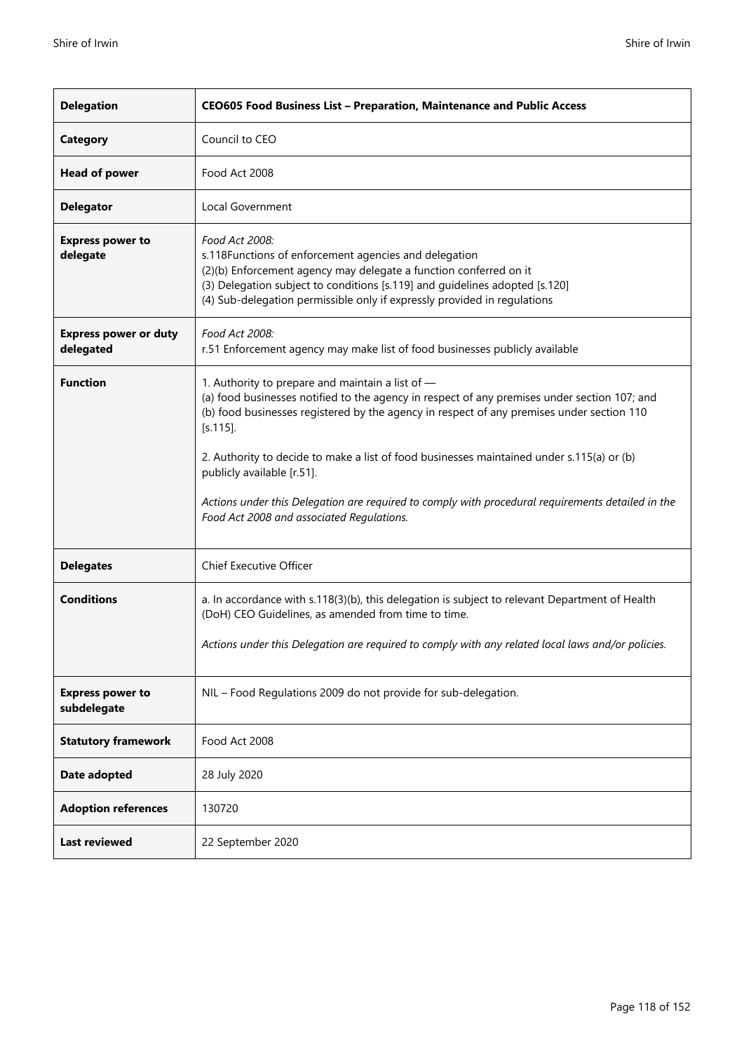| Delegation | CEO605 Food Business List – Preparation, Maintenance and Public Access |
|---|---|
| **Category** | Council to CEO |
| **Head of power** | Food Act 2008 |
| **Delegator** | Local Government |
| **Express power to delegate** | *Food Act 2008:*<br>s.118Functions of enforcement agencies and delegation<br>(2)(b) Enforcement agency may delegate a function conferred on it<br>(3) Delegation subject to conditions [s.119] and guidelines adopted [s.120]<br>(4) Sub-delegation permissible only if expressly provided in regulations |
| **Express power or duty delegated** | *Food Act 2008:*<br>r.51 Enforcement agency may make list of food businesses publicly available |
| **Function** | 1. Authority to prepare and maintain a list of —<br>(a) food businesses notified to the agency in respect of any premises under section 107; and<br>(b) food businesses registered by the agency in respect of any premises under section 110 [s.115].<br><br>2. Authority to decide to make a list of food businesses maintained under s.115(a) or (b) publicly available [r.51].<br><br>*Actions under this Delegation are required to comply with procedural requirements detailed in the Food Act 2008 and associated Regulations.* |
| **Delegates** | Chief Executive Officer |
| **Conditions** | a. In accordance with s.118(3)(b), this delegation is subject to relevant Department of Health (DoH) CEO Guidelines, as amended from time to time.<br><br>*Actions under this Delegation are required to comply with any related local laws and/or policies.* |
| **Express power to subdelegate** | NIL – Food Regulations 2009 do not provide for sub-delegation. |
| **Statutory framework** | Food Act 2008 |
| **Date adopted** | 28 July 2020 |
| **Adoption references** | 130720 |
| **Last reviewed** | 22 September 2020 |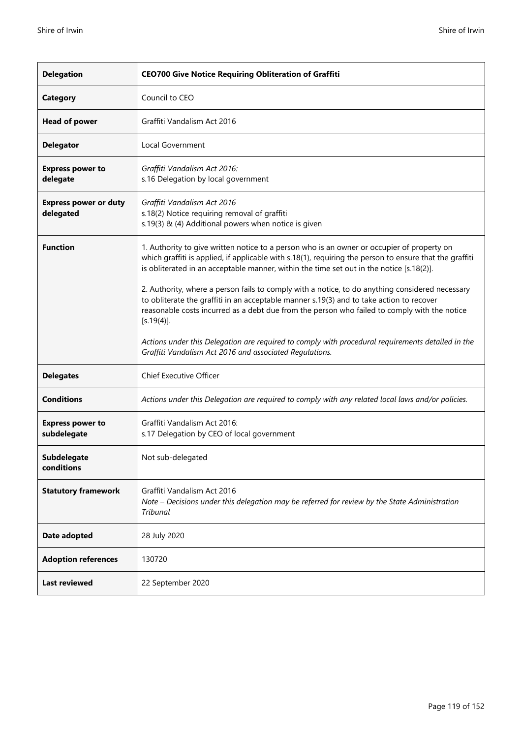| **Delegation** | **CEO700 Give Notice Requiring Obliteration of Graffiti** |
|---|---|
| **Category** | Council to CEO |
| **Head of power** | Graffiti Vandalism Act 2016 |
| **Delegator** | Local Government |
| **Express power to delegate** | *Graffiti Vandalism Act 2016:*<br>s.16 Delegation by local government |
| **Express power or duty delegated** | *Graffiti Vandalism Act 2016*<br>s.18(2) Notice requiring removal of graffiti<br>s.19(3) & (4) Additional powers when notice is given |
| **Function** | 1. Authority to give written notice to a person who is an owner or occupier of property on which graffiti is applied, if applicable with s.18(1), requiring the person to ensure that the graffiti is obliterated in an acceptable manner, within the time set out in the notice [s.18(2)].<br><br>2. Authority, where a person fails to comply with a notice, to do anything considered necessary to obliterate the graffiti in an acceptable manner s.19(3) and to take action to recover reasonable costs incurred as a debt due from the person who failed to comply with the notice [s.19(4)].<br><br>*Actions under this Delegation are required to comply with procedural requirements detailed in the Graffiti Vandalism Act 2016 and associated Regulations.* |
| **Delegates** | Chief Executive Officer |
| **Conditions** | *Actions under this Delegation are required to comply with any related local laws and/or policies.* |
| **Express power to subdelegate** | Graffiti Vandalism Act 2016:<br>s.17 Delegation by CEO of local government |
| **Subdelegate conditions** | Not sub-delegated |
| **Statutory framework** | Graffiti Vandalism Act 2016<br>*Note – Decisions under this delegation may be referred for review by the State Administration Tribunal* |
| **Date adopted** | 28 July 2020 |
| **Adoption references** | 130720 |
| **Last reviewed** | 22 September 2020 |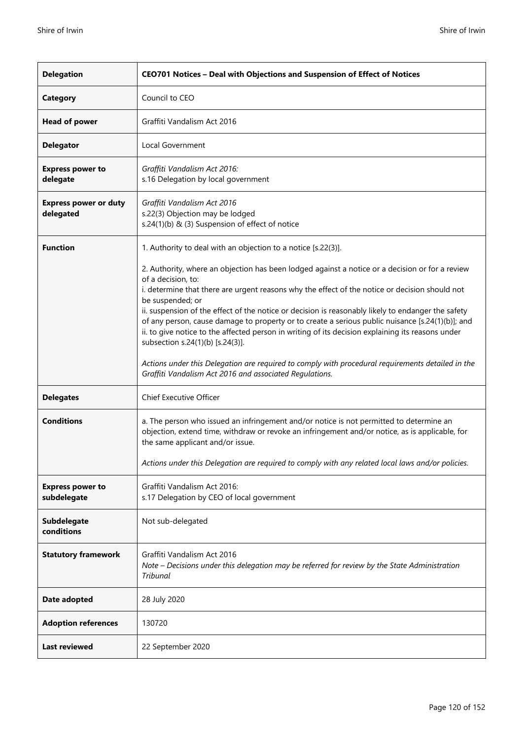| **Delegation** | **CEO701 Notices – Deal with Objections and Suspension of Effect of Notices** |
|---|---|
| **Category** | Council to CEO |
| **Head of power** | Graffiti Vandalism Act 2016 |
| **Delegator** | Local Government |
| **Express power to delegate** | *Graffiti Vandalism Act 2016:*<br>s.16 Delegation by local government |
| **Express power or duty delegated** | *Graffiti Vandalism Act 2016*<br>s.22(3) Objection may be lodged<br>s.24(1)(b) & (3) Suspension of effect of notice |
| **Function** | 1. Authority to deal with an objection to a notice [s.22(3)].<br><br>2. Authority, where an objection has been lodged against a notice or a decision or for a review of a decision, to:<br>i. determine that there are urgent reasons why the effect of the notice or decision should not be suspended; or<br>ii. suspension of the effect of the notice or decision is reasonably likely to endanger the safety of any person, cause damage to property or to create a serious public nuisance [s.24(1)(b)]; and<br>ii. to give notice to the affected person in writing of its decision explaining its reasons under subsection s.24(1)(b) [s.24(3)].<br><br>*Actions under this Delegation are required to comply with procedural requirements detailed in the Graffiti Vandalism Act 2016 and associated Regulations.* |
| **Delegates** | Chief Executive Officer |
| **Conditions** | a. The person who issued an infringement and/or notice is not permitted to determine an objection, extend time, withdraw or revoke an infringement and/or notice, as is applicable, for the same applicant and/or issue.<br><br>*Actions under this Delegation are required to comply with any related local laws and/or policies.* |
| **Express power to subdelegate** | Graffiti Vandalism Act 2016:<br>s.17 Delegation by CEO of local government |
| **Subdelegate conditions** | Not sub-delegated |
| **Statutory framework** | Graffiti Vandalism Act 2016<br>*Note – Decisions under this delegation may be referred for review by the State Administration Tribunal* |
| **Date adopted** | 28 July 2020 |
| **Adoption references** | 130720 |
| **Last reviewed** | 22 September 2020 |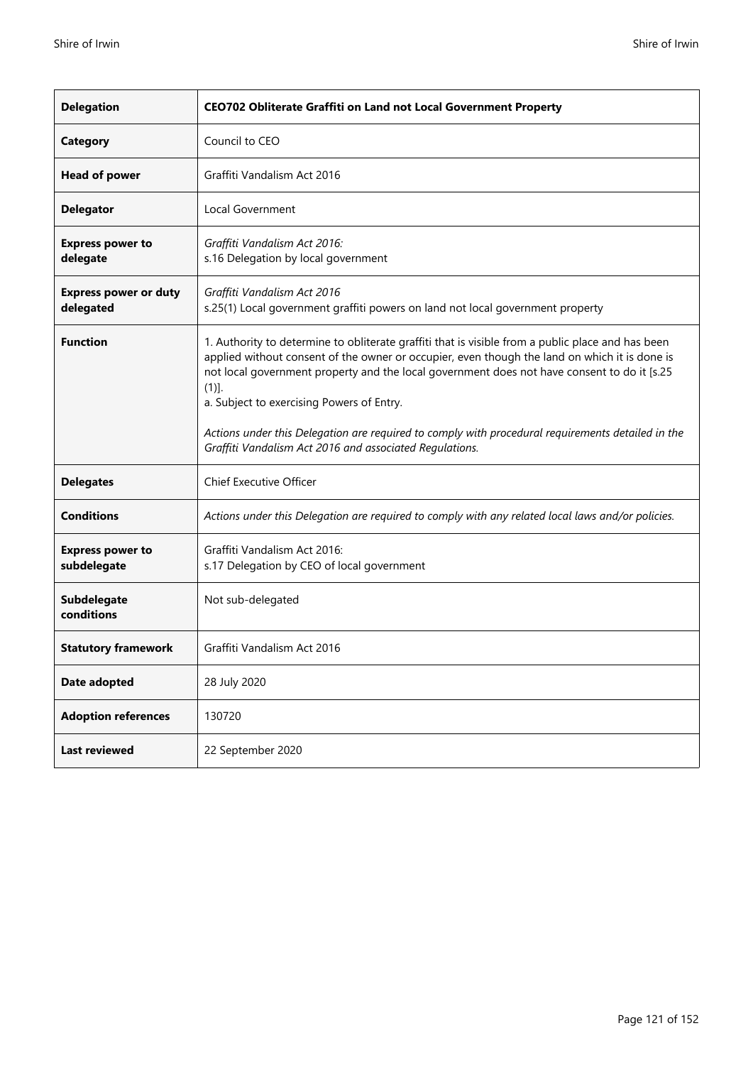| **Delegation** | **CEO702 Obliterate Graffiti on Land not Local Government Property** |
|---|---|
| **Category** | Council to CEO |
| **Head of power** | Graffiti Vandalism Act 2016 |
| **Delegator** | Local Government |
| **Express power to delegate** | *Graffiti Vandalism Act 2016:*<br>s.16 Delegation by local government |
| **Express power or duty delegated** | *Graffiti Vandalism Act 2016*<br>s.25(1) Local government graffiti powers on land not local government property |
| **Function** | 1. Authority to determine to obliterate graffiti that is visible from a public place and has been applied without consent of the owner or occupier, even though the land on which it is done is not local government property and the local government does not have consent to do it [s.25 (1)].<br>a. Subject to exercising Powers of Entry.<br><br>*Actions under this Delegation are required to comply with procedural requirements detailed in the Graffiti Vandalism Act 2016 and associated Regulations.* |
| **Delegates** | Chief Executive Officer |
| **Conditions** | *Actions under this Delegation are required to comply with any related local laws and/or policies.* |
| **Express power to subdelegate** | Graffiti Vandalism Act 2016:<br>s.17 Delegation by CEO of local government |
| **Subdelegate conditions** | Not sub-delegated |
| **Statutory framework** | Graffiti Vandalism Act 2016 |
| **Date adopted** | 28 July 2020 |
| **Adoption references** | 130720 |
| **Last reviewed** | 22 September 2020 |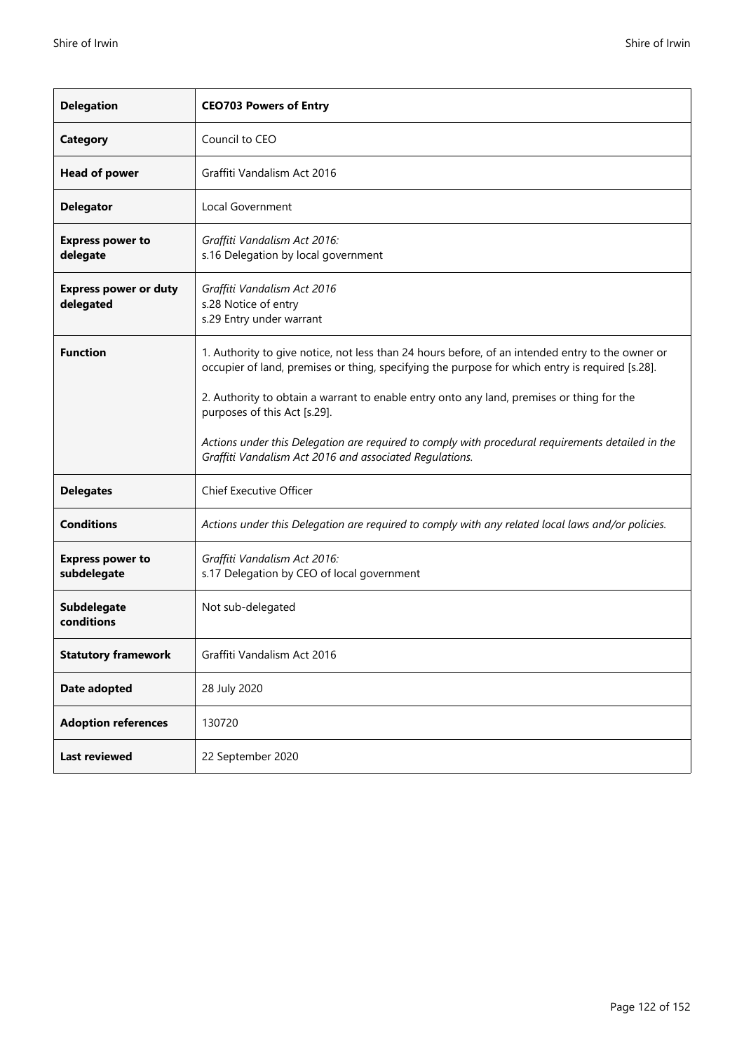| **Delegation** | **CEO703 Powers of Entry** |
|---|---|
| **Category** | Council to CEO |
| **Head of power** | Graffiti Vandalism Act 2016 |
| **Delegator** | Local Government |
| **Express power to delegate** | *Graffiti Vandalism Act 2016:*<br>s.16 Delegation by local government |
| **Express power or duty delegated** | *Graffiti Vandalism Act 2016*<br>s.28 Notice of entry<br>s.29 Entry under warrant |
| **Function** | 1. Authority to give notice, not less than 24 hours before, of an intended entry to the owner or occupier of land, premises or thing, specifying the purpose for which entry is required [s.28].<br><br>2. Authority to obtain a warrant to enable entry onto any land, premises or thing for the purposes of this Act [s.29].<br><br>*Actions under this Delegation are required to comply with procedural requirements detailed in the Graffiti Vandalism Act 2016 and associated Regulations.* |
| **Delegates** | Chief Executive Officer |
| **Conditions** | *Actions under this Delegation are required to comply with any related local laws and/or policies.* |
| **Express power to subdelegate** | *Graffiti Vandalism Act 2016:*<br>s.17 Delegation by CEO of local government |
| **Subdelegate conditions** | Not sub-delegated |
| **Statutory framework** | Graffiti Vandalism Act 2016 |
| **Date adopted** | 28 July 2020 |
| **Adoption references** | 130720 |
| **Last reviewed** | 22 September 2020 |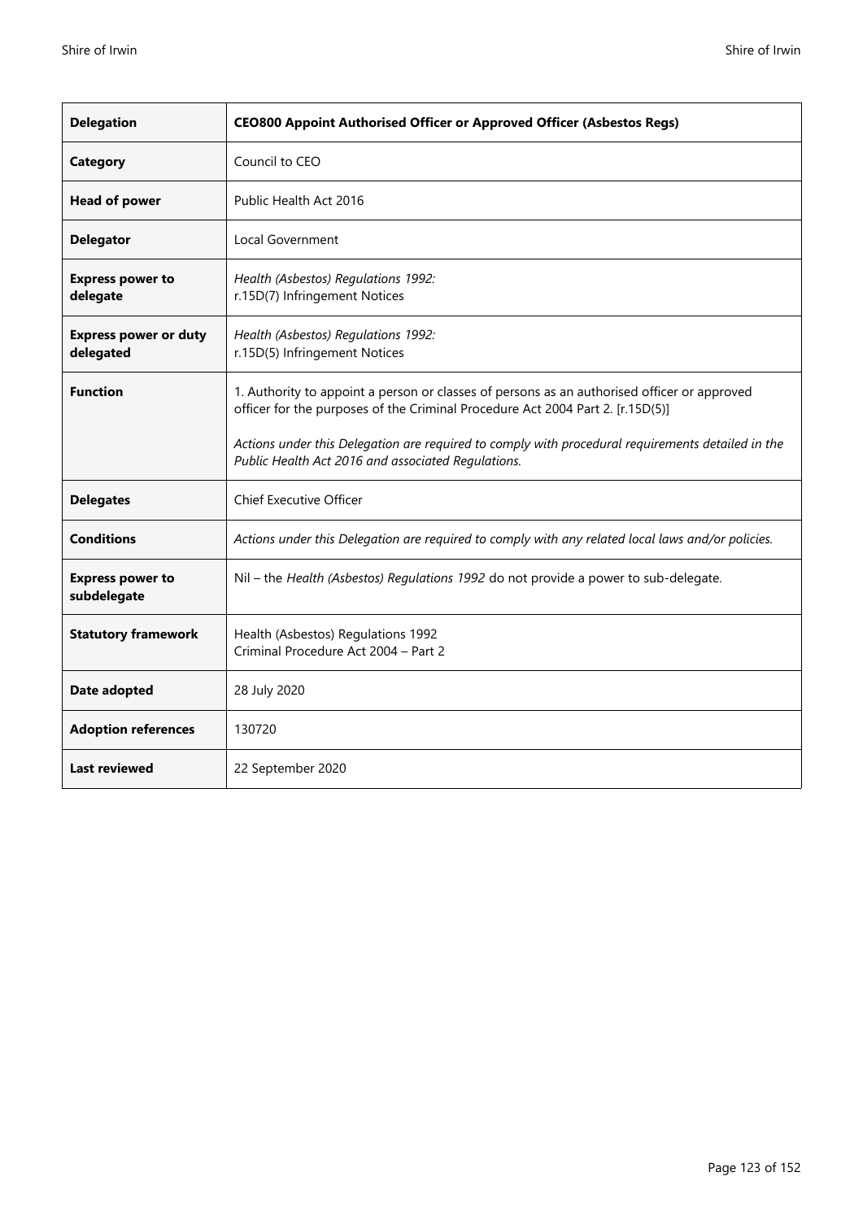| **Delegation** | **CEO800 Appoint Authorised Officer or Approved Officer (Asbestos Regs)** |
|---|---|
| **Category** | Council to CEO |
| **Head of power** | Public Health Act 2016 |
| **Delegator** | Local Government |
| **Express power to delegate** | *Health (Asbestos) Regulations 1992:*<br>r.15D(7) Infringement Notices |
| **Express power or duty delegated** | *Health (Asbestos) Regulations 1992:*<br>r.15D(5) Infringement Notices |
| **Function** | 1. Authority to appoint a person or classes of persons as an authorised officer or approved officer for the purposes of the Criminal Procedure Act 2004 Part 2. [r.15D(5)]<br><br>*Actions under this Delegation are required to comply with procedural requirements detailed in the Public Health Act 2016 and associated Regulations.* |
| **Delegates** | Chief Executive Officer |
| **Conditions** | *Actions under this Delegation are required to comply with any related local laws and/or policies.* |
| **Express power to subdelegate** | Nil – the *Health (Asbestos) Regulations 1992* do not provide a power to sub-delegate. |
| **Statutory framework** | Health (Asbestos) Regulations 1992<br>Criminal Procedure Act 2004 – Part 2 |
| **Date adopted** | 28 July 2020 |
| **Adoption references** | 130720 |
| **Last reviewed** | 22 September 2020 |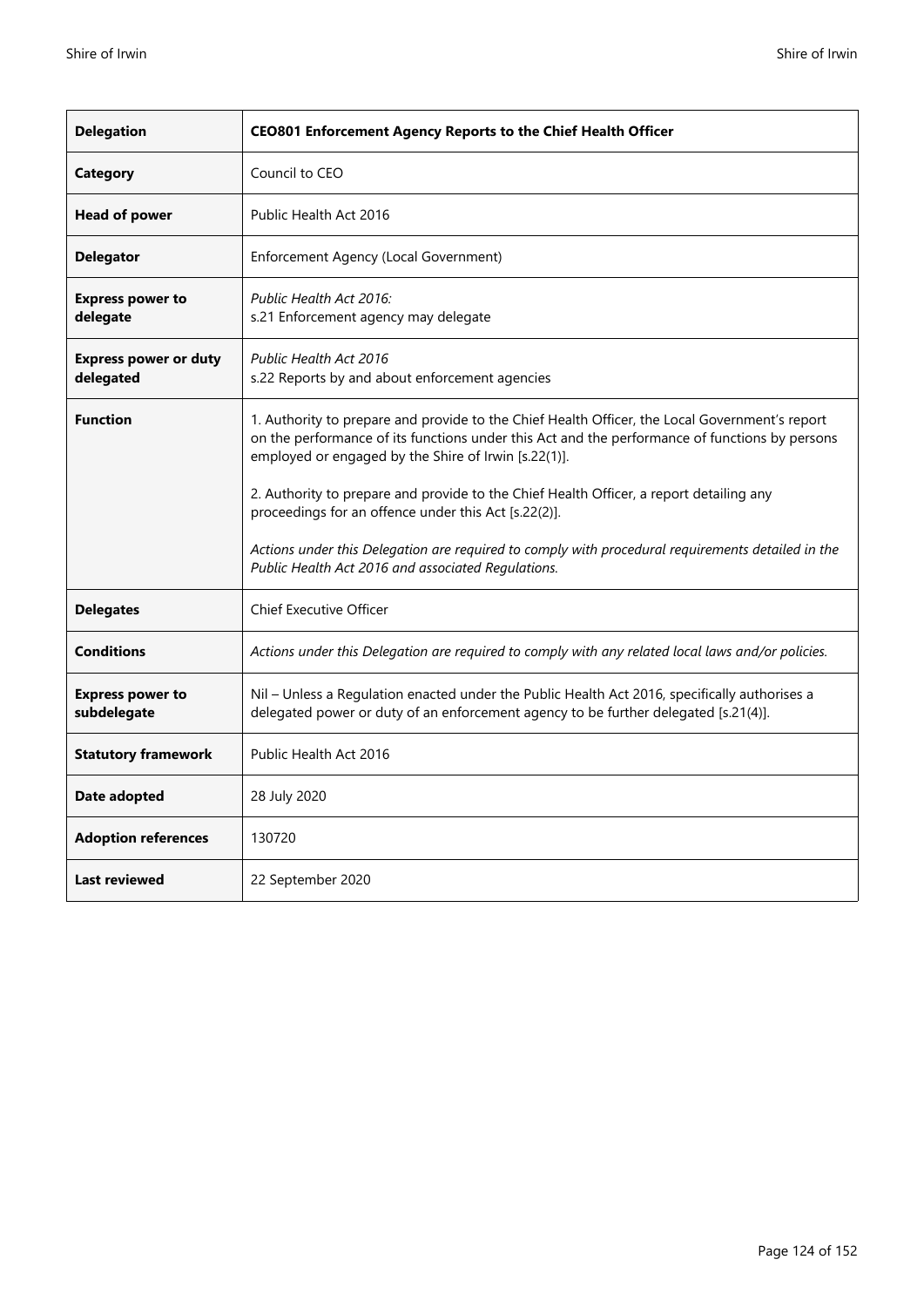| **Delegation** | **CEO801 Enforcement Agency Reports to the Chief Health Officer** |
|---|---|
| **Category** | Council to CEO |
| **Head of power** | Public Health Act 2016 |
| **Delegator** | Enforcement Agency (Local Government) |
| **Express power to delegate** | *Public Health Act 2016:*<br>s.21 Enforcement agency may delegate |
| **Express power or duty delegated** | *Public Health Act 2016*<br>s.22 Reports by and about enforcement agencies |
| **Function** | 1. Authority to prepare and provide to the Chief Health Officer, the Local Government's report on the performance of its functions under this Act and the performance of functions by persons employed or engaged by the Shire of Irwin [s.22(1)].<br><br>2. Authority to prepare and provide to the Chief Health Officer, a report detailing any proceedings for an offence under this Act [s.22(2)].<br><br>*Actions under this Delegation are required to comply with procedural requirements detailed in the Public Health Act 2016 and associated Regulations.* |
| **Delegates** | Chief Executive Officer |
| **Conditions** | *Actions under this Delegation are required to comply with any related local laws and/or policies.* |
| **Express power to subdelegate** | Nil – Unless a Regulation enacted under the Public Health Act 2016, specifically authorises a delegated power or duty of an enforcement agency to be further delegated [s.21(4)]. |
| **Statutory framework** | Public Health Act 2016 |
| **Date adopted** | 28 July 2020 |
| **Adoption references** | 130720 |
| **Last reviewed** | 22 September 2020 |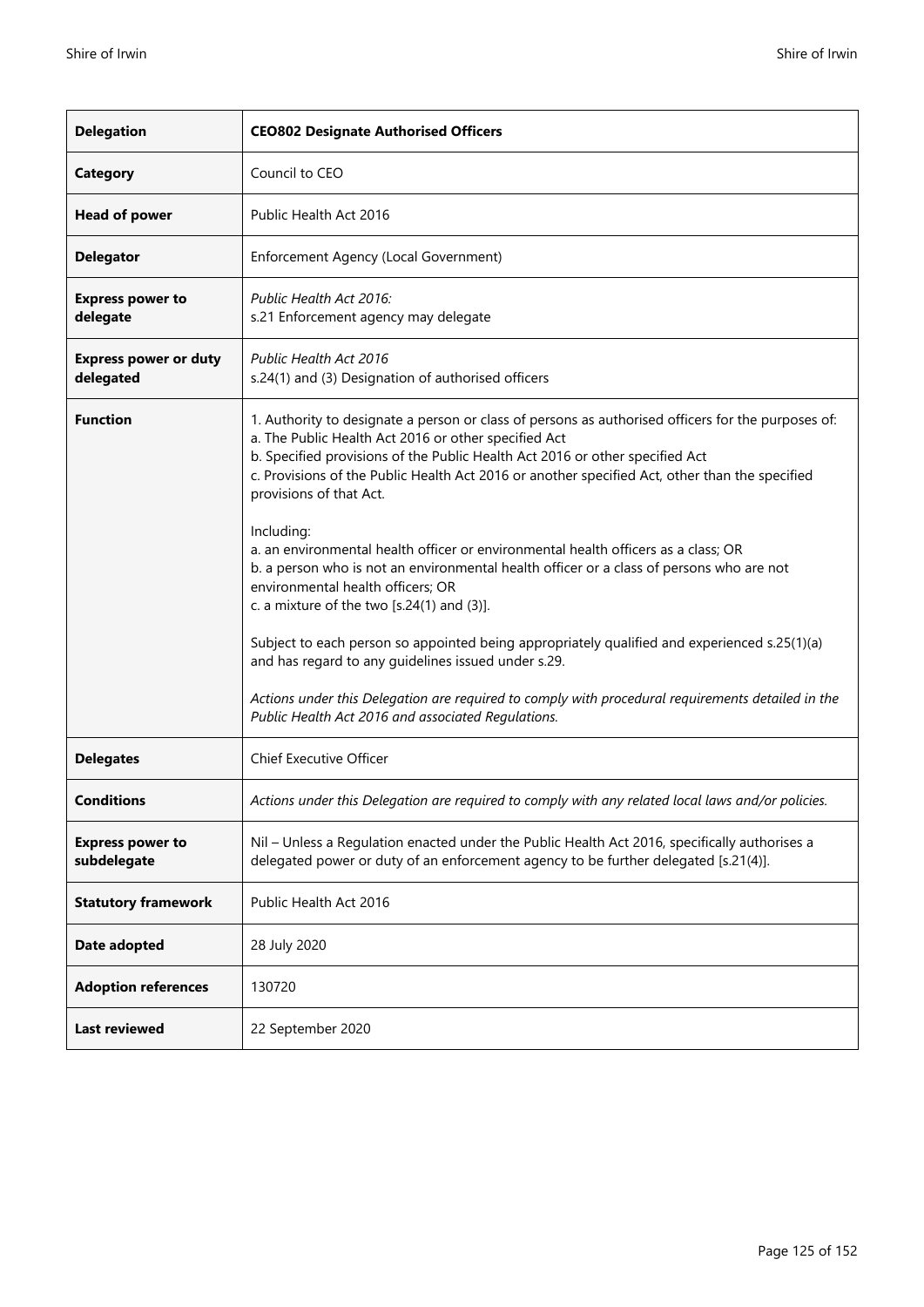| **Delegation** | **CEO802 Designate Authorised Officers** |
|---|---|
| **Category** | Council to CEO |
| **Head of power** | Public Health Act 2016 |
| **Delegator** | Enforcement Agency (Local Government) |
| **Express power to delegate** | *Public Health Act 2016:*<br>s.21 Enforcement agency may delegate |
| **Express power or duty delegated** | *Public Health Act 2016*<br>s.24(1) and (3) Designation of authorised officers |
| **Function** | 1. Authority to designate a person or class of persons as authorised officers for the purposes of:<br>a. The Public Health Act 2016 or other specified Act<br>b. Specified provisions of the Public Health Act 2016 or other specified Act<br>c. Provisions of the Public Health Act 2016 or another specified Act, other than the specified provisions of that Act.<br><br>Including:<br>a. an environmental health officer or environmental health officers as a class; OR<br>b. a person who is not an environmental health officer or a class of persons who are not environmental health officers; OR<br>c. a mixture of the two [s.24(1) and (3)].<br><br>Subject to each person so appointed being appropriately qualified and experienced s.25(1)(a) and has regard to any guidelines issued under s.29.<br><br>*Actions under this Delegation are required to comply with procedural requirements detailed in the Public Health Act 2016 and associated Regulations.* |
| **Delegates** | Chief Executive Officer |
| **Conditions** | *Actions under this Delegation are required to comply with any related local laws and/or policies.* |
| **Express power to subdelegate** | Nil – Unless a Regulation enacted under the Public Health Act 2016, specifically authorises a delegated power or duty of an enforcement agency to be further delegated [s.21(4)]. |
| **Statutory framework** | Public Health Act 2016 |
| **Date adopted** | 28 July 2020 |
| **Adoption references** | 130720 |
| **Last reviewed** | 22 September 2020 |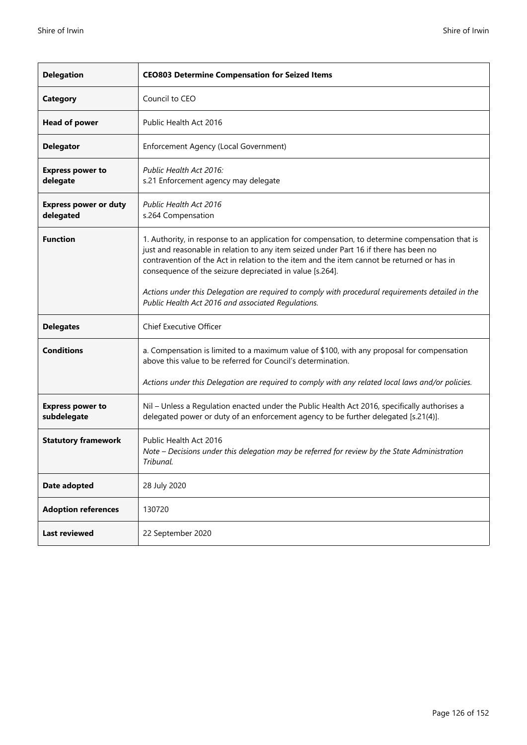| **Delegation** | **CEO803 Determine Compensation for Seized Items** |
|---|---|
| **Category** | Council to CEO |
| **Head of power** | Public Health Act 2016 |
| **Delegator** | Enforcement Agency (Local Government) |
| **Express power to delegate** | *Public Health Act 2016:*<br>s.21 Enforcement agency may delegate |
| **Express power or duty delegated** | *Public Health Act 2016*<br>s.264 Compensation |
| **Function** | 1. Authority, in response to an application for compensation, to determine compensation that is just and reasonable in relation to any item seized under Part 16 if there has been no contravention of the Act in relation to the item and the item cannot be returned or has in consequence of the seizure depreciated in value [s.264].<br><br>*Actions under this Delegation are required to comply with procedural requirements detailed in the Public Health Act 2016 and associated Regulations.* |
| **Delegates** | Chief Executive Officer |
| **Conditions** | a. Compensation is limited to a maximum value of $100, with any proposal for compensation above this value to be referred for Council's determination.<br><br>*Actions under this Delegation are required to comply with any related local laws and/or policies.* |
| **Express power to subdelegate** | Nil – Unless a Regulation enacted under the Public Health Act 2016, specifically authorises a delegated power or duty of an enforcement agency to be further delegated [s.21(4)]. |
| **Statutory framework** | Public Health Act 2016<br>*Note – Decisions under this delegation may be referred for review by the State Administration Tribunal.* |
| **Date adopted** | 28 July 2020 |
| **Adoption references** | 130720 |
| **Last reviewed** | 22 September 2020 |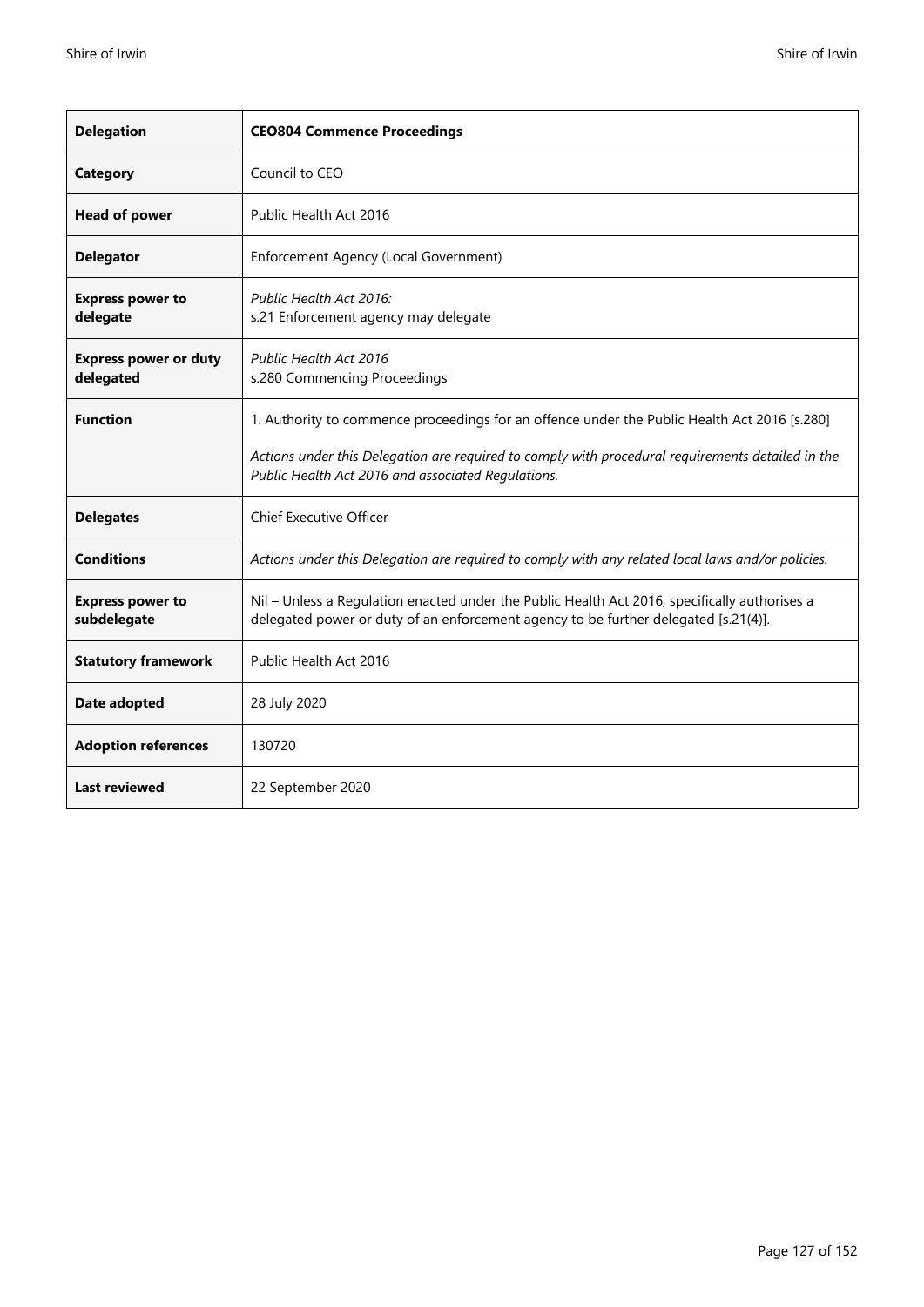| **Delegation** | **CEO804 Commence Proceedings** |
|---|---|
| **Category** | Council to CEO |
| **Head of power** | Public Health Act 2016 |
| **Delegator** | Enforcement Agency (Local Government) |
| **Express power to delegate** | *Public Health Act 2016:*<br>s.21 Enforcement agency may delegate |
| **Express power or duty delegated** | *Public Health Act 2016*<br>s.280 Commencing Proceedings |
| **Function** | 1. Authority to commence proceedings for an offence under the Public Health Act 2016 [s.280]<br><br>*Actions under this Delegation are required to comply with procedural requirements detailed in the Public Health Act 2016 and associated Regulations.* |
| **Delegates** | Chief Executive Officer |
| **Conditions** | *Actions under this Delegation are required to comply with any related local laws and/or policies.* |
| **Express power to subdelegate** | Nil – Unless a Regulation enacted under the Public Health Act 2016, specifically authorises a delegated power or duty of an enforcement agency to be further delegated [s.21(4)]. |
| **Statutory framework** | Public Health Act 2016 |
| **Date adopted** | 28 July 2020 |
| **Adoption references** | 130720 |
| **Last reviewed** | 22 September 2020 |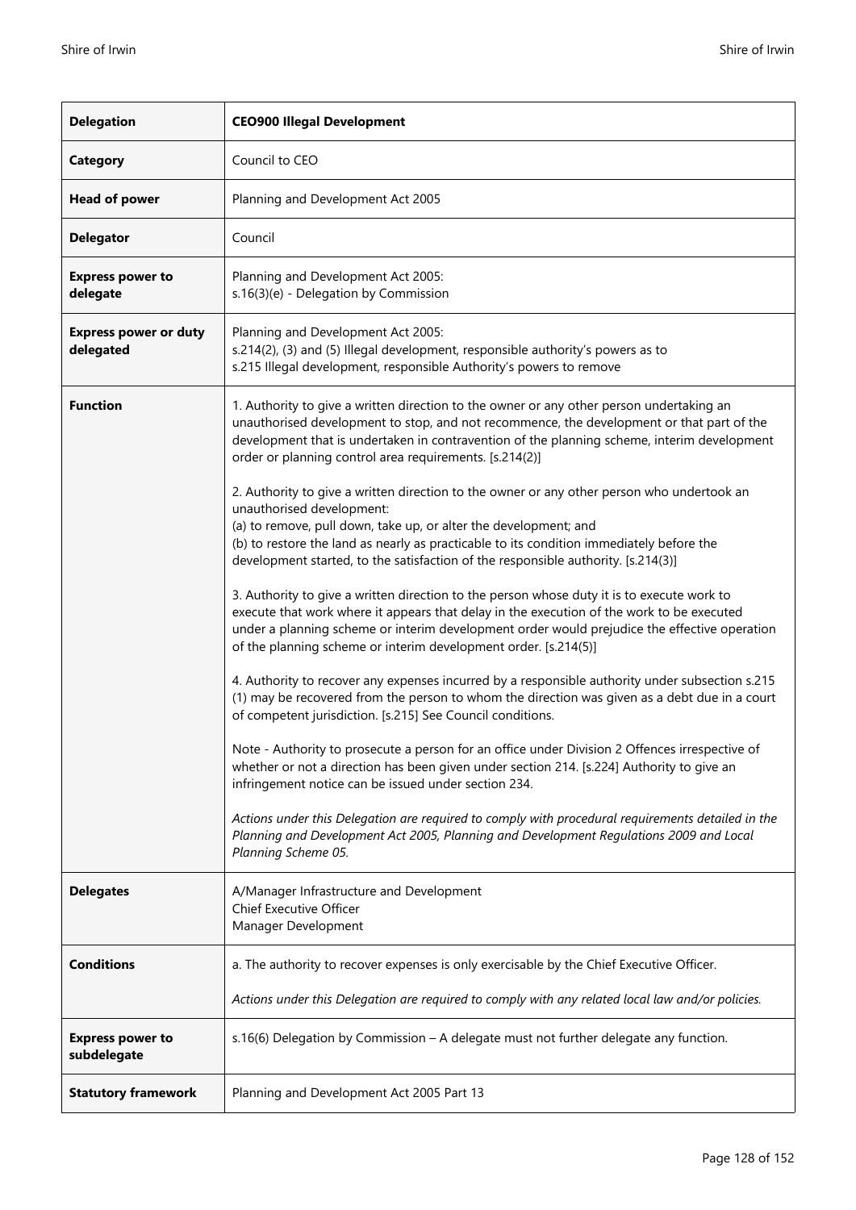| **Delegation** | **CEO900 Illegal Development** |
|---|---|
| **Category** | Council to CEO |
| **Head of power** | Planning and Development Act 2005 |
| **Delegator** | Council |
| **Express power to delegate** | Planning and Development Act 2005:<br>s.16(3)(e) - Delegation by Commission |
| **Express power or duty delegated** | Planning and Development Act 2005:<br>s.214(2), (3) and (5) Illegal development, responsible authority's powers as to<br>s.215 Illegal development, responsible Authority's powers to remove |
| **Function** | 1. Authority to give a written direction to the owner or any other person undertaking an unauthorised development to stop, and not recommence, the development or that part of the development that is undertaken in contravention of the planning scheme, interim development order or planning control area requirements. [s.214(2)]<br><br>2. Authority to give a written direction to the owner or any other person who undertook an unauthorised development:<br>(a) to remove, pull down, take up, or alter the development; and<br>(b) to restore the land as nearly as practicable to its condition immediately before the development started, to the satisfaction of the responsible authority. [s.214(3)]<br><br>3. Authority to give a written direction to the person whose duty it is to execute work to execute that work where it appears that delay in the execution of the work to be executed under a planning scheme or interim development order would prejudice the effective operation of the planning scheme or interim development order. [s.214(5)]<br><br>4. Authority to recover any expenses incurred by a responsible authority under subsection s.215 (1) may be recovered from the person to whom the direction was given as a debt due in a court of competent jurisdiction. [s.215] See Council conditions.<br><br>Note - Authority to prosecute a person for an office under Division 2 Offences irrespective of whether or not a direction has been given under section 214. [s.224] Authority to give an infringement notice can be issued under section 234.<br><br>*Actions under this Delegation are required to comply with procedural requirements detailed in the Planning and Development Act 2005, Planning and Development Regulations 2009 and Local Planning Scheme 05.* |
| **Delegates** | A/Manager Infrastructure and Development<br>Chief Executive Officer<br>Manager Development |
| **Conditions** | a. The authority to recover expenses is only exercisable by the Chief Executive Officer.<br><br>*Actions under this Delegation are required to comply with any related local law and/or policies.* |
| **Express power to subdelegate** | s.16(6) Delegation by Commission – A delegate must not further delegate any function. |
| **Statutory framework** | Planning and Development Act 2005 Part 13 |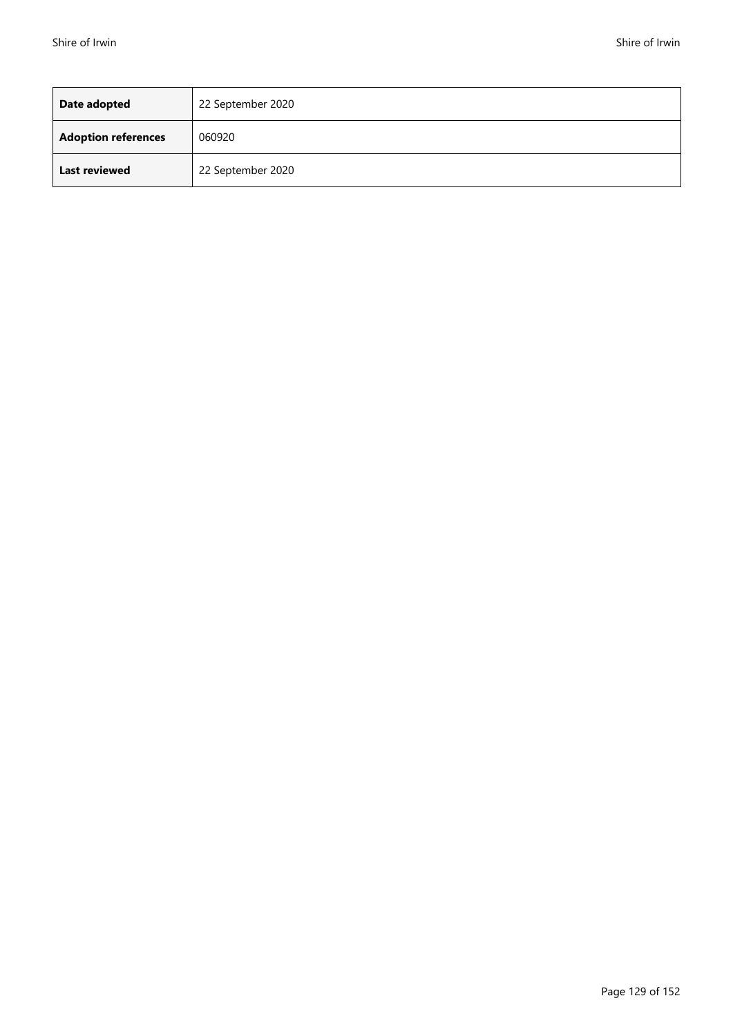| **Date adopted** | 22 September 2020 |
|---|---|
| **Adoption references** | 060920 |
| **Last reviewed** | 22 September 2020 |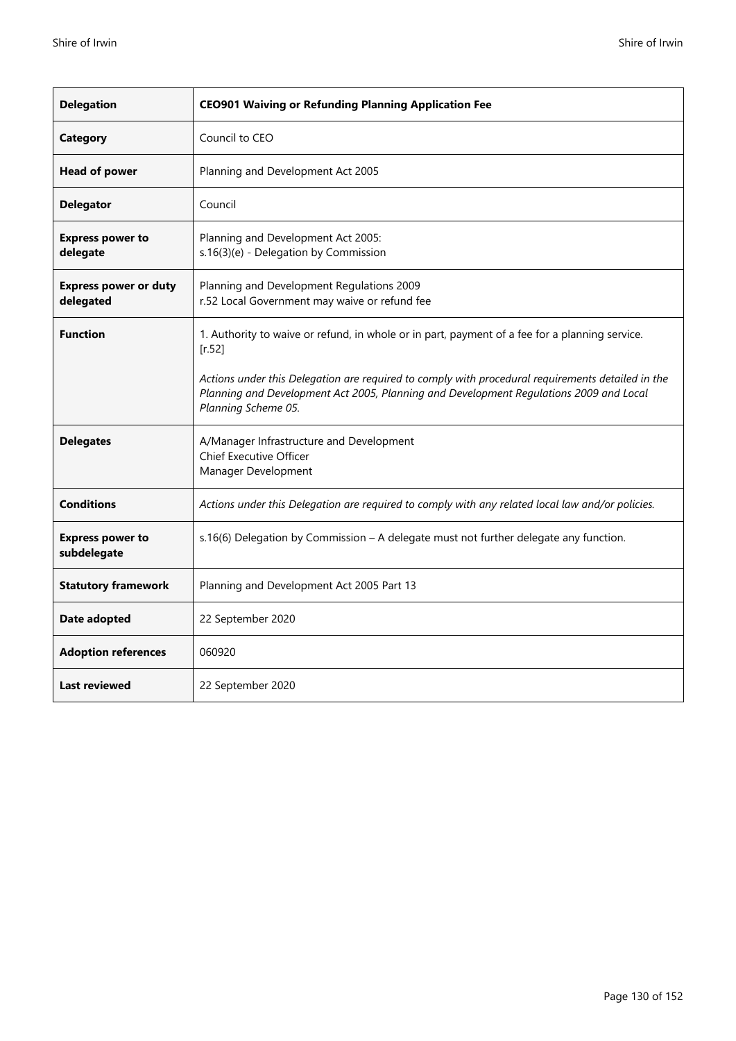| Delegation | CEO901 Waiving or Refunding Planning Application Fee |
|---|---|
| **Category** | Council to CEO |
| **Head of power** | Planning and Development Act 2005 |
| **Delegator** | Council |
| **Express power to delegate** | Planning and Development Act 2005:<br>s.16(3)(e) - Delegation by Commission |
| **Express power or duty delegated** | Planning and Development Regulations 2009<br>r.52 Local Government may waive or refund fee |
| **Function** | 1. Authority to waive or refund, in whole or in part, payment of a fee for a planning service. [r.52]<br><br>*Actions under this Delegation are required to comply with procedural requirements detailed in the Planning and Development Act 2005, Planning and Development Regulations 2009 and Local Planning Scheme 05.* |
| **Delegates** | A/Manager Infrastructure and Development<br>Chief Executive Officer<br>Manager Development |
| **Conditions** | *Actions under this Delegation are required to comply with any related local law and/or policies.* |
| **Express power to subdelegate** | s.16(6) Delegation by Commission – A delegate must not further delegate any function. |
| **Statutory framework** | Planning and Development Act 2005 Part 13 |
| **Date adopted** | 22 September 2020 |
| **Adoption references** | 060920 |
| **Last reviewed** | 22 September 2020 |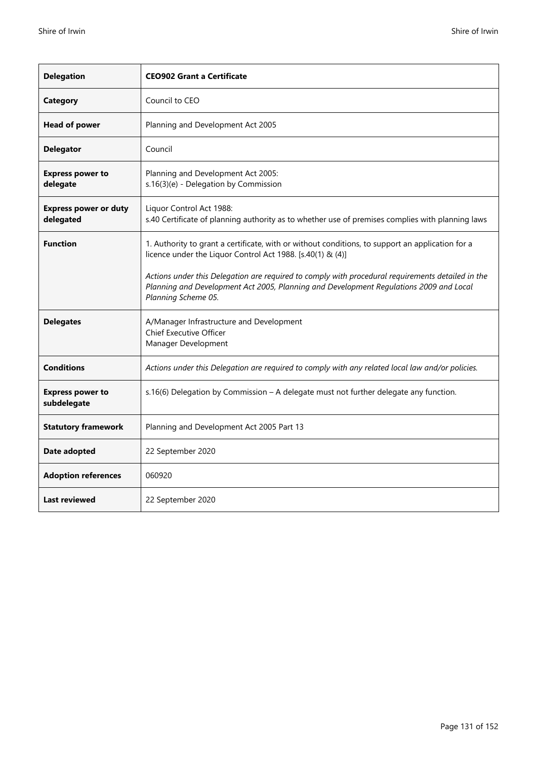| **Delegation** | **CEO902 Grant a Certificate** |
|---|---|
| **Category** | Council to CEO |
| **Head of power** | Planning and Development Act 2005 |
| **Delegator** | Council |
| **Express power to delegate** | Planning and Development Act 2005:<br>s.16(3)(e) - Delegation by Commission |
| **Express power or duty delegated** | Liquor Control Act 1988:<br>s.40 Certificate of planning authority as to whether use of premises complies with planning laws |
| **Function** | 1. Authority to grant a certificate, with or without conditions, to support an application for a licence under the Liquor Control Act 1988. [s.40(1) & (4)]<br><br>*Actions under this Delegation are required to comply with procedural requirements detailed in the Planning and Development Act 2005, Planning and Development Regulations 2009 and Local Planning Scheme 05.* |
| **Delegates** | A/Manager Infrastructure and Development<br>Chief Executive Officer<br>Manager Development |
| **Conditions** | *Actions under this Delegation are required to comply with any related local law and/or policies.* |
| **Express power to subdelegate** | s.16(6) Delegation by Commission – A delegate must not further delegate any function. |
| **Statutory framework** | Planning and Development Act 2005 Part 13 |
| **Date adopted** | 22 September 2020 |
| **Adoption references** | 060920 |
| **Last reviewed** | 22 September 2020 |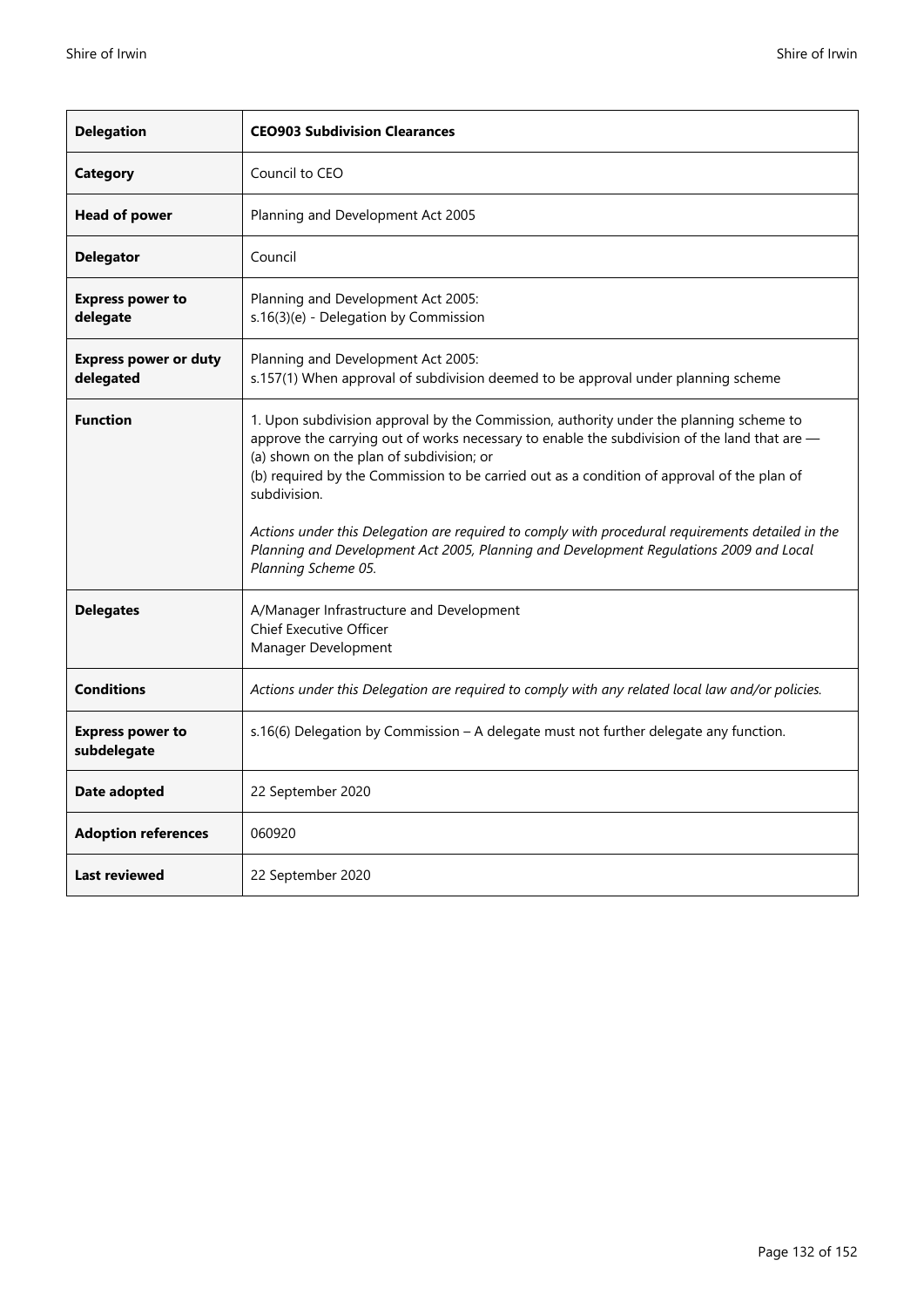| **Delegation** | **CEO903 Subdivision Clearances** |
| --- | --- |
| **Category** | Council to CEO |
| **Head of power** | Planning and Development Act 2005 |
| **Delegator** | Council |
| **Express power to delegate** | Planning and Development Act 2005:<br>s.16(3)(e) - Delegation by Commission |
| **Express power or duty delegated** | Planning and Development Act 2005:<br>s.157(1) When approval of subdivision deemed to be approval under planning scheme |
| **Function** | 1. Upon subdivision approval by the Commission, authority under the planning scheme to approve the carrying out of works necessary to enable the subdivision of the land that are —<br>(a) shown on the plan of subdivision; or<br>(b) required by the Commission to be carried out as a condition of approval of the plan of subdivision.<br><br>*Actions under this Delegation are required to comply with procedural requirements detailed in the Planning and Development Act 2005, Planning and Development Regulations 2009 and Local Planning Scheme 05.* |
| **Delegates** | A/Manager Infrastructure and Development<br>Chief Executive Officer<br>Manager Development |
| **Conditions** | *Actions under this Delegation are required to comply with any related local law and/or policies.* |
| **Express power to subdelegate** | s.16(6) Delegation by Commission – A delegate must not further delegate any function. |
| **Date adopted** | 22 September 2020 |
| **Adoption references** | 060920 |
| **Last reviewed** | 22 September 2020 |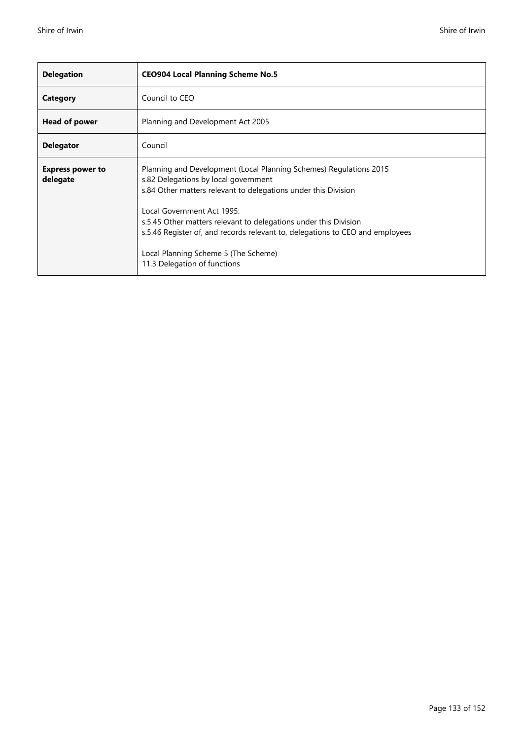| **Delegation** | **CEO904 Local Planning Scheme No.5** |
|---|---|
| **Category** | Council to CEO |
| **Head of power** | Planning and Development Act 2005 |
| **Delegator** | Council |
| **Express power to delegate** | Planning and Development (Local Planning Schemes) Regulations 2015<br>s.82 Delegations by local government<br>s.84 Other matters relevant to delegations under this Division<br><br>Local Government Act 1995:<br>s.5.45 Other matters relevant to delegations under this Division<br>s.5.46 Register of, and records relevant to, delegations to CEO and employees<br><br>Local Planning Scheme 5 (The Scheme)<br>11.3 Delegation of functions |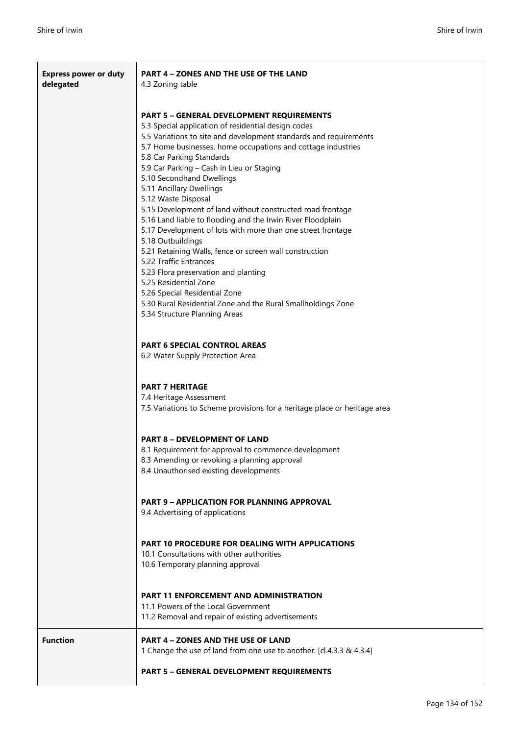| | |
|---|---|
| **Express power or duty delegated** | **PART 4 – ZONES AND THE USE OF THE LAND**<br>4.3 Zoning table<br><br>**PART 5 – GENERAL DEVELOPMENT REQUIREMENTS**<br>5.3 Special application of residential design codes<br>5.5 Variations to site and development standards and requirements<br>5.7 Home businesses, home occupations and cottage industries<br>5.8 Car Parking Standards<br>5.9 Car Parking – Cash in Lieu or Staging<br>5.10 Secondhand Dwellings<br>5.11 Ancillary Dwellings<br>5.12 Waste Disposal<br>5.15 Development of land without constructed road frontage<br>5.16 Land liable to flooding and the Irwin River Floodplain<br>5.17 Development of lots with more than one street frontage<br>5.18 Outbuildings<br>5.21 Retaining Walls, fence or screen wall construction<br>5.22 Traffic Entrances<br>5.23 Flora preservation and planting<br>5.25 Residential Zone<br>5.26 Special Residential Zone<br>5.30 Rural Residential Zone and the Rural Smallholdings Zone<br>5.34 Structure Planning Areas<br><br>**PART 6 SPECIAL CONTROL AREAS**<br>6.2 Water Supply Protection Area<br><br>**PART 7 HERITAGE**<br>7.4 Heritage Assessment<br>7.5 Variations to Scheme provisions for a heritage place or heritage area<br><br>**PART 8 – DEVELOPMENT OF LAND**<br>8.1 Requirement for approval to commence development<br>8.3 Amending or revoking a planning approval<br>8.4 Unauthorised existing developments<br><br>**PART 9 – APPLICATION FOR PLANNING APPROVAL**<br>9.4 Advertising of applications<br><br>**PART 10 PROCEDURE FOR DEALING WITH APPLICATIONS**<br>10.1 Consultations with other authorities<br>10.6 Temporary planning approval<br><br>**PART 11 ENFORCEMENT AND ADMINISTRATION**<br>11.1 Powers of the Local Government<br>11.2 Removal and repair of existing advertisements |
| **Function** | **PART 4 – ZONES AND THE USE OF LAND**<br>1 Change the use of land from one use to another. [cl.4.3.3 & 4.3.4]<br><br>**PART 5 – GENERAL DEVELOPMENT REQUIREMENTS** |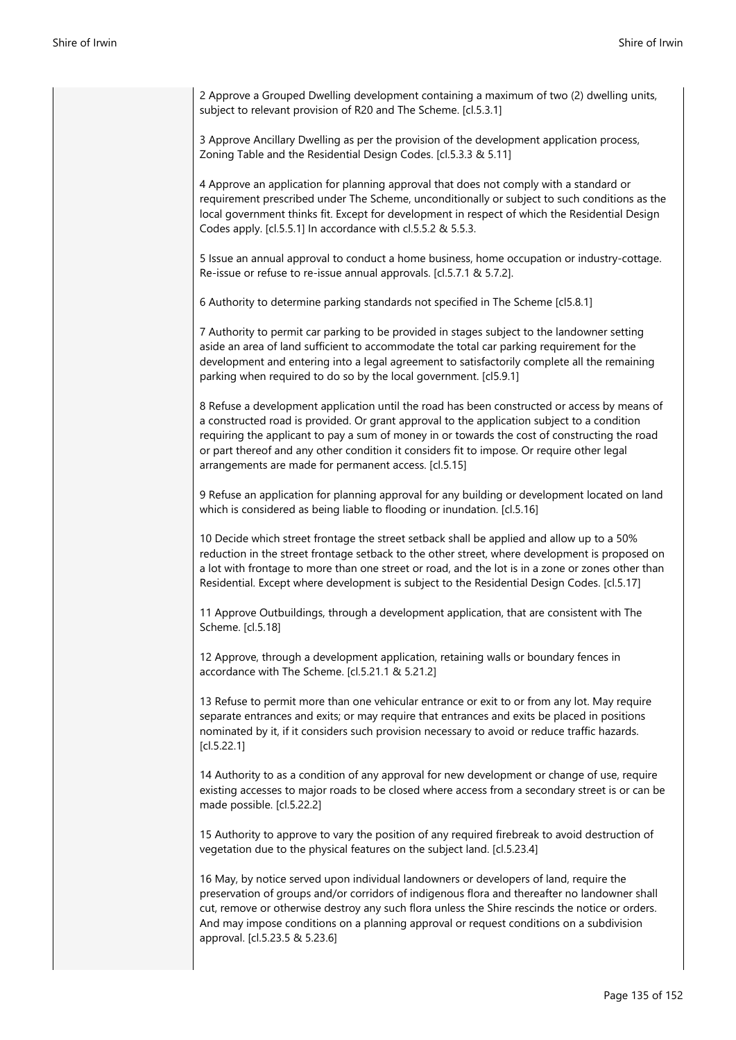| | |
|---|---|
| | 2 Approve a Grouped Dwelling development containing a maximum of two (2) dwelling units, subject to relevant provision of R20 and The Scheme. [cl.5.3.1]<br><br>3 Approve Ancillary Dwelling as per the provision of the development application process, Zoning Table and the Residential Design Codes. [cl.5.3.3 & 5.11]<br><br>4 Approve an application for planning approval that does not comply with a standard or requirement prescribed under The Scheme, unconditionally or subject to such conditions as the local government thinks fit. Except for development in respect of which the Residential Design Codes apply. [cl.5.5.1] In accordance with cl.5.5.2 & 5.5.3.<br><br>5 Issue an annual approval to conduct a home business, home occupation or industry-cottage. Re-issue or refuse to re-issue annual approvals. [cl.5.7.1 & 5.7.2].<br><br>6 Authority to determine parking standards not specified in The Scheme [cl5.8.1]<br><br>7 Authority to permit car parking to be provided in stages subject to the landowner setting aside an area of land sufficient to accommodate the total car parking requirement for the development and entering into a legal agreement to satisfactorily complete all the remaining parking when required to do so by the local government. [cl5.9.1]<br><br>8 Refuse a development application until the road has been constructed or access by means of a constructed road is provided. Or grant approval to the application subject to a condition requiring the applicant to pay a sum of money in or towards the cost of constructing the road or part thereof and any other condition it considers fit to impose. Or require other legal arrangements are made for permanent access. [cl.5.15]<br><br>9 Refuse an application for planning approval for any building or development located on land which is considered as being liable to flooding or inundation. [cl.5.16]<br><br>10 Decide which street frontage the street setback shall be applied and allow up to a 50% reduction in the street frontage setback to the other street, where development is proposed on a lot with frontage to more than one street or road, and the lot is in a zone or zones other than Residential. Except where development is subject to the Residential Design Codes. [cl.5.17]<br><br>11 Approve Outbuildings, through a development application, that are consistent with The Scheme. [cl.5.18]<br><br>12 Approve, through a development application, retaining walls or boundary fences in accordance with The Scheme. [cl.5.21.1 & 5.21.2]<br><br>13 Refuse to permit more than one vehicular entrance or exit to or from any lot. May require separate entrances and exits; or may require that entrances and exits be placed in positions nominated by it, if it considers such provision necessary to avoid or reduce traffic hazards. [cl.5.22.1]<br><br>14 Authority to as a condition of any approval for new development or change of use, require existing accesses to major roads to be closed where access from a secondary street is or can be made possible. [cl.5.22.2]<br><br>15 Authority to approve to vary the position of any required firebreak to avoid destruction of vegetation due to the physical features on the subject land. [cl.5.23.4]<br><br>16 May, by notice served upon individual landowners or developers of land, require the preservation of groups and/or corridors of indigenous flora and thereafter no landowner shall cut, remove or otherwise destroy any such flora unless the Shire rescinds the notice or orders. And may impose conditions on a planning approval or request conditions on a subdivision approval. [cl.5.23.5 & 5.23.6] |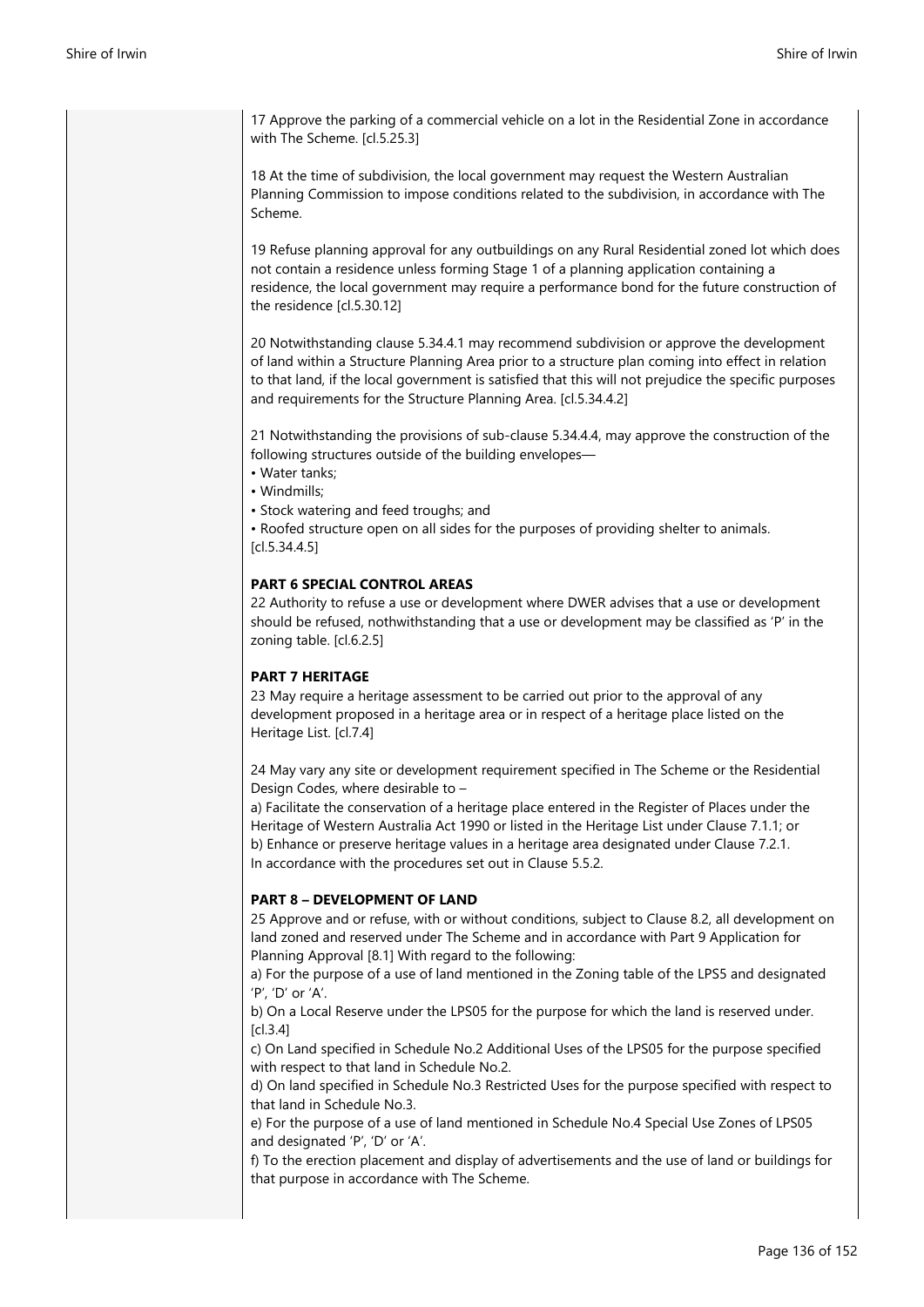17 Approve the parking of a commercial vehicle on a lot in the Residential Zone in accordance with The Scheme. [cl.5.25.3]

18 At the time of subdivision, the local government may request the Western Australian Planning Commission to impose conditions related to the subdivision, in accordance with The Scheme.

19 Refuse planning approval for any outbuildings on any Rural Residential zoned lot which does not contain a residence unless forming Stage 1 of a planning application containing a residence, the local government may require a performance bond for the future construction of the residence [cl.5.30.12]

20 Notwithstanding clause 5.34.4.1 may recommend subdivision or approve the development of land within a Structure Planning Area prior to a structure plan coming into effect in relation to that land, if the local government is satisfied that this will not prejudice the specific purposes and requirements for the Structure Planning Area. [cl.5.34.4.2]

21 Notwithstanding the provisions of sub-clause 5.34.4.4, may approve the construction of the following structures outside of the building envelopes—

- Water tanks;
- Windmills;
- Stock watering and feed troughs; and
- Roofed structure open on all sides for the purposes of providing shelter to animals.

[cl.5.34.4.5]

**PART 6 SPECIAL CONTROL AREAS**

22 Authority to refuse a use or development where DWER advises that a use or development should be refused, nothwithstanding that a use or development may be classified as 'P' in the zoning table. [cl.6.2.5]

**PART 7 HERITAGE**

23 May require a heritage assessment to be carried out prior to the approval of any development proposed in a heritage area or in respect of a heritage place listed on the Heritage List. [cl.7.4]

24 May vary any site or development requirement specified in The Scheme or the Residential Design Codes, where desirable to –

a) Facilitate the conservation of a heritage place entered in the Register of Places under the Heritage of Western Australia Act 1990 or listed in the Heritage List under Clause 7.1.1; or

b) Enhance or preserve heritage values in a heritage area designated under Clause 7.2.1.

In accordance with the procedures set out in Clause 5.5.2.

**PART 8 – DEVELOPMENT OF LAND**

25 Approve and or refuse, with or without conditions, subject to Clause 8.2, all development on land zoned and reserved under The Scheme and in accordance with Part 9 Application for Planning Approval [8.1] With regard to the following:

a) For the purpose of a use of land mentioned in the Zoning table of the LPS5 and designated 'P', 'D' or 'A'.

b) On a Local Reserve under the LPS05 for the purpose for which the land is reserved under. [cl.3.4]

c) On Land specified in Schedule No.2 Additional Uses of the LPS05 for the purpose specified with respect to that land in Schedule No.2.

d) On land specified in Schedule No.3 Restricted Uses for the purpose specified with respect to that land in Schedule No.3.

e) For the purpose of a use of land mentioned in Schedule No.4 Special Use Zones of LPS05 and designated 'P', 'D' or 'A'.

f) To the erection placement and display of advertisements and the use of land or buildings for that purpose in accordance with The Scheme.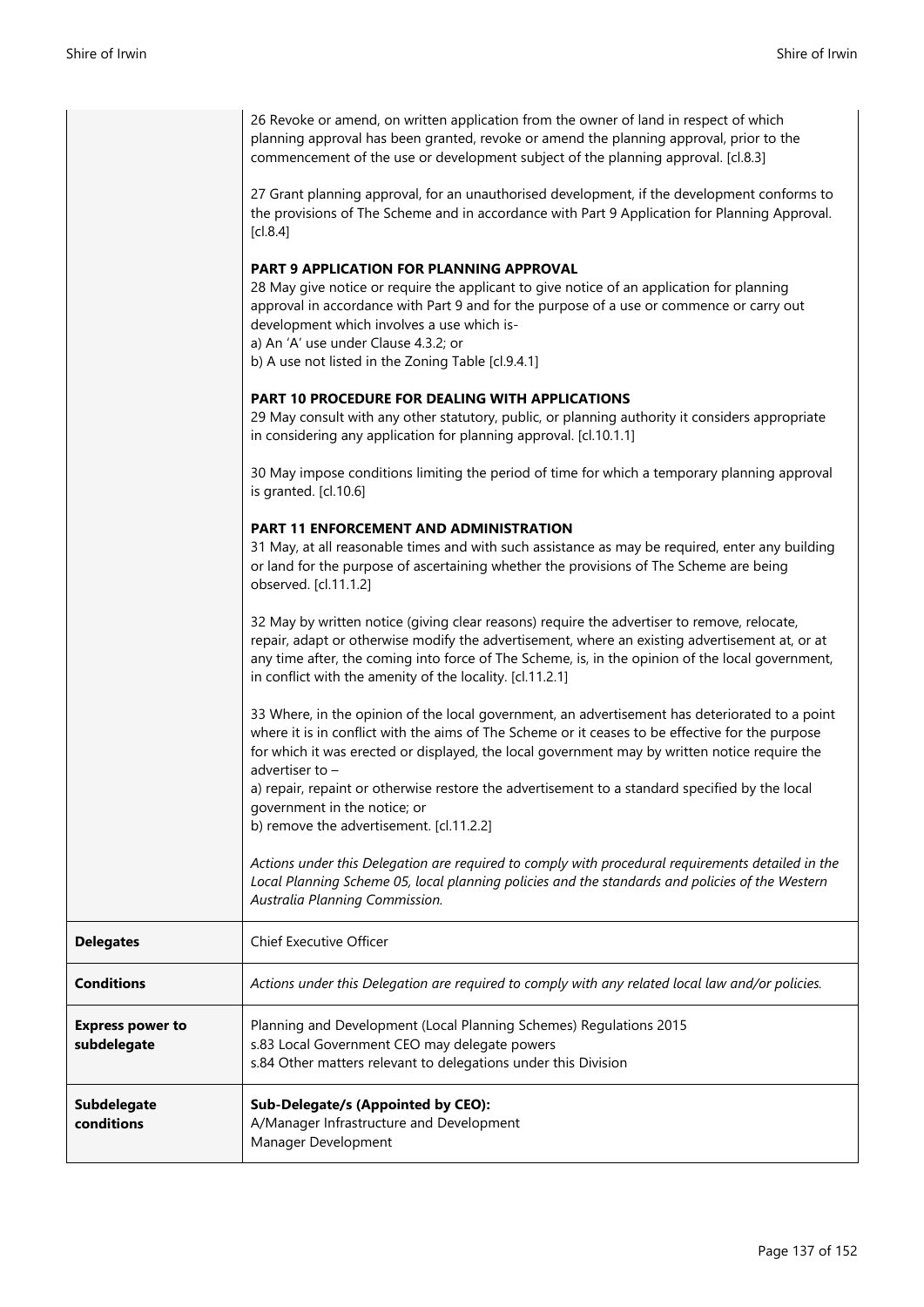| | |
|---|---|
| | 26 Revoke or amend, on written application from the owner of land in respect of which planning approval has been granted, revoke or amend the planning approval, prior to the commencement of the use or development subject of the planning approval. [cl.8.3]<br><br>27 Grant planning approval, for an unauthorised development, if the development conforms to the provisions of The Scheme and in accordance with Part 9 Application for Planning Approval. [cl.8.4]<br><br>**PART 9 APPLICATION FOR PLANNING APPROVAL**<br>28 May give notice or require the applicant to give notice of an application for planning approval in accordance with Part 9 and for the purpose of a use or commence or carry out development which involves a use which is-<br>a) An 'A' use under Clause 4.3.2; or<br>b) A use not listed in the Zoning Table [cl.9.4.1]<br><br>**PART 10 PROCEDURE FOR DEALING WITH APPLICATIONS**<br>29 May consult with any other statutory, public, or planning authority it considers appropriate in considering any application for planning approval. [cl.10.1.1]<br><br>30 May impose conditions limiting the period of time for which a temporary planning approval is granted. [cl.10.6]<br><br>**PART 11 ENFORCEMENT AND ADMINISTRATION**<br>31 May, at all reasonable times and with such assistance as may be required, enter any building or land for the purpose of ascertaining whether the provisions of The Scheme are being observed. [cl.11.1.2]<br><br>32 May by written notice (giving clear reasons) require the advertiser to remove, relocate, repair, adapt or otherwise modify the advertisement, where an existing advertisement at, or at any time after, the coming into force of The Scheme, is, in the opinion of the local government, in conflict with the amenity of the locality. [cl.11.2.1]<br><br>33 Where, in the opinion of the local government, an advertisement has deteriorated to a point where it is in conflict with the aims of The Scheme or it ceases to be effective for the purpose for which it was erected or displayed, the local government may by written notice require the advertiser to –<br>a) repair, repaint or otherwise restore the advertisement to a standard specified by the local government in the notice; or<br>b) remove the advertisement. [cl.11.2.2]<br><br>*Actions under this Delegation are required to comply with procedural requirements detailed in the Local Planning Scheme 05, local planning policies and the standards and policies of the Western Australia Planning Commission.* |
| **Delegates** | Chief Executive Officer |
| **Conditions** | *Actions under this Delegation are required to comply with any related local law and/or policies.* |
| **Express power to subdelegate** | Planning and Development (Local Planning Schemes) Regulations 2015<br>s.83 Local Government CEO may delegate powers<br>s.84 Other matters relevant to delegations under this Division |
| **Subdelegate conditions** | **Sub-Delegate/s (Appointed by CEO):**<br>A/Manager Infrastructure and Development<br>Manager Development |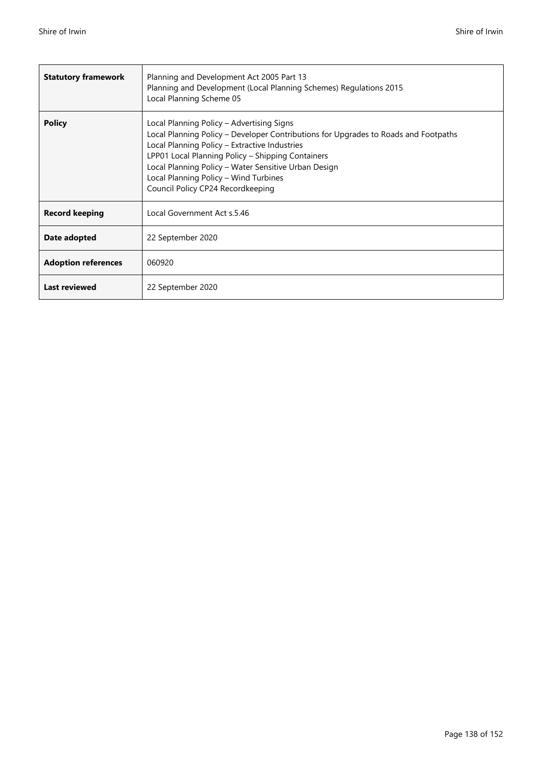| | |
|---|---|
| **Statutory framework** | Planning and Development Act 2005 Part 13<br>Planning and Development (Local Planning Schemes) Regulations 2015<br>Local Planning Scheme 05 |
| **Policy** | Local Planning Policy – Advertising Signs<br>Local Planning Policy – Developer Contributions for Upgrades to Roads and Footpaths<br>Local Planning Policy – Extractive Industries<br>LPP01 Local Planning Policy – Shipping Containers<br>Local Planning Policy – Water Sensitive Urban Design<br>Local Planning Policy – Wind Turbines<br>Council Policy CP24 Recordkeeping |
| **Record keeping** | Local Government Act s.5.46 |
| **Date adopted** | 22 September 2020 |
| **Adoption references** | 060920 |
| **Last reviewed** | 22 September 2020 |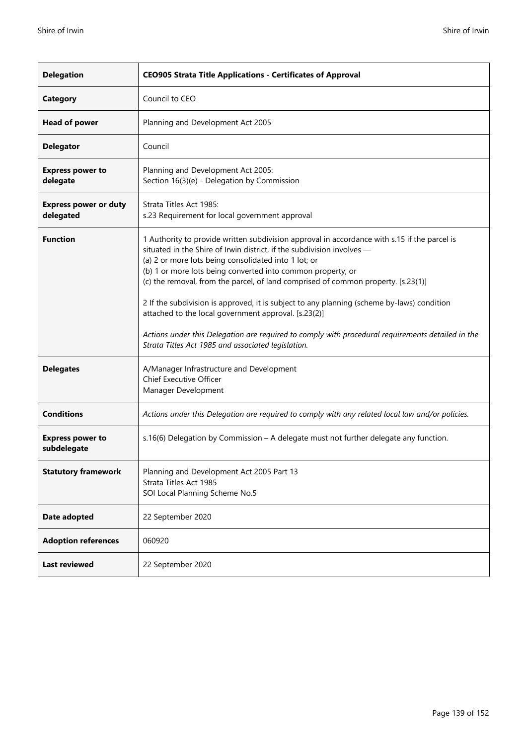| **Delegation** | **CEO905 Strata Title Applications - Certificates of Approval** |
|---|---|
| **Category** | Council to CEO |
| **Head of power** | Planning and Development Act 2005 |
| **Delegator** | Council |
| **Express power to delegate** | Planning and Development Act 2005:<br>Section 16(3)(e) - Delegation by Commission |
| **Express power or duty delegated** | Strata Titles Act 1985:<br>s.23 Requirement for local government approval |
| **Function** | 1 Authority to provide written subdivision approval in accordance with s.15 if the parcel is situated in the Shire of Irwin district, if the subdivision involves —<br>(a) 2 or more lots being consolidated into 1 lot; or<br>(b) 1 or more lots being converted into common property; or<br>(c) the removal, from the parcel, of land comprised of common property. [s.23(1)]<br><br>2 If the subdivision is approved, it is subject to any planning (scheme by-laws) condition attached to the local government approval. [s.23(2)]<br><br>*Actions under this Delegation are required to comply with procedural requirements detailed in the Strata Titles Act 1985 and associated legislation.* |
| **Delegates** | A/Manager Infrastructure and Development<br>Chief Executive Officer<br>Manager Development |
| **Conditions** | *Actions under this Delegation are required to comply with any related local law and/or policies.* |
| **Express power to subdelegate** | s.16(6) Delegation by Commission – A delegate must not further delegate any function. |
| **Statutory framework** | Planning and Development Act 2005 Part 13<br>Strata Titles Act 1985<br>SOI Local Planning Scheme No.5 |
| **Date adopted** | 22 September 2020 |
| **Adoption references** | 060920 |
| **Last reviewed** | 22 September 2020 |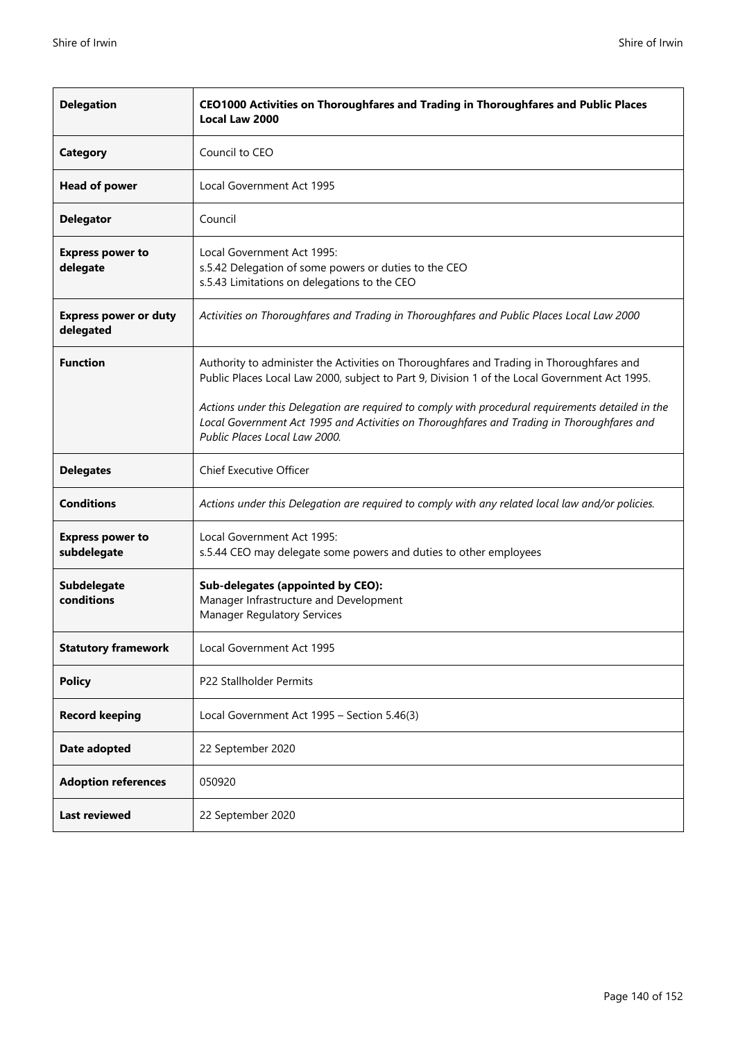| Delegation | **CEO1000 Activities on Thoroughfares and Trading in Thoroughfares and Public Places Local Law 2000** |
|---|---|
| **Category** | Council to CEO |
| **Head of power** | Local Government Act 1995 |
| **Delegator** | Council |
| **Express power to delegate** | Local Government Act 1995:<br>s.5.42 Delegation of some powers or duties to the CEO<br>s.5.43 Limitations on delegations to the CEO |
| **Express power or duty delegated** | *Activities on Thoroughfares and Trading in Thoroughfares and Public Places Local Law 2000* |
| **Function** | Authority to administer the Activities on Thoroughfares and Trading in Thoroughfares and Public Places Local Law 2000, subject to Part 9, Division 1 of the Local Government Act 1995.<br><br>*Actions under this Delegation are required to comply with procedural requirements detailed in the Local Government Act 1995 and Activities on Thoroughfares and Trading in Thoroughfares and Public Places Local Law 2000.* |
| **Delegates** | Chief Executive Officer |
| **Conditions** | *Actions under this Delegation are required to comply with any related local law and/or policies.* |
| **Express power to subdelegate** | Local Government Act 1995:<br>s.5.44 CEO may delegate some powers and duties to other employees |
| **Subdelegate conditions** | **Sub-delegates (appointed by CEO):**<br>Manager Infrastructure and Development<br>Manager Regulatory Services |
| **Statutory framework** | Local Government Act 1995 |
| **Policy** | P22 Stallholder Permits |
| **Record keeping** | Local Government Act 1995 – Section 5.46(3) |
| **Date adopted** | 22 September 2020 |
| **Adoption references** | 050920 |
| **Last reviewed** | 22 September 2020 |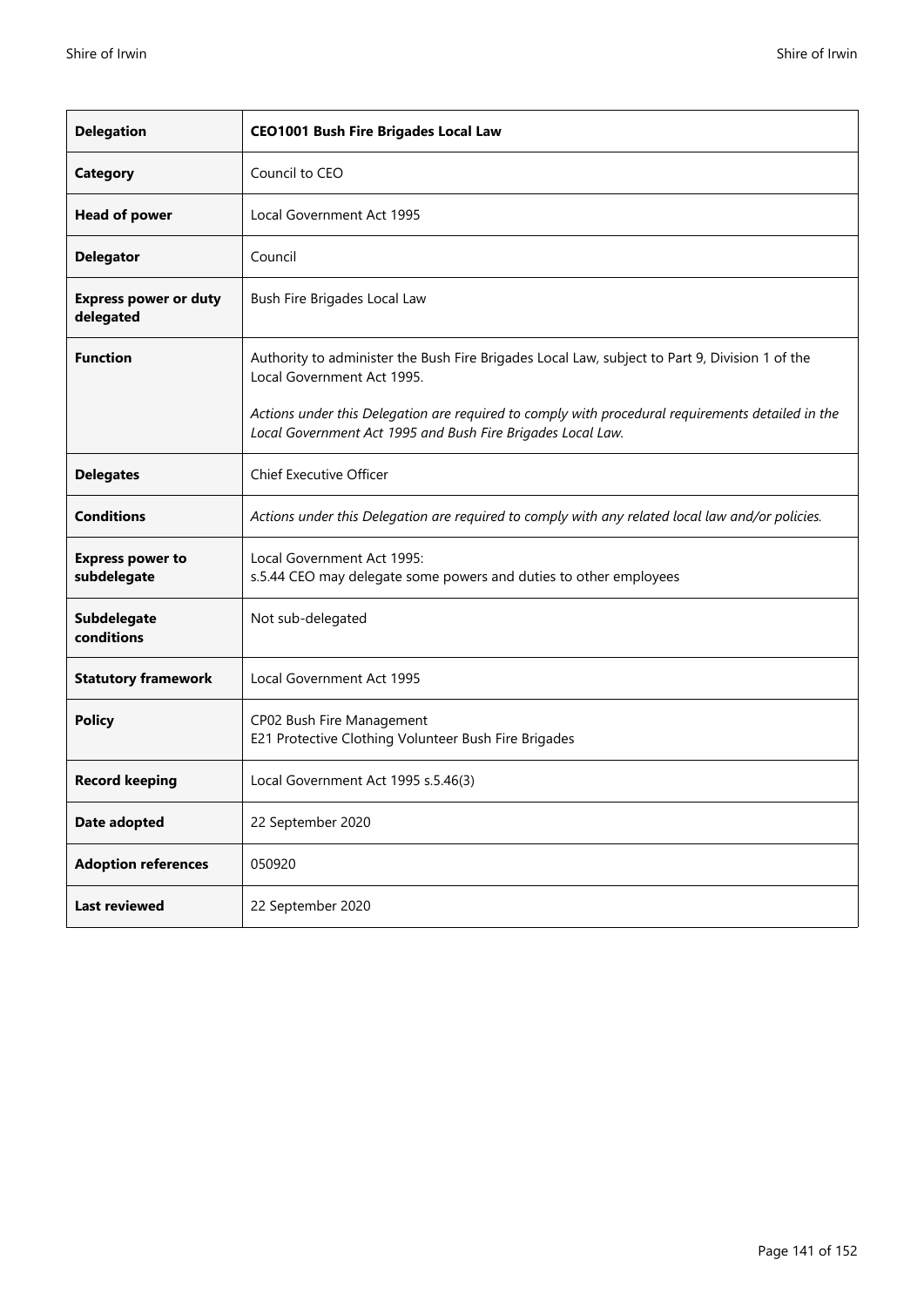| **Delegation** | **CEO1001 Bush Fire Brigades Local Law** |
|---|---|
| **Category** | Council to CEO |
| **Head of power** | Local Government Act 1995 |
| **Delegator** | Council |
| **Express power or duty delegated** | Bush Fire Brigades Local Law |
| **Function** | Authority to administer the Bush Fire Brigades Local Law, subject to Part 9, Division 1 of the Local Government Act 1995.<br><br>*Actions under this Delegation are required to comply with procedural requirements detailed in the Local Government Act 1995 and Bush Fire Brigades Local Law.* |
| **Delegates** | Chief Executive Officer |
| **Conditions** | *Actions under this Delegation are required to comply with any related local law and/or policies.* |
| **Express power to subdelegate** | Local Government Act 1995:<br>s.5.44 CEO may delegate some powers and duties to other employees |
| **Subdelegate conditions** | Not sub-delegated |
| **Statutory framework** | Local Government Act 1995 |
| **Policy** | CP02 Bush Fire Management<br>E21 Protective Clothing Volunteer Bush Fire Brigades |
| **Record keeping** | Local Government Act 1995 s.5.46(3) |
| **Date adopted** | 22 September 2020 |
| **Adoption references** | 050920 |
| **Last reviewed** | 22 September 2020 |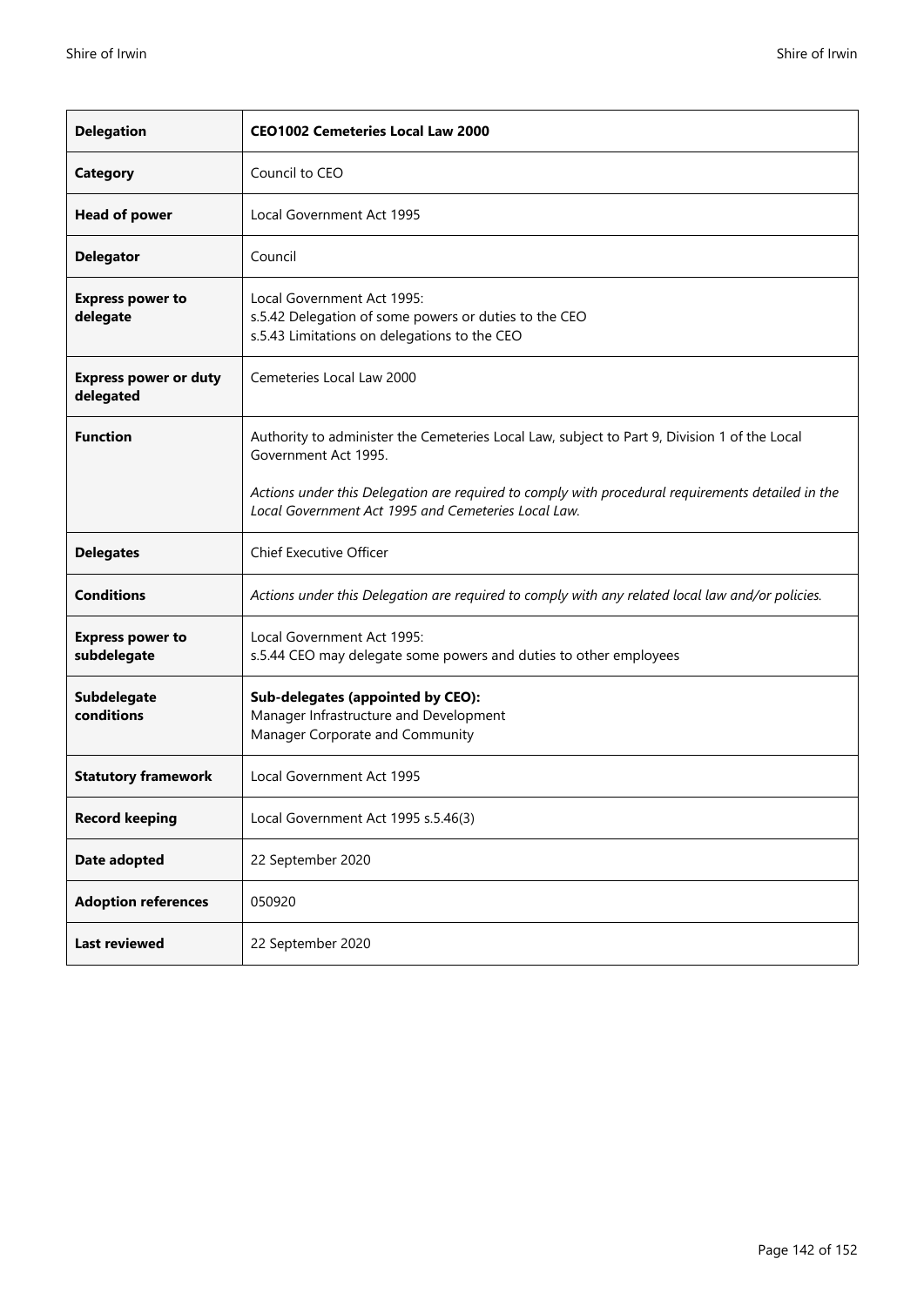| **Delegation** | **CEO1002 Cemeteries Local Law 2000** |
|---|---|
| **Category** | Council to CEO |
| **Head of power** | Local Government Act 1995 |
| **Delegator** | Council |
| **Express power to delegate** | Local Government Act 1995:<br>s.5.42 Delegation of some powers or duties to the CEO<br>s.5.43 Limitations on delegations to the CEO |
| **Express power or duty delegated** | Cemeteries Local Law 2000 |
| **Function** | Authority to administer the Cemeteries Local Law, subject to Part 9, Division 1 of the Local Government Act 1995.<br><br>*Actions under this Delegation are required to comply with procedural requirements detailed in the Local Government Act 1995 and Cemeteries Local Law.* |
| **Delegates** | Chief Executive Officer |
| **Conditions** | *Actions under this Delegation are required to comply with any related local law and/or policies.* |
| **Express power to subdelegate** | Local Government Act 1995:<br>s.5.44 CEO may delegate some powers and duties to other employees |
| **Subdelegate conditions** | **Sub-delegates (appointed by CEO):**<br>Manager Infrastructure and Development<br>Manager Corporate and Community |
| **Statutory framework** | Local Government Act 1995 |
| **Record keeping** | Local Government Act 1995 s.5.46(3) |
| **Date adopted** | 22 September 2020 |
| **Adoption references** | 050920 |
| **Last reviewed** | 22 September 2020 |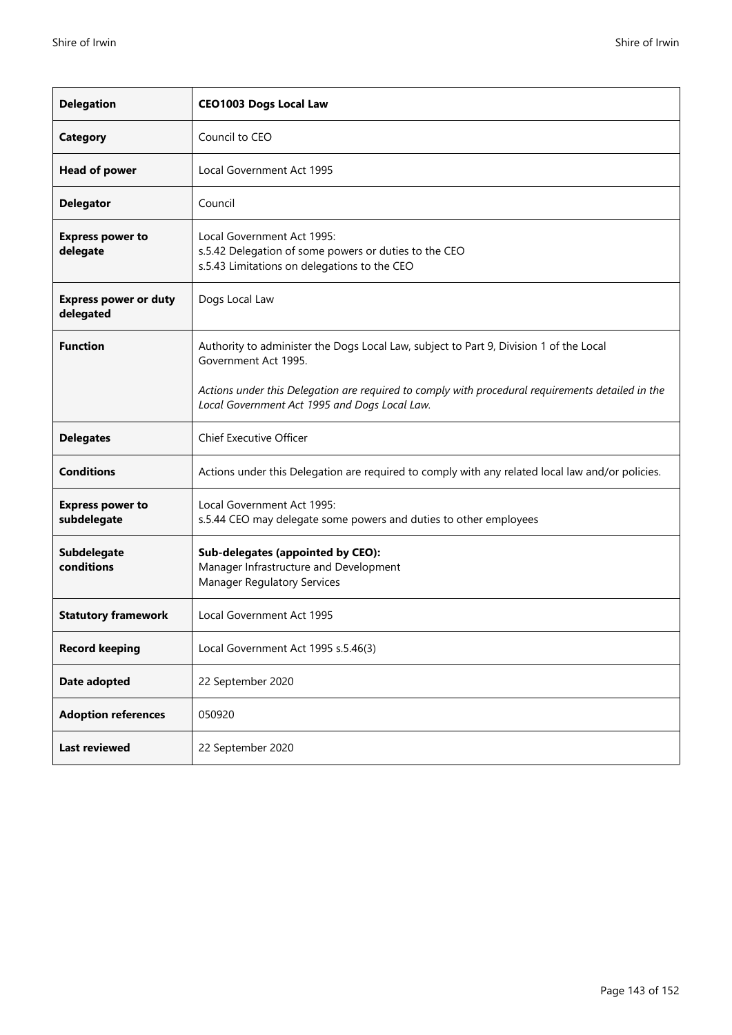| **Delegation** | **CEO1003 Dogs Local Law** |
|---|---|
| **Category** | Council to CEO |
| **Head of power** | Local Government Act 1995 |
| **Delegator** | Council |
| **Express power to delegate** | Local Government Act 1995:<br>s.5.42 Delegation of some powers or duties to the CEO<br>s.5.43 Limitations on delegations to the CEO |
| **Express power or duty delegated** | Dogs Local Law |
| **Function** | Authority to administer the Dogs Local Law, subject to Part 9, Division 1 of the Local Government Act 1995.<br><br>*Actions under this Delegation are required to comply with procedural requirements detailed in the Local Government Act 1995 and Dogs Local Law.* |
| **Delegates** | Chief Executive Officer |
| **Conditions** | Actions under this Delegation are required to comply with any related local law and/or policies. |
| **Express power to subdelegate** | Local Government Act 1995:<br>s.5.44 CEO may delegate some powers and duties to other employees |
| **Subdelegate conditions** | **Sub-delegates (appointed by CEO):**<br>Manager Infrastructure and Development<br>Manager Regulatory Services |
| **Statutory framework** | Local Government Act 1995 |
| **Record keeping** | Local Government Act 1995 s.5.46(3) |
| **Date adopted** | 22 September 2020 |
| **Adoption references** | 050920 |
| **Last reviewed** | 22 September 2020 |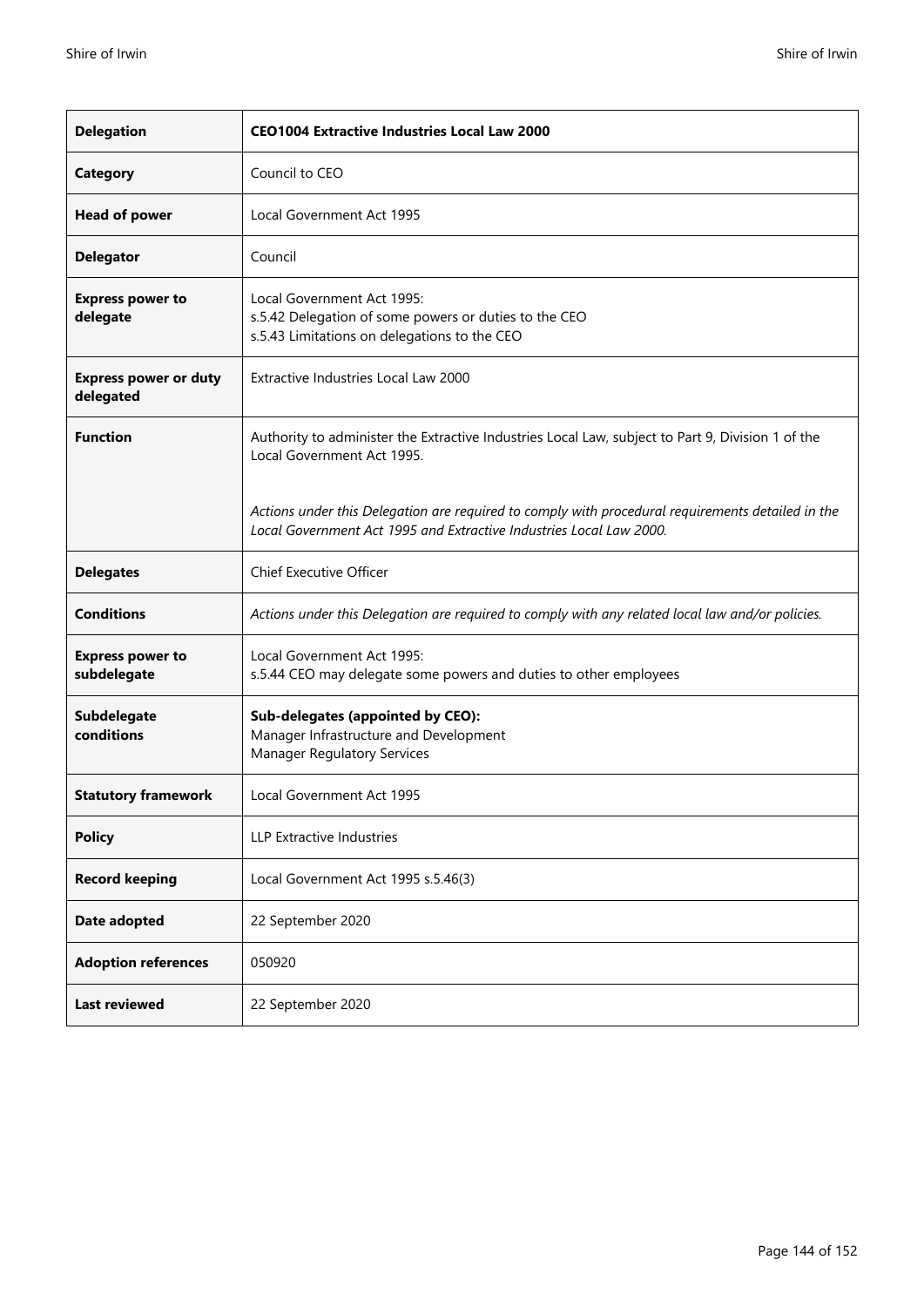| **Delegation** | **CEO1004 Extractive Industries Local Law 2000** |
|---|---|
| **Category** | Council to CEO |
| **Head of power** | Local Government Act 1995 |
| **Delegator** | Council |
| **Express power to delegate** | Local Government Act 1995:<br>s.5.42 Delegation of some powers or duties to the CEO<br>s.5.43 Limitations on delegations to the CEO |
| **Express power or duty delegated** | Extractive Industries Local Law 2000 |
| **Function** | Authority to administer the Extractive Industries Local Law, subject to Part 9, Division 1 of the Local Government Act 1995.<br><br>*Actions under this Delegation are required to comply with procedural requirements detailed in the Local Government Act 1995 and Extractive Industries Local Law 2000.* |
| **Delegates** | Chief Executive Officer |
| **Conditions** | *Actions under this Delegation are required to comply with any related local law and/or policies.* |
| **Express power to subdelegate** | Local Government Act 1995:<br>s.5.44 CEO may delegate some powers and duties to other employees |
| **Subdelegate conditions** | **Sub-delegates (appointed by CEO):**<br>Manager Infrastructure and Development<br>Manager Regulatory Services |
| **Statutory framework** | Local Government Act 1995 |
| **Policy** | LLP Extractive Industries |
| **Record keeping** | Local Government Act 1995 s.5.46(3) |
| **Date adopted** | 22 September 2020 |
| **Adoption references** | 050920 |
| **Last reviewed** | 22 September 2020 |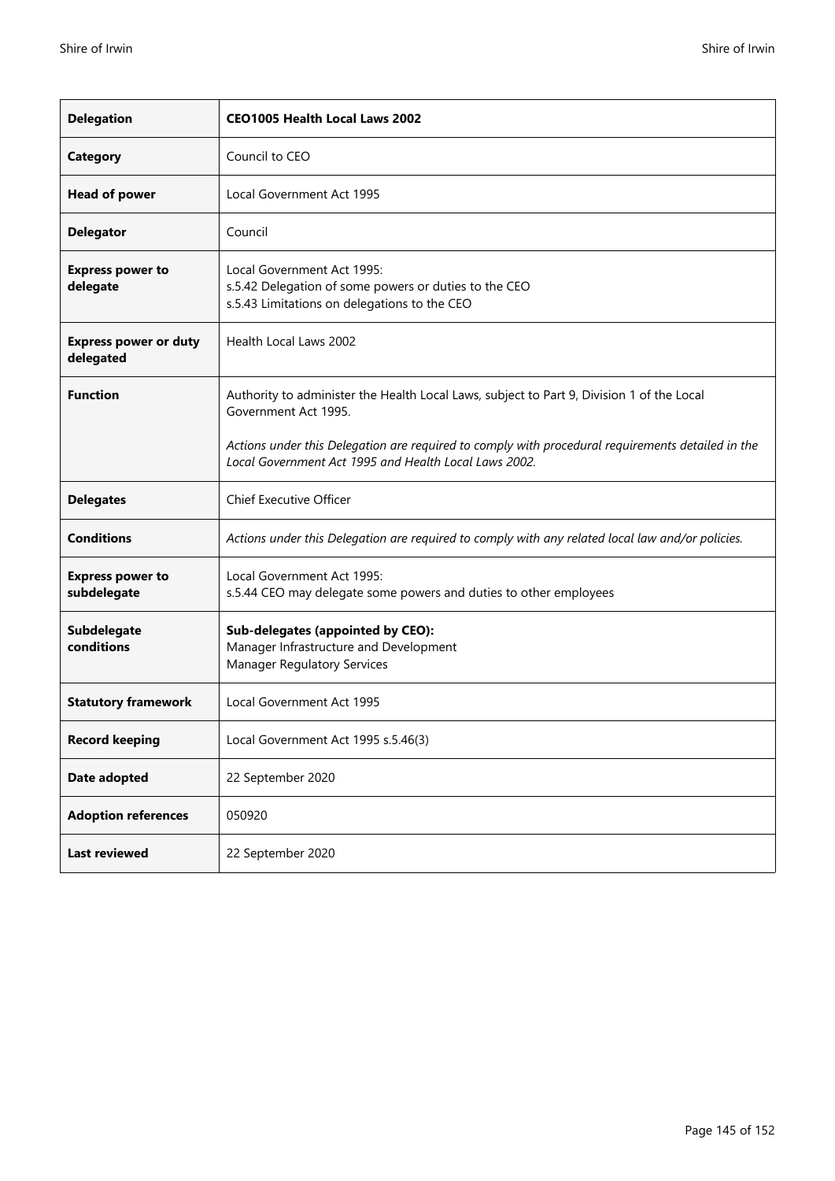| **Delegation** | **CEO1005 Health Local Laws 2002** |
|---|---|
| **Category** | Council to CEO |
| **Head of power** | Local Government Act 1995 |
| **Delegator** | Council |
| **Express power to delegate** | Local Government Act 1995:<br>s.5.42 Delegation of some powers or duties to the CEO<br>s.5.43 Limitations on delegations to the CEO |
| **Express power or duty delegated** | Health Local Laws 2002 |
| **Function** | Authority to administer the Health Local Laws, subject to Part 9, Division 1 of the Local Government Act 1995.<br><br>*Actions under this Delegation are required to comply with procedural requirements detailed in the Local Government Act 1995 and Health Local Laws 2002.* |
| **Delegates** | Chief Executive Officer |
| **Conditions** | *Actions under this Delegation are required to comply with any related local law and/or policies.* |
| **Express power to subdelegate** | Local Government Act 1995:<br>s.5.44 CEO may delegate some powers and duties to other employees |
| **Subdelegate conditions** | **Sub-delegates (appointed by CEO):**<br>Manager Infrastructure and Development<br>Manager Regulatory Services |
| **Statutory framework** | Local Government Act 1995 |
| **Record keeping** | Local Government Act 1995 s.5.46(3) |
| **Date adopted** | 22 September 2020 |
| **Adoption references** | 050920 |
| **Last reviewed** | 22 September 2020 |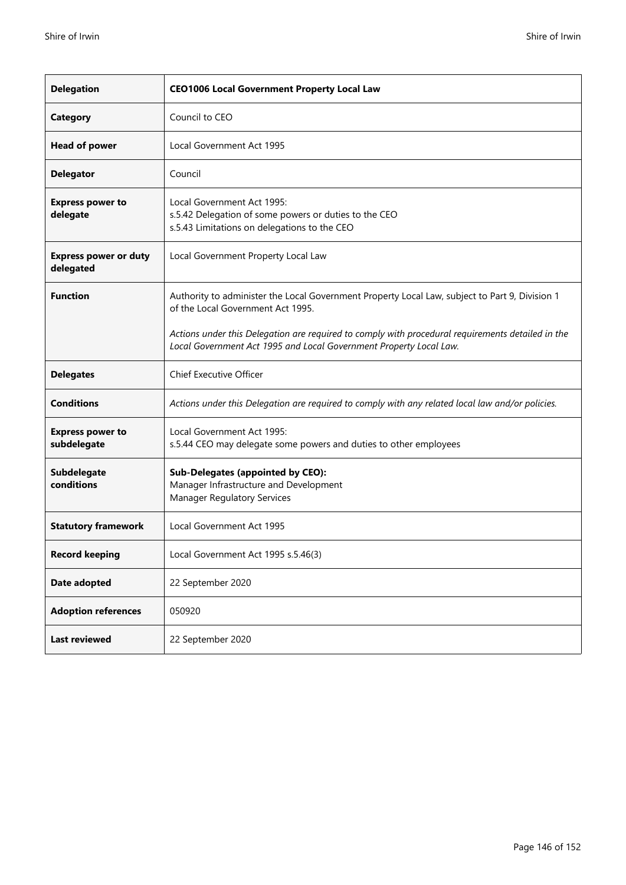| **Delegation** | **CEO1006 Local Government Property Local Law** |
|---|---|
| **Category** | Council to CEO |
| **Head of power** | Local Government Act 1995 |
| **Delegator** | Council |
| **Express power to delegate** | Local Government Act 1995:<br>s.5.42 Delegation of some powers or duties to the CEO<br>s.5.43 Limitations on delegations to the CEO |
| **Express power or duty delegated** | Local Government Property Local Law |
| **Function** | Authority to administer the Local Government Property Local Law, subject to Part 9, Division 1 of the Local Government Act 1995.<br><br>*Actions under this Delegation are required to comply with procedural requirements detailed in the Local Government Act 1995 and Local Government Property Local Law.* |
| **Delegates** | Chief Executive Officer |
| **Conditions** | *Actions under this Delegation are required to comply with any related local law and/or policies.* |
| **Express power to subdelegate** | Local Government Act 1995:<br>s.5.44 CEO may delegate some powers and duties to other employees |
| **Subdelegate conditions** | **Sub-Delegates (appointed by CEO):**<br>Manager Infrastructure and Development<br>Manager Regulatory Services |
| **Statutory framework** | Local Government Act 1995 |
| **Record keeping** | Local Government Act 1995 s.5.46(3) |
| **Date adopted** | 22 September 2020 |
| **Adoption references** | 050920 |
| **Last reviewed** | 22 September 2020 |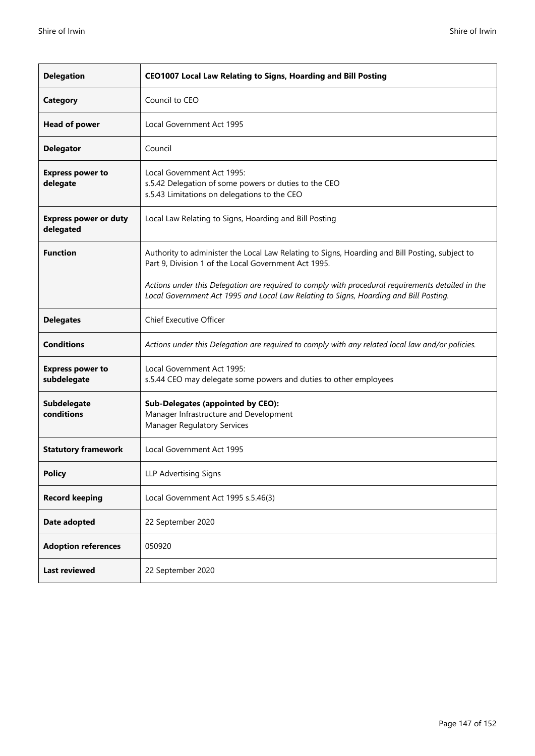| Delegation | CEO1007 Local Law Relating to Signs, Hoarding and Bill Posting |
|---|---|
| **Category** | Council to CEO |
| **Head of power** | Local Government Act 1995 |
| **Delegator** | Council |
| **Express power to delegate** | Local Government Act 1995:<br>s.5.42 Delegation of some powers or duties to the CEO<br>s.5.43 Limitations on delegations to the CEO |
| **Express power or duty delegated** | Local Law Relating to Signs, Hoarding and Bill Posting |
| **Function** | Authority to administer the Local Law Relating to Signs, Hoarding and Bill Posting, subject to Part 9, Division 1 of the Local Government Act 1995.<br><br>*Actions under this Delegation are required to comply with procedural requirements detailed in the Local Government Act 1995 and Local Law Relating to Signs, Hoarding and Bill Posting.* |
| **Delegates** | Chief Executive Officer |
| **Conditions** | *Actions under this Delegation are required to comply with any related local law and/or policies.* |
| **Express power to subdelegate** | Local Government Act 1995:<br>s.5.44 CEO may delegate some powers and duties to other employees |
| **Subdelegate conditions** | **Sub-Delegates (appointed by CEO):**<br>Manager Infrastructure and Development<br>Manager Regulatory Services |
| **Statutory framework** | Local Government Act 1995 |
| **Policy** | LLP Advertising Signs |
| **Record keeping** | Local Government Act 1995 s.5.46(3) |
| **Date adopted** | 22 September 2020 |
| **Adoption references** | 050920 |
| **Last reviewed** | 22 September 2020 |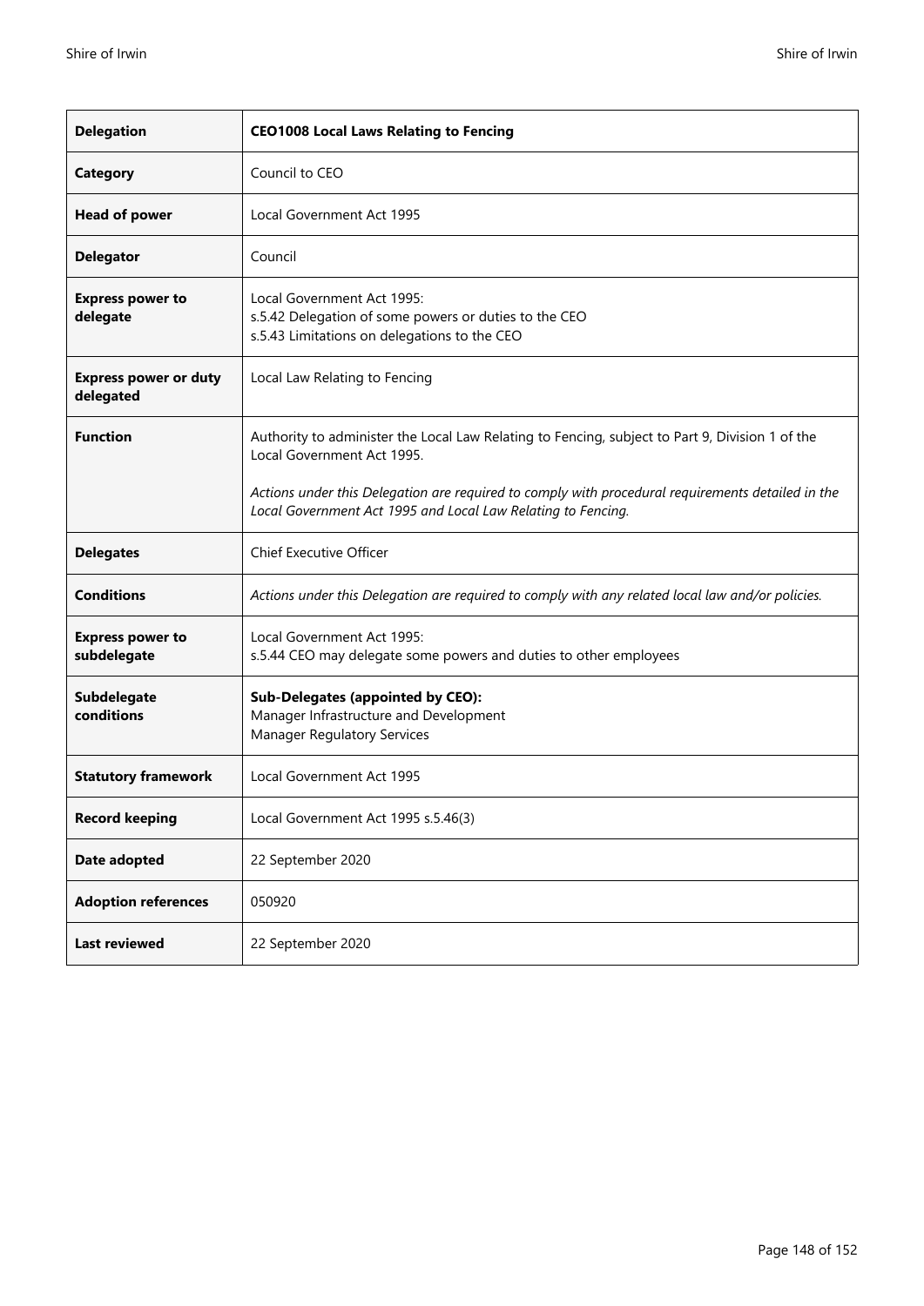| **Delegation** | **CEO1008 Local Laws Relating to Fencing** |
|---|---|
| **Category** | Council to CEO |
| **Head of power** | Local Government Act 1995 |
| **Delegator** | Council |
| **Express power to delegate** | Local Government Act 1995:<br>s.5.42 Delegation of some powers or duties to the CEO<br>s.5.43 Limitations on delegations to the CEO |
| **Express power or duty delegated** | Local Law Relating to Fencing |
| **Function** | Authority to administer the Local Law Relating to Fencing, subject to Part 9, Division 1 of the Local Government Act 1995.<br><br>*Actions under this Delegation are required to comply with procedural requirements detailed in the Local Government Act 1995 and Local Law Relating to Fencing.* |
| **Delegates** | Chief Executive Officer |
| **Conditions** | *Actions under this Delegation are required to comply with any related local law and/or policies.* |
| **Express power to subdelegate** | Local Government Act 1995:<br>s.5.44 CEO may delegate some powers and duties to other employees |
| **Subdelegate conditions** | **Sub-Delegates (appointed by CEO):**<br>Manager Infrastructure and Development<br>Manager Regulatory Services |
| **Statutory framework** | Local Government Act 1995 |
| **Record keeping** | Local Government Act 1995 s.5.46(3) |
| **Date adopted** | 22 September 2020 |
| **Adoption references** | 050920 |
| **Last reviewed** | 22 September 2020 |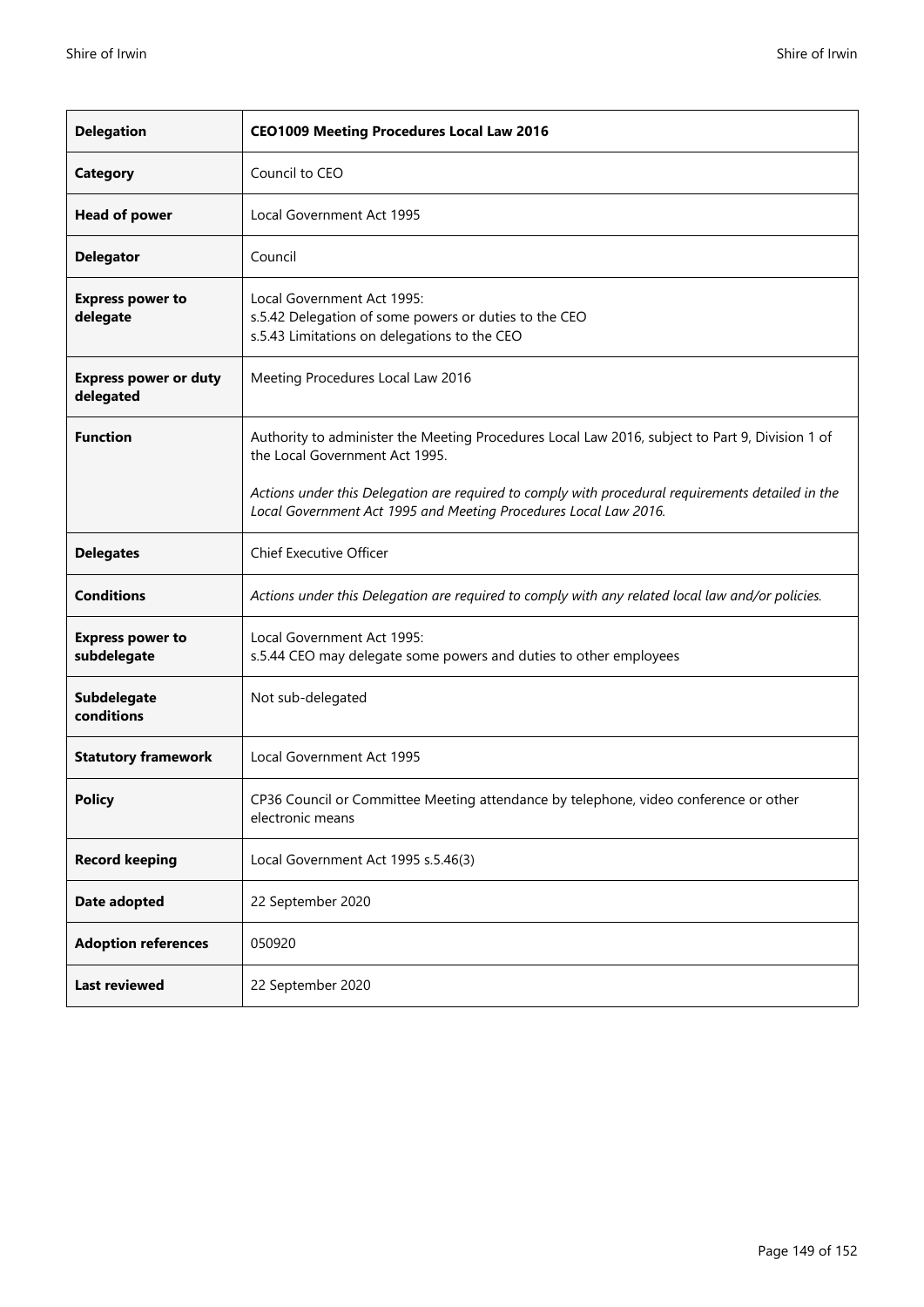| Delegation | CEO1009 Meeting Procedures Local Law 2016 |
| --- | --- |
| **Category** | Council to CEO |
| **Head of power** | Local Government Act 1995 |
| **Delegator** | Council |
| **Express power to delegate** | Local Government Act 1995:<br>s.5.42 Delegation of some powers or duties to the CEO<br>s.5.43 Limitations on delegations to the CEO |
| **Express power or duty delegated** | Meeting Procedures Local Law 2016 |
| **Function** | Authority to administer the Meeting Procedures Local Law 2016, subject to Part 9, Division 1 of the Local Government Act 1995.<br><br>*Actions under this Delegation are required to comply with procedural requirements detailed in the Local Government Act 1995 and Meeting Procedures Local Law 2016.* |
| **Delegates** | Chief Executive Officer |
| **Conditions** | *Actions under this Delegation are required to comply with any related local law and/or policies.* |
| **Express power to subdelegate** | Local Government Act 1995:<br>s.5.44 CEO may delegate some powers and duties to other employees |
| **Subdelegate conditions** | Not sub-delegated |
| **Statutory framework** | Local Government Act 1995 |
| **Policy** | CP36 Council or Committee Meeting attendance by telephone, video conference or other electronic means |
| **Record keeping** | Local Government Act 1995 s.5.46(3) |
| **Date adopted** | 22 September 2020 |
| **Adoption references** | 050920 |
| **Last reviewed** | 22 September 2020 |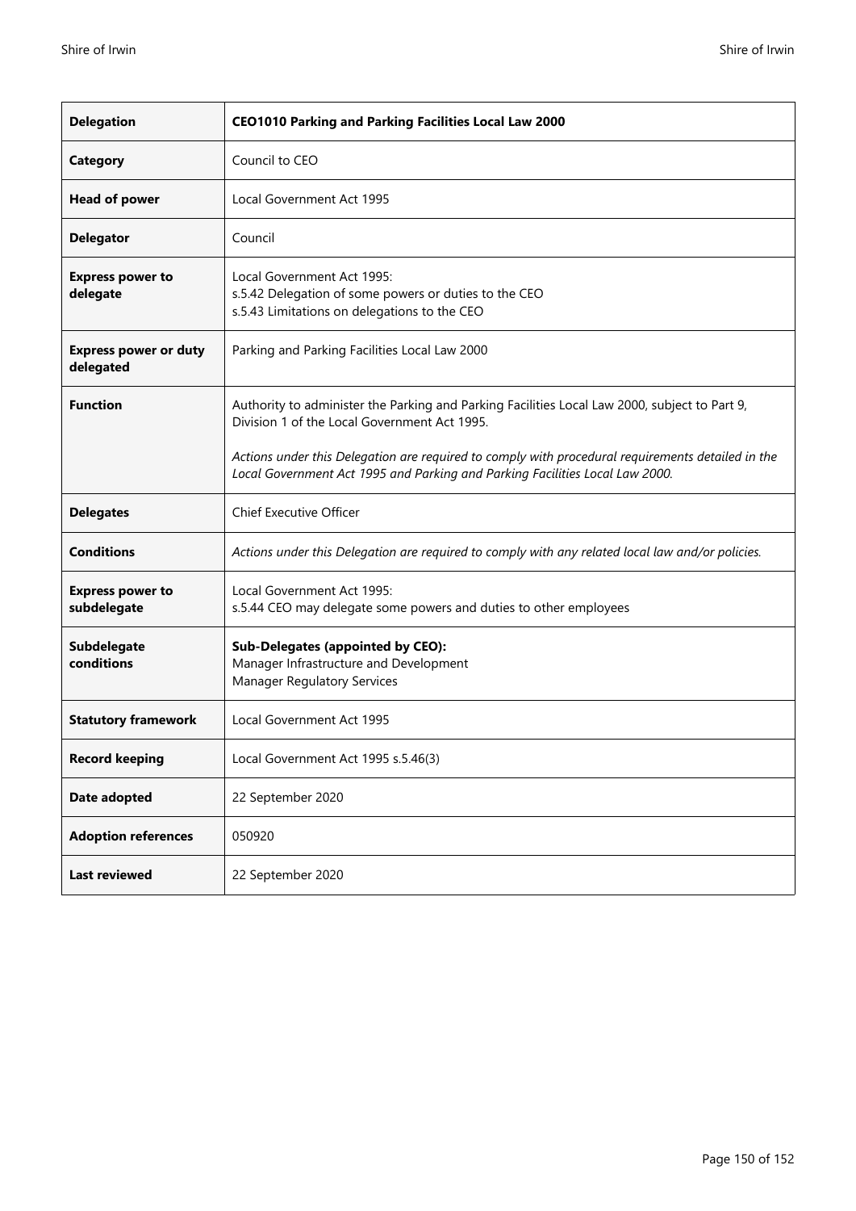| **Delegation** | **CEO1010 Parking and Parking Facilities Local Law 2000** |
|---|---|
| **Category** | Council to CEO |
| **Head of power** | Local Government Act 1995 |
| **Delegator** | Council |
| **Express power to delegate** | Local Government Act 1995:<br>s.5.42 Delegation of some powers or duties to the CEO<br>s.5.43 Limitations on delegations to the CEO |
| **Express power or duty delegated** | Parking and Parking Facilities Local Law 2000 |
| **Function** | Authority to administer the Parking and Parking Facilities Local Law 2000, subject to Part 9, Division 1 of the Local Government Act 1995.<br><br>*Actions under this Delegation are required to comply with procedural requirements detailed in the Local Government Act 1995 and Parking and Parking Facilities Local Law 2000.* |
| **Delegates** | Chief Executive Officer |
| **Conditions** | *Actions under this Delegation are required to comply with any related local law and/or policies.* |
| **Express power to subdelegate** | Local Government Act 1995:<br>s.5.44 CEO may delegate some powers and duties to other employees |
| **Subdelegate conditions** | **Sub-Delegates (appointed by CEO):**<br>Manager Infrastructure and Development<br>Manager Regulatory Services |
| **Statutory framework** | Local Government Act 1995 |
| **Record keeping** | Local Government Act 1995 s.5.46(3) |
| **Date adopted** | 22 September 2020 |
| **Adoption references** | 050920 |
| **Last reviewed** | 22 September 2020 |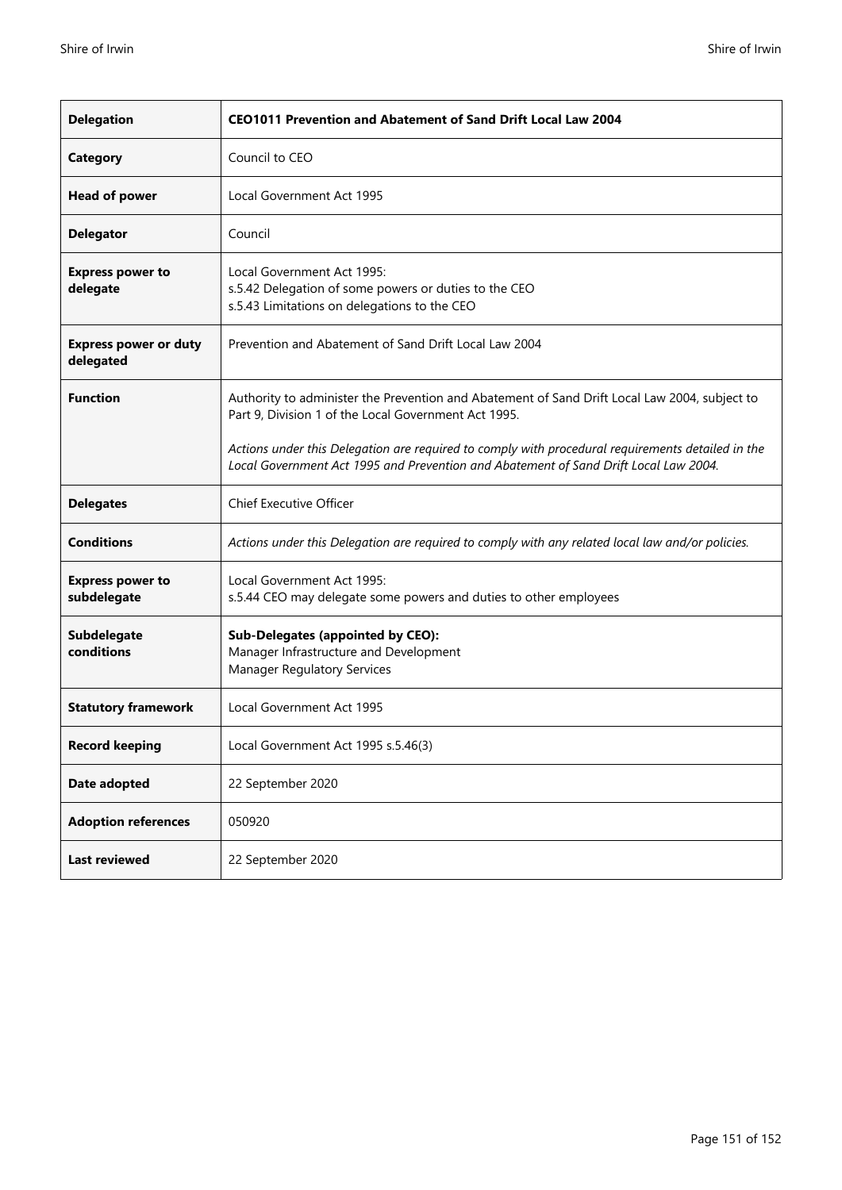| **Delegation** | **CEO1011 Prevention and Abatement of Sand Drift Local Law 2004** |
|---|---|
| **Category** | Council to CEO |
| **Head of power** | Local Government Act 1995 |
| **Delegator** | Council |
| **Express power to delegate** | Local Government Act 1995:<br>s.5.42 Delegation of some powers or duties to the CEO<br>s.5.43 Limitations on delegations to the CEO |
| **Express power or duty delegated** | Prevention and Abatement of Sand Drift Local Law 2004 |
| **Function** | Authority to administer the Prevention and Abatement of Sand Drift Local Law 2004, subject to Part 9, Division 1 of the Local Government Act 1995.<br><br>*Actions under this Delegation are required to comply with procedural requirements detailed in the Local Government Act 1995 and Prevention and Abatement of Sand Drift Local Law 2004.* |
| **Delegates** | Chief Executive Officer |
| **Conditions** | *Actions under this Delegation are required to comply with any related local law and/or policies.* |
| **Express power to subdelegate** | Local Government Act 1995:<br>s.5.44 CEO may delegate some powers and duties to other employees |
| **Subdelegate conditions** | **Sub-Delegates (appointed by CEO):**<br>Manager Infrastructure and Development<br>Manager Regulatory Services |
| **Statutory framework** | Local Government Act 1995 |
| **Record keeping** | Local Government Act 1995 s.5.46(3) |
| **Date adopted** | 22 September 2020 |
| **Adoption references** | 050920 |
| **Last reviewed** | 22 September 2020 |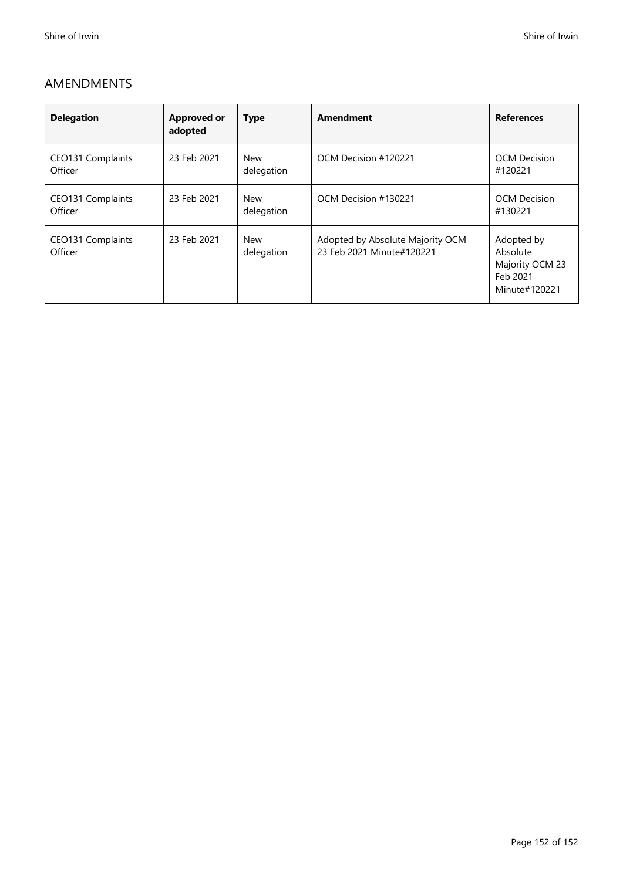## AMENDMENTS

| Delegation | Approved or adopted | Type | Amendment | References |
|---|---|---|---|---|
| CEO131 Complaints Officer | 23 Feb 2021 | New delegation | OCM Decision #120221 | OCM Decision #120221 |
| CEO131 Complaints Officer | 23 Feb 2021 | New delegation | OCM Decision #130221 | OCM Decision #130221 |
| CEO131 Complaints Officer | 23 Feb 2021 | New delegation | Adopted by Absolute Majority OCM 23 Feb 2021 Minute#120221 | Adopted by Absolute Majority OCM 23 Feb 2021 Minute#120221 |